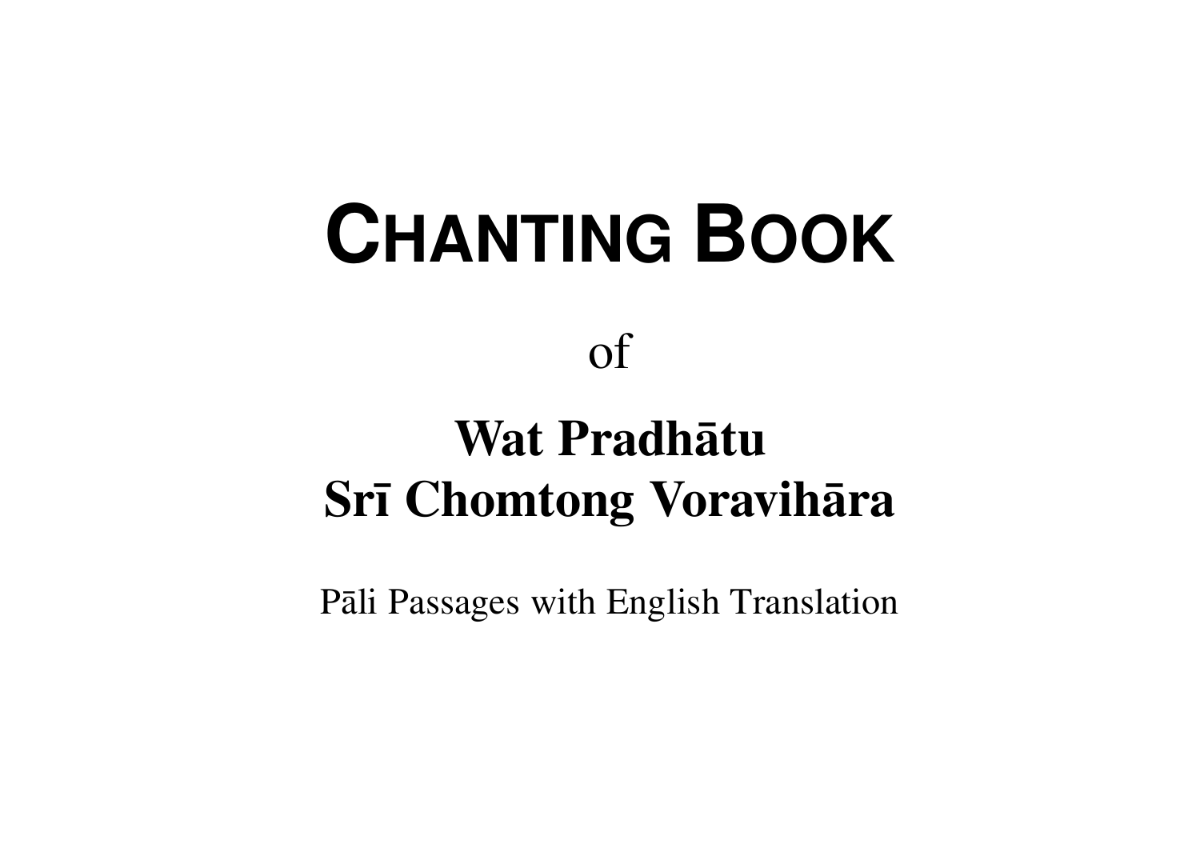# CHANTING BOOK

of

## Wat Pradhātu Srī Chomtong Voravihāra

Pāli Passages with English Translation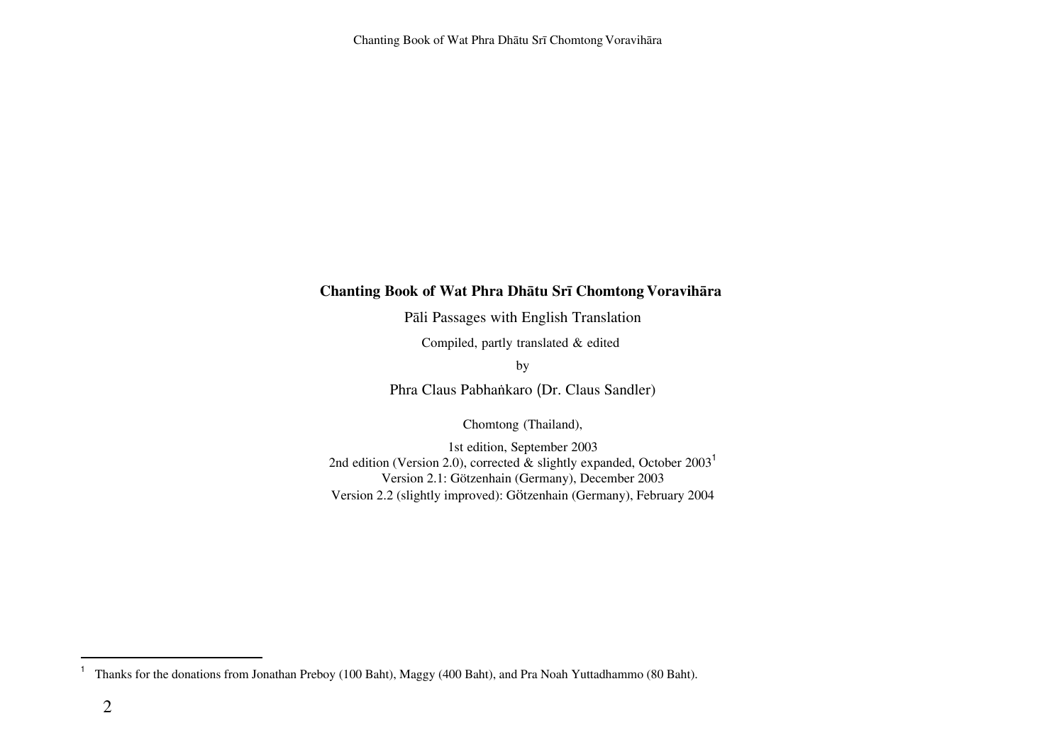**Chanting Book of Wat Phra Dhātu Srī Chomtong Voravihāra**

Pāli Passages with English Translation

Compiled, partly translated & edited

by

Phra Claus Pabhaṅkaro (Dr. Claus Sandler)

Chomtong (Thailand),

1st edition, September 2003
2nd edition (Version 2.0), corrected & slightly expanded, October 2003[1]
Version 2.1: Götzenhain (Germany), December 2003
Version 2.2 (slightly improved): Götzenhain (Germany), February 2004

---

[1] Thanks for the donations from Jonathan Preboy (100 Baht), Maggy (400 Baht), and Pra Noah Yuttadhammo (80 Baht).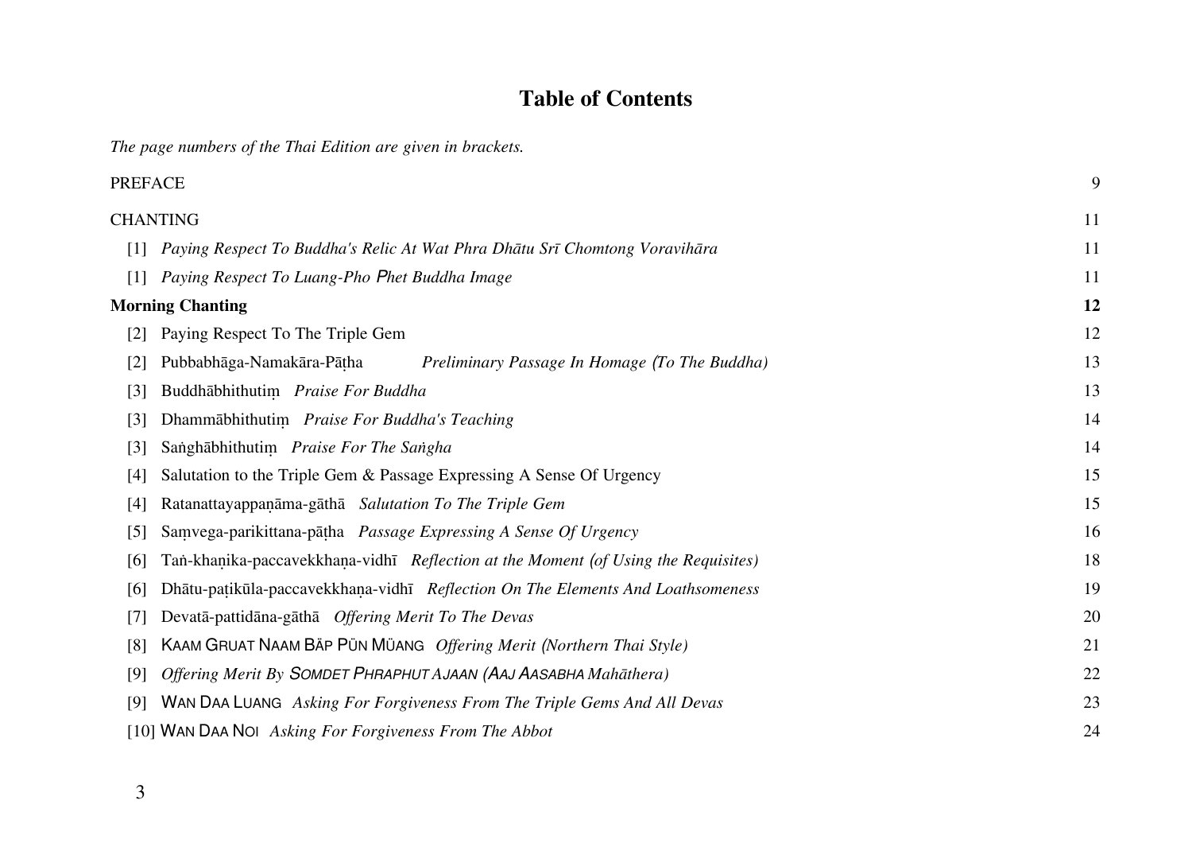# Table of Contents

*The page numbers of the Thai Edition are given in brackets.*

PREFACE 9

CHANTING 11

[1] *Paying Respect To Buddha's Relic At Wat Phra Dhātu Srī Chomtong Voravihāra* 11

[1] *Paying Respect To Luang-Pho Phet Buddha Image* 11

**Morning Chanting** **12**

[2] Paying Respect To The Triple Gem 12

[2] Pubbabhāga-Namakāra-Pāṭha *Preliminary Passage In Homage (To The Buddha)* 13

[3] Buddhābhithutiṃ *Praise For Buddha* 13

[3] Dhammābhithutiṃ *Praise For Buddha's Teaching* 14

[3] Saṅghābhithutiṃ *Praise For The Saṅgha* 14

[4] Salutation to the Triple Gem & Passage Expressing A Sense Of Urgency 15

[4] Ratanattayappaṇāma-gāthā *Salutation To The Triple Gem* 15

[5] Saṃvega-parikittana-pāṭha *Passage Expressing A Sense Of Urgency* 16

[6] Taṅ-khaṇika-paccavekkhaṇa-vidhī *Reflection at the Moment (of Using the Requisites)* 18

[6] Dhātu-paṭikūla-paccavekkhaṇa-vidhī *Reflection On The Elements And Loathsomeness* 19

[7] Devatā-pattidāna-gāthā *Offering Merit To The Devas* 20

[8] KAAM GRUAT NAAM BĀP PŪN MŪANG *Offering Merit (Northern Thai Style)* 21

[9] *Offering Merit By SOMDET PHRAPHUT AJAAN (AAJ AASABHA Mahāthera)* 22

[9] WAN DAA LUANG *Asking For Forgiveness From The Triple Gems And All Devas* 23

[10] WAN DAA NOI *Asking For Forgiveness From The Abbot* 24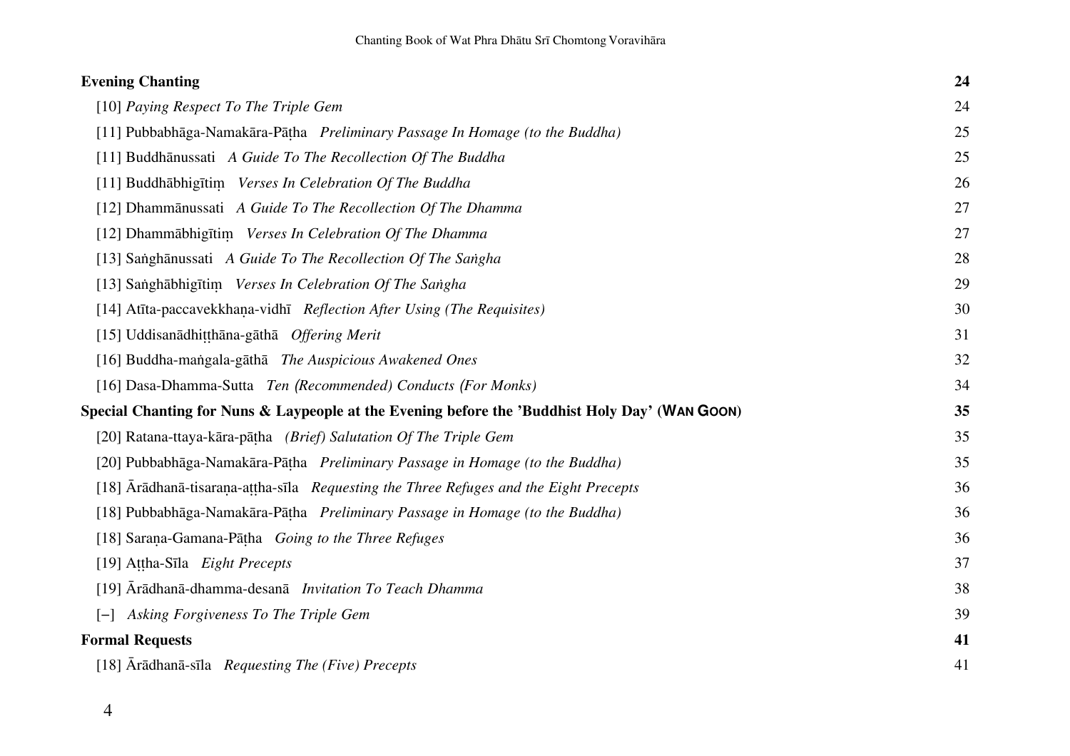**Evening Chanting** **24**

[10] *Paying Respect To The Triple Gem* 24

[11] Pubbabhāga-Namakāra-Pāṭha *Preliminary Passage In Homage (to the Buddha)* 25

[11] Buddhānussati *A Guide To The Recollection Of The Buddha* 25

[11] Buddhābhigītiṃ *Verses In Celebration Of The Buddha* 26

[12] Dhammānussati *A Guide To The Recollection Of The Dhamma* 27

[12] Dhammābhigītiṃ *Verses In Celebration Of The Dhamma* 27

[13] Saṅghānussati *A Guide To The Recollection Of The Saṅgha* 28

[13] Saṅghābhigītiṃ *Verses In Celebration Of The Saṅgha* 29

[14] Atīta-paccavekkhaṇa-vidhī *Reflection After Using (The Requisites)* 30

[15] Uddisanādhiṭṭhāna-gāthā *Offering Merit* 31

[16] Buddha-maṅgala-gāthā *The Auspicious Awakened Ones* 32

[16] Dasa-Dhamma-Sutta *Ten (Recommended) Conducts (For Monks)* 34

**Special Chanting for Nuns & Laypeople at the Evening before the 'Buddhist Holy Day' (WAN GOON)** **35**

[20] Ratana-ttaya-kāra-pāṭha *(Brief) Salutation Of The Triple Gem* 35

[20] Pubbabhāga-Namakāra-Pāṭha *Preliminary Passage in Homage (to the Buddha)* 35

[18] Ārādhanā-tisaraṇa-aṭṭha-sīla *Requesting the Three Refuges and the Eight Precepts* 36

[18] Pubbabhāga-Namakāra-Pāṭha *Preliminary Passage in Homage (to the Buddha)* 36

[18] Saraṇa-Gamana-Pāṭha *Going to the Three Refuges* 36

[19] Aṭṭha-Sīla *Eight Precepts* 37

[19] Ārādhanā-dhamma-desanā *Invitation To Teach Dhamma* 38

[–] *Asking Forgiveness To The Triple Gem* 39

**Formal Requests** **41**

[18] Ārādhanā-sīla *Requesting The (Five) Precepts* 41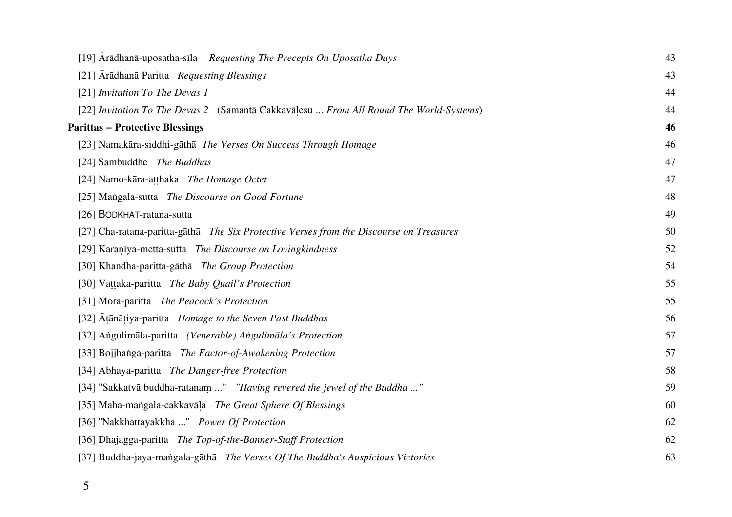[19] Ārādhanā-uposatha-sīla *Requesting The Precepts On Uposatha Days* 43

[21] Ārādhanā Paritta *Requesting Blessings* 43

[21] *Invitation To The Devas 1* 44

[22] *Invitation To The Devas 2* (Samantā Cakkavāḷesu ... *From All Round The World-Systems*) 44

**Parittas – Protective Blessings** **46**

[23] Namakāra-siddhi-gāthā *The Verses On Success Through Homage* 46

[24] Sambuddhe *The Buddhas* 47

[24] Namo-kāra-aṭṭhaka *The Homage Octet* 47

[25] Maṅgala-sutta *The Discourse on Good Fortune* 48

[26] BODKHAT-ratana-sutta 49

[27] Cha-ratana-paritta-gāthā *The Six Protective Verses from the Discourse on Treasures* 50

[29] Karaṇīya-metta-sutta *The Discourse on Lovingkindness* 52

[30] Khandha-paritta-gāthā *The Group Protection* 54

[30] Vaṭṭaka-paritta *The Baby Quail's Protection* 55

[31] Mora-paritta *The Peacock's Protection* 55

[32] Āṭānāṭiya-paritta *Homage to the Seven Past Buddhas* 56

[32] Aṅgulimāla-paritta *(Venerable) Aṅgulimāla's Protection* 57

[33] Bojjhaṅga-paritta *The Factor-of-Awakening Protection* 57

[34] Abhaya-paritta *The Danger-free Protection* 58

[34] "Sakkatvā buddha-ratanaṃ ..." *"Having revered the jewel of the Buddha ..."* 59

[35] Maha-maṅgala-cakkavāḷa *The Great Sphere Of Blessings* 60

[36] "Nakkhattayakkha ..." *Power Of Protection* 62

[36] Dhajagga-paritta *The Top-of-the-Banner-Staff Protection* 62

[37] Buddha-jaya-maṅgala-gāthā *The Verses Of The Buddha's Auspicious Victories* 63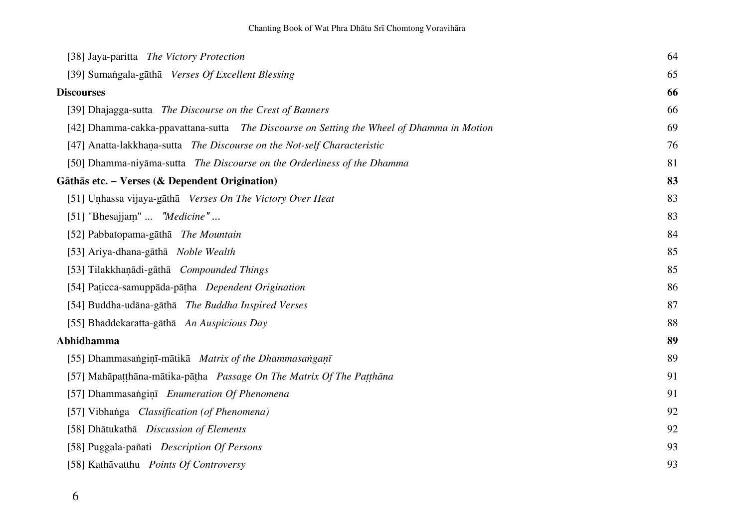[38] Jaya-paritta *The Victory Protection* 64

[39] Sumaṅgala-gāthā *Verses Of Excellent Blessing* 65

**Discourses** **66**

[39] Dhajagga-sutta *The Discourse on the Crest of Banners* 66

[42] Dhamma-cakka-ppavattana-sutta *The Discourse on Setting the Wheel of Dhamma in Motion* 69

[47] Anatta-lakkhaṇa-sutta *The Discourse on the Not-self Characteristic* 76

[50] Dhamma-niyāma-sutta *The Discourse on the Orderliness of the Dhamma* 81

**Gāthās etc. – Verses (& Dependent Origination)** **83**

[51] Uṇhassa vijaya-gāthā *Verses On The Victory Over Heat* 83

[51] "Bhesajjaṃ" ... *"Medicine" ...* 83

[52] Pabbatopama-gāthā *The Mountain* 84

[53] Ariya-dhana-gāthā *Noble Wealth* 85

[53] Tilakkhaṇādi-gāthā *Compounded Things* 85

[54] Paṭicca-samuppāda-pāṭha *Dependent Origination* 86

[54] Buddha-udāna-gāthā *The Buddha Inspired Verses* 87

[55] Bhaddekaratta-gāthā *An Auspicious Day* 88

**Abhidhamma** **89**

[55] Dhammasaṅgiṇī-mātikā *Matrix of the Dhammasaṅgaṇī* 89

[57] Mahāpaṭṭhāna-mātika-pāṭha *Passage On The Matrix Of The Paṭṭhāna* 91

[57] Dhammasaṅgiṇī *Enumeration Of Phenomena* 91

[57] Vibhaṅga *Classification (of Phenomena)* 92

[58] Dhātukathā *Discussion of Elements* 92

[58] Puggala-pañati *Description Of Persons* 93

[58] Kathāvatthu *Points Of Controversy* 93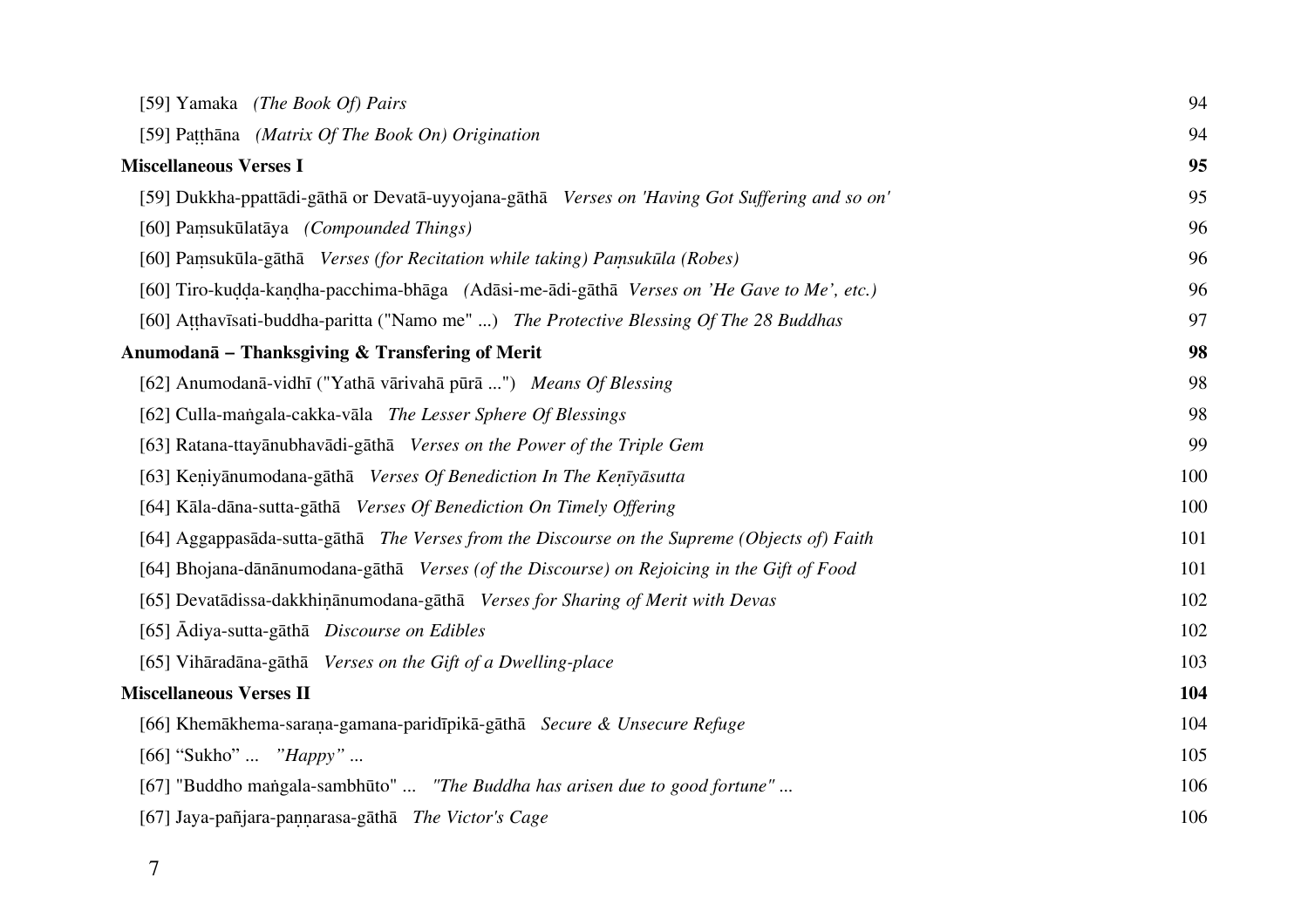[59] Yamaka *(The Book Of) Pairs* 94

[59] Paṭṭhāna *(Matrix Of The Book On) Origination* 94

**Miscellaneous Verses I** **95**

[59] Dukkha-ppattādi-gāthā or Devatā-uyyojana-gāthā *Verses on 'Having Got Suffering and so on'* 95

[60] Paṃsukūlatāya *(Compounded Things)* 96

[60] Paṃsukūla-gāthā *Verses (for Recitation while taking) Paṃsukūla (Robes)* 96

[60] Tiro-kuḍḍa-kaṇḍha-pacchima-bhāga *(*Adāsi-me-ādi-gāthā *Verses on 'He Gave to Me', etc.)* 96

[60] Aṭṭhavīsati-buddha-paritta ("Namo me" ...) *The Protective Blessing Of The 28 Buddhas* 97

**Anumodanā – Thanksgiving & Transfering of Merit** **98**

[62] Anumodanā-vidhī ("Yathā vārivahā pūrā ...") *Means Of Blessing* 98

[62] Culla-maṅgala-cakka-vāla *The Lesser Sphere Of Blessings* 98

[63] Ratana-ttayānubhavādi-gāthā *Verses on the Power of the Triple Gem* 99

[63] Keṇiyānumodana-gāthā *Verses Of Benediction In The Keṇīyāsutta* 100

[64] Kāla-dāna-sutta-gāthā *Verses Of Benediction On Timely Offering* 100

[64] Aggappasāda-sutta-gāthā *The Verses from the Discourse on the Supreme (Objects of) Faith* 101

[64] Bhojana-dānānumodana-gāthā *Verses (of the Discourse) on Rejoicing in the Gift of Food* 101

[65] Devatādissa-dakkhiṇānumodana-gāthā *Verses for Sharing of Merit with Devas* 102

[65] Ādiya-sutta-gāthā *Discourse on Edibles* 102

[65] Vihāradāna-gāthā *Verses on the Gift of a Dwelling-place* 103

**Miscellaneous Verses II** **104**

[66] Khemākhema-saraṇa-gamana-paridīpikā-gāthā *Secure & Unsecure Refuge* 104

[66] "Sukho" ... *"Happy" ...* 105

[67] "Buddho maṅgala-sambhūto" ... *"The Buddha has arisen due to good fortune" ...* 106

[67] Jaya-pañjara-paṇṇarasa-gāthā *The Victor's Cage* 106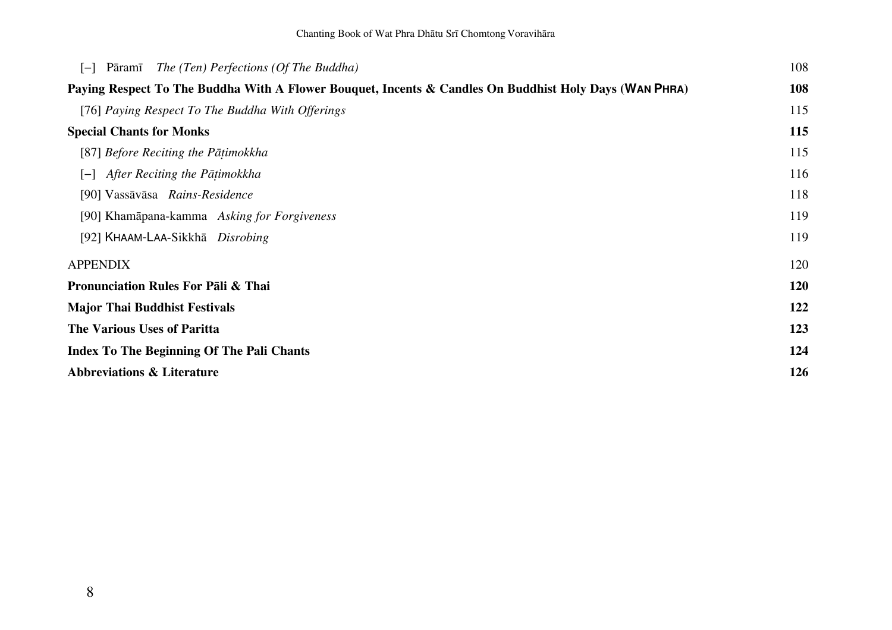[–] Pāramī *The (Ten) Perfections (Of The Buddha)* 108

**Paying Respect To The Buddha With A Flower Bouquet, Incents & Candles On Buddhist Holy Days (WAN PHRA) 108**

[76] *Paying Respect To The Buddha With Offerings* 115

**Special Chants for Monks 115**

[87] *Before Reciting the Pāṭimokkha* 115

[–] *After Reciting the Pāṭimokkha* 116

[90] Vassāvāsa *Rains-Residence* 118

[90] Khamāpana-kamma *Asking for Forgiveness* 119

[92] KHAAM-LAA-Sikkhā *Disrobing* 119

APPENDIX 120

**Pronunciation Rules For Pāli & Thai 120**

**Major Thai Buddhist Festivals 122**

**The Various Uses of Paritta 123**

**Index To The Beginning Of The Pali Chants 124**

**Abbreviations & Literature 126**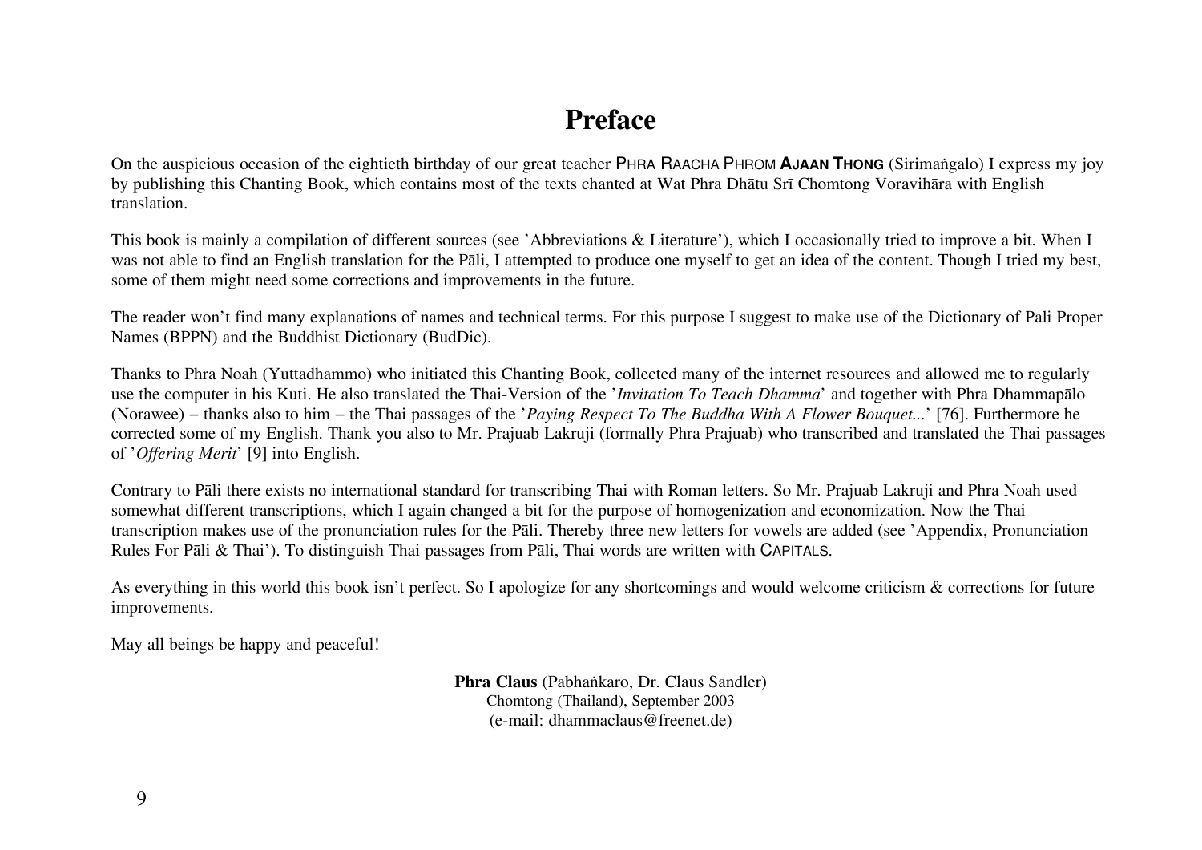# Preface

On the auspicious occasion of the eightieth birthday of our great teacher PHRA RAACHA PHROM **AJAAN THONG** (Sirimaṅgalo) I express my joy by publishing this Chanting Book, which contains most of the texts chanted at Wat Phra Dhātu Srī Chomtong Voravihāra with English translation.

This book is mainly a compilation of different sources (see 'Abbreviations & Literature'), which I occasionally tried to improve a bit. When I was not able to find an English translation for the Pāli, I attempted to produce one myself to get an idea of the content. Though I tried my best, some of them might need some corrections and improvements in the future.

The reader won't find many explanations of names and technical terms. For this purpose I suggest to make use of the Dictionary of Pali Proper Names (BPPN) and the Buddhist Dictionary (BudDic).

Thanks to Phra Noah (Yuttadhammo) who initiated this Chanting Book, collected many of the internet resources and allowed me to regularly use the computer in his Kuti. He also translated the Thai-Version of the '*Invitation To Teach Dhamma*' and together with Phra Dhammapālo (Norawee) – thanks also to him – the Thai passages of the '*Paying Respect To The Buddha With A Flower Bouquet...*' [76]. Furthermore he corrected some of my English. Thank you also to Mr. Prajuab Lakruji (formally Phra Prajuab) who transcribed and translated the Thai passages of '*Offering Merit*' [9] into English.

Contrary to Pāli there exists no international standard for transcribing Thai with Roman letters. So Mr. Prajuab Lakruji and Phra Noah used somewhat different transcriptions, which I again changed a bit for the purpose of homogenization and economization. Now the Thai transcription makes use of the pronunciation rules for the Pāli. Thereby three new letters for vowels are added (see 'Appendix, Pronunciation Rules For Pāli & Thai'). To distinguish Thai passages from Pāli, Thai words are written with CAPITALS.

As everything in this world this book isn't perfect. So I apologize for any shortcomings and would welcome criticism & corrections for future improvements.

May all beings be happy and peaceful!

**Phra Claus** (Pabhaṅkaro, Dr. Claus Sandler)
Chomtong (Thailand), September 2003
(e-mail: dhammaclaus@freenet.de)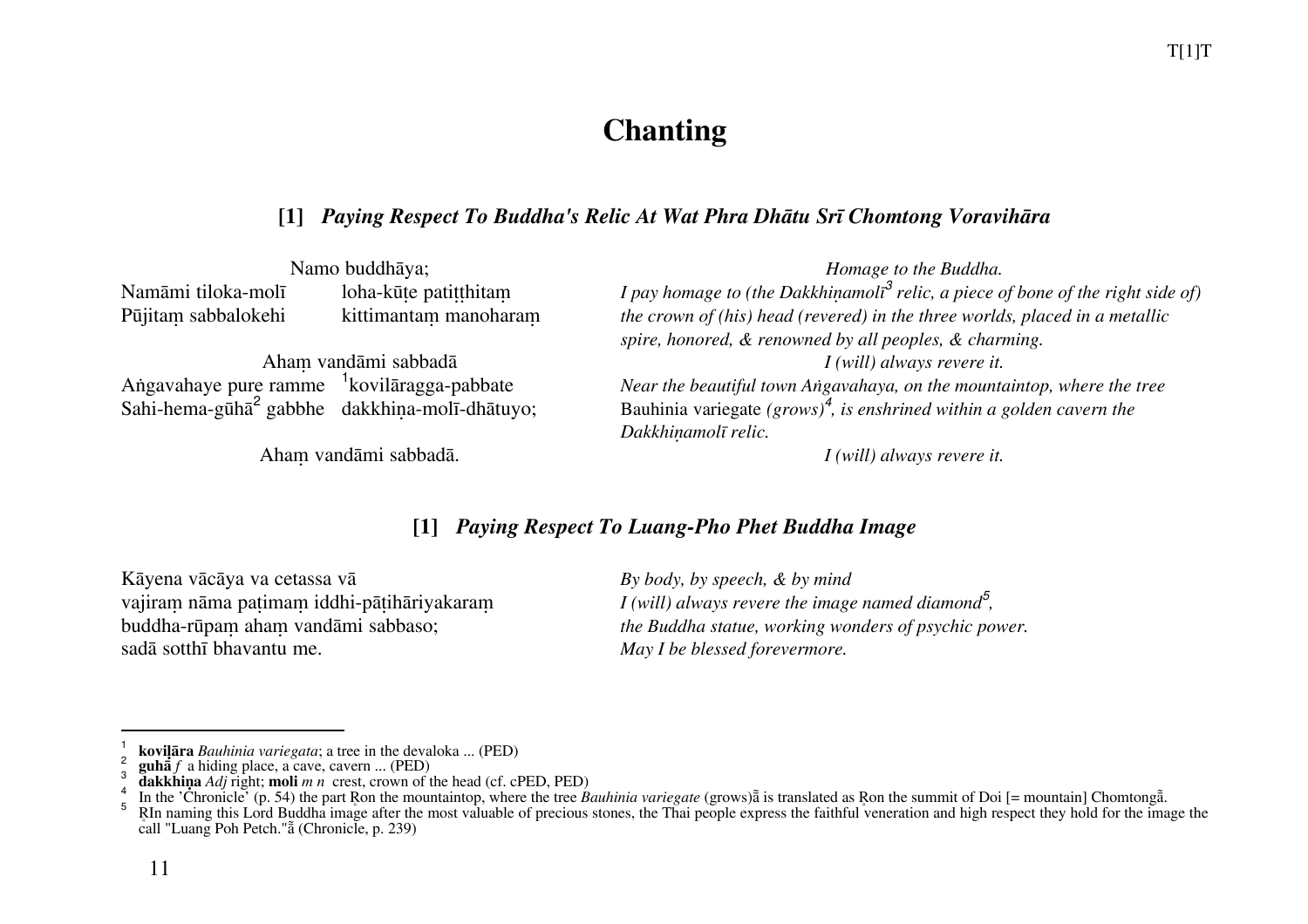# Chanting

### [1] *Paying Respect To Buddha's Relic At Wat Phra Dhātu Srī Chomtong Voravihāra*

| Pāli | Translation |
|---|---|
| Namo buddhāya; | *Homage to the Buddha.* |
| Namāmi tiloka-molī loha-kūṭe patiṭṭhitaṃ<br>Pūjitaṃ sabbalokehi kittimantaṃ manoharaṃ | *I pay homage to (the Dakkhiṇamolī[3] relic, a piece of bone of the right side of) the crown of (his) head (revered) in the three worlds, placed in a metallic spire, honored, & renowned by all peoples, & charming.* |
| Ahaṃ vandāmi sabbadā | *I (will) always revere it.* |
| Aṅgavahaye pure ramme [1]kovilāragga-pabbate<br>Sahi-hema-gūhā[2] gabbhe dakkhiṇa-molī-dhātuyo; | *Near the beautiful town Aṅgavahaya, on the mountaintop, where the tree* Bauhinia variegate *(grows)[4], is enshrined within a golden cavern the Dakkhiṇamolī relic.* |
| Ahaṃ vandāmi sabbadā. | *I (will) always revere it.* |

### [1] *Paying Respect To Luang-Pho Phet Buddha Image*

| Pāli | Translation |
|---|---|
| Kāyena vācāya va cetassa vā | *By body, by speech, & by mind* |
| vajiraṃ nāma paṭimaṃ iddhi-pāṭihāriyakaraṃ | *I (will) always revere the image named diamond[5],* |
| buddha-rūpaṃ ahaṃ vandāmi sabbaso; | *the Buddha statue, working wonders of psychic power.* |
| sadā sotthī bhavantu me. | *May I be blessed forevermore.* |

---

1. **koviḷāra** *Bauhinia variegata*; a tree in the devaloka ... (PED)
2. **guhā** *f* a hiding place, a cave, cavern ... (PED)
3. **dakkhiṇa** *Adj* right; **moli** *m n* crest, crown of the head (cf. cPED, PED)
4. In the 'Chronicle' (p. 54) the part Ŗon the mountaintop, where the tree *Bauhinia variegate* (grows)ã is translated as Ŗon the summit of Doi [= mountain] Chomtongã.
5. ŖIn naming this Lord Buddha image after the most valuable of precious stones, the Thai people express the faithful veneration and high respect they hold for the image the call "Luang Poh Petch."ã (Chronicle, p. 239)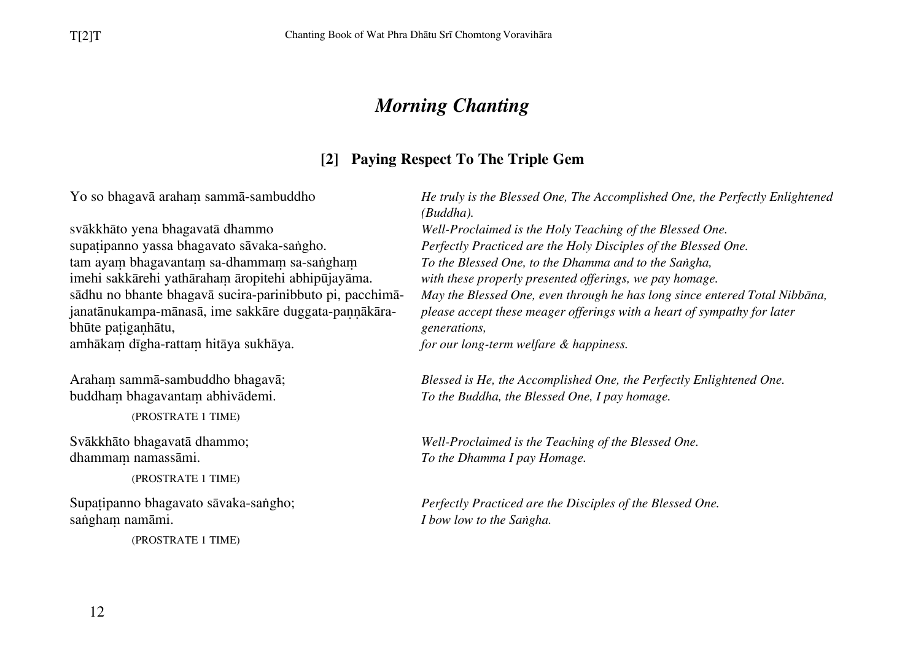# *Morning Chanting*

## [2] Paying Respect To The Triple Gem

| Pali | Translation |
|---|---|
| Yo so bhagavā arahaṃ sammā-sambuddho | *He truly is the Blessed One, The Accomplished One, the Perfectly Enlightened (Buddha).* |
| svākkhāto yena bhagavatā dhammo | *Well-Proclaimed is the Holy Teaching of the Blessed One.* |
| supaṭipanno yassa bhagavato sāvaka-saṅgho. | *Perfectly Practiced are the Holy Disciples of the Blessed One.* |
| tam ayaṃ bhagavantaṃ sa-dhammaṃ sa-saṅghaṃ | *To the Blessed One, to the Dhamma and to the Saṅgha,* |
| imehi sakkārehi yathārahaṃ āropitehi abhipūjayāma. | *with these properly presented offerings, we pay homage.* |
| sādhu no bhante bhagavā sucira-parinibbuto pi, pacchimā-janatānukampa-mānasā, ime sakkāre duggata-paṇṇākāra-bhūte paṭigaṇhātu, | *May the Blessed One, even through he has long since entered Total Nibbāna, please accept these meager offerings with a heart of sympathy for later generations,* |
| amhākaṃ dīgha-rattaṃ hitāya sukhāya. | *for our long-term welfare & happiness.* |
| Arahaṃ sammā-sambuddho bhagavā; | *Blessed is He, the Accomplished One, the Perfectly Enlightened One.* |
| buddhaṃ bhagavantaṃ abhivādemi. | *To the Buddha, the Blessed One, I pay homage.* |
| (PROSTRATE 1 TIME) | |
| Svākkhāto bhagavatā dhammo; | *Well-Proclaimed is the Teaching of the Blessed One.* |
| dhammaṃ namassāmi. | *To the Dhamma I pay Homage.* |
| (PROSTRATE 1 TIME) | |
| Supaṭipanno bhagavato sāvaka-saṅgho; | *Perfectly Practiced are the Disciples of the Blessed One.* |
| saṅghaṃ namāmi. | *I bow low to the Saṅgha.* |
| (PROSTRATE 1 TIME) | |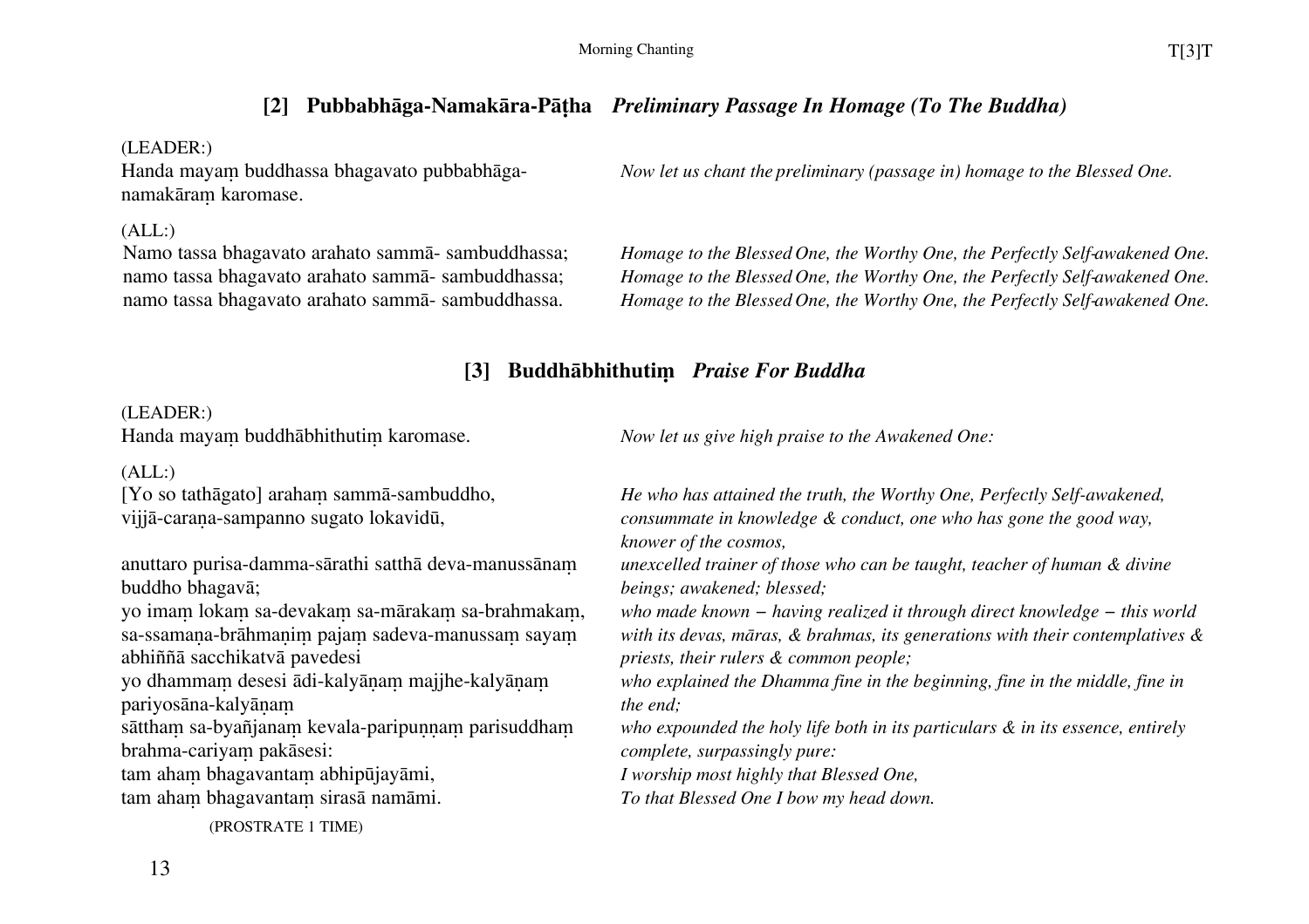## [2] Pubbabhāga-Namakāra-Pāṭha *Preliminary Passage In Homage (To The Buddha)*

(LEADER:)

| | |
|---|---|
| Handa mayaṃ buddhassa bhagavato pubbabhāga-namakāraṃ karomase. | *Now let us chant the preliminary (passage in) homage to the Blessed One.* |

(ALL:)

| | |
|---|---|
| Namo tassa bhagavato arahato sammā- sambuddhassa; | *Homage to the Blessed One, the Worthy One, the Perfectly Self-awakened One.* |
| namo tassa bhagavato arahato sammā- sambuddhassa; | *Homage to the Blessed One, the Worthy One, the Perfectly Self-awakened One.* |
| namo tassa bhagavato arahato sammā- sambuddhassa. | *Homage to the Blessed One, the Worthy One, the Perfectly Self-awakened One.* |

## [3] Buddhābhithutiṃ *Praise For Buddha*

(LEADER:)

| | |
|---|---|
| Handa mayaṃ buddhābhithutiṃ karomase. | *Now let us give high praise to the Awakened One:* |

(ALL:)

| | |
|---|---|
| [Yo so tathāgato] arahaṃ sammā-sambuddho, vijjā-caraṇa-sampanno sugato lokavidū, | *He who has attained the truth, the Worthy One, Perfectly Self-awakened, consummate in knowledge & conduct, one who has gone the good way, knower of the cosmos,* |
| anuttaro purisa-damma-sārathi satthā deva-manussānaṃ buddho bhagavā; | *unexcelled trainer of those who can be taught, teacher of human & divine beings; awakened; blessed;* |
| yo imaṃ lokaṃ sa-devakaṃ sa-mārakaṃ sa-brahmakaṃ, sa-ssamaṇa-brāhmaṇiṃ pajaṃ sadeva-manussaṃ sayaṃ abhiññā sacchikatvā pavedesi | *who made known – having realized it through direct knowledge – this world with its devas, māras, & brahmas, its generations with their contemplatives & priests, their rulers & common people;* |
| yo dhammaṃ desesi ādi-kalyāṇaṃ majjhe-kalyāṇaṃ pariyosāna-kalyāṇaṃ | *who explained the Dhamma fine in the beginning, fine in the middle, fine in the end;* |
| sātthaṃ sa-byañjanaṃ kevala-paripuṇṇaṃ parisuddhaṃ brahma-cariyaṃ pakāsesi: | *who expounded the holy life both in its particulars & in its essence, entirely complete, surpassingly pure:* |
| tam ahaṃ bhagavantaṃ abhipūjayāmi, | *I worship most highly that Blessed One,* |
| tam ahaṃ bhagavantaṃ sirasā namāmi. | *To that Blessed One I bow my head down.* |

(PROSTRATE 1 TIME)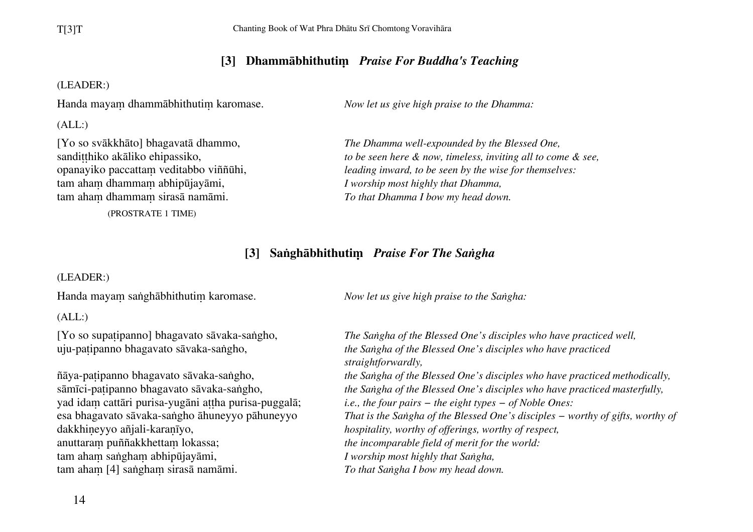## [3] Dhammābhithutiṃ *Praise For Buddha's Teaching*

(LEADER:)

Handa mayaṃ dhammābhithutiṃ karomase. — *Now let us give high praise to the Dhamma:*

(ALL:)

| | |
|---|---|
| [Yo so svākkhāto] bhagavatā dhammo, | *The Dhamma well-expounded by the Blessed One,* |
| sandiṭṭhiko akāliko ehipassiko, | *to be seen here & now, timeless, inviting all to come & see,* |
| opanayiko paccattaṃ veditabbo viññūhi, | *leading inward, to be seen by the wise for themselves:* |
| tam ahaṃ dhammaṃ abhipūjayāmi, | *I worship most highly that Dhamma,* |
| tam ahaṃ dhammaṃ sirasā namāmi. | *To that Dhamma I bow my head down.* |

(PROSTRATE 1 TIME)

## [3] Saṅghābhithutiṃ *Praise For The Saṅgha*

(LEADER:)

Handa mayaṃ saṅghābhithutiṃ karomase. — *Now let us give high praise to the Saṅgha:*

(ALL:)

| | |
|---|---|
| [Yo so supaṭipanno] bhagavato sāvaka-saṅgho, | *The Saṅgha of the Blessed One's disciples who have practiced well,* |
| uju-paṭipanno bhagavato sāvaka-saṅgho, | *the Saṅgha of the Blessed One's disciples who have practiced straightforwardly,* |
| ñāya-paṭipanno bhagavato sāvaka-saṅgho, | *the Saṅgha of the Blessed One's disciples who have practiced methodically,* |
| sāmīci-paṭipanno bhagavato sāvaka-saṅgho, | *the Saṅgha of the Blessed One's disciples who have practiced masterfully,* |
| yad idaṃ cattāri purisa-yugāni aṭṭha purisa-puggalā; | *i.e., the four pairs – the eight types – of Noble Ones:* |
| esa bhagavato sāvaka-saṅgho āhuneyyo pāhuneyyo dakkhiṇeyyo añjali-karaṇīyo, | *That is the Saṅgha of the Blessed One's disciples – worthy of gifts, worthy of hospitality, worthy of offerings, worthy of respect,* |
| anuttaraṃ puññakkhettaṃ lokassa; | *the incomparable field of merit for the world:* |
| tam ahaṃ saṅghaṃ abhipūjayāmi, | *I worship most highly that Saṅgha,* |
| tam ahaṃ [4] saṅghaṃ sirasā namāmi. | *To that Saṅgha I bow my head down.* |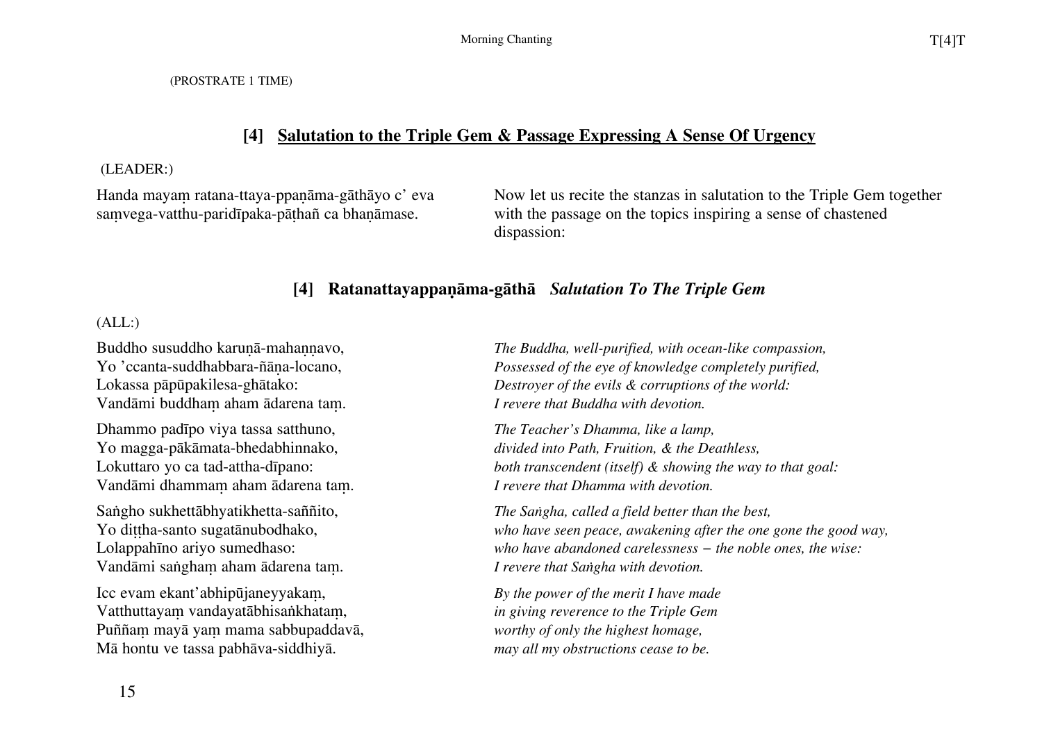(PROSTRATE 1 TIME)

## [4] Salutation to the Triple Gem & Passage Expressing A Sense Of Urgency

(LEADER:)

Handa mayaṃ ratana-ttaya-ppaṇāma-gāthāyo c' eva saṃvega-vatthu-paridīpaka-pāṭhañ ca bhaṇāmase.

Now let us recite the stanzas in salutation to the Triple Gem together with the passage on the topics inspiring a sense of chastened dispassion:

### [4] Ratanattayappaṇāma-gāthā *Salutation To The Triple Gem*

(ALL:)

Buddho susuddho karuṇā-mahaṇṇavo,
Yo 'ccanta-suddhabbara-ñāṇa-locano,
Lokassa pāpūpakilesa-ghātako:
Vandāmi buddhaṃ aham ādarena taṃ.

*The Buddha, well-purified, with ocean-like compassion,*
*Possessed of the eye of knowledge completely purified,*
*Destroyer of the evils & corruptions of the world:*
*I revere that Buddha with devotion.*

Dhammo padīpo viya tassa satthuno,
Yo magga-pākāmata-bhedabhinnako,
Lokuttaro yo ca tad-attha-dīpano:
Vandāmi dhammaṃ aham ādarena taṃ.

*The Teacher's Dhamma, like a lamp,*
*divided into Path, Fruition, & the Deathless,*
*both transcendent (itself) & showing the way to that goal:*
*I revere that Dhamma with devotion.*

Saṅgho sukhettābhyatikhetta-saññito,
Yo diṭṭha-santo sugatānubodhako,
Lolappahīno ariyo sumedhaso:
Vandāmi saṅghaṃ aham ādarena taṃ.

*The Saṅgha, called a field better than the best,*
*who have seen peace, awakening after the one gone the good way,*
*who have abandoned carelessness – the noble ones, the wise:*
*I revere that Saṅgha with devotion.*

Icc evam ekant'abhipūjaneyyakaṃ,
Vatthuttayaṃ vandayatābhisaṅkhataṃ,
Puññaṃ mayā yaṃ mama sabbupaddavā,
Mā hontu ve tassa pabhāva-siddhiyā.

*By the power of the merit I have made*
*in giving reverence to the Triple Gem*
*worthy of only the highest homage,*
*may all my obstructions cease to be.*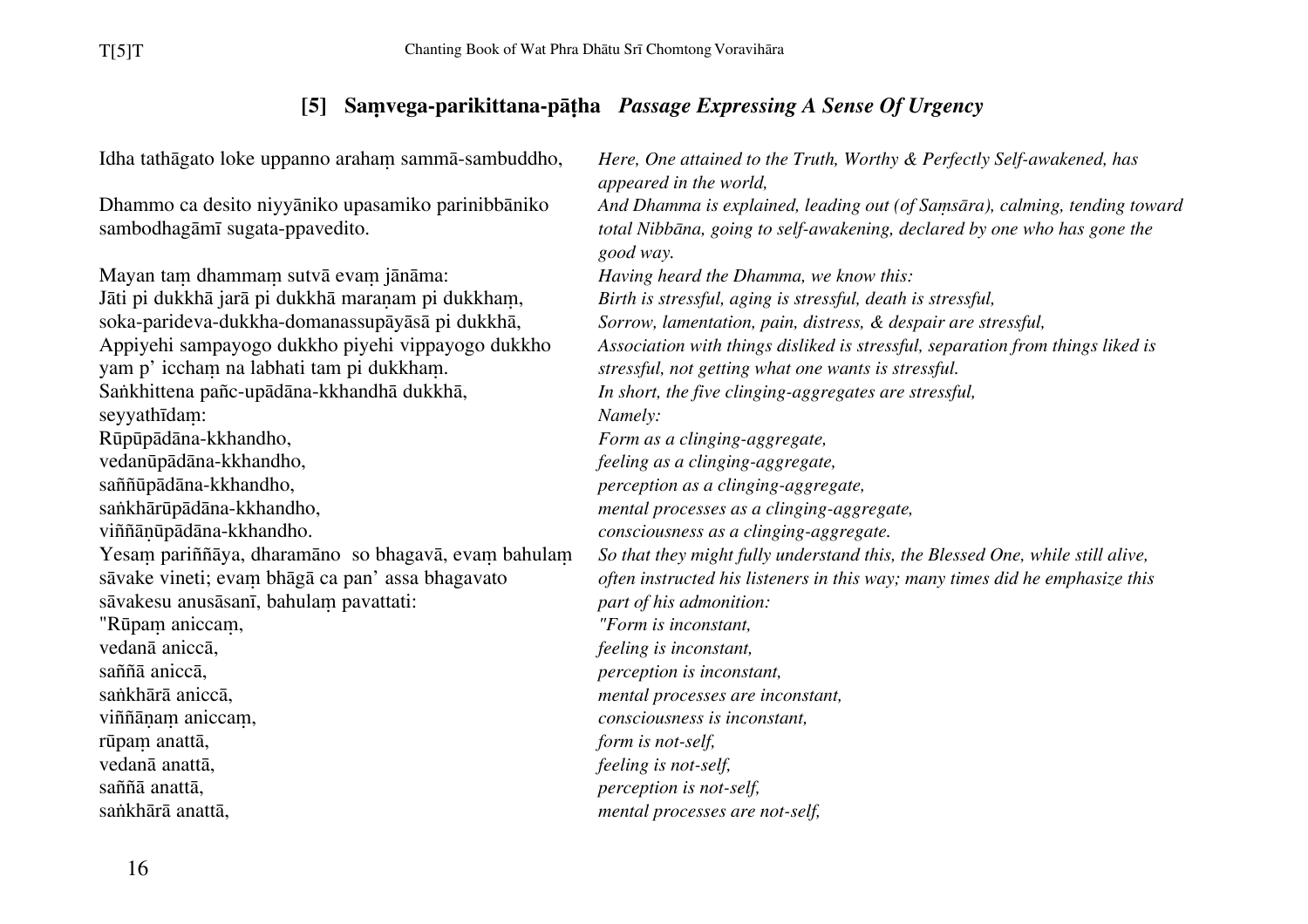## [5] Saṃvega-parikittana-pāṭha *Passage Expressing A Sense Of Urgency*

| | |
|---|---|
| Idha tathāgato loke uppanno arahaṃ sammā-sambuddho, | *Here, One attained to the Truth, Worthy & Perfectly Self-awakened, has appeared in the world,* |
| Dhammo ca desito niyyāniko upasamiko parinibbāniko sambodhagāmī sugata-ppavedito. | *And Dhamma is explained, leading out (of Saṃsāra), calming, tending toward total Nibbāna, going to self-awakening, declared by one who has gone the good way.* |
| Mayan taṃ dhammaṃ sutvā evaṃ jānāma: | *Having heard the Dhamma, we know this:* |
| Jāti pi dukkhā jarā pi dukkhā maraṇam pi dukkhaṃ, | *Birth is stressful, aging is stressful, death is stressful,* |
| soka-parideva-dukkha-domanassupāyāsā pi dukkhā, | *Sorrow, lamentation, pain, distress, & despair are stressful,* |
| Appiyehi sampayogo dukkho piyehi vippayogo dukkho yam p' icchaṃ na labhati tam pi dukkhaṃ. | *Association with things disliked is stressful, separation from things liked is stressful, not getting what one wants is stressful.* |
| Saṅkhittena pañc-upādāna-kkhandhā dukkhā, | *In short, the five clinging-aggregates are stressful,* |
| seyyathīdaṃ: | *Namely:* |
| Rūpūpādāna-kkhandho, | *Form as a clinging-aggregate,* |
| vedanūpādāna-kkhandho, | *feeling as a clinging-aggregate,* |
| saññūpādāna-kkhandho, | *perception as a clinging-aggregate,* |
| saṅkhārūpādāna-kkhandho, | *mental processes as a clinging-aggregate,* |
| viññāṇūpādāna-kkhandho. | *consciousness as a clinging-aggregate.* |
| Yesaṃ pariññāya, dharamāno so bhagavā, evaṃ bahulaṃ sāvake vineti; evaṃ bhāgā ca pan' assa bhagavato sāvakesu anusāsanī, bahulaṃ pavattati: | *So that they might fully understand this, the Blessed One, while still alive, often instructed his listeners in this way; many times did he emphasize this part of his admonition:* |
| "Rūpaṃ aniccaṃ, | *"Form is inconstant,* |
| vedanā aniccā, | *feeling is inconstant,* |
| saññā aniccā, | *perception is inconstant,* |
| saṅkhārā aniccā, | *mental processes are inconstant,* |
| viññāṇaṃ aniccaṃ, | *consciousness is inconstant,* |
| rūpaṃ anattā, | *form is not-self,* |
| vedanā anattā, | *feeling is not-self,* |
| saññā anattā, | *perception is not-self,* |
| saṅkhārā anattā, | *mental processes are not-self,* |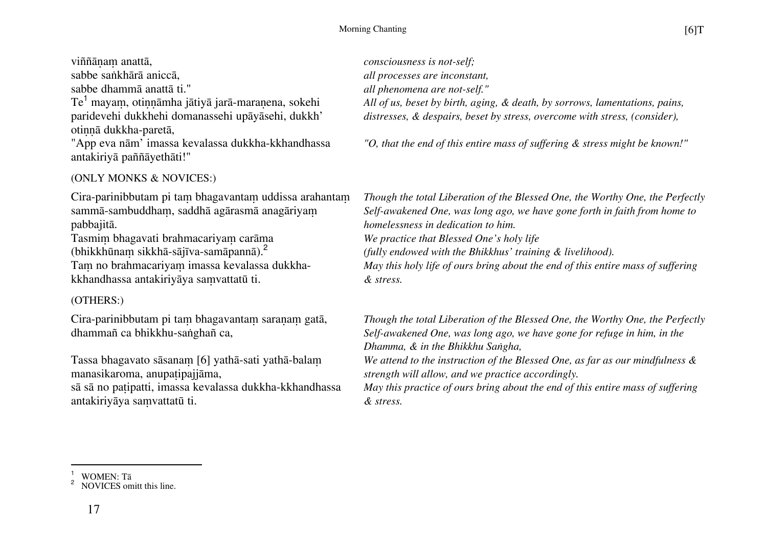viññāṇaṃ anattā, *consciousness is not-self;*
sabbe saṅkhārā aniccā, *all processes are inconstant,*
sabbe dhammā anattā ti." *all phenomena are not-self."*

Te[1] mayaṃ, otiṇṇāmha jātiyā jarā-maraṇena, sokehi paridevehi dukkhehi domanassehi upāyāsehi, dukkh' otiṇṇā dukkha-paretā,
*All of us, beset by birth, aging, & death, by sorrows, lamentations, pains, distresses, & despairs, beset by stress, overcome with stress, (consider),*

"App eva nām' imassa kevalassa dukkha-kkhandhassa antakiriyā paññāyethāti!"
*"O, that the end of this entire mass of suffering & stress might be known!"*

(ONLY MONKS & NOVICES:)

Cira-parinibbutam pi taṃ bhagavantaṃ uddissa arahantaṃ sammā-sambuddhaṃ, saddhā agārasmā anagāriyaṃ pabbajitā.
*Though the total Liberation of the Blessed One, the Worthy One, the Perfectly Self-awakened One, was long ago, we have gone forth in faith from home to homelessness in dedication to him.*

Tasmiṃ bhagavati brahmacariyaṃ carāma
*We practice that Blessed One's holy life*

(bhikkhūnaṃ sikkhā-sājīva-samāpannā).[2]
*(fully endowed with the Bhikkhus' training & livelihood).*

Taṃ no brahmacariyaṃ imassa kevalassa dukkha-kkhandhassa antakiriyāya saṃvattatū ti.
*May this holy life of ours bring about the end of this entire mass of suffering & stress.*

(OTHERS:)

Cira-parinibbutam pi taṃ bhagavantaṃ saraṇaṃ gatā, dhammañ ca bhikkhu-saṅghañ ca,
*Though the total Liberation of the Blessed One, the Worthy One, the Perfectly Self-awakened One, was long ago, we have gone for refuge in him, in the Dhamma, & in the Bhikkhu Saṅgha,*

Tassa bhagavato sāsanaṃ [6] yathā-sati yathā-balaṃ manasikaroma, anupaṭipajjāma,
*We attend to the instruction of the Blessed One, as far as our mindfulness & strength will allow, and we practice accordingly.*

sā sā no paṭipatti, imassa kevalassa dukkha-kkhandhassa antakiriyāya saṃvattatū ti.
*May this practice of ours bring about the end of this entire mass of suffering & stress.*

---

[1] WOMEN: Tā
[2] NOVICES omitt this line.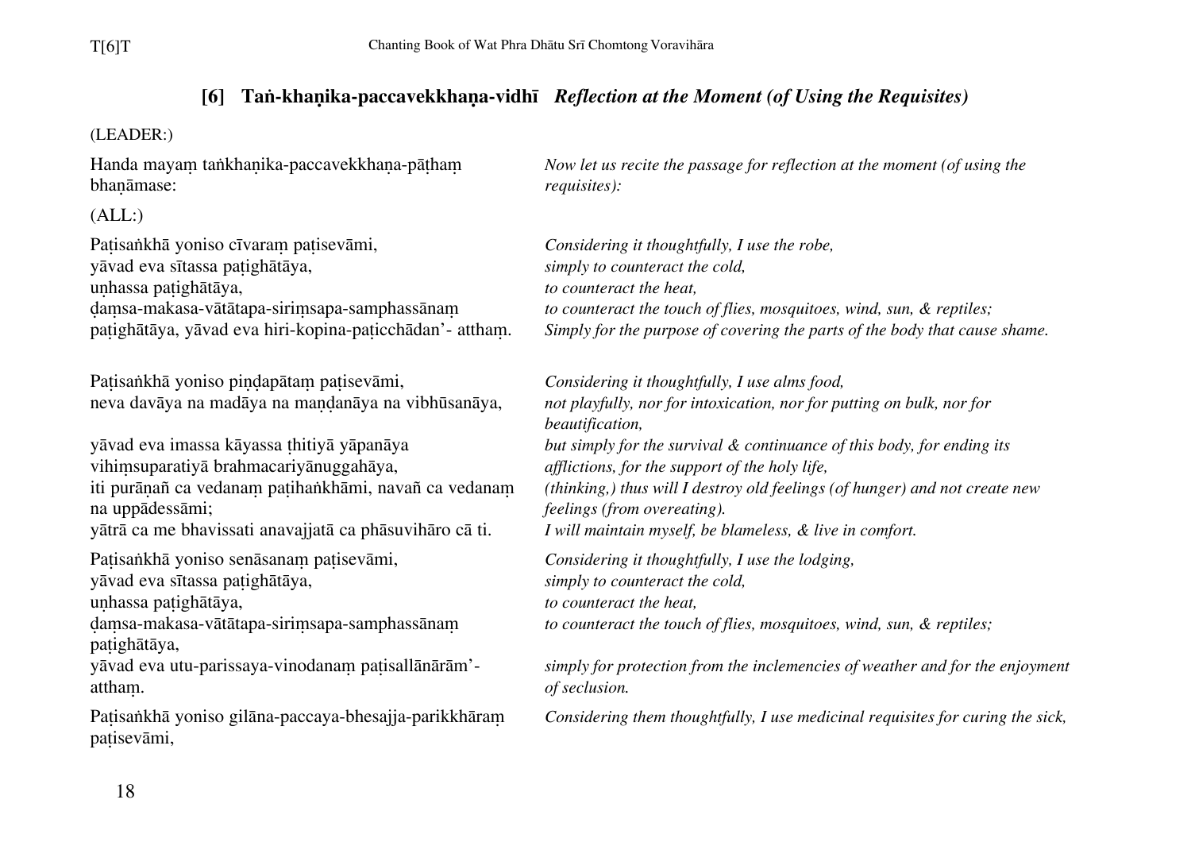## [6] Taṅ-khaṇika-paccavekkhaṇa-vidhī *Reflection at the Moment (of Using the Requisites)*

(LEADER:)

| | |
|---|---|
| Handa mayaṃ taṅkhaṇika-paccavekkhaṇa-pāṭhaṃ bhaṇāmase: | *Now let us recite the passage for reflection at the moment (of using the requisites):* |

(ALL:)

| | |
|---|---|
| Paṭisaṅkhā yoniso cīvaraṃ paṭisevāmi, | *Considering it thoughtfully, I use the robe,* |
| yāvad eva sītassa paṭighātāya, | *simply to counteract the cold,* |
| uṇhassa paṭighātāya, | *to counteract the heat,* |
| ḍaṃsa-makasa-vātātapa-siriṃsapa-samphassānaṃ paṭighātāya, yāvad eva hiri-kopina-paṭicchādan'- atthaṃ. | *to counteract the touch of flies, mosquitoes, wind, sun, & reptiles; Simply for the purpose of covering the parts of the body that cause shame.* |
| Paṭisaṅkhā yoniso piṇḍapātaṃ paṭisevāmi, | *Considering it thoughtfully, I use alms food,* |
| neva davāya na madāya na maṇḍanāya na vibhūsanāya, | *not playfully, nor for intoxication, nor for putting on bulk, nor for beautification,* |
| yāvad eva imassa kāyassa ṭhitiyā yāpanāya | *but simply for the survival & continuance of this body, for ending its* |
| vihiṃsuparatiyā brahmacariyānuggahāya, | *afflictions, for the support of the holy life,* |
| iti purāṇañ ca vedanaṃ paṭihaṅkhāmi, navañ ca vedanaṃ na uppādessāmi; | *(thinking,) thus will I destroy old feelings (of hunger) and not create new feelings (from overeating).* |
| yātrā ca me bhavissati anavajjatā ca phāsuvihāro cā ti. | *I will maintain myself, be blameless, & live in comfort.* |
| Paṭisaṅkhā yoniso senāsanaṃ paṭisevāmi, | *Considering it thoughtfully, I use the lodging,* |
| yāvad eva sītassa paṭighātāya, | *simply to counteract the cold,* |
| uṇhassa paṭighātāya, | *to counteract the heat,* |
| ḍaṃsa-makasa-vātātapa-siriṃsapa-samphassānaṃ paṭighātāya, | *to counteract the touch of flies, mosquitoes, wind, sun, & reptiles;* |
| yāvad eva utu-parissaya-vinodanaṃ paṭisallānārām'-atthaṃ. | *simply for protection from the inclemencies of weather and for the enjoyment of seclusion.* |
| Paṭisaṅkhā yoniso gilāna-paccaya-bhesajja-parikkhāraṃ paṭisevāmi, | *Considering them thoughtfully, I use medicinal requisites for curing the sick,* |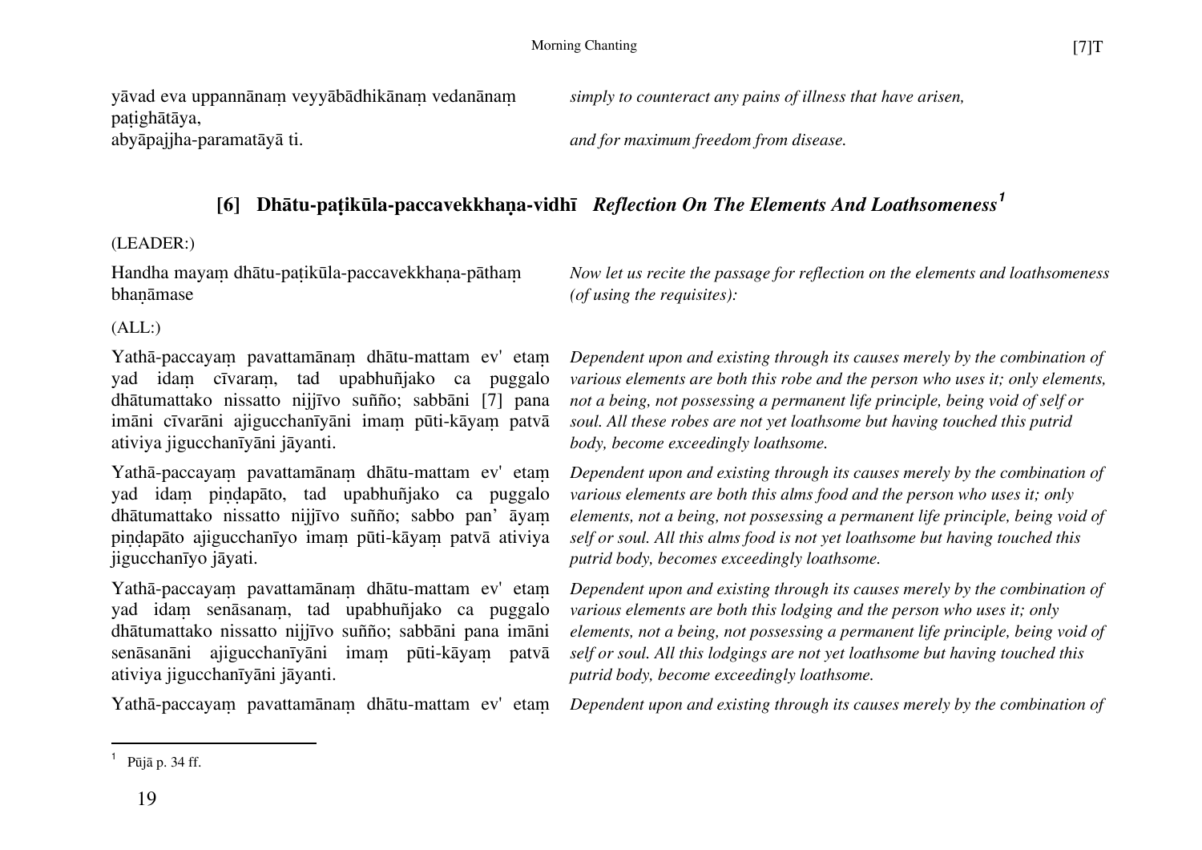yāvad eva uppannānaṃ veyyābādhikānaṃ vedanānaṃ paṭighātāya, — *simply to counteract any pains of illness that have arisen,*

abyāpajjha-paramatāyā ti. — *and for maximum freedom from disease.*

## [6] Dhātu-paṭikūla-paccavekkhaṇa-vidhī *Reflection On The Elements And Loathsomeness*[1]

(LEADER:)

Handha mayaṃ dhātu-paṭikūla-paccavekkhaṇa-pāthaṃ bhaṇāmase

*Now let us recite the passage for reflection on the elements and loathsomeness (of using the requisites):*

(ALL:)

Yathā-paccayaṃ pavattamānaṃ dhātu-mattam ev' etaṃ yad idaṃ cīvaraṃ, tad upabhuñjako ca puggalo dhātumattako nissatto nijjīvo suñño; sabbāni [7] pana imāni cīvarāni ajigucchanīyāni imaṃ pūti-kāyaṃ patvā ativiya jigucchanīyāni jāyanti.

*Dependent upon and existing through its causes merely by the combination of various elements are both this robe and the person who uses it; only elements, not a being, not possessing a permanent life principle, being void of self or soul. All these robes are not yet loathsome but having touched this putrid body, become exceedingly loathsome.*

Yathā-paccayaṃ pavattamānaṃ dhātu-mattam ev' etaṃ yad idaṃ piṇḍapāto, tad upabhuñjako ca puggalo dhātumattako nissatto nijjīvo suñño; sabbo pan' āyaṃ piṇḍapāto ajigucchanīyo imaṃ pūti-kāyaṃ patvā ativiya jigucchanīyo jāyati.

*Dependent upon and existing through its causes merely by the combination of various elements are both this alms food and the person who uses it; only elements, not a being, not possessing a permanent life principle, being void of self or soul. All this alms food is not yet loathsome but having touched this putrid body, becomes exceedingly loathsome.*

Yathā-paccayaṃ pavattamānaṃ dhātu-mattam ev' etaṃ yad idaṃ senāsanaṃ, tad upabhuñjako ca puggalo dhātumattako nissatto nijjīvo suñño; sabbāni pana imāni senāsanāni ajigucchanīyāni imaṃ pūti-kāyaṃ patvā ativiya jigucchanīyāni jāyanti.

*Dependent upon and existing through its causes merely by the combination of various elements are both this lodging and the person who uses it; only elements, not a being, not possessing a permanent life principle, being void of self or soul. All this lodgings are not yet loathsome but having touched this putrid body, become exceedingly loathsome.*

Yathā-paccayaṃ pavattamānaṃ dhātu-mattam ev' etaṃ

*Dependent upon and existing through its causes merely by the combination of*

---

[1] Pūjā p. 34 ff.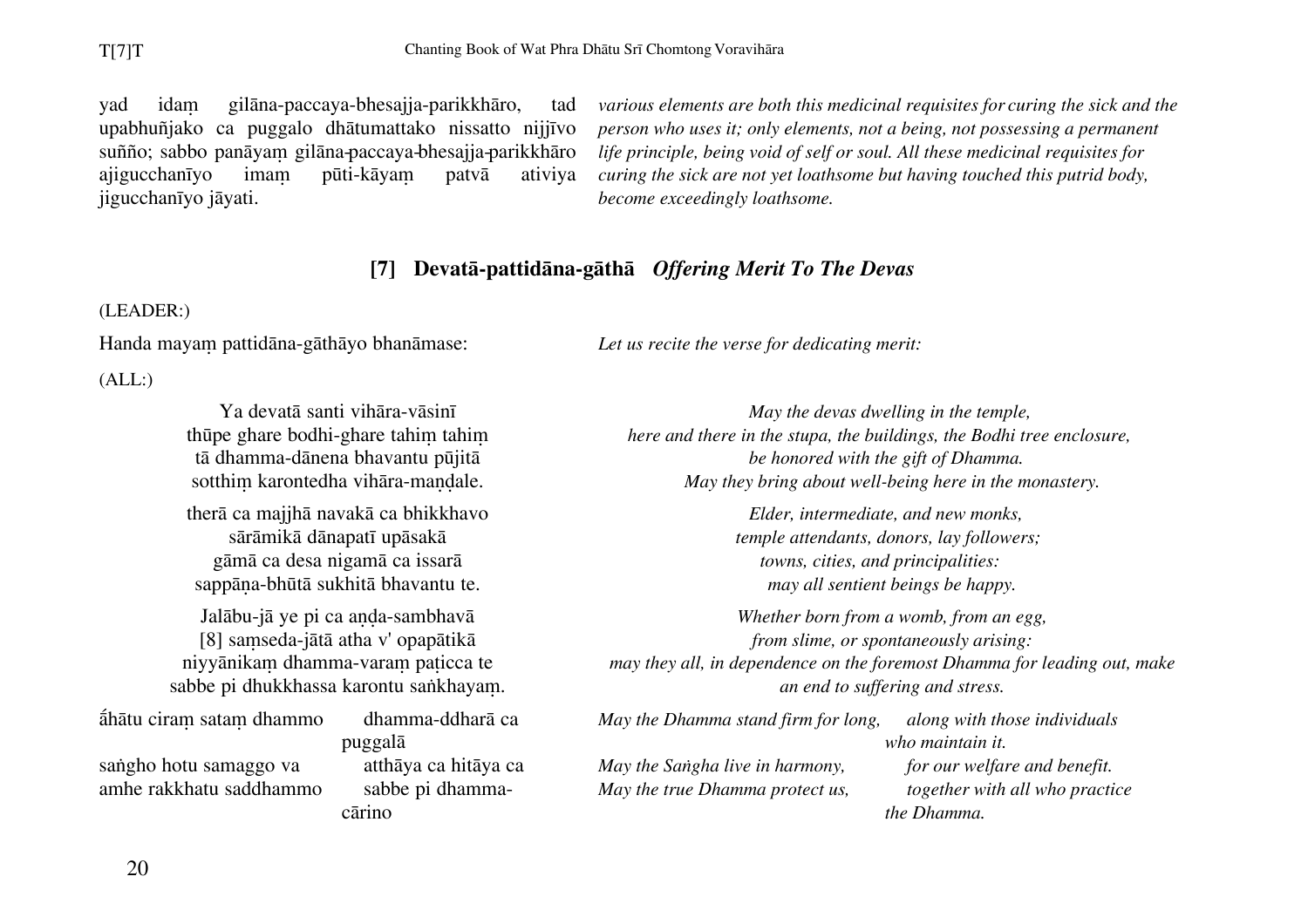yad idaṃ gilāna-paccaya-bhesajja-parikkhāro, tad upabhuñjako ca puggalo dhātumattako nissatto nijjīvo suñño; sabbo panāyaṃ gilāna-paccaya-bhesajja-parikkhāro ajigucchanīyo imaṃ pūti-kāyaṃ patvā ativiya jigucchanīyo jāyati.

*various elements are both this medicinal requisites for curing the sick and the person who uses it; only elements, not a being, not possessing a permanent life principle, being void of self or soul. All these medicinal requisites for curing the sick are not yet loathsome but having touched this putrid body, become exceedingly loathsome.*

## [7] Devatā-pattidāna-gāthā *Offering Merit To The Devas*

(LEADER:)

Handa mayaṃ pattidāna-gāthāyo bhanāmase:

*Let us recite the verse for dedicating merit:*

(ALL:)

Ya devatā santi vihāra-vāsinī
thūpe ghare bodhi-ghare tahiṃ tahiṃ
tā dhamma-dānena bhavantu pūjitā
sotthiṃ karontedha vihāra-maṇḍale.

*May the devas dwelling in the temple,*
*here and there in the stupa, the buildings, the Bodhi tree enclosure,*
*be honored with the gift of Dhamma.*
*May they bring about well-being here in the monastery.*

therā ca majjhā navakā ca bhikkhavo
sārāmikā dānapatī upāsakā
gāmā ca desa nigamā ca issarā
sappāṇa-bhūtā sukhitā bhavantu te.

*Elder, intermediate, and new monks,*
*temple attendants, donors, lay followers;*
*towns, cities, and principalities:*
*may all sentient beings be happy.*

Jalābu-jā ye pi ca aṇḍa-sambhavā
[8] saṃseda-jātā atha v' opapātikā
niyyānikaṃ dhamma-varaṃ paṭicca te
sabbe pi dhukkhassa karontu saṅkhayaṃ.

*Whether born from a womb, from an egg,*
*from slime, or spontaneously arising:*
*may they all, in dependence on the foremost Dhamma for leading out, make an end to suffering and stress.*

ṭ́hātu ciraṃ sataṃ dhammo dhamma-ddharā ca puggalā
saṅgho hotu samaggo va atthāya ca hitāya ca
amhe rakkhatu saddhammo sabbe pi dhamma-cārino

*May the Dhamma stand firm for long, along with those individuals who maintain it.*
*May the Saṅgha live in harmony, for our welfare and benefit.*
*May the true Dhamma protect us, together with all who practice the Dhamma.*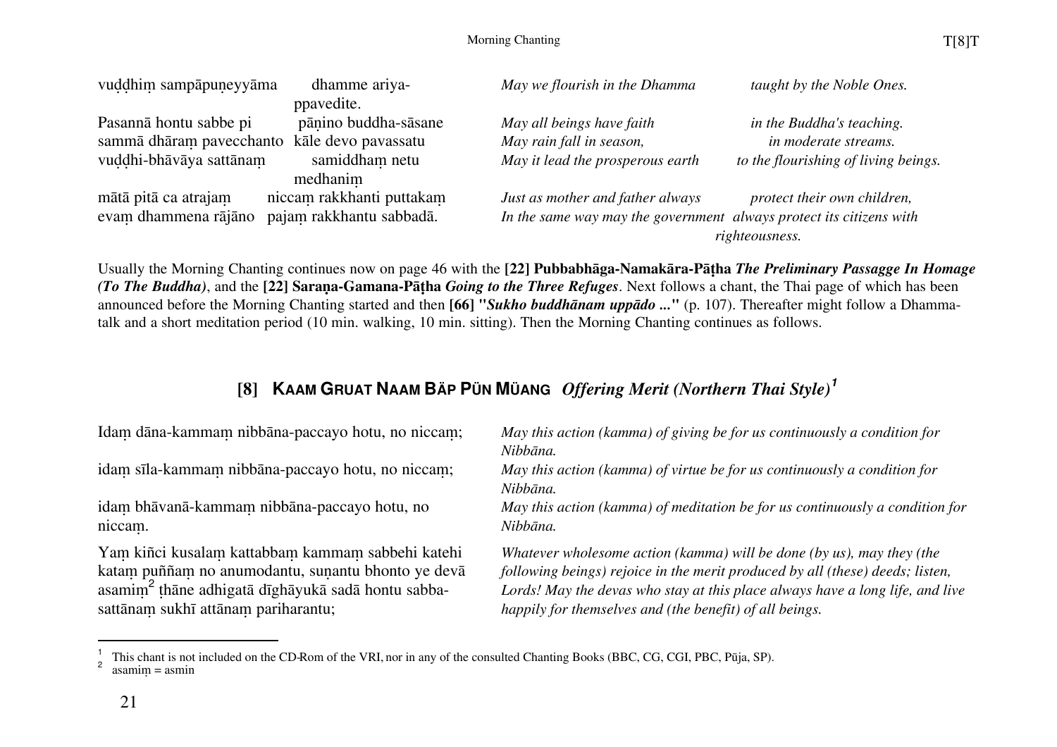| | | | |
|---|---|---|---|
| vuḍḍhiṃ sampāpuṇeyyāma | dhamme ariya-ppavedite. | *May we flourish in the Dhamma* | *taught by the Noble Ones.* |
| Pasannā hontu sabbe pi | pāṇino buddha-sāsane | *May all beings have faith* | *in the Buddha's teaching.* |
| sammā dhāraṃ pavecchanto | kāle devo pavassatu | *May rain fall in season,* | *in moderate streams.* |
| vuḍḍhi-bhāvāya sattānaṃ | samiddhaṃ netu medhaniṃ | *May it lead the prosperous earth* | *to the flourishing of living beings.* |
| mātā pitā ca atrajaṃ | niccaṃ rakkhanti puttakaṃ | *Just as mother and father always* | *protect their own children,* |
| evaṃ dhammena rājāno | pajaṃ rakkhantu sabbadā. | *In the same way may the government* | *always protect its citizens with righteousness.* |

Usually the Morning Chanting continues now on page 46 with the **[22] Pubbabhāga-Namakāra-Pāṭha** ***The Preliminary Passagge In Homage (To The Buddha)***, and the **[22] Saraṇa-Gamana-Pāṭha** ***Going to the Three Refuges***. Next follows a chant, the Thai page of which has been announced before the Morning Chanting started and then **[66] "*Sukho buddhānam uppādo ...*"** (p. 107). Thereafter might follow a Dhamma-talk and a short meditation period (10 min. walking, 10 min. sitting). Then the Morning Chanting continues as follows.

## [8] KAAM GRUAT NAAM BÄP PÜN MÜANG *Offering Merit (Northern Thai Style)*[1]

| | |
|---|---|
| Idaṃ dāna-kammaṃ nibbāna-paccayo hotu, no niccaṃ; | *May this action (kamma) of giving be for us continuously a condition for Nibbāna.* |
| idaṃ sīla-kammaṃ nibbāna-paccayo hotu, no niccaṃ; | *May this action (kamma) of virtue be for us continuously a condition for Nibbāna.* |
| idaṃ bhāvanā-kammaṃ nibbāna-paccayo hotu, no niccaṃ. | *May this action (kamma) of meditation be for us continuously a condition for Nibbāna.* |
| Yaṃ kiñci kusalaṃ kattabbaṃ kammaṃ sabbehi katehi kataṃ puññaṃ no anumodantu, suṇantu bhonto ye devā asamiṃ[2] ṭhāne adhigatā dīghāyukā sadā hontu sabba-sattānaṃ sukhī attānaṃ pariharantu; | *Whatever wholesome action (kamma) will be done (by us), may they (the following beings) rejoice in the merit produced by all (these) deeds; listen, Lords! May the devas who stay at this place always have a long life, and live happily for themselves and (the benefit) of all beings.* |

[1] This chant is not included on the CD-Rom of the VRI, nor in any of the consulted Chanting Books (BBC, CG, CGI, PBC, Pūja, SP).
[2] asamiṃ = asmin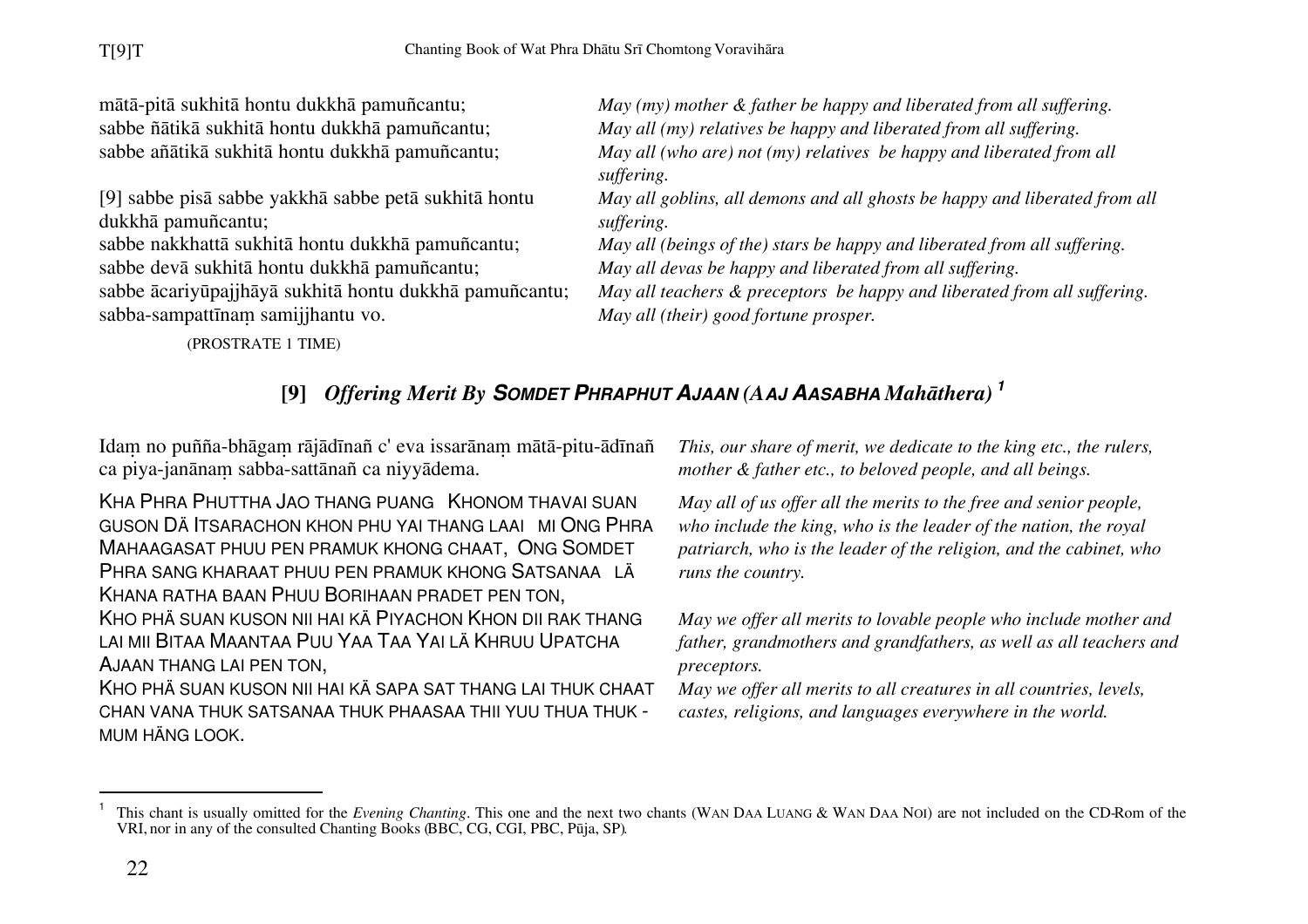mātā-pitā sukhitā hontu dukkhā pamuñcantu;
*May (my) mother & father be happy and liberated from all suffering.*

sabbe ñātikā sukhitā hontu dukkhā pamuñcantu;
*May all (my) relatives be happy and liberated from all suffering.*

sabbe aññātikā sukhitā hontu dukkhā pamuñcantu;
*May all (who are) not (my) relatives be happy and liberated from all suffering.*

[9] sabbe pisā sabbe yakkhā sabbe petā sukhitā hontu dukkhā pamuñcantu;
*May all goblins, all demons and all ghosts be happy and liberated from all suffering.*

sabbe nakkhattā sukhitā hontu dukkhā pamuñcantu;
*May all (beings of the) stars be happy and liberated from all suffering.*

sabbe devā sukhitā hontu dukkhā pamuñcantu;
*May all devas be happy and liberated from all suffering.*

sabbe ācariyūpajjhāyā sukhitā hontu dukkhā pamuñcantu;
*May all teachers & preceptors be happy and liberated from all suffering.*

sabba-sampattīnaṃ samijjhantu vo.
*May all (their) good fortune prosper.*

(PROSTRATE 1 TIME)

## [9] *Offering Merit By* ***SOMDET PHRAPHUT AJAAN*** *(AAJ AASABHA Mahāthera)* [1]

Idaṃ no puñña-bhāgaṃ rājādīnañ c' eva issarānaṃ mātā-pitu-ādīnañ ca piya-janānaṃ sabba-sattānañ ca niyyādema.
*This, our share of merit, we dedicate to the king etc., the rulers, mother & father etc., to beloved people, and all beings.*

KHA PHRA PHUTTHA JAO THANG PUANG KHONOM THAVAI SUAN GUSON DĀ ITSARACHON KHON PHU YAI THANG LAAI MI ONG PHRA MAHAAGASAT PHUU PEN PRAMUK KHONG CHAAT, ONG SOMDET PHRA SANG KHARAAT PHUU PEN PRAMUK KHONG SATSANAA LĀ KHANA RATHA BAAN PHUU BORIHAAN PRADET PEN TON,
*May all of us offer all the merits to the free and senior people, who include the king, who is the leader of the nation, the royal patriarch, who is the leader of the religion, and the cabinet, who runs the country.*

KHO PHĀ SUAN KUSON NII HAI KĀ PIYACHON KHON DII RAK THANG LAI MII BITAA MAANTAA PUU YAA TAA YAI LĀ KHRUU UPATCHA AJAAN THANG LAI PEN TON,
*May we offer all merits to lovable people who include mother and father, grandmothers and grandfathers, as well as all teachers and preceptors.*

KHO PHĀ SUAN KUSON NII HAI KĀ SAPA SAT THANG LAI THUK CHAAT CHAN VANA THUK SATSANAA THUK PHAASAA THII YUU THUA THUK - MUM HĀNG LOOK.
*May we offer all merits to all creatures in all countries, levels, castes, religions, and languages everywhere in the world.*

---

[1] This chant is usually omitted for the *Evening Chanting*. This one and the next two chants (WAN DAA LUANG & WAN DAA NOI) are not included on the CD-Rom of the VRI, nor in any of the consulted Chanting Books (BBC, CG, CGI, PBC, Pūja, SP).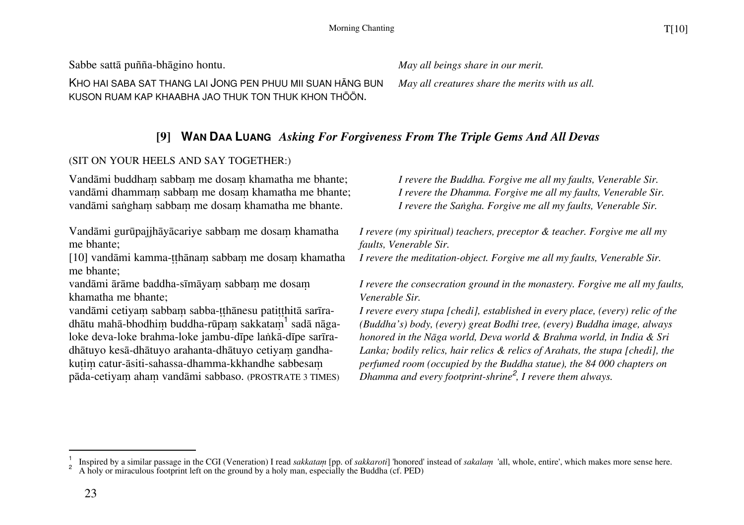Sabbe sattā puñña-bhāgino hontu.

*May all beings share in our merit.*

KHO HAI SABA SAT THANG LAI JONG PEN PHUU MII SUAN HÄNG BUN KUSON RUAM KAP KHAABHA JAO THUK TON THUK KHON THÖÖN.

*May all creatures share the merits with us all.*

## [9] WAN DAA LUANG *Asking For Forgiveness From The Triple Gems And All Devas*

(SIT ON YOUR HEELS AND SAY TOGETHER:)

Vandāmi buddhaṃ sabbaṃ me dosaṃ khamatha me bhante;
vandāmi dhammaṃ sabbaṃ me dosaṃ khamatha me bhante;
vandāmi saṅghaṃ sabbaṃ me dosaṃ khamatha me bhante.

*I revere the Buddha. Forgive me all my faults, Venerable Sir.*
*I revere the Dhamma. Forgive me all my faults, Venerable Sir.*
*I revere the Saṅgha. Forgive me all my faults, Venerable Sir.*

Vandāmi gurūpajjhāyācariye sabbaṃ me dosaṃ khamatha me bhante;

*I revere (my spiritual) teachers, preceptor & teacher. Forgive me all my faults, Venerable Sir.*

[10] vandāmi kamma-ṭṭhānaṃ sabbaṃ me dosaṃ khamatha me bhante;

*I revere the meditation-object. Forgive me all my faults, Venerable Sir.*

vandāmi ārāme baddha-sīmāyaṃ sabbaṃ me dosaṃ khamatha me bhante;

*I revere the consecration ground in the monastery. Forgive me all my faults, Venerable Sir.*

vandāmi cetiyaṃ sabbaṃ sabba-ṭṭhānesu patiṭṭhitā sarīra-dhātu mahā-bhodhiṃ buddha-rūpaṃ sakkataṃ[1] sadā nāga-loke deva-loke brahma-loke jambu-dīpe laṅkā-dīpe sarīra-dhātuyo kesā-dhātuyo arahanta-dhātuyo cetiyaṃ gandha-kuṭiṃ catur-āsiti-sahassa-dhamma-kkhandhe sabbesaṃ pāda-cetiyaṃ ahaṃ vandāmi sabbaso. (PROSTRATE 3 TIMES)

*I revere every stupa [chedi], established in every place, (every) relic of the (Buddha's) body, (every) great Bodhi tree, (every) Buddha image, always honored in the Nāga world, Deva world & Brahma world, in India & Sri Lanka; bodily relics, hair relics & relics of Arahats, the stupa [chedi], the perfumed room (occupied by the Buddha statue), the 84 000 chapters on Dhamma and every footprint-shrine[2], I revere them always.*

---

[1] Inspired by a similar passage in the CGI (Veneration) I read *sakkataṃ* [pp. of *sakkaroti*] 'honored' instead of *sakalaṃ* 'all, whole, entire', which makes more sense here.
[2] A holy or miraculous footprint left on the ground by a holy man, especially the Buddha (cf. PED)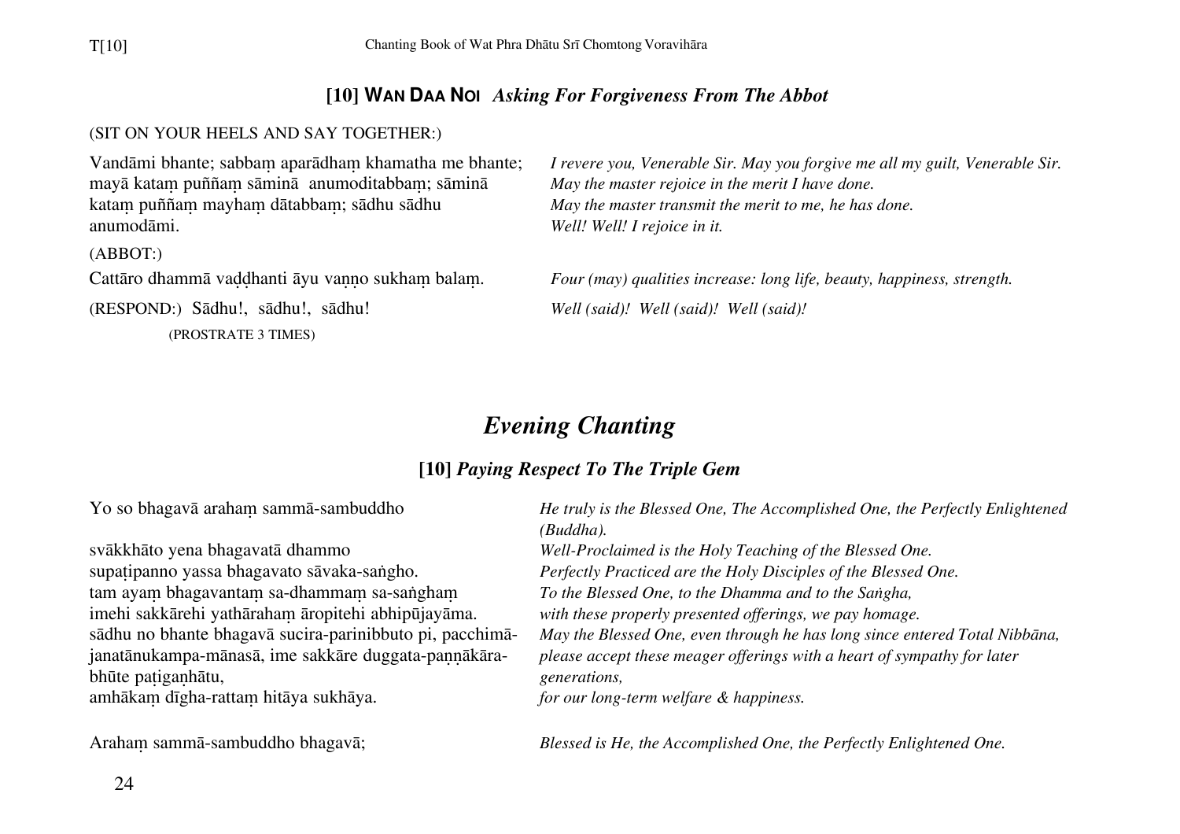## [10] WAN DAA NOI *Asking For Forgiveness From The Abbot*

(SIT ON YOUR HEELS AND SAY TOGETHER:)

| | |
|---|---|
| Vandāmi bhante; sabbaṃ aparādhaṃ khamatha me bhante; mayā kataṃ puññaṃ sāminā anumoditabbaṃ; sāminā kataṃ puññaṃ mayhaṃ dātabbaṃ; sādhu sādhu anumodāmi. | *I revere you, Venerable Sir. May you forgive me all my guilt, Venerable Sir. May the master rejoice in the merit I have done. May the master transmit the merit to me, he has done. Well! Well! I rejoice in it.* |
| (ABBOT:) | |
| Cattāro dhammā vaḍḍhanti āyu vaṇṇo sukhaṃ balaṃ. | *Four (may) qualities increase: long life, beauty, happiness, strength.* |
| (RESPOND:) Sādhu!, sādhu!, sādhu! | *Well (said)! Well (said)! Well (said)!* |

(PROSTRATE 3 TIMES)

# *Evening Chanting*

## [10] *Paying Respect To The Triple Gem*

| | |
|---|---|
| Yo so bhagavā arahaṃ sammā-sambuddho | *He truly is the Blessed One, The Accomplished One, the Perfectly Enlightened (Buddha).* |
| svākkhāto yena bhagavatā dhammo | *Well-Proclaimed is the Holy Teaching of the Blessed One.* |
| supaṭipanno yassa bhagavato sāvaka-saṅgho. | *Perfectly Practiced are the Holy Disciples of the Blessed One.* |
| tam ayaṃ bhagavantaṃ sa-dhammaṃ sa-saṅghaṃ | *To the Blessed One, to the Dhamma and to the Saṅgha,* |
| imehi sakkārehi yathārahaṃ āropitehi abhipūjayāma. | *with these properly presented offerings, we pay homage.* |
| sādhu no bhante bhagavā sucira-parinibbuto pi, pacchimā-janatānukampa-mānasā, ime sakkāre duggata-paṇṇākāra-bhūte paṭigaṇhātu, | *May the Blessed One, even through he has long since entered Total Nibbāna, please accept these meager offerings with a heart of sympathy for later generations,* |
| amhākaṃ dīgha-rattaṃ hitāya sukhāya. | *for our long-term welfare & happiness.* |
| Arahaṃ sammā-sambuddho bhagavā; | *Blessed is He, the Accomplished One, the Perfectly Enlightened One.* |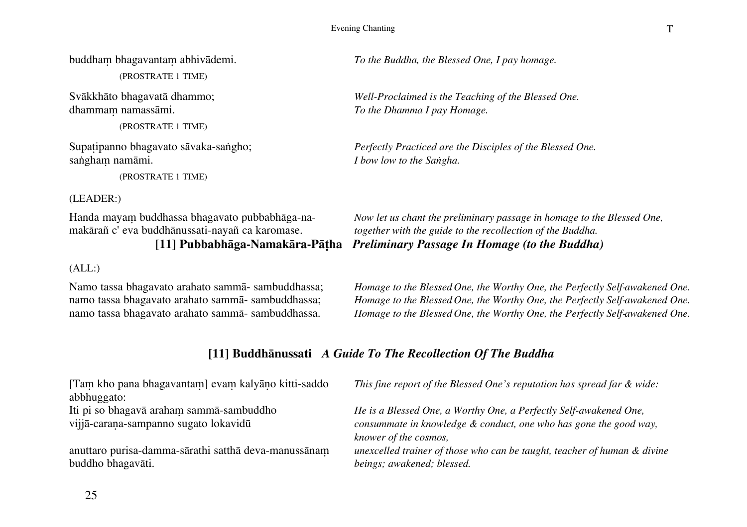buddhaṃ bhagavantaṃ abhivādemi. — *To the Buddha, the Blessed One, I pay homage.*

(PROSTRATE 1 TIME)

Svākkhāto bhagavatā dhammo; — *Well-Proclaimed is the Teaching of the Blessed One.*
dhammaṃ namassāmi. — *To the Dhamma I pay Homage.*

(PROSTRATE 1 TIME)

Supaṭipanno bhagavato sāvaka-saṅgho; — *Perfectly Practiced are the Disciples of the Blessed One.*
saṅghaṃ namāmi. — *I bow low to the Saṅgha.*

(PROSTRATE 1 TIME)

(LEADER:)

Handa mayaṃ buddhassa bhagavato pubbabhāga-namakārañ c' eva buddhānussati-nayañ ca karomase. — *Now let us chant the preliminary passage in homage to the Blessed One, together with the guide to the recollection of the Buddha.*

### [11] Pubbabhāga-Namakāra-Pāṭha *Preliminary Passage In Homage (to the Buddha)*

(ALL:)

Namo tassa bhagavato arahato sammā- sambuddhassa; — *Homage to the Blessed One, the Worthy One, the Perfectly Self-awakened One.*
namo tassa bhagavato arahato sammā- sambuddhassa; — *Homage to the Blessed One, the Worthy One, the Perfectly Self-awakened One.*
namo tassa bhagavato arahato sammā- sambuddhassa. — *Homage to the Blessed One, the Worthy One, the Perfectly Self-awakened One.*

## [11] Buddhānussati *A Guide To The Recollection Of The Buddha*

[Taṃ kho pana bhagavantaṃ] evaṃ kalyāṇo kitti-saddo abbhuggato: — *This fine report of the Blessed One's reputation has spread far & wide:*

Iti pi so bhagavā arahaṃ sammā-sambuddho — *He is a Blessed One, a Worthy One, a Perfectly Self-awakened One,*
vijjā-caraṇa-sampanno sugato lokavidū — *consummate in knowledge & conduct, one who has gone the good way, knower of the cosmos,*

anuttaro purisa-damma-sārathi satthā deva-manussānaṃ buddho bhagavāti. — *unexcelled trainer of those who can be taught, teacher of human & divine beings; awakened; blessed.*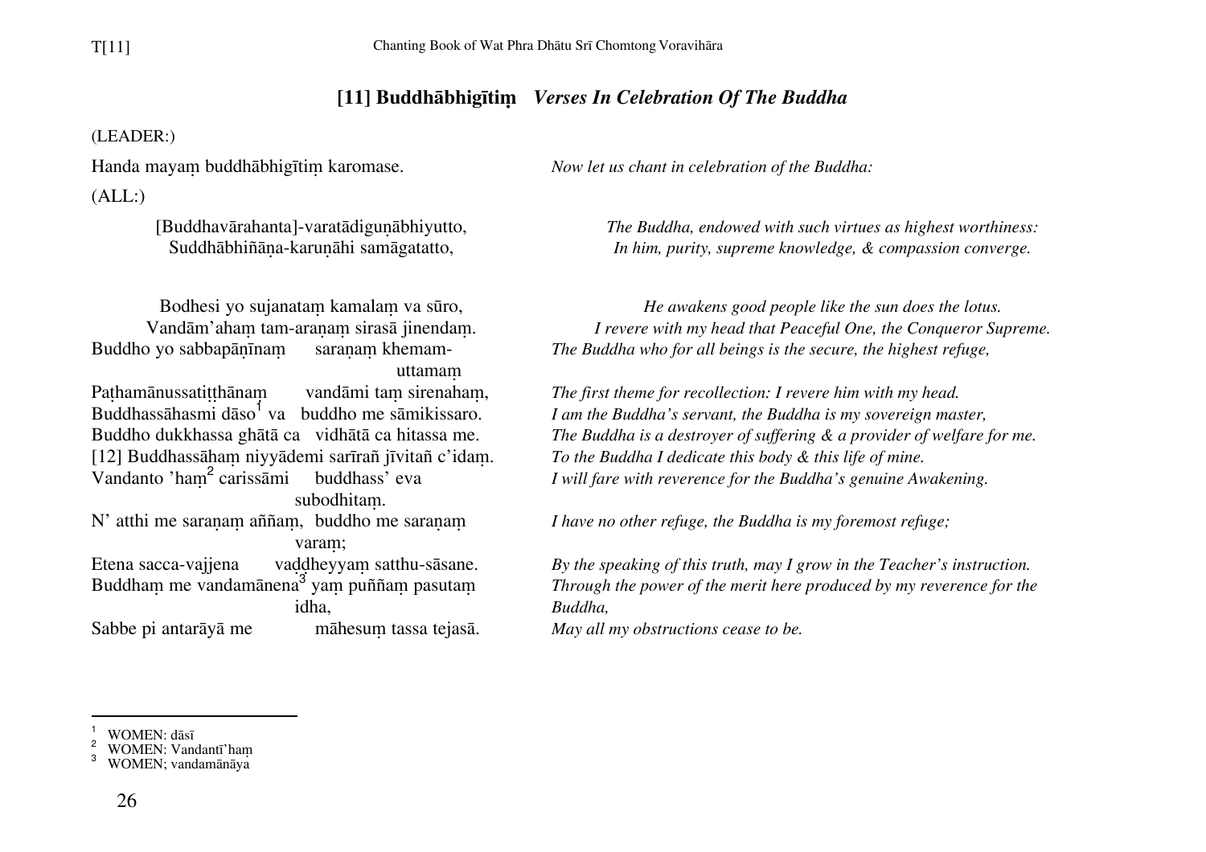## [11] Buddhābhigītiṃ *Verses In Celebration Of The Buddha*

(LEADER:)

| | |
|---|---|
| Handa mayaṃ buddhābhigītiṃ karomase. | *Now let us chant in celebration of the Buddha:* |

(ALL:)

| | |
|---|---|
| [Buddhavārahanta]-varatādiguṇābhiyutto,<br>Suddhābhiñāṇa-karuṇāhi samāgatatto, | *The Buddha, endowed with such virtues as highest worthiness:*<br>*In him, purity, supreme knowledge, & compassion converge.* |
| Bodhesi yo sujanataṃ kamalaṃ va sūro,<br>Vandām'ahaṃ tam-araṇaṃ sirasā jinendaṃ. | *He awakens good people like the sun does the lotus.*<br>*I revere with my head that Peaceful One, the Conqueror Supreme.* |
| Buddho yo sabbapāṇīnaṃ saraṇaṃ khemam-uttamaṃ | *The Buddha who for all beings is the secure, the highest refuge,* |
| Paṭhamānussatiṭṭhānaṃ vandāmi taṃ sirenahaṃ, | *The first theme for recollection: I revere him with my head.* |
| Buddhassāhasmi dāso[1] va buddho me sāmikissaro. | *I am the Buddha's servant, the Buddha is my sovereign master,* |
| Buddho dukkhassa ghātā ca vidhātā ca hitassa me. | *The Buddha is a destroyer of suffering & a provider of welfare for me.* |
| [12] Buddhassāhaṃ niyyādemi sarīrañ jīvitañ c'idaṃ. | *To the Buddha I dedicate this body & this life of mine.* |
| Vandanto 'haṃ[2] carissāmi buddhass' eva subodhitaṃ. | *I will fare with reverence for the Buddha's genuine Awakening.* |
| N' atthi me saraṇaṃ aññaṃ, buddho me saraṇaṃ varaṃ; | *I have no other refuge, the Buddha is my foremost refuge;* |
| Etena sacca-vajjena vaḍḍheyyaṃ satthu-sāsane. | *By the speaking of this truth, may I grow in the Teacher's instruction.* |
| Buddhaṃ me vandamānena[3] yaṃ puññaṃ pasutaṃ idha, | *Through the power of the merit here produced by my reverence for the Buddha,* |
| Sabbe pi antarāyā me māhesuṃ tassa tejasā. | *May all my obstructions cease to be.* |

---

[1] WOMEN: dāsī
[2] WOMEN: Vandantī'haṃ
[3] WOMEN; vandamānāya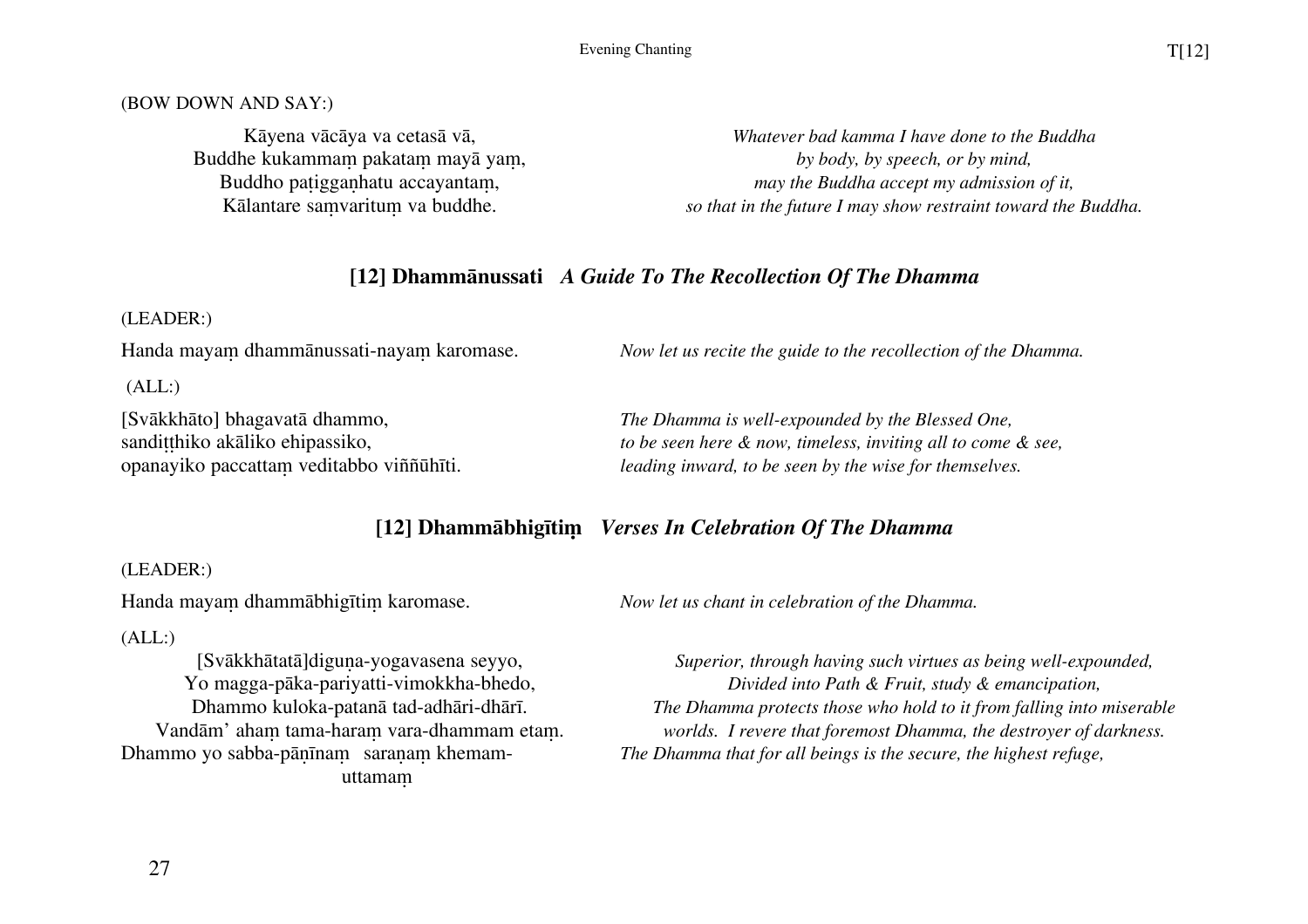(BOW DOWN AND SAY:)

Kāyena vācāya va cetasā vā,
Buddhe kukammaṃ pakataṃ mayā yaṃ,
Buddho paṭiggaṇhatu accayantaṃ,
Kālantare saṃvarituṃ va buddhe.

*Whatever bad kamma I have done to the Buddha*
*by body, by speech, or by mind,*
*may the Buddha accept my admission of it,*
*so that in the future I may show restraint toward the Buddha.*

## [12] Dhammānussati *A Guide To The Recollection Of The Dhamma*

(LEADER:)

Handa mayaṃ dhammānussati-nayaṃ karomase.

*Now let us recite the guide to the recollection of the Dhamma.*

(ALL:)

[Svākkhāto] bhagavatā dhammo,
sandiṭṭhiko akāliko ehipassiko,
opanayiko paccattaṃ veditabbo viññūhīti.

*The Dhamma is well-expounded by the Blessed One,*
*to be seen here & now, timeless, inviting all to come & see,*
*leading inward, to be seen by the wise for themselves.*

## [12] Dhammābhigītiṃ *Verses In Celebration Of The Dhamma*

(LEADER:)

Handa mayaṃ dhammābhigītiṃ karomase.

*Now let us chant in celebration of the Dhamma.*

(ALL:)

[Svākkhātatā]diguṇa-yogavasena seyyo,
Yo magga-pāka-pariyatti-vimokkha-bhedo,
Dhammo kuloka-patanā tad-adhāri-dhārī.
Vandām' ahaṃ tama-haraṃ vara-dhammam etaṃ.
Dhammo yo sabba-pāṇīnaṃ saraṇaṃ khemam-uttamaṃ

*Superior, through having such virtues as being well-expounded,*
*Divided into Path & Fruit, study & emancipation,*
*The Dhamma protects those who hold to it from falling into miserable worlds. I revere that foremost Dhamma, the destroyer of darkness.*
*The Dhamma that for all beings is the secure, the highest refuge,*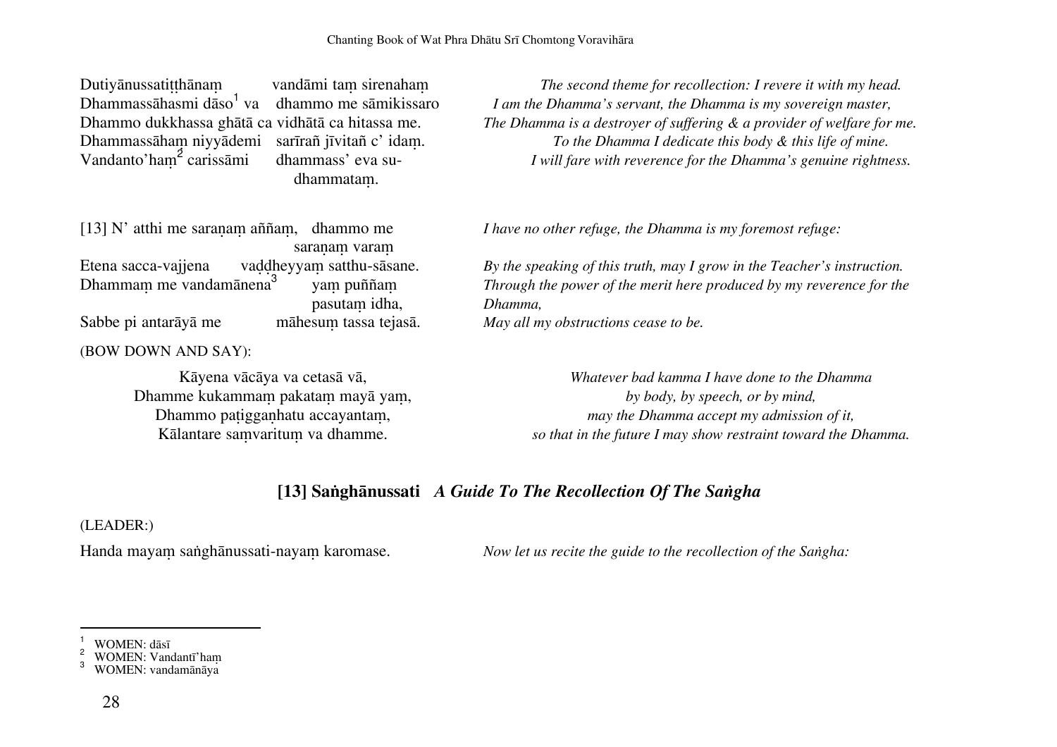Dutiyānussatiṭṭhānaṃ vandāmi taṃ sirenahaṃ
Dhammassāhasmi dāso[1] va dhammo me sāmikissaro
Dhammo dukkhassa ghātā ca vidhātā ca hitassa me.
Dhammassāhaṃ niyyādemi sarīrañ jīvitañ c' idaṃ.
Vandanto'haṃ[2] carissāmi dhammass' eva su-dhammataṃ.

*The second theme for recollection: I revere it with my head.*
*I am the Dhamma's servant, the Dhamma is my sovereign master,*
*The Dhamma is a destroyer of suffering & a provider of welfare for me.*
*To the Dhamma I dedicate this body & this life of mine.*
*I will fare with reverence for the Dhamma's genuine rightness.*

[13] N' atthi me saraṇaṃ aññaṃ, dhammo me saraṇaṃ varaṃ
Etena sacca-vajjena vaḍḍheyyaṃ satthu-sāsane.
Dhammaṃ me vandamānena[3] yaṃ puññaṃ pasutaṃ idha,
Sabbe pi antarāyā me māhesuṃ tassa tejasā.

*I have no other refuge, the Dhamma is my foremost refuge:*
*By the speaking of this truth, may I grow in the Teacher's instruction.*
*Through the power of the merit here produced by my reverence for the Dhamma,*
*May all my obstructions cease to be.*

(BOW DOWN AND SAY):

Kāyena vācāya va cetasā vā,
Dhamme kukammaṃ pakataṃ mayā yaṃ,
Dhammo paṭigganhatu accayantaṃ,
Kālantare saṃvarituṃ va dhamme.

*Whatever bad kamma I have done to the Dhamma*
*by body, by speech, or by mind,*
*may the Dhamma accept my admission of it,*
*so that in the future I may show restraint toward the Dhamma.*

## [13] Saṅghānussati *A Guide To The Recollection Of The Saṅgha*

(LEADER:)

Handa mayaṃ saṅghānussati-nayaṃ karomase.

*Now let us recite the guide to the recollection of the Saṅgha:*

---

[1] WOMEN: dāsī
[2] WOMEN: Vandantī'haṃ
[3] WOMEN: vandamānāya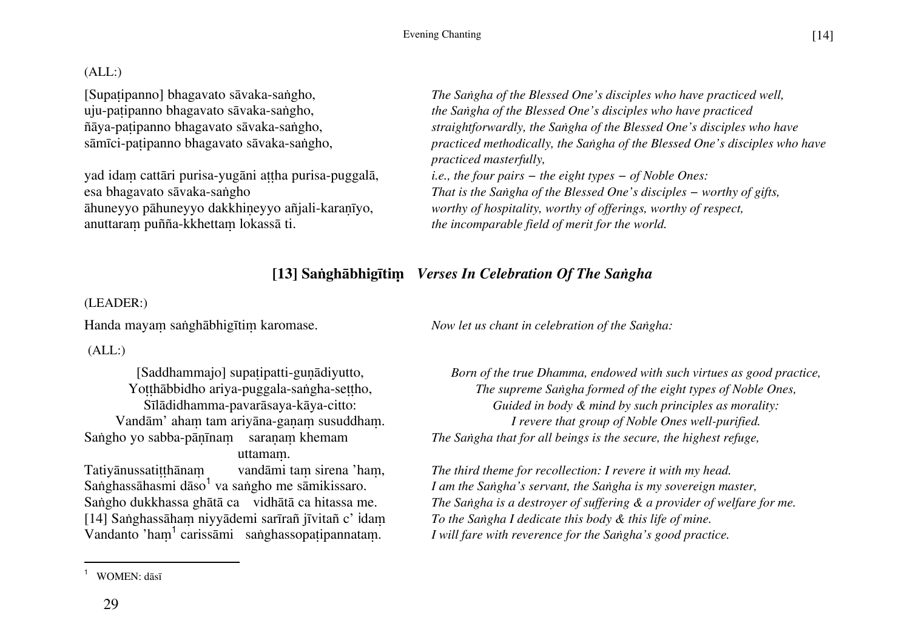(ALL:)

[Supaṭipanno] bhagavato sāvaka-saṅgho,
uju-paṭipanno bhagavato sāvaka-saṅgho,
ñāya-paṭipanno bhagavato sāvaka-saṅgho,
sāmīci-paṭipanno bhagavato sāvaka-saṅgho,

*The Saṅgha of the Blessed One's disciples who have practiced well, the Saṅgha of the Blessed One's disciples who have practiced straightforwardly, the Saṅgha of the Blessed One's disciples who have practiced methodically, the Saṅgha of the Blessed One's disciples who have practiced masterfully,*

yad idaṃ cattāri purisa-yugāni aṭṭha purisa-puggalā,
esa bhagavato sāvaka-saṅgho
āhuneyyo pāhuneyyo dakkhiṇeyyo añjali-karaṇīyo,
anuttaraṃ puñña-kkhettaṃ lokassā ti.

*i.e., the four pairs – the eight types – of Noble Ones:*
*That is the Saṅgha of the Blessed One's disciples – worthy of gifts,*
*worthy of hospitality, worthy of offerings, worthy of respect,*
*the incomparable field of merit for the world.*

## [13] Saṅghābhigītiṃ *Verses In Celebration Of The Saṅgha*

(LEADER:)

Handa mayaṃ saṅghābhigītiṃ karomase.

*Now let us chant in celebration of the Saṅgha:*

(ALL:)

[Saddhammajo] supaṭipatti-guṇādiyutto,
Yoṭṭhābbidho ariya-puggala-saṅgha-seṭṭho,
Sīlādidhamma-pavarāsaya-kāya-citto:
Vandām' ahaṃ tam ariyāna-gaṇaṃ susuddhaṃ.

*Born of the true Dhamma, endowed with such virtues as good practice,*
*The supreme Saṅgha formed of the eight types of Noble Ones,*
*Guided in body & mind by such principles as morality:*
*I revere that group of Noble Ones well-purified.*

Saṅgho yo sabba-pāṇīnaṃ saraṇaṃ khemam uttamaṃ.

*The Saṅgha that for all beings is the secure, the highest refuge,*

Tatiyānussatiṭṭhānaṃ vandāmi taṃ sirena 'haṃ,

*The third theme for recollection: I revere it with my head.*

Saṅghassāhasmi dāso[1] va saṅgho me sāmikissaro.

*I am the Saṅgha's servant, the Saṅgha is my sovereign master,*

Saṅgho dukkhassa ghātā ca vidhātā ca hitassa me.

*The Saṅgha is a destroyer of suffering & a provider of welfare for me.*

[14] Saṅghassāhaṃ niyyādemi sarīrañ jīvitañ c' idaṃ

*To the Saṅgha I dedicate this body & this life of mine.*

Vandanto 'haṃ[1] carissāmi saṅghassopaṭipannataṃ.

*I will fare with reverence for the Saṅgha's good practice.*

---

[1] WOMEN: dāsī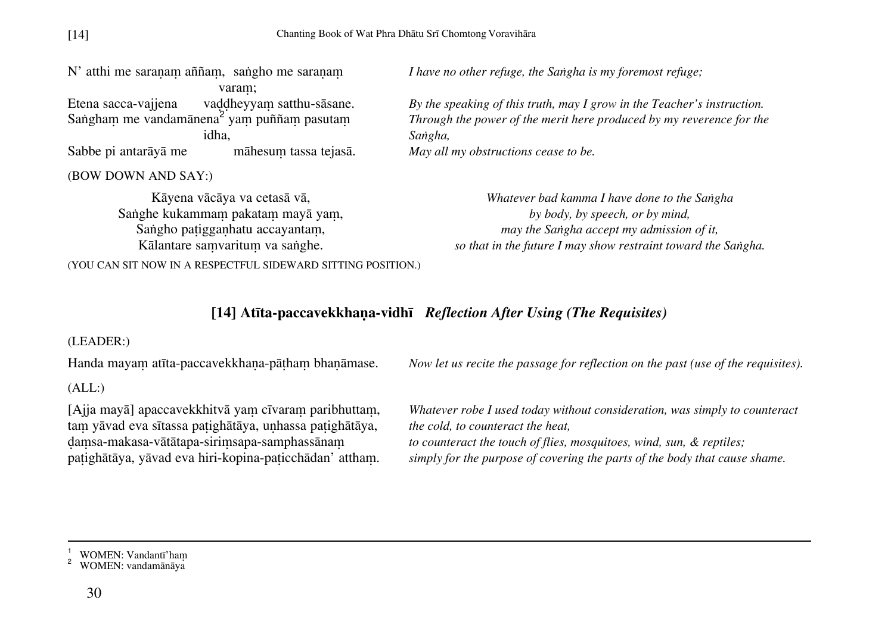| | |
|---|---|
| N' atthi me saraṇaṃ aññaṃ, saṅgho me saraṇaṃ varaṃ; | *I have no other refuge, the Saṅgha is my foremost refuge;* |
| Etena sacca-vajjena vaḍḍheyyaṃ satthu-sāsane. | *By the speaking of this truth, may I grow in the Teacher's instruction.* |
| Saṅghaṃ me vandamānena[2] yaṃ puññaṃ pasutaṃ idha, | *Through the power of the merit here produced by my reverence for the Saṅgha,* |
| Sabbe pi antarāyā me māhesuṃ tassa tejasā. | *May all my obstructions cease to be.* |

(BOW DOWN AND SAY:)

| | |
|---|---|
| Kāyena vācāya va cetasā vā, | *Whatever bad kamma I have done to the Saṅgha* |
| Saṅghe kukammaṃ pakataṃ mayā yaṃ, | *by body, by speech, or by mind,* |
| Saṅgho paṭigganhatu accayantaṃ, | *may the Saṅgha accept my admission of it,* |
| Kālantare saṃvarituṃ va saṅghe. | *so that in the future I may show restraint toward the Saṅgha.* |

(YOU CAN SIT NOW IN A RESPECTFUL SIDEWARD SITTING POSITION.)

## [14] Atīta-paccavekkhaṇa-vidhī *Reflection After Using (The Requisites)*

(LEADER:)

| | |
|---|---|
| Handa mayaṃ atīta-paccavekkhaṇa-pāṭhaṃ bhaṇāmase. | *Now let us recite the passage for reflection on the past (use of the requisites).* |

(ALL:)

| | |
|---|---|
| [Ajja mayā] apaccavekkhitvā yaṃ cīvaraṃ paribhuttaṃ, taṃ yāvad eva sītassa paṭighātāya, uṇhassa paṭighātāya, | *Whatever robe I used today without consideration, was simply to counteract the cold, to counteract the heat,* |
| ḍaṃsa-makasa-vātātapa-siriṃsapa-samphassānaṃ paṭighātāya, | *to counteract the touch of flies, mosquitoes, wind, sun, & reptiles;* |
| yāvad eva hiri-kopina-paṭicchādan' atthaṃ. | *simply for the purpose of covering the parts of the body that cause shame.* |

---

[1] WOMEN: Vandantī'haṃ

[2] WOMEN: vandamānāya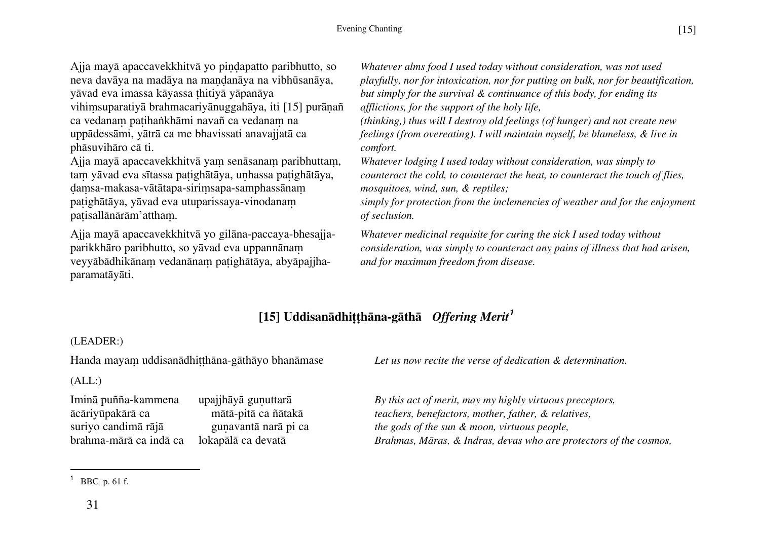Ajja mayā apaccavekkhitvā yo piṇḍapatto paribhutto, so neva davāya na madāya na maṇḍanāya na vibhūsanāya, yāvad eva imassa kāyassa ṭhitiyā yāpanāya vihiṃsuparatiyā brahmacariyānuggahāya, iti [15] purāṇañ ca vedanaṃ paṭihaṅkhāmi navañ ca vedanaṃ na uppādessāmi, yātrā ca me bhavissati anavajjatā ca phāsuvihāro cā ti.

*Whatever alms food I used today without consideration, was not used playfully, nor for intoxication, nor for putting on bulk, nor for beautification, but simply for the survival & continuance of this body, for ending its afflictions, for the support of the holy life, (thinking,) thus will I destroy old feelings (of hunger) and not create new feelings (from overeating). I will maintain myself, be blameless, & live in comfort.*

Ajja mayā apaccavekkhitvā yaṃ senāsanaṃ paribhuttaṃ, taṃ yāvad eva sītassa paṭighātāya, uṇhassa paṭighātāya, ḍaṃsa-makasa-vātātapa-siriṃsapa-samphassānaṃ paṭighātāya, yāvad eva utuparissaya-vinodanaṃ paṭisallānārām'atthaṃ.

*Whatever lodging I used today without consideration, was simply to counteract the cold, to counteract the heat, to counteract the touch of flies, mosquitoes, wind, sun, & reptiles; simply for protection from the inclemencies of weather and for the enjoyment of seclusion.*

Ajja mayā apaccavekkhitvā yo gilāna-paccaya-bhesajja-parikkhāro paribhutto, so yāvad eva uppannānaṃ veyyābādhikānaṃ vedanānaṃ paṭighātāya, abyāpajjha-paramatāyāti.

*Whatever medicinal requisite for curing the sick I used today without consideration, was simply to counteract any pains of illness that had arisen, and for maximum freedom from disease.*

## [15] Uddisanādhiṭṭhāna-gāthā *Offering Merit*[1]

(LEADER:)

Handa mayaṃ uddisanādhiṭṭhāna-gāthāyo bhanāmase

*Let us now recite the verse of dedication & determination.*

(ALL:)

Iminā puñña-kammena upajjhāyā guṇuttarā  
ācāriyūpakārā ca mātā-pitā ca ñātakā  
suriyo candimā rājā guṇavantā narā pi ca  
brahma-mārā ca indā ca lokapālā ca devatā

*By this act of merit, may my highly virtuous preceptors,*  
*teachers, benefactors, mother, father, & relatives,*  
*the gods of the sun & moon, virtuous people,*  
*Brahmas, Māras, & Indras, devas who are protectors of the cosmos,*

---

[1] BBC p. 61 f.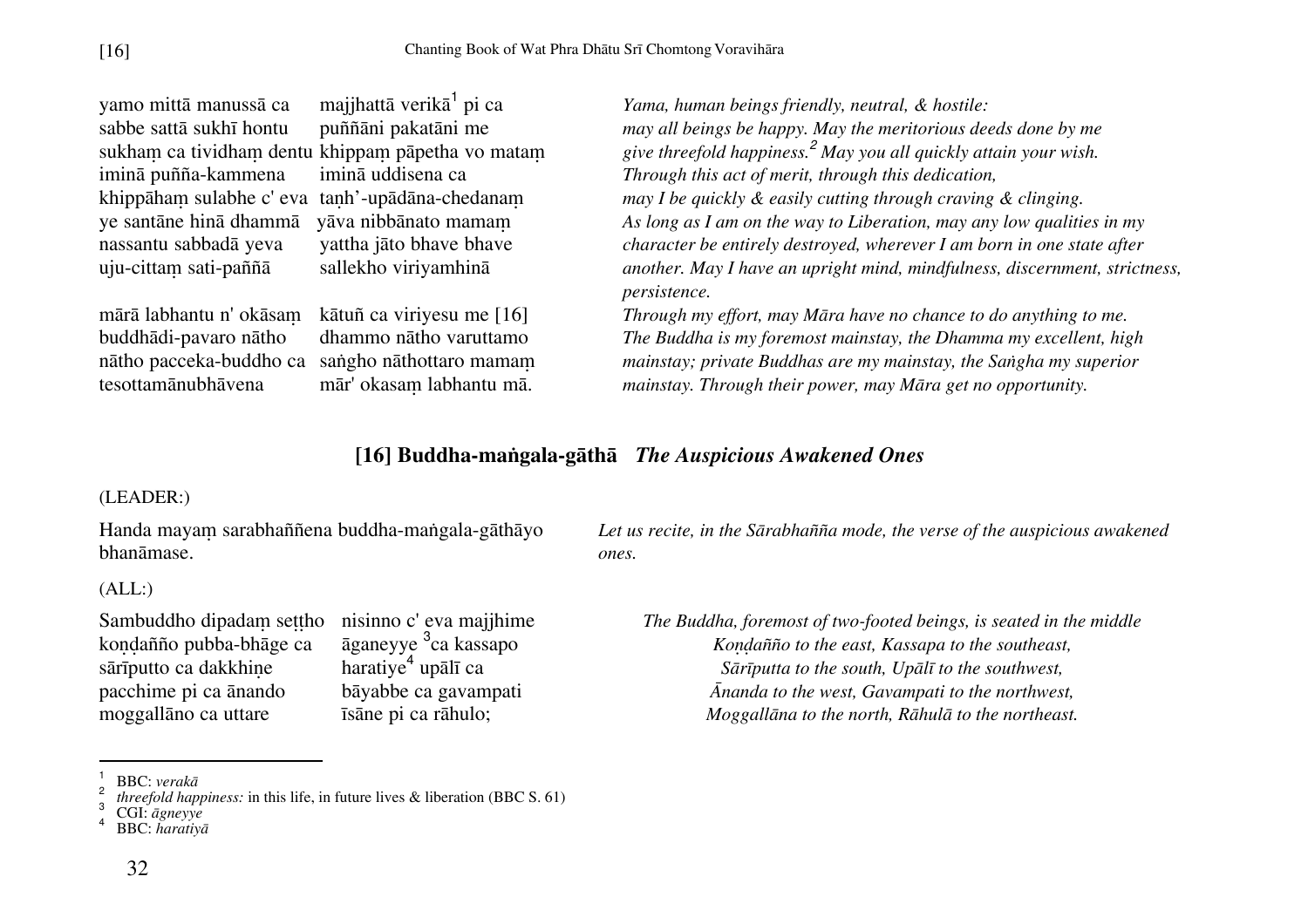yamo mittā manussā ca majjhattā verikā[1] pi ca
sabbe sattā sukhī hontu puññāni pakatāni me
sukhaṃ ca tividhaṃ dentu khippaṃ pāpetha vo mataṃ
iminā puñña-kammena iminā uddisena ca
khippāhaṃ sulabhe c' eva taṇh'-upādāna-chedanaṃ
ye santāne hīnā dhammā yāva nibbānato mamaṃ
nassantu sabbadā yeva yattha jāto bhave bhave
uju-cittaṃ sati-paññā sallekho viriyamhinā

*Yama, human beings friendly, neutral, & hostile: may all beings be happy. May the meritorious deeds done by me give threefold happiness.[2] May you all quickly attain your wish. Through this act of merit, through this dedication, may I be quickly & easily cutting through craving & clinging. As long as I am on the way to Liberation, may any low qualities in my character be entirely destroyed, wherever I am born in one state after another. May I have an upright mind, mindfulness, discernment, strictness, persistence.*

mārā labhantu n' okāsaṃ kātuñ ca viriyesu me [16]
buddhādi-pavaro nātho dhammo nātho varuttamo
nātho pacceka-buddho ca saṅgho nāthottaro mamaṃ
tesottamānubhāvena mār' okasaṃ labhantu mā.

*Through my effort, may Māra have no chance to do anything to me. The Buddha is my foremost mainstay, the Dhamma my excellent, high mainstay; private Buddhas are my mainstay, the Saṅgha my superior mainstay. Through their power, may Māra get no opportunity.*

## [16] Buddha-maṅgala-gāthā *The Auspicious Awakened Ones*

(LEADER:)

Handa mayaṃ sarabhaññena buddha-maṅgala-gāthāyo bhanāmase.

*Let us recite, in the Sārabhañña mode, the verse of the auspicious awakened ones.*

(ALL:)

Sambuddho dipadaṃ seṭṭho nisinno c' eva majjhime
koṇḍañño pubba-bhāge ca āganeyye [3]ca kassapo
sārīputto ca dakkhiṇe haratiye[4] upālī ca
pacchime pi ca ānando bāyabbe ca gavampati
moggallāno ca uttare īsāne pi ca rāhulo;

*The Buddha, foremost of two-footed beings, is seated in the middle*
*Koṇḍañño to the east, Kassapa to the southeast,*
*Sārīputta to the south, Upālī to the southwest,*
*Ānanda to the west, Gavampati to the northwest,*
*Moggallāna to the north, Rāhulā to the northeast.*

---

[1] BBC: *verakā*
[2] *threefold happiness:* in this life, in future lives & liberation (BBC S. 61)
[3] CGI: *āgneyye*
[4] BBC: *haratiyā*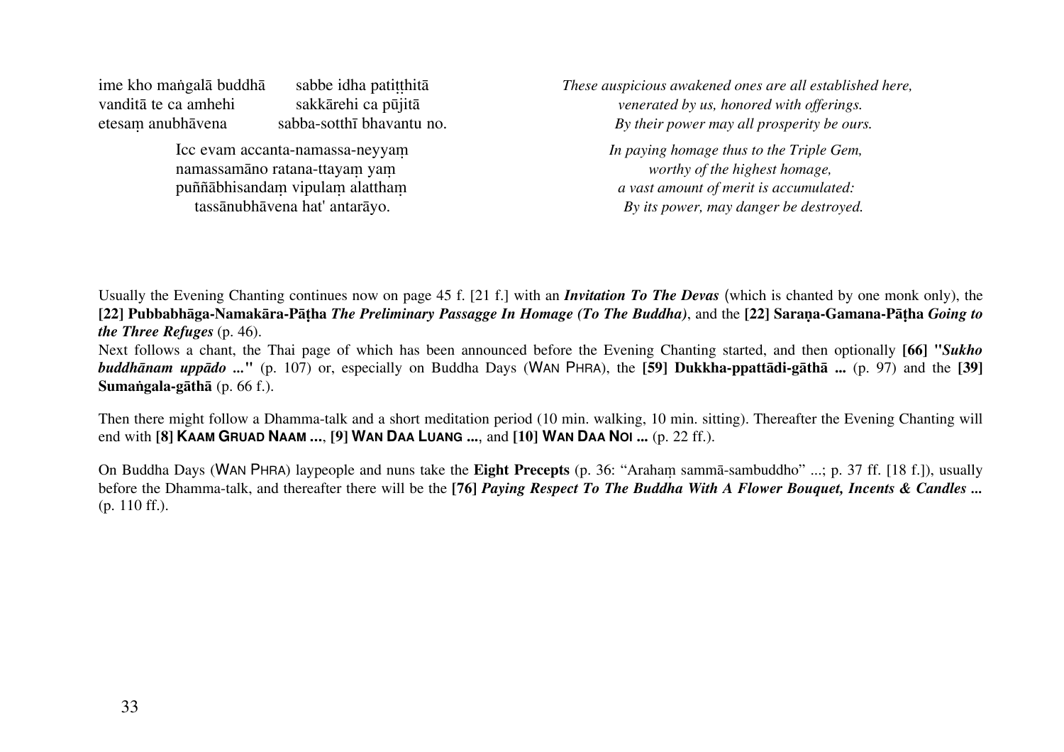ime kho maṅgalā buddhā sabbe idha patiṭṭhitā
vanditā te ca amhehi sakkārehi ca pūjitā
etesaṃ anubhāvena sabba-sotthī bhavantu no.

*These auspicious awakened ones are all established here,*
*venerated by us, honored with offerings.*
*By their power may all prosperity be ours.*

Icc evam accanta-namassa-neyyaṃ
namassamāno ratana-ttayaṃ yaṃ
puññābhisandaṃ vipulaṃ alatthaṃ
tassānubhāvena hat' antarāyo.

*In paying homage thus to the Triple Gem,*
*worthy of the highest homage,*
*a vast amount of merit is accumulated:*
*By its power, may danger be destroyed.*

Usually the Evening Chanting continues now on page 45 f. [21 f.] with an ***Invitation To The Devas*** (which is chanted by one monk only), the **[22] Pubbabhāga-Namakāra-Pāṭha *The Preliminary Passagge In Homage (To The Buddha)***, and the **[22] Saraṇa-Gamana-Pāṭha *Going to the Three Refuges*** (p. 46).
Next follows a chant, the Thai page of which has been announced before the Evening Chanting started, and then optionally **[66] "*Sukho buddhānam uppādo ...*"** (p. 107) or, especially on Buddha Days (WAN PHRA), the **[59] Dukkha-ppattādi-gāthā ...** (p. 97) and the **[39] Sumaṅgala-gāthā** (p. 66 f.).

Then there might follow a Dhamma-talk and a short meditation period (10 min. walking, 10 min. sitting). Thereafter the Evening Chanting will end with **[8] KAAM GRUAD NAAM ...**, **[9] WAN DAA LUANG ...**, and **[10] WAN DAA NOI ...** (p. 22 ff.).

On Buddha Days (WAN PHRA) laypeople and nuns take the **Eight Precepts** (p. 36: "Arahaṃ sammā-sambuddho" ...; p. 37 ff. [18 f.]), usually before the Dhamma-talk, and thereafter there will be the **[76] *Paying Respect To The Buddha With A Flower Bouquet, Incents & Candles ...*** (p. 110 ff.).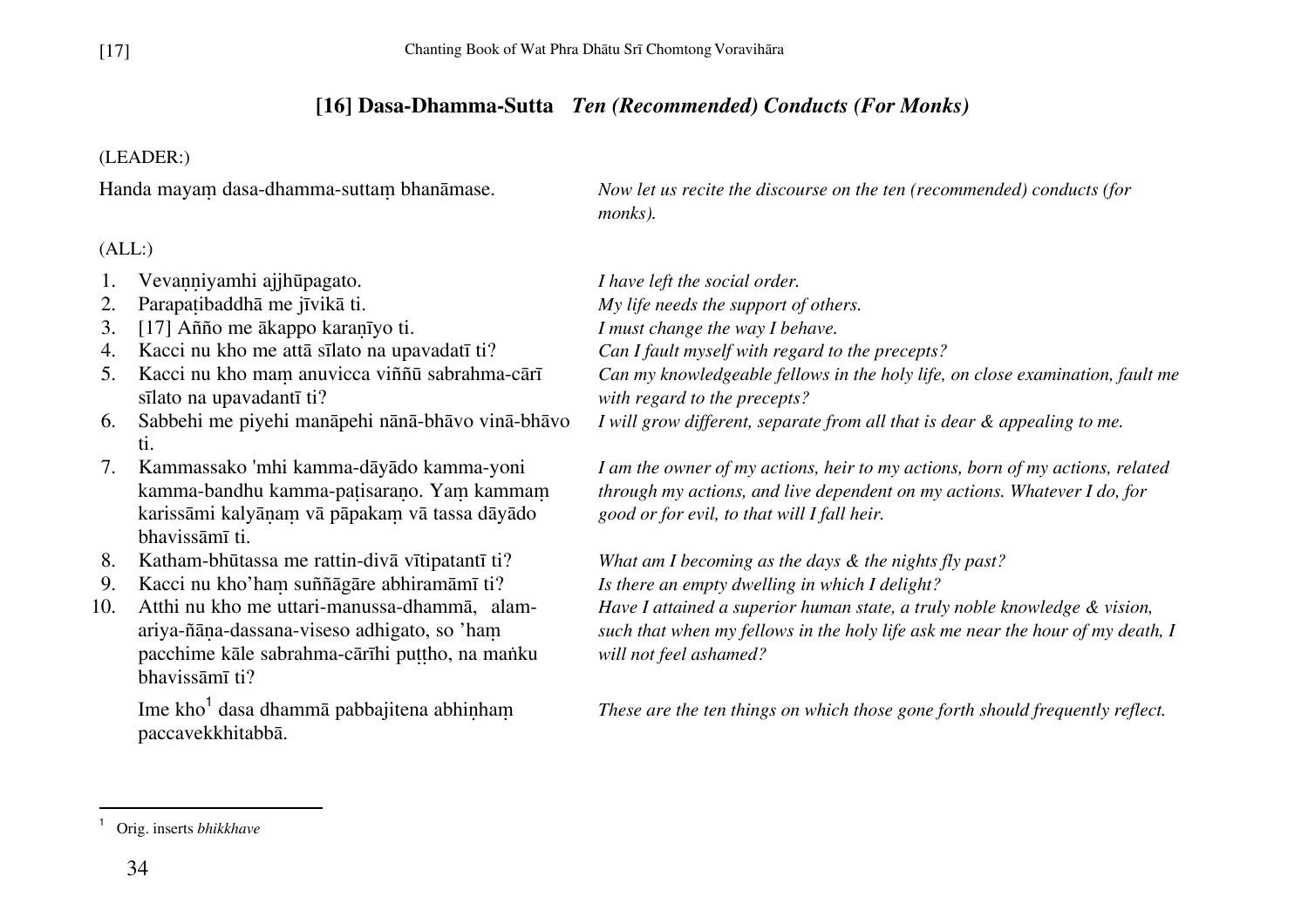## [16] Dasa-Dhamma-Sutta *Ten (Recommended) Conducts (For Monks)*

(LEADER:)

Handa mayaṃ dasa-dhamma-suttaṃ bhanāmase.

*Now let us recite the discourse on the ten (recommended) conducts (for monks).*

(ALL:)

1. Vevaṇṇiyamhi ajjhūpagato.
   *I have left the social order.*
2. Parapaṭibaddhā me jīvikā ti.
   *My life needs the support of others.*
3. [17] Añño me ākappo karaṇīyo ti.
   *I must change the way I behave.*
4. Kacci nu kho me attā sīlato na upavadatī ti?
   *Can I fault myself with regard to the precepts?*
5. Kacci nu kho maṃ anuvicca viññū sabrahma-cārī sīlato na upavadantī ti?
   *Can my knowledgeable fellows in the holy life, on close examination, fault me with regard to the precepts?*
6. Sabbehi me piyehi manāpehi nānā-bhāvo vinā-bhāvo ti.
   *I will grow different, separate from all that is dear & appealing to me.*
7. Kammassako 'mhi kamma-dāyādo kamma-yoni kamma-bandhu kamma-paṭisaraṇo. Yaṃ kammaṃ karissāmi kalyāṇaṃ vā pāpakaṃ vā tassa dāyādo bhavissāmī ti.
   *I am the owner of my actions, heir to my actions, born of my actions, related through my actions, and live dependent on my actions. Whatever I do, for good or for evil, to that will I fall heir.*
8. Katham-bhūtassa me rattin-divā vītipatantī ti?
   *What am I becoming as the days & the nights fly past?*
9. Kacci nu kho'haṃ suññāgāre abhiramāmī ti?
   *Is there an empty dwelling in which I delight?*
10. Atthi nu kho me uttari-manussa-dhammā, alam-ariya-ñāṇa-dassana-viseso adhigato, so 'haṃ pacchime kāle sabrahma-cārīhi puṭṭho, na maṅku bhavissāmī ti?
    *Have I attained a superior human state, a truly noble knowledge & vision, such that when my fellows in the holy life ask me near the hour of my death, I will not feel ashamed?*

Ime kho[1] dasa dhammā pabbajitena abhiṇhaṃ paccavekkhitabbā.

*These are the ten things on which those gone forth should frequently reflect.*

---

[1] Orig. inserts *bhikkhave*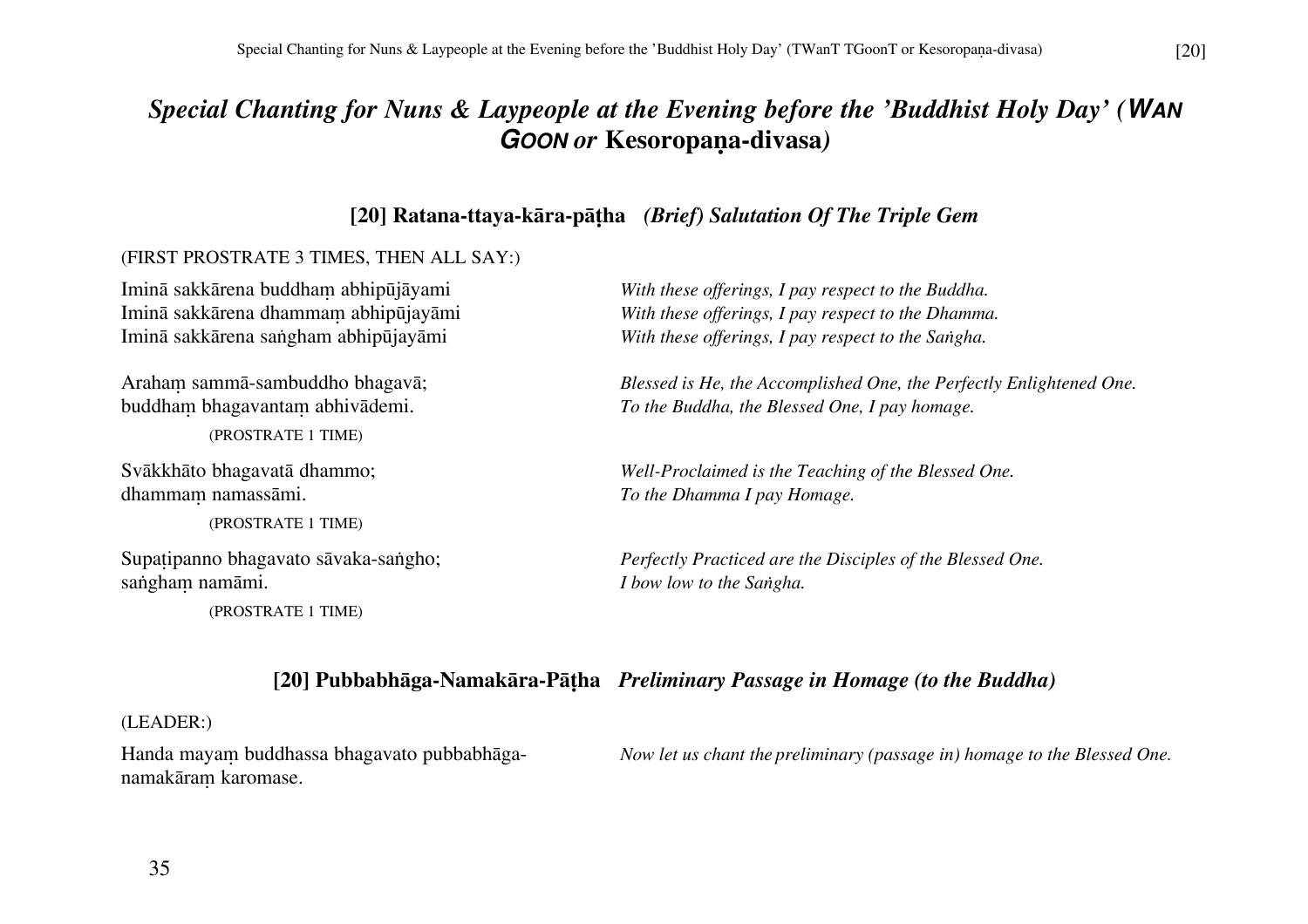# *Special Chanting for Nuns & Laypeople at the Evening before the 'Buddhist Holy Day' (**WAN GOON** or **Kesoropaṇa-divasa**)*

### [20] Ratana-ttaya-kāra-pāṭha *(Brief) Salutation Of The Triple Gem*

(FIRST PROSTRATE 3 TIMES, THEN ALL SAY:)

Iminā sakkārena buddhaṃ abhipūjāyami
Iminā sakkārena dhammaṃ abhipūjayāmi
Iminā sakkārena saṅgham abhipūjayāmi

*With these offerings, I pay respect to the Buddha.*
*With these offerings, I pay respect to the Dhamma.*
*With these offerings, I pay respect to the Saṅgha.*

Arahaṃ sammā-sambuddho bhagavā;
buddhaṃ bhagavantaṃ abhivādemi.

*Blessed is He, the Accomplished One, the Perfectly Enlightened One.*
*To the Buddha, the Blessed One, I pay homage.*

(PROSTRATE 1 TIME)

Svākkhāto bhagavatā dhammo;
dhammaṃ namassāmi.

*Well-Proclaimed is the Teaching of the Blessed One.*
*To the Dhamma I pay Homage.*

(PROSTRATE 1 TIME)

Supaṭipanno bhagavato sāvaka-saṅgho;
saṅghaṃ namāmi.

*Perfectly Practiced are the Disciples of the Blessed One.*
*I bow low to the Saṅgha.*

(PROSTRATE 1 TIME)

### [20] Pubbabhāga-Namakāra-Pāṭha *Preliminary Passage in Homage (to the Buddha)*

(LEADER:)

Handa mayaṃ buddhassa bhagavato pubbabhāga-namakāraṃ karomase.

*Now let us chant the preliminary (passage in) homage to the Blessed One.*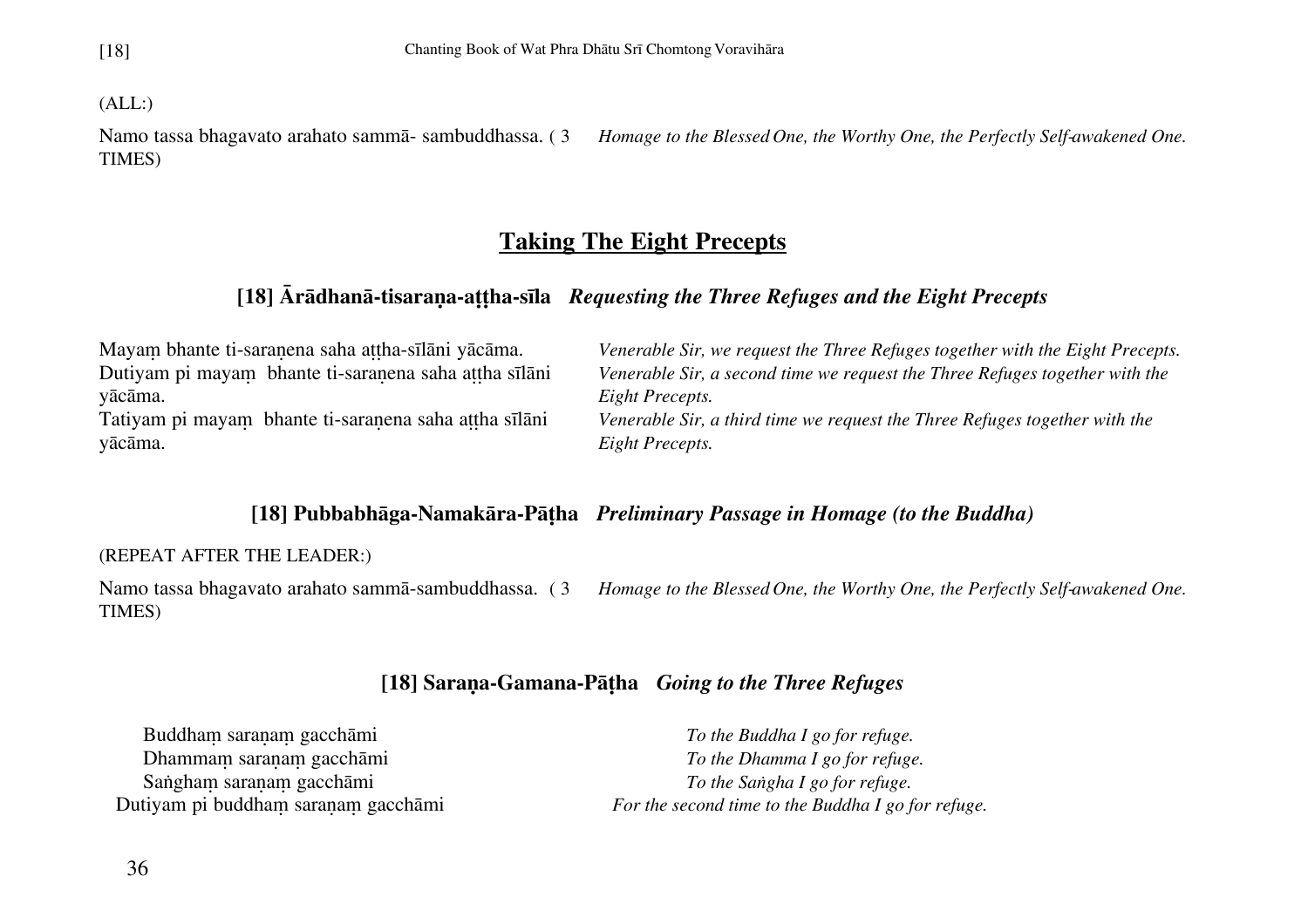(ALL:)

Namo tassa bhagavato arahato sammā- sambuddhassa. ( 3 TIMES)

*Homage to the Blessed One, the Worthy One, the Perfectly Self-awakened One.*

## Taking The Eight Precepts

### [18] Ārādhanā-tisaraṇa-aṭṭha-sīla *Requesting the Three Refuges and the Eight Precepts*

Mayaṃ bhante ti-saraṇena saha aṭṭha-sīlāni yācāma.
*Venerable Sir, we request the Three Refuges together with the Eight Precepts.*

Dutiyam pi mayaṃ bhante ti-saraṇena saha aṭṭha sīlāni yācāma.
*Venerable Sir, a second time we request the Three Refuges together with the Eight Precepts.*

Tatiyam pi mayaṃ bhante ti-saraṇena saha aṭṭha sīlāni yācāma.
*Venerable Sir, a third time we request the Three Refuges together with the Eight Precepts.*

### [18] Pubbabhāga-Namakāra-Pāṭha *Preliminary Passage in Homage (to the Buddha)*

(REPEAT AFTER THE LEADER:)

Namo tassa bhagavato arahato sammā-sambuddhassa. ( 3 TIMES)

*Homage to the Blessed One, the Worthy One, the Perfectly Self-awakened One.*

### [18] Saraṇa-Gamana-Pāṭha *Going to the Three Refuges*

Buddhaṃ saraṇaṃ gacchāmi
*To the Buddha I go for refuge.*

Dhammaṃ saraṇaṃ gacchāmi
*To the Dhamma I go for refuge.*

Saṅghaṃ saraṇaṃ gacchāmi
*To the Saṅgha I go for refuge.*

Dutiyam pi buddhaṃ saraṇaṃ gacchāmi
*For the second time to the Buddha I go for refuge.*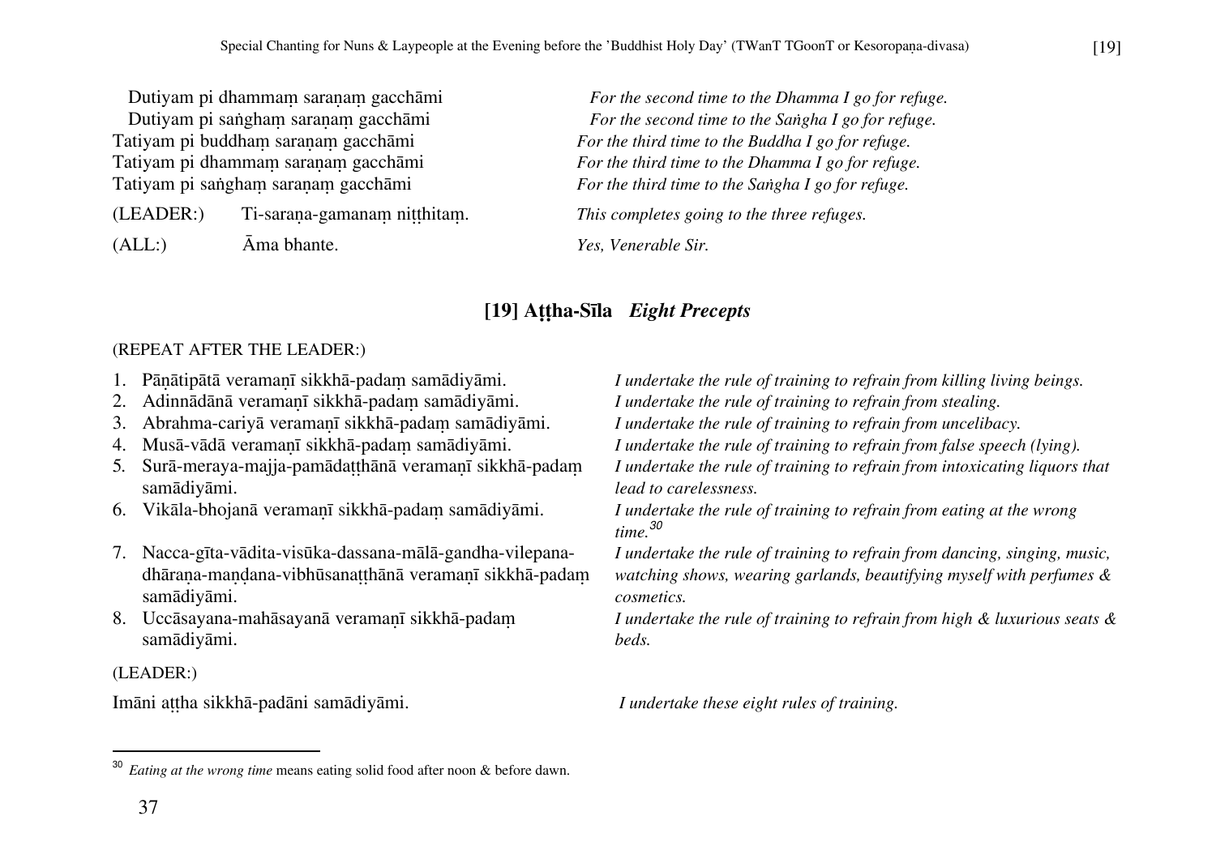Dutiyam pi dhammaṃ saraṇaṃ gacchāmi — *For the second time to the Dhamma I go for refuge.*
Dutiyam pi saṅghaṃ saraṇaṃ gacchāmi — *For the second time to the Saṅgha I go for refuge.*
Tatiyam pi buddhaṃ saraṇaṃ gacchāmi — *For the third time to the Buddha I go for refuge.*
Tatiyam pi dhammaṃ saraṇaṃ gacchāmi — *For the third time to the Dhamma I go for refuge.*
Tatiyam pi saṅghaṃ saraṇaṃ gacchāmi — *For the third time to the Saṅgha I go for refuge.*

(LEADER:) Ti-saraṇa-gamanaṃ niṭṭhitaṃ. — *This completes going to the three refuges.*

(ALL:) Āma bhante. — *Yes, Venerable Sir.*

## [19] Aṭṭha-Sīla *Eight Precepts*

(REPEAT AFTER THE LEADER:)

1. Pāṇātipātā veramaṇī sikkhā-padaṃ samādiyāmi. — *I undertake the rule of training to refrain from killing living beings.*
2. Adinnādānā veramaṇī sikkhā-padaṃ samādiyāmi. — *I undertake the rule of training to refrain from stealing.*
3. Abrahma-cariyā veramaṇī sikkhā-padaṃ samādiyāmi. — *I undertake the rule of training to refrain from uncelibacy.*
4. Musā-vādā veramaṇī sikkhā-padaṃ samādiyāmi. — *I undertake the rule of training to refrain from false speech (lying).*
5. Surā-meraya-majja-pamādaṭṭhānā veramaṇī sikkhā-padaṃ samādiyāmi. — *I undertake the rule of training to refrain from intoxicating liquors that lead to carelessness.*
6. Vikāla-bhojanā veramaṇī sikkhā-padaṃ samādiyāmi. — *I undertake the rule of training to refrain from eating at the wrong time.*[30]
7. Nacca-gīta-vādita-visūka-dassana-mālā-gandha-vilepana-dhāraṇa-maṇḍana-vibhūsanaṭṭhānā veramaṇī sikkhā-padaṃ samādiyāmi. — *I undertake the rule of training to refrain from dancing, singing, music, watching shows, wearing garlands, beautifying myself with perfumes & cosmetics.*
8. Uccāsayana-mahāsayanā veramaṇī sikkhā-padaṃ samādiyāmi. — *I undertake the rule of training to refrain from high & luxurious seats & beds.*

(LEADER:)

Imāni aṭṭha sikkhā-padāni samādiyāmi. — *I undertake these eight rules of training.*

---

[30] *Eating at the wrong time* means eating solid food after noon & before dawn.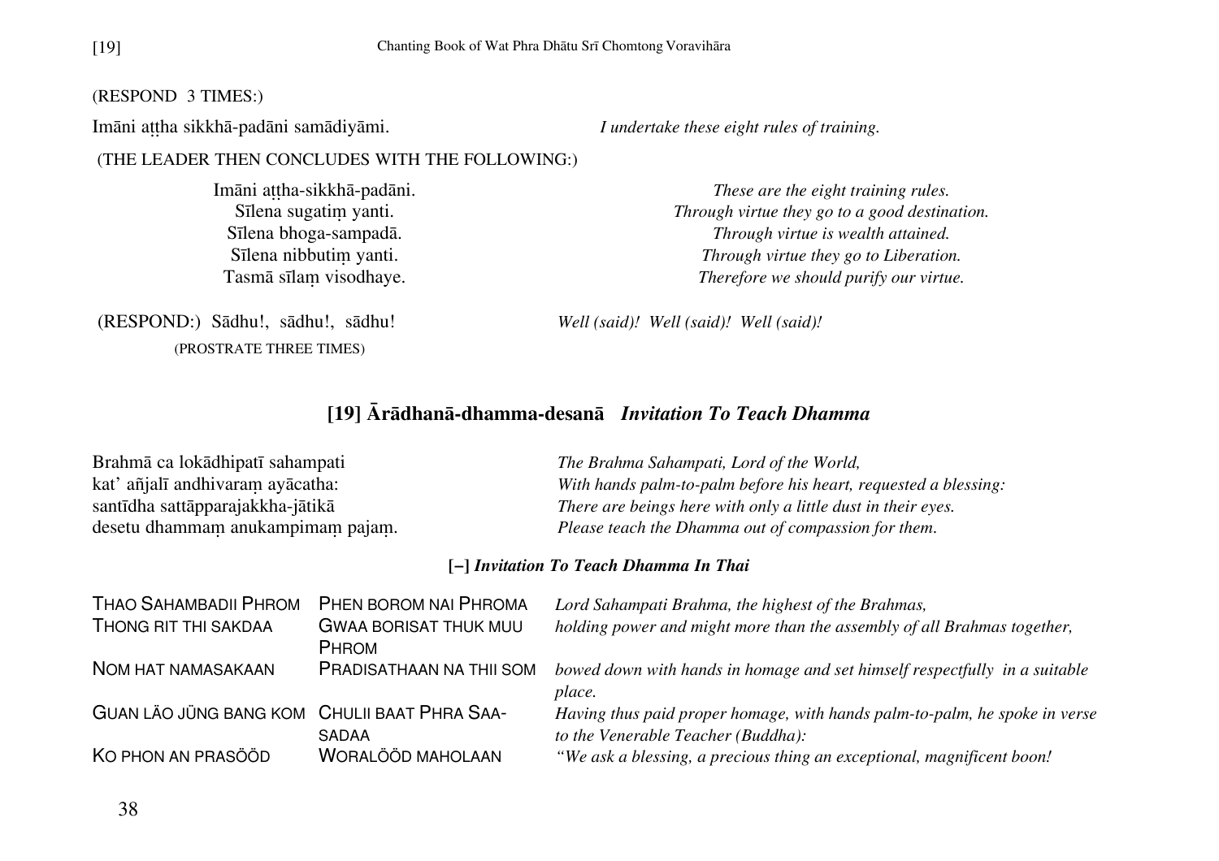(RESPOND 3 TIMES:)

| | |
|---|---|
| Imāni aṭṭha sikkhā-padāni samādiyāmi. | *I undertake these eight rules of training.* |

(THE LEADER THEN CONCLUDES WITH THE FOLLOWING:)

| | |
|---|---|
| Imāni aṭṭha-sikkhā-padāni. | *These are the eight training rules.* |
| Sīlena sugatiṃ yanti. | *Through virtue they go to a good destination.* |
| Sīlena bhoga-sampadā. | *Through virtue is wealth attained.* |
| Sīlena nibbutiṃ yanti. | *Through virtue they go to Liberation.* |
| Tasmā sīlaṃ visodhaye. | *Therefore we should purify our virtue.* |

| | |
|---|---|
| (RESPOND:) Sādhu!, sādhu!, sādhu! | *Well (said)! Well (said)! Well (said)!* |

(PROSTRATE THREE TIMES)

## [19] Ārādhanā-dhamma-desanā *Invitation To Teach Dhamma*

| | |
|---|---|
| Brahmā ca lokādhipatī sahampati | *The Brahma Sahampati, Lord of the World,* |
| kat' añjalī andhivaraṃ ayācatha: | *With hands palm-to-palm before his heart, requested a blessing:* |
| santīdha sattāpparajakkha-jātikā | *There are beings here with only a little dust in their eyes.* |
| desetu dhammaṃ anukampimaṃ pajaṃ. | *Please teach the Dhamma out of compassion for them.* |

### [–] *Invitation To Teach Dhamma In Thai*

| | | |
|---|---|---|
| THAO SAHAMBADII PHROM | PHEN BOROM NAI PHROMA | *Lord Sahampati Brahma, the highest of the Brahmas,* |
| THONG RIT THI SAKDAA | GWAA BORISAT THUK MUU PHROM | *holding power and might more than the assembly of all Brahmas together,* |
| NOM HAT NAMASAKAAN | PRADISATHAAN NA THII SOM | *bowed down with hands in homage and set himself respectfully in a suitable place.* |
| GUAN LÄO JÜNG BANG KOM | CHULII BAAT PHRA SAA-SADAA | *Having thus paid proper homage, with hands palm-to-palm, he spoke in verse to the Venerable Teacher (Buddha):* |
| KO PHON AN PRASÖÖD | WORALÖÖD MAHOLAAN | *"We ask a blessing, a precious thing an exceptional, magnificent boon!* |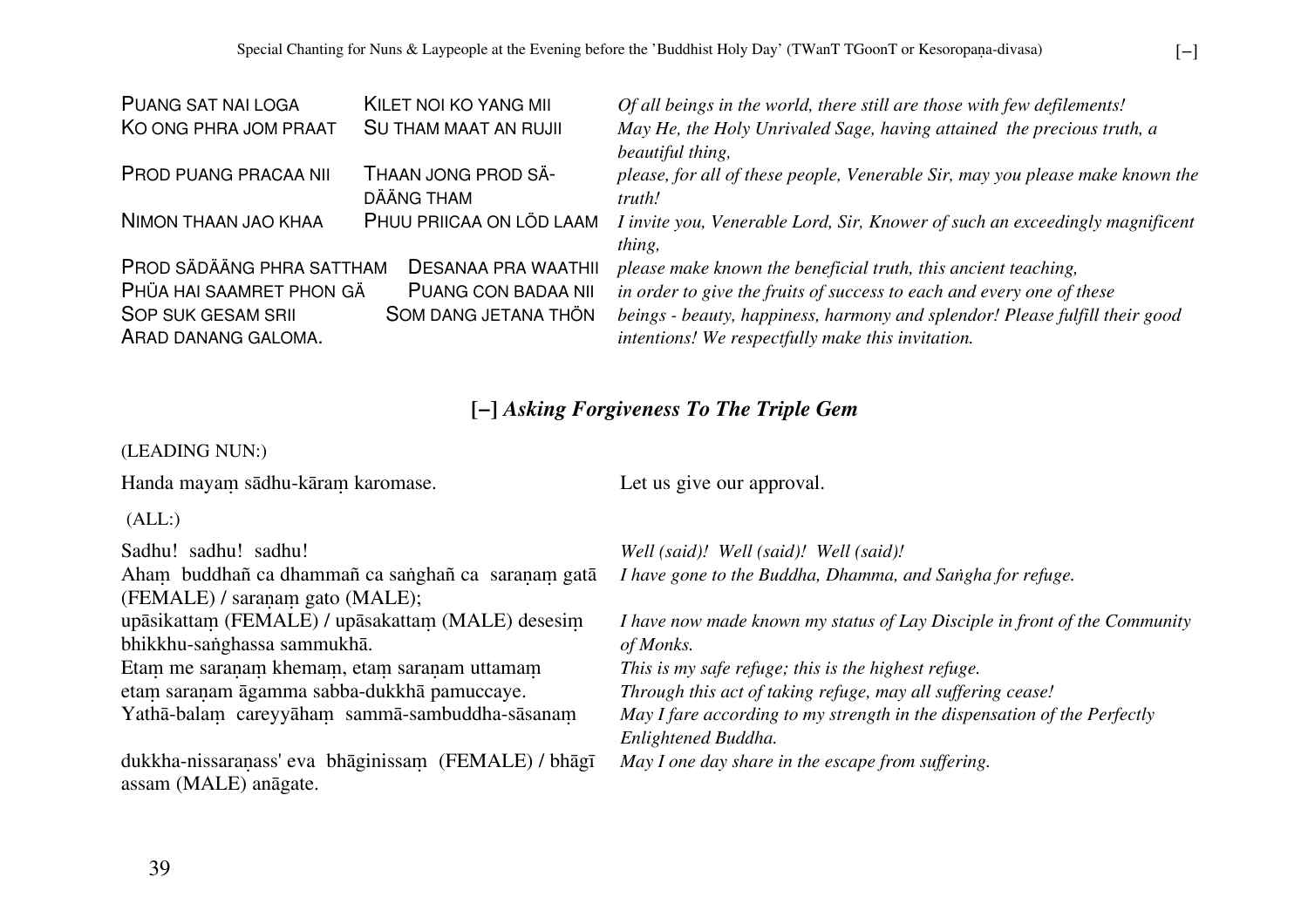| | | |
|---|---|---|
| PUANG SAT NAI LOGA | KILET NOI KO YANG MII | *Of all beings in the world, there still are those with few defilements!* |
| KO ONG PHRA JOM PRAAT | SU THAM MAAT AN RUJII | *May He, the Holy Unrivaled Sage, having attained the precious truth, a beautiful thing,* |
| PROD PUANG PRACAA NII | THAAN JONG PROD SÄ-DÄÄNG THAM | *please, for all of these people, Venerable Sir, may you please make known the truth!* |
| NIMON THAAN JAO KHAA | PHUU PRIICAA ON LÖD LAAM | *I invite you, Venerable Lord, Sir, Knower of such an exceedingly magnificent thing,* |
| PROD SÄDÄÄNG PHRA SATTHAM | DESANAA PRA WAATHII | *please make known the beneficial truth, this ancient teaching,* |
| PHÜA HAI SAAMRET PHON GÄ | PUANG CON BADAA NII | *in order to give the fruits of success to each and every one of these* |
| SOP SUK GESAM SRII | SOM DANG JETANA THÖN | *beings - beauty, happiness, harmony and splendor! Please fulfill their good* |
| ARAD DANANG GALOMA. | | *intentions! We respectfully make this invitation.* |

## [–] *Asking Forgiveness To The Triple Gem*

(LEADING NUN:)

| | |
|---|---|
| Handa mayaṃ sādhu-kāraṃ karomase. | Let us give our approval. |

(ALL:)

| | |
|---|---|
| Sadhu! sadhu! sadhu! | *Well (said)! Well (said)! Well (said)!* |
| Ahaṃ buddhañ ca dhammañ ca saṅghañ ca saraṇaṃ gatā (FEMALE) / saraṇaṃ gato (MALE); | *I have gone to the Buddha, Dhamma, and Saṅgha for refuge.* |
| upāsikattaṃ (FEMALE) / upāsakattaṃ (MALE) desesiṃ bhikkhu-saṅghassa sammukhā. | *I have now made known my status of Lay Disciple in front of the Community of Monks.* |
| Etaṃ me saraṇaṃ khemaṃ, etaṃ saraṇam uttamaṃ | *This is my safe refuge; this is the highest refuge.* |
| etaṃ saraṇam āgamma sabba-dukkhā pamuccaye. | *Through this act of taking refuge, may all suffering cease!* |
| Yathā-balaṃ careyyāhaṃ sammā-sambuddha-sāsanaṃ | *May I fare according to my strength in the dispensation of the Perfectly Enlightened Buddha.* |
| dukkha-nissaraṇass' eva bhāginissaṃ (FEMALE) / bhāgī assam (MALE) anāgate. | *May I one day share in the escape from suffering.* |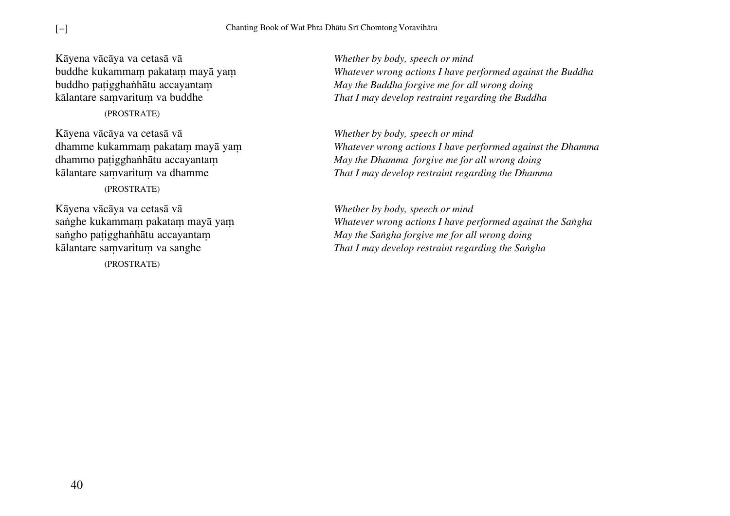Kāyena vācāya va cetasā vā
buddhe kukammaṃ pakataṃ mayā yaṃ
buddho paṭigghaṅhātu accayantaṃ
kālantare saṃvarituṃ va buddhe

(PROSTRATE)

*Whether by body, speech or mind*
*Whatever wrong actions I have performed against the Buddha*
*May the Buddha forgive me for all wrong doing*
*That I may develop restraint regarding the Buddha*

Kāyena vācāya va cetasā vā
dhamme kukammaṃ pakataṃ mayā yaṃ
dhammo paṭigghaṅhātu accayantaṃ
kālantare saṃvarituṃ va dhamme

(PROSTRATE)

*Whether by body, speech or mind*
*Whatever wrong actions I have performed against the Dhamma*
*May the Dhamma forgive me for all wrong doing*
*That I may develop restraint regarding the Dhamma*

Kāyena vācāya va cetasā vā
saṅghe kukammaṃ pakataṃ mayā yaṃ
saṅgho paṭigghaṅhātu accayantaṃ
kālantare saṃvarituṃ va sanghe

(PROSTRATE)

*Whether by body, speech or mind*
*Whatever wrong actions I have performed against the Saṅgha*
*May the Saṅgha forgive me for all wrong doing*
*That I may develop restraint regarding the Saṅgha*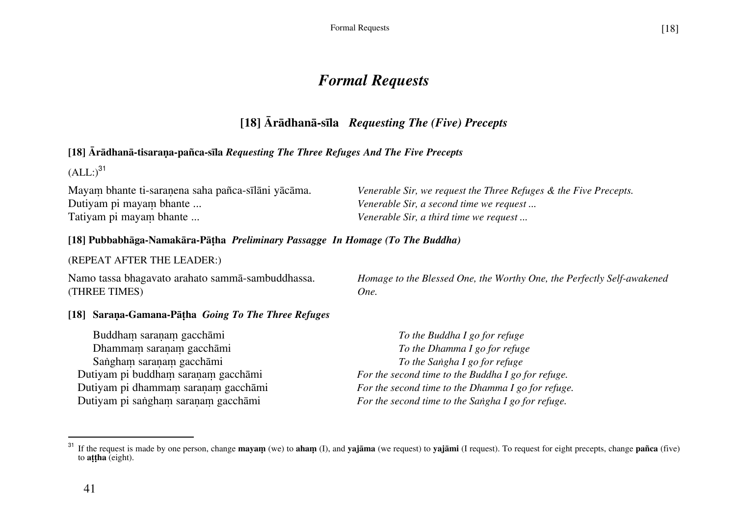# *Formal Requests*

## [18] Ārādhanā-sīla *Requesting The (Five) Precepts*

### [18] Ārādhanā-tisaraṇa-pañca-sīla *Requesting The Three Refuges And The Five Precepts*

(ALL:)[31]

| | |
|---|---|
| Mayaṃ bhante ti-saraṇena saha pañca-sīlāni yācāma. | *Venerable Sir, we request the Three Refuges & the Five Precepts.* |
| Dutiyam pi mayaṃ bhante ... | *Venerable Sir, a second time we request ...* |
| Tatiyam pi mayaṃ bhante ... | *Venerable Sir, a third time we request ...* |

### [18] Pubbabhāga-Namakāra-Pāṭha *Preliminary Passagge In Homage (To The Buddha)*

(REPEAT AFTER THE LEADER:)

| | |
|---|---|
| Namo tassa bhagavato arahato sammā-sambuddhassa. (THREE TIMES) | *Homage to the Blessed One, the Worthy One, the Perfectly Self-awakened One.* |

### [18] Saraṇa-Gamana-Pāṭha *Going To The Three Refuges*

| | |
|---|---|
| Buddhaṃ saraṇaṃ gacchāmi | *To the Buddha I go for refuge* |
| Dhammaṃ saraṇaṃ gacchāmi | *To the Dhamma I go for refuge* |
| Saṅghaṃ saraṇaṃ gacchāmi | *To the Saṅgha I go for refuge* |
| Dutiyam pi buddhaṃ saraṇaṃ gacchāmi | *For the second time to the Buddha I go for refuge.* |
| Dutiyam pi dhammaṃ saraṇaṃ gacchāmi | *For the second time to the Dhamma I go for refuge.* |
| Dutiyam pi saṅghaṃ saraṇaṃ gacchāmi | *For the second time to the Saṅgha I go for refuge.* |

---

[31] If the request is made by one person, change **mayaṃ** (we) to **ahaṃ** (I), and **yajāma** (we request) to **yajāmi** (I request). To request for eight precepts, change **pañca** (five) to **aṭṭha** (eight).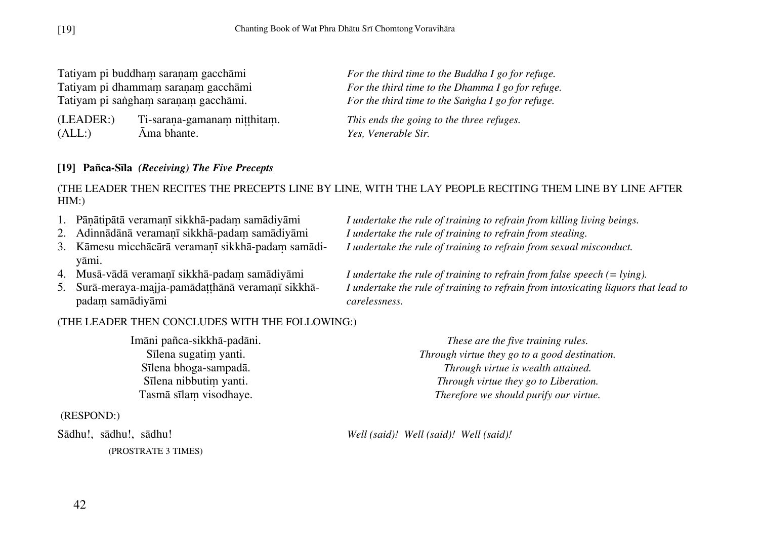Tatiyam pi buddhaṃ saraṇaṃ gacchāmi — *For the third time to the Buddha I go for refuge.*
Tatiyam pi dhammaṃ saraṇaṃ gacchāmi — *For the third time to the Dhamma I go for refuge.*
Tatiyam pi saṅghaṃ saraṇaṃ gacchāmi. — *For the third time to the Saṅgha I go for refuge.*

(LEADER:) Ti-saraṇa-gamanaṃ niṭṭhitaṃ. — *This ends the going to the three refuges.*
(ALL:) Āma bhante. — *Yes, Venerable Sir.*

## [19] Pañca-Sīla *(Receiving) The Five Precepts*

(THE LEADER THEN RECITES THE PRECEPTS LINE BY LINE, WITH THE LAY PEOPLE RECITING THEM LINE BY LINE AFTER HIM:)

1. Pāṇātipātā veramaṇī sikkhā-padaṃ samādiyāmi — *I undertake the rule of training to refrain from killing living beings.*
2. Adinnādānā veramaṇī sikkhā-padaṃ samādiyāmi — *I undertake the rule of training to refrain from stealing.*
3. Kāmesu micchācārā veramaṇī sikkhā-padaṃ samādiyāmi. — *I undertake the rule of training to refrain from sexual misconduct.*
4. Musā-vādā veramaṇī sikkhā-padaṃ samādiyāmi — *I undertake the rule of training to refrain from false speech (= lying).*
5. Surā-meraya-majja-pamādaṭṭhānā veramaṇī sikkhā-padaṃ samādiyāmi — *I undertake the rule of training to refrain from intoxicating liquors that lead to carelessness.*

(THE LEADER THEN CONCLUDES WITH THE FOLLOWING:)

Imāni pañca-sikkhā-padāni. — *These are the five training rules.*
Sīlena sugatiṃ yanti. — *Through virtue they go to a good destination.*
Sīlena bhoga-sampadā. — *Through virtue is wealth attained.*
Sīlena nibbutiṃ yanti. — *Through virtue they go to Liberation.*
Tasmā sīlaṃ visodhaye. — *Therefore we should purify our virtue.*

(RESPOND:)

Sādhu!, sādhu!, sādhu! — *Well (said)! Well (said)! Well (said)!*

(PROSTRATE 3 TIMES)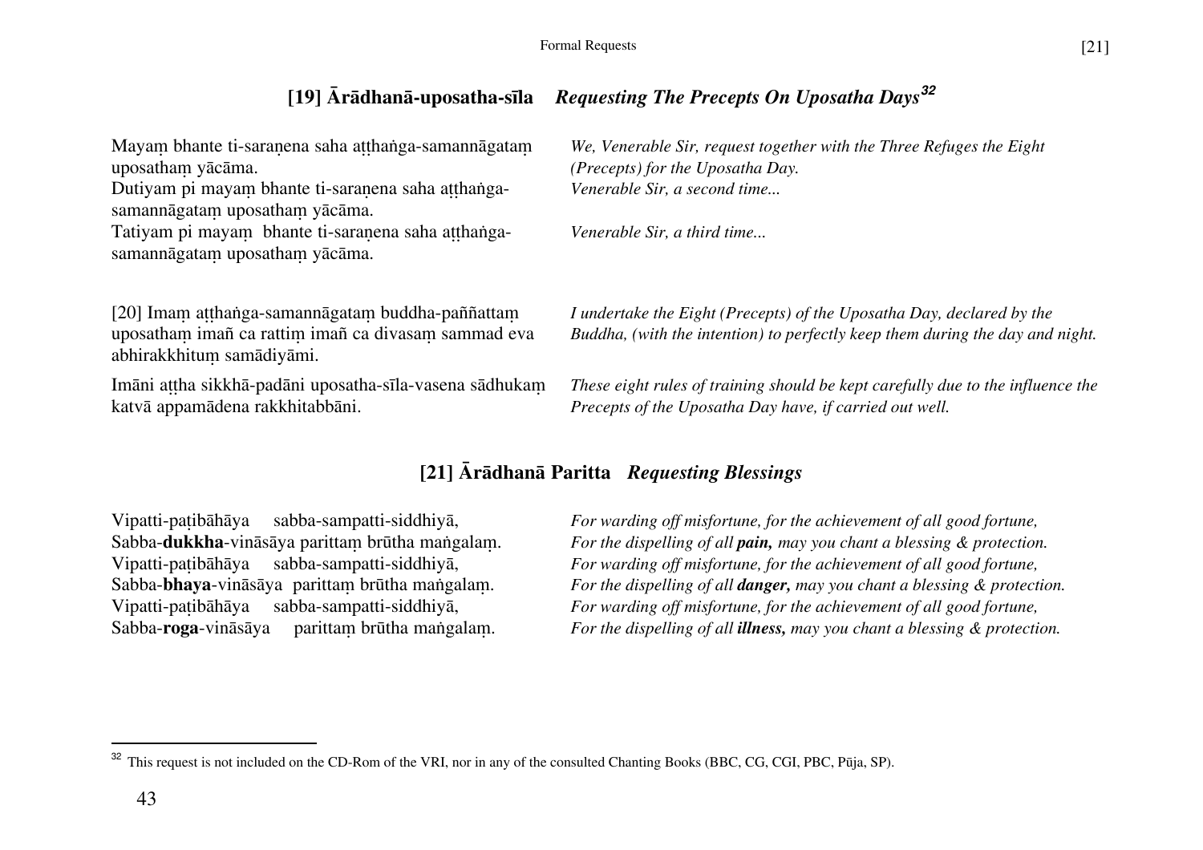## [19] Ārādhanā-uposatha-sīla *Requesting The Precepts On Uposatha Days*[32]

| | |
|---|---|
| Mayaṃ bhante ti-saraṇena saha aṭṭhaṅga-samannāgataṃ uposathaṃ yācāma. | *We, Venerable Sir, request together with the Three Refuges the Eight (Precepts) for the Uposatha Day.* |
| Dutiyam pi mayaṃ bhante ti-saraṇena saha aṭṭhaṅga-samannāgataṃ uposathaṃ yācāma. | *Venerable Sir, a second time...* |
| Tatiyam pi mayaṃ bhante ti-saraṇena saha aṭṭhaṅga-samannāgataṃ uposathaṃ yācāma. | *Venerable Sir, a third time...* |
| [20] Imaṃ aṭṭhaṅga-samannāgataṃ buddha-paññattaṃ uposathaṃ imañ ca rattiṃ imañ ca divasaṃ sammad eva abhirakkhituṃ samādiyāmi. | *I undertake the Eight (Precepts) of the Uposatha Day, declared by the Buddha, (with the intention) to perfectly keep them during the day and night.* |
| Imāni aṭṭha sikkhā-padāni uposatha-sīla-vasena sādhukaṃ katvā appamādena rakkhitabbāni. | *These eight rules of training should be kept carefully due to the influence the Precepts of the Uposatha Day have, if carried out well.* |

## [21] Ārādhanā Paritta *Requesting Blessings*

| | |
|---|---|
| Vipatti-paṭibāhāya sabba-sampatti-siddhiyā, | *For warding off misfortune, for the achievement of all good fortune,* |
| Sabba-**dukkha**-vināsāya parittaṃ brūtha maṅgalaṃ. | *For the dispelling of all **pain,** may you chant a blessing & protection.* |
| Vipatti-paṭibāhāya sabba-sampatti-siddhiyā, | *For warding off misfortune, for the achievement of all good fortune,* |
| Sabba-**bhaya**-vināsāya parittaṃ brūtha maṅgalaṃ. | *For the dispelling of all **danger,** may you chant a blessing & protection.* |
| Vipatti-paṭibāhāya sabba-sampatti-siddhiyā, | *For warding off misfortune, for the achievement of all good fortune,* |
| Sabba-**roga**-vināsāya parittaṃ brūtha maṅgalaṃ. | *For the dispelling of all **illness,** may you chant a blessing & protection.* |

[32] This request is not included on the CD-Rom of the VRI, nor in any of the consulted Chanting Books (BBC, CG, CGI, PBC, Pūja, SP).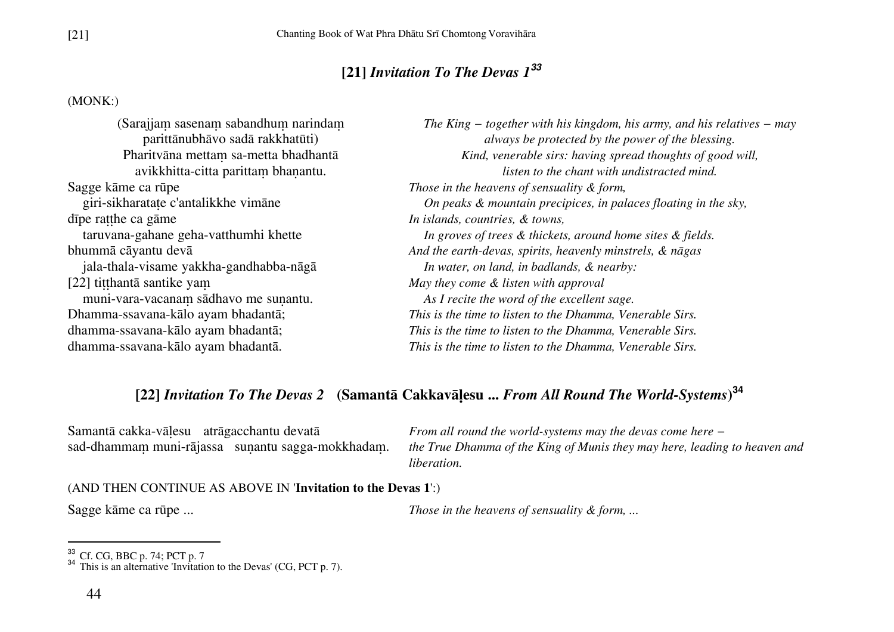## [21] *Invitation To The Devas 1*[33]

(MONK:)

| | |
|---|---|
| (Sarajjaṃ sasenaṃ sabandhuṃ narindaṃ parittānubhāvo sadā rakkhatūti) | *The King – together with his kingdom, his army, and his relatives – may always be protected by the power of the blessing.* |
| Pharitvāna mettaṃ sa-metta bhadhantā avikkhitta-citta parittaṃ bhaṇantu. | *Kind, venerable sirs: having spread thoughts of good will, listen to the chant with undistracted mind.* |
| Sagge kāme ca rūpe | *Those in the heavens of sensuality & form,* |
| giri-sikharataṭe c'antalikkhe vimāne | *On peaks & mountain precipices, in palaces floating in the sky,* |
| dīpe raṭṭhe ca gāme | *In islands, countries, & towns,* |
| taruvana-gahane geha-vatthumhi khette | *In groves of trees & thickets, around home sites & fields.* |
| bhummā cāyantu devā | *And the earth-devas, spirits, heavenly minstrels, & nāgas* |
| jala-thala-visame yakkha-gandhabba-nāgā | *In water, on land, in badlands, & nearby:* |
| [22] tiṭṭhantā santike yaṃ | *May they come & listen with approval* |
| muni-vara-vacanaṃ sādhavo me suṇantu. | *As I recite the word of the excellent sage.* |
| Dhamma-ssavana-kālo ayam bhadantā; | *This is the time to listen to the Dhamma, Venerable Sirs.* |
| dhamma-ssavana-kālo ayam bhadantā; | *This is the time to listen to the Dhamma, Venerable Sirs.* |
| dhamma-ssavana-kālo ayam bhadantā. | *This is the time to listen to the Dhamma, Venerable Sirs.* |

## [22] *Invitation To The Devas 2* (Samantā Cakkavāḷesu ... *From All Round The World-Systems*)[34]

| | |
|---|---|
| Samantā cakka-vāḷesu atrāgacchantu devatā | *From all round the world-systems may the devas come here –* |
| sad-dhammaṃ muni-rājassa suṇantu sagga-mokkhadaṃ. | *the True Dhamma of the King of Munis they may here, leading to heaven and liberation.* |

(AND THEN CONTINUE AS ABOVE IN '**Invitation to the Devas 1**':)

| | |
|---|---|
| Sagge kāme ca rūpe ... | *Those in the heavens of sensuality & form, ...* |

---

[33] Cf. CG, BBC p. 74; PCT p. 7

[34] This is an alternative 'Invitation to the Devas' (CG, PCT p. 7).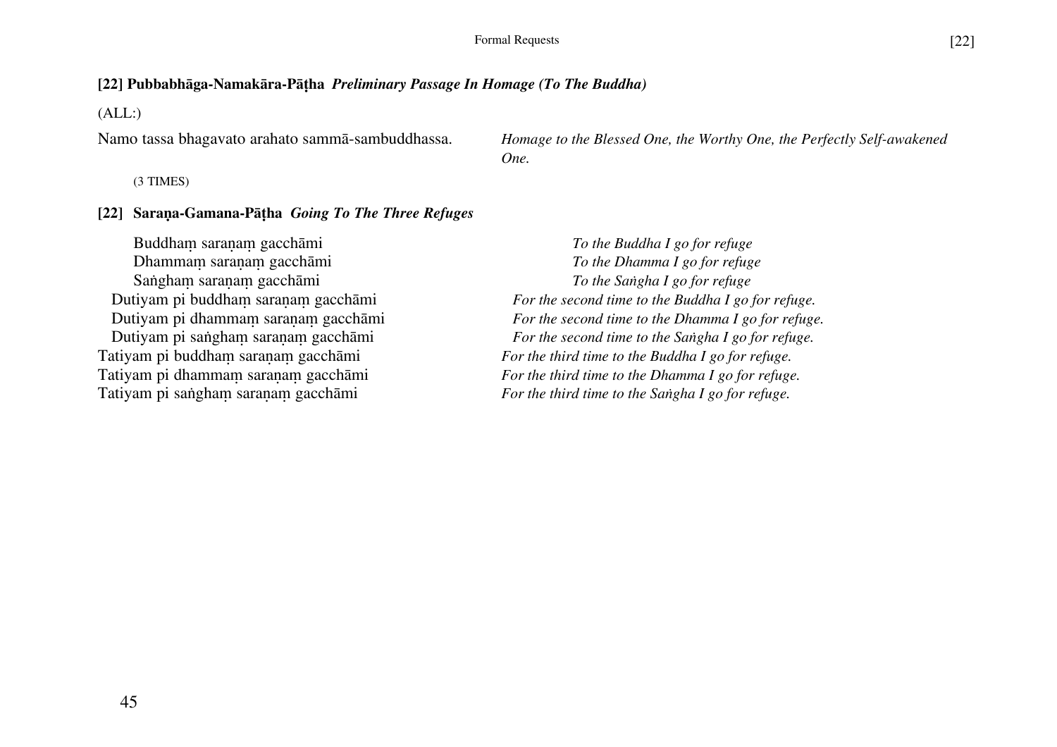### [22] Pubbabhāga-Namakāra-Pāṭha *Preliminary Passage In Homage (To The Buddha)*

(ALL:)

| | |
|---|---|
| Namo tassa bhagavato arahato sammā-sambuddhassa. | *Homage to the Blessed One, the Worthy One, the Perfectly Self-awakened One.* |

(3 TIMES)

### [22] Saraṇa-Gamana-Pāṭha *Going To The Three Refuges*

| | |
|---|---|
| Buddhaṃ saraṇaṃ gacchāmi | *To the Buddha I go for refuge* |
| Dhammaṃ saraṇaṃ gacchāmi | *To the Dhamma I go for refuge* |
| Saṅghaṃ saraṇaṃ gacchāmi | *To the Saṅgha I go for refuge* |
| Dutiyam pi buddhaṃ saraṇaṃ gacchāmi | *For the second time to the Buddha I go for refuge.* |
| Dutiyam pi dhammaṃ saraṇaṃ gacchāmi | *For the second time to the Dhamma I go for refuge.* |
| Dutiyam pi saṅghaṃ saraṇaṃ gacchāmi | *For the second time to the Saṅgha I go for refuge.* |
| Tatiyam pi buddhaṃ saraṇaṃ gacchāmi | *For the third time to the Buddha I go for refuge.* |
| Tatiyam pi dhammaṃ saraṇaṃ gacchāmi | *For the third time to the Dhamma I go for refuge.* |
| Tatiyam pi saṅghaṃ saraṇaṃ gacchāmi | *For the third time to the Saṅgha I go for refuge.* |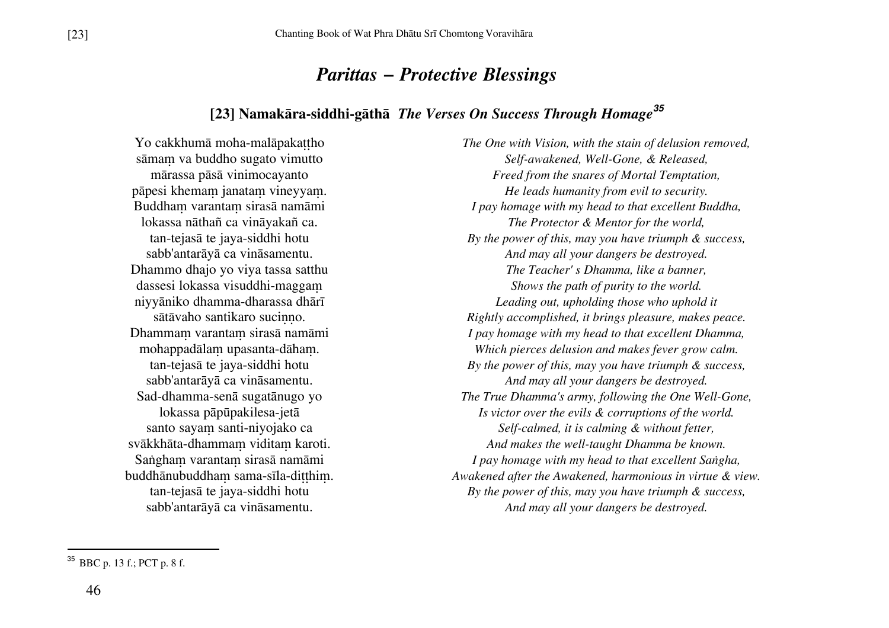# *Parittas – Protective Blessings*

## [23] Namakāra-siddhi-gāthā *The Verses On Success Through Homage*[35]

Yo cakkhumā moha-malāpakaṭṭho
sāmaṃ va buddho sugato vimutto
mārassa pāsā vinimocayanto
pāpesi khemaṃ janataṃ vineyyaṃ.
Buddhaṃ varantaṃ sirasā namāmi
lokassa nāthañ ca vināyakañ ca.
tan-tejasā te jaya-siddhi hotu
sabb'antarāyā ca vināsamentu.
Dhammo dhajo yo viya tassa satthu
dassesi lokassa visuddhi-maggaṃ
niyyāniko dhamma-dharassa dhārī
sātāvaho santikaro suciṇṇo.
Dhammaṃ varantaṃ sirasā namāmi
mohappadālaṃ upasanta-dāhaṃ.
tan-tejasā te jaya-siddhi hotu
sabb'antarāyā ca vināsamentu.
Sad-dhamma-senā sugatānugo yo
lokassa pāpūpakilesa-jetā
santo sayaṃ santi-niyojako ca
svākkhāta-dhammaṃ viditaṃ karoti.
Saṅghaṃ varantaṃ sirasā namāmi
buddhānubuddhaṃ sama-sīla-diṭṭhiṃ.
tan-tejasā te jaya-siddhi hotu
sabb'antarāyā ca vināsamentu.

*The One with Vision, with the stain of delusion removed,*
*Self-awakened, Well-Gone, & Released,*
*Freed from the snares of Mortal Temptation,*
*He leads humanity from evil to security.*
*I pay homage with my head to that excellent Buddha,*
*The Protector & Mentor for the world,*
*By the power of this, may you have triumph & success,*
*And may all your dangers be destroyed.*
*The Teacher' s Dhamma, like a banner,*
*Shows the path of purity to the world.*
*Leading out, upholding those who uphold it*
*Rightly accomplished, it brings pleasure, makes peace.*
*I pay homage with my head to that excellent Dhamma,*
*Which pierces delusion and makes fever grow calm.*
*By the power of this, may you have triumph & success,*
*And may all your dangers be destroyed.*
*The True Dhamma's army, following the One Well-Gone,*
*Is victor over the evils & corruptions of the world.*
*Self-calmed, it is calming & without fetter,*
*And makes the well-taught Dhamma be known.*
*I pay homage with my head to that excellent Saṅgha,*
*Awakened after the Awakened, harmonious in virtue & view.*
*By the power of this, may you have triumph & success,*
*And may all your dangers be destroyed.*

---

[35] BBC p. 13 f.; PCT p. 8 f.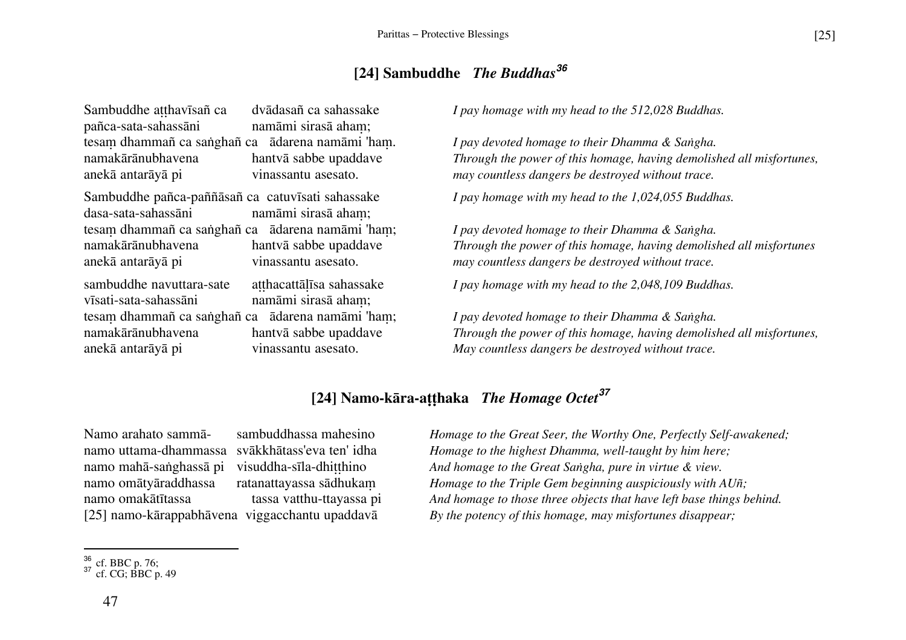## [24] Sambuddhe *The Buddhas*[36]

| | | |
|---|---|---|
| Sambuddhe aṭṭhavīsañ ca | dvādasañ ca sahassake | *I pay homage with my head to the 512,028 Buddhas.* |
| pañca-sata-sahassāni | namāmi sirasā ahaṃ; | |
| tesaṃ dhammañ ca saṅghañ ca | ādarena namāmi 'haṃ. | *I pay devoted homage to their Dhamma & Saṅgha.* |
| namakārānubhavena | hantvā sabbe upaddave | *Through the power of this homage, having demolished all misfortunes,* |
| anekā antarāyā pi | vinassantu asesato. | *may countless dangers be destroyed without trace.* |
| Sambuddhe pañca-paññāsañ ca | catuvīsati sahassake | *I pay homage with my head to the 1,024,055 Buddhas.* |
| dasa-sata-sahassāni | namāmi sirasā ahaṃ; | |
| tesaṃ dhammañ ca saṅghañ ca | ādarena namāmi 'haṃ; | *I pay devoted homage to their Dhamma & Saṅgha.* |
| namakārānubhavena | hantvā sabbe upaddave | *Through the power of this homage, having demolished all misfortunes* |
| anekā antarāyā pi | vinassantu asesato. | *may countless dangers be destroyed without trace.* |
| sambuddhe navuttara-sate | aṭṭhacattāḷīsa sahassake | *I pay homage with my head to the 2,048,109 Buddhas.* |
| vīsati-sata-sahassāni | namāmi sirasā ahaṃ; | |
| tesaṃ dhammañ ca saṅghañ ca | ādarena namāmi 'haṃ; | *I pay devoted homage to their Dhamma & Saṅgha.* |
| namakārānubhavena | hantvā sabbe upaddave | *Through the power of this homage, having demolished all misfortunes,* |
| anekā antarāyā pi | vinassantu asesato. | *May countless dangers be destroyed without trace.* |

## [24] Namo-kāra-aṭṭhaka *The Homage Octet*[37]

| | | |
|---|---|---|
| Namo arahato sammā- | sambuddhassa mahesino | *Homage to the Great Seer, the Worthy One, Perfectly Self-awakened;* |
| namo uttama-dhammassa | svākkhātass'eva ten' idha | *Homage to the highest Dhamma, well-taught by him here;* |
| namo mahā-saṅghassā pi | visuddha-sīla-dhiṭṭhino | *And homage to the Great Saṅgha, pure in virtue & view.* |
| namo omātyāraddhassa | ratanattayassa sādhukaṃ | *Homage to the Triple Gem beginning auspiciously with AUñ;* |
| namo omakātītassa | tassa vatthu-ttayassa pi | *And homage to those three objects that have left base things behind.* |
| [25] namo-kārappabhāvena | viggacchantu upaddavā | *By the potency of this homage, may misfortunes disappear;* |

---

[36] cf. BBC p. 76;
[37] cf. CG; BBC p. 49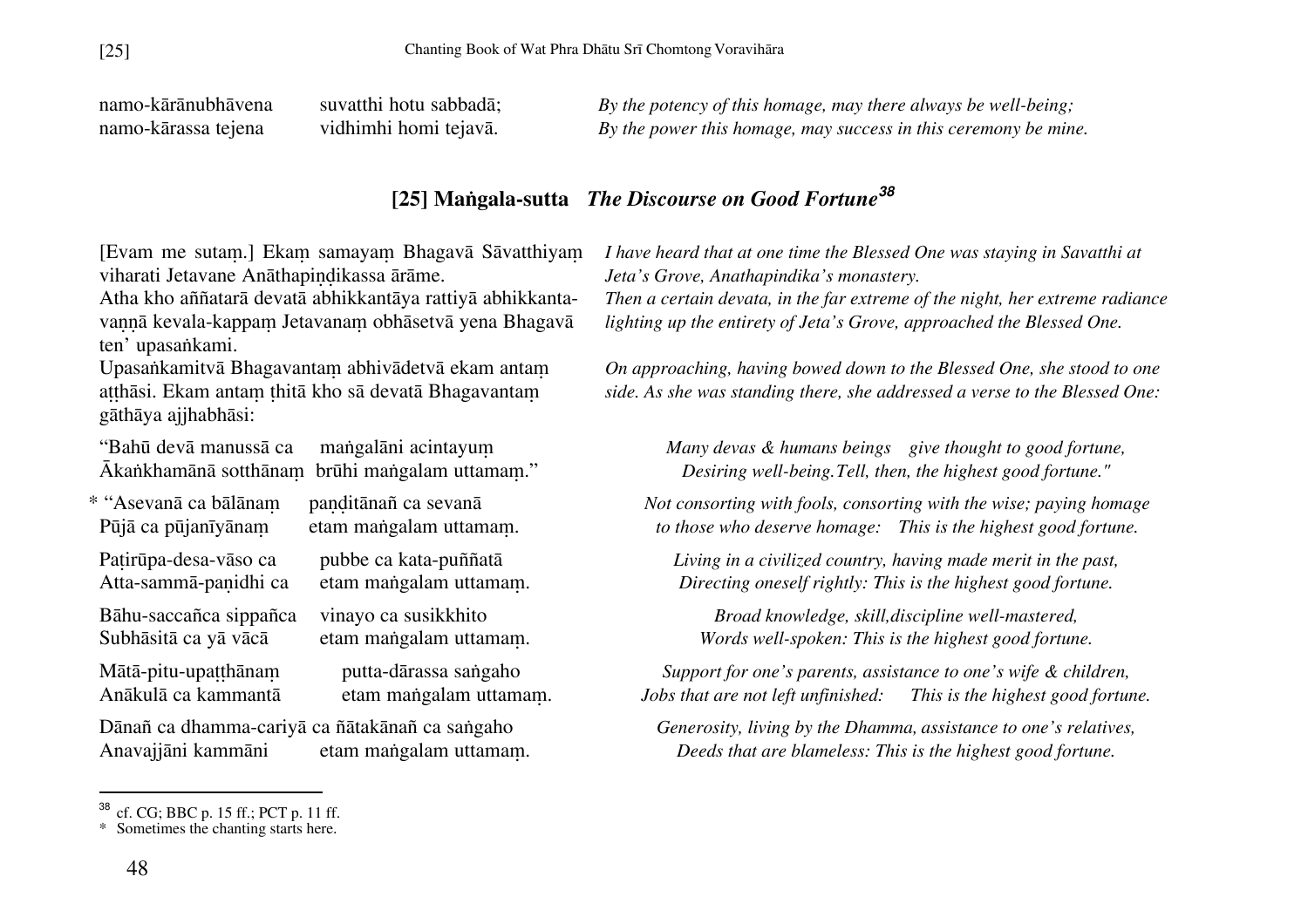namo-kārānubhāvena suvatthi hotu sabbadā;
namo-kārassa tejena vidhimhi homi tejavā.

*By the potency of this homage, may there always be well-being;*
*By the power this homage, may success in this ceremony be mine.*

## [25] Maṅgala-sutta *The Discourse on Good Fortune*[38]

[Evam me sutaṃ.] Ekaṃ samayaṃ Bhagavā Sāvatthiyaṃ viharati Jetavane Anāthapiṇḍikassa ārāme.

*I have heard that at one time the Blessed One was staying in Savatthi at Jeta's Grove, Anathapindika's monastery.*

Atha kho aññatarā devatā abhikkantāya rattiyā abhikkanta-vaṇṇā kevala-kappaṃ Jetavanaṃ obhāsetvā yena Bhagavā ten' upasaṅkami.

*Then a certain devata, in the far extreme of the night, her extreme radiance lighting up the entirety of Jeta's Grove, approached the Blessed One.*

Upasaṅkamitvā Bhagavantaṃ abhivādetvā ekam antaṃ aṭṭhāsi. Ekam antaṃ ṭhitā kho sā devatā Bhagavantaṃ gāthāya ajjhabhāsi:

*On approaching, having bowed down to the Blessed One, she stood to one side. As she was standing there, she addressed a verse to the Blessed One:*

"Bahū devā manussā ca maṅgalāni acintayuṃ
Ākaṅkhamānā sotthānaṃ brūhi maṅgalam uttamaṃ."

*Many devas & humans beings give thought to good fortune,*
*Desiring well-being.Tell, then, the highest good fortune."*

* "Asevanā ca bālānaṃ paṇḍitānañ ca sevanā
Pūjā ca pūjanīyānaṃ etam maṅgalam uttamaṃ.

*Not consorting with fools, consorting with the wise; paying homage*
*to those who deserve homage: This is the highest good fortune.*

Paṭirūpa-desa-vāso ca pubbe ca kata-puññatā
Atta-sammā-paṇidhi ca etam maṅgalam uttamaṃ.

*Living in a civilized country, having made merit in the past,*
*Directing oneself rightly: This is the highest good fortune.*

Bāhu-saccañca sippañca vinayo ca susikkhito
Subhāsitā ca yā vācā etam maṅgalam uttamaṃ.

*Broad knowledge, skill,discipline well-mastered,*
*Words well-spoken: This is the highest good fortune.*

Mātā-pitu-upaṭṭhānaṃ putta-dārassa saṅgaho
Anākulā ca kammantā etam maṅgalam uttamaṃ.

*Support for one's parents, assistance to one's wife & children,*
*Jobs that are not left unfinished: This is the highest good fortune.*

Dānañ ca dhamma-cariyā ca ñātakānañ ca saṅgaho
Anavajjāni kammāni etam maṅgalam uttamaṃ.

*Generosity, living by the Dhamma, assistance to one's relatives,*
*Deeds that are blameless: This is the highest good fortune.*

---

[38] cf. CG; BBC p. 15 ff.; PCT p. 11 ff.

* Sometimes the chanting starts here.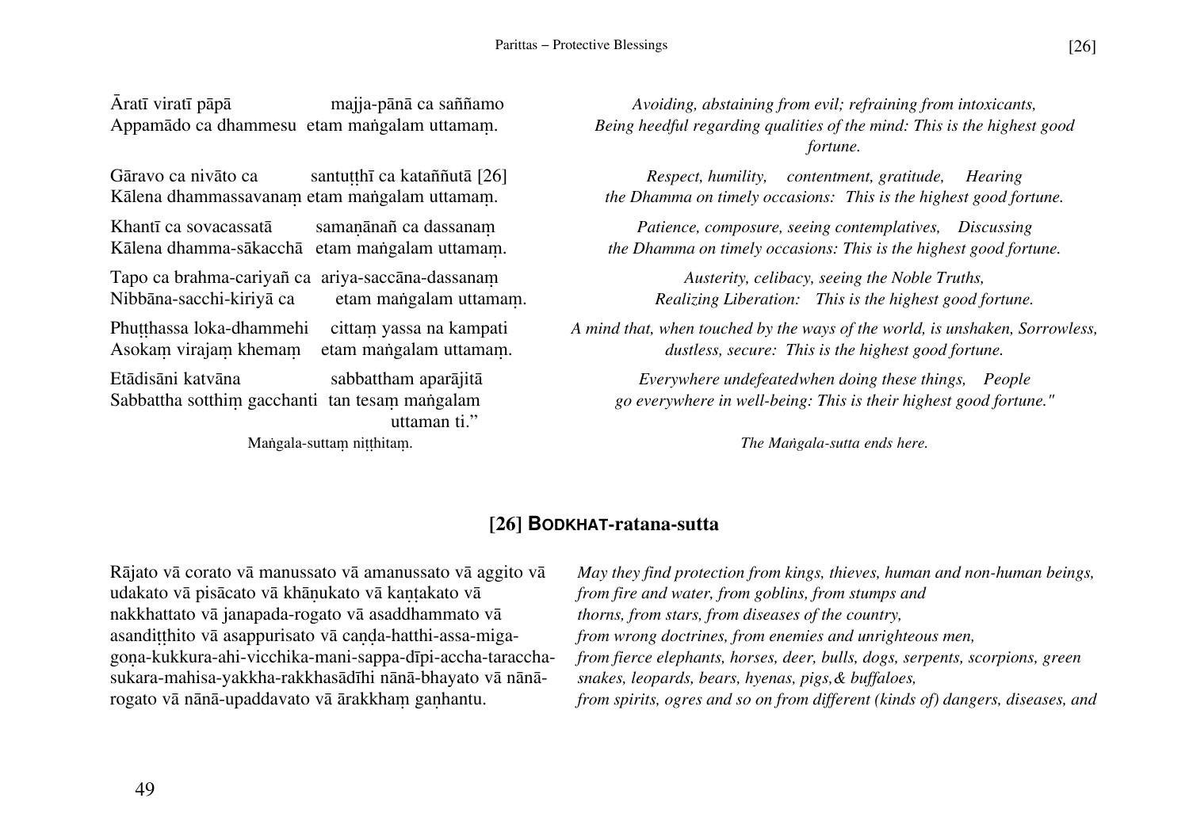Āratī viratī pāpā majja-pānā ca saññamo
Appamādo ca dhammesu etam maṅgalam uttamaṃ.

*Avoiding, abstaining from evil; refraining from intoxicants,*
*Being heedful regarding qualities of the mind: This is the highest good fortune.*

Gāravo ca nivāto ca santuṭṭhī ca kataññutā [26]
Kālena dhammassavanaṃ etam maṅgalam uttamaṃ.

*Respect, humility, contentment, gratitude, Hearing the Dhamma on timely occasions: This is the highest good fortune.*

Khantī ca sovacassatā samaṇānañ ca dassanaṃ
Kālena dhamma-sākacchā etam maṅgalam uttamaṃ.

*Patience, composure, seeing contemplatives, Discussing the Dhamma on timely occasions: This is the highest good fortune.*

Tapo ca brahma-cariyañ ca ariya-saccāna-dassanaṃ
Nibbāna-sacchi-kiriyā ca etam maṅgalam uttamaṃ.

*Austerity, celibacy, seeing the Noble Truths,*
*Realizing Liberation: This is the highest good fortune.*

Phuṭṭhassa loka-dhammehi cittaṃ yassa na kampati
Asokaṃ virajaṃ khemaṃ etam maṅgalam uttamaṃ.

*A mind that, when touched by the ways of the world, is unshaken, Sorrowless, dustless, secure: This is the highest good fortune.*

Etādisāni katvāna sabbattham aparājitā
Sabbattha sotthiṃ gacchanti tan tesaṃ maṅgalam uttaman ti."

*Everywhere undefeatedwhen doing these things, People go everywhere in well-being: This is their highest good fortune."*

Maṅgala-suttaṃ niṭṭhitaṃ.

*The Maṅgala-sutta ends here.*

## [26] BODKHAT-ratana-sutta

Rājato vā corato vā manussato vā amanussato vā aggito vā udakato vā pisācato vā khāṇukato vā kaṇṭakato vā nakkhattato vā janapada-rogato vā asaddhammato vā asandiṭṭhito vā asappurisato vā caṇḍa-hatthi-assa-miga-goṇa-kukkura-ahi-vicchika-mani-sappa-dīpi-accha-taraccha-sukara-mahisa-yakkha-rakkhasādīhi nānā-bhayato vā nānā-rogato vā nānā-upaddavato vā ārakkhaṃ gaṇhantu.

*May they find protection from kings, thieves, human and non-human beings, from fire and water, from goblins, from stumps and thorns, from stars, from diseases of the country, from wrong doctrines, from enemies and unrighteous men, from fierce elephants, horses, deer, bulls, dogs, serpents, scorpions, green snakes, leopards, bears, hyenas, pigs,& buffaloes, from spirits, ogres and so on from different (kinds of) dangers, diseases, and*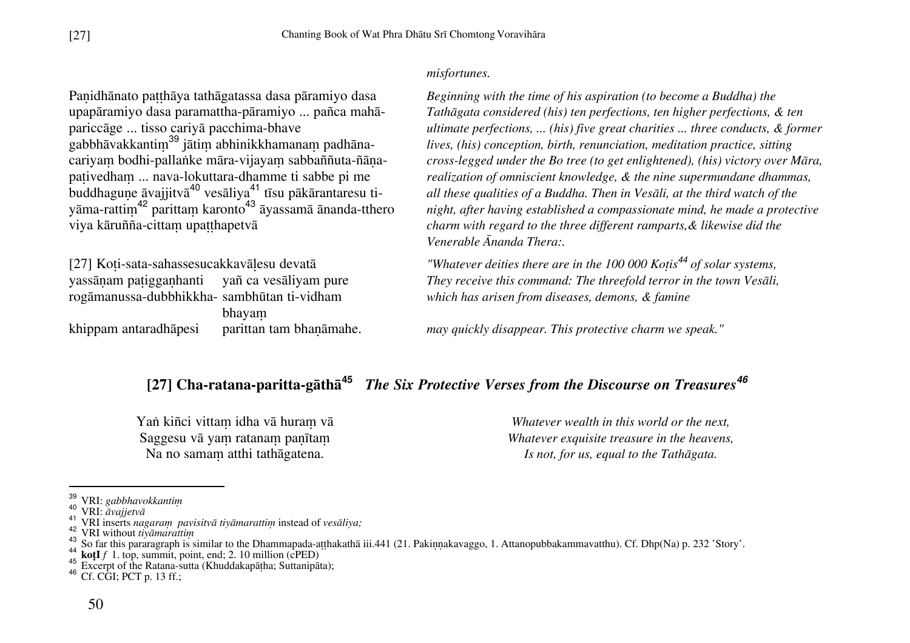*misfortunes.*

Paṇidhānato paṭṭhāya tathāgatassa dasa pāramiyo dasa upapāramiyo dasa paramattha-pāramiyo ... pañca mahā-pariccāge ... tisso cariyā pacchima-bhave gabbhāvakkantiṃ[39] jātiṃ abhinikkhamanaṃ padhāna-cariyaṃ bodhi-pallaṅke māra-vijayaṃ sabbaññuta-ñāṇa-paṭivedhaṃ ... nava-lokuttara-dhamme ti sabbe pi me buddhaguṇe āvajjitvā[40] vesāliya[41] tīsu pākārantaresu ti-yāma-rattiṃ[42] parittaṃ karonto[43] āyassamā ānanda-tthero viya kāruñña-cittaṃ upaṭṭhapetvā

*Beginning with the time of his aspiration (to become a Buddha) the Tathāgata considered (his) ten perfections, ten higher perfections, & ten ultimate perfections, ... (his) five great charities ... three conducts, & former lives, (his) conception, birth, renunciation, meditation practice, sitting cross-legged under the Bo tree (to get enlightened), (his) victory over Māra, realization of omniscient knowledge, & the nine supermundane dhammas, all these qualities of a Buddha. Then in Vesāli, at the third watch of the night, after having established a compassionate mind, he made a protective charm with regard to the three different ramparts,& likewise did the Venerable Ānanda Thera:.*

[27] Koṭi-sata-sahassesucakkavāḷesu devatā
yassāṇam paṭigganhanti    yañ ca vesāliyam pure
rogāmanussa-dubbhikkha-    sambhūtan ti-vidham bhayaṃ
khippam antaradhāpesi    parittan tam bhaṇāmahe.

*"Whatever deities there are in the 100 000 Koṭis[44] of solar systems,*
*They receive this command: The threefold terror in the town Vesāli,*
*which has arisen from diseases, demons, & famine*
*may quickly disappear. This protective charm we speak."*

## [27] Cha-ratana-paritta-gāthā[45] *The Six Protective Verses from the Discourse on Treasures[46]*

Yaṅ kiñci vittaṃ idha vā huraṃ vā
Saggesu vā yaṃ ratanaṃ paṇītaṃ
Na no samaṃ atthi tathāgatena.

*Whatever wealth in this world or the next,*
*Whatever exquisite treasure in the heavens,*
*Is not, for us, equal to the Tathāgata.*

---

[39] VRI: *gabbhavokkantiṃ*
[40] VRI: *āvajjetvā*
[41] VRI inserts *nagaraṃ pavisitvā tiyāmarattiṃ* instead of *vesāliya;*
[42] VRI without *tiyāmarattiṃ*
[43] So far this pararagraph is similar to the Dhammapada-aṭṭhakathā iii.441 (21. Pakiṇṇakavaggo, 1. Attanopubbakammavatthu). Cf. Dhp(Na) p. 232 'Story'.
[44] **koṭI** *f* 1. top, summit, point, end; 2. 10 million (cPED)
[45] Excerpt of the Ratana-sutta (Khuddakapāṭha; Suttanipāta);
[46] Cf. CGI; PCT p. 13 ff.;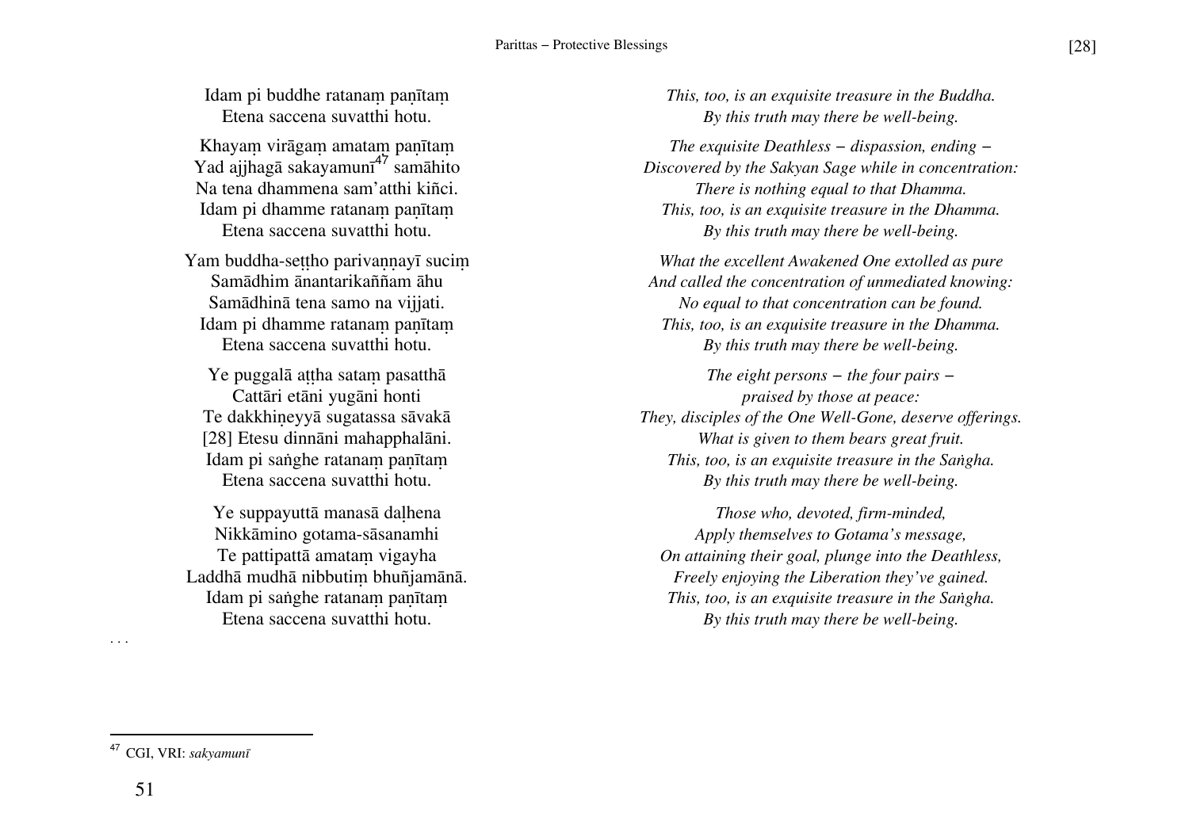Idam pi buddhe ratanaṃ paṇītaṃ
Etena saccena suvatthi hotu.

*This, too, is an exquisite treasure in the Buddha.*
*By this truth may there be well-being.*

Khayaṃ virāgaṃ amataṃ paṇītaṃ
Yad ajjhagā sakayamunī[47] samāhito
Na tena dhammena sam'atthi kiñci.
Idam pi dhamme ratanaṃ paṇītaṃ
Etena saccena suvatthi hotu.

*The exquisite Deathless – dispassion, ending –*
*Discovered by the Sakyan Sage while in concentration:*
*There is nothing equal to that Dhamma.*
*This, too, is an exquisite treasure in the Dhamma.*
*By this truth may there be well-being.*

Yam buddha-seṭṭho parivaṇṇayī suciṃ
Samādhim ānantarikaññam āhu
Samādhinā tena samo na vijjati.
Idam pi dhamme ratanaṃ paṇītaṃ
Etena saccena suvatthi hotu.

*What the excellent Awakened One extolled as pure*
*And called the concentration of unmediated knowing:*
*No equal to that concentration can be found.*
*This, too, is an exquisite treasure in the Dhamma.*
*By this truth may there be well-being.*

Ye puggalā aṭṭha sataṃ pasatthā
Cattāri etāni yugāni honti
Te dakkhiṇeyyā sugatassa sāvakā
[28] Etesu dinnāni mahapphalāni.
Idam pi saṅghe ratanaṃ paṇītaṃ
Etena saccena suvatthi hotu.

*The eight persons – the four pairs –*
*praised by those at peace:*
*They, disciples of the One Well-Gone, deserve offerings.*
*What is given to them bears great fruit.*
*This, too, is an exquisite treasure in the Saṅgha.*
*By this truth may there be well-being.*

Ye suppayuttā manasā daḷhena
Nikkāmino gotama-sāsanamhi
Te pattipattā amataṃ vigayha
Laddhā mudhā nibbutiṃ bhuñjamānā.
Idam pi saṅghe ratanaṃ paṇītaṃ
Etena saccena suvatthi hotu.

*Those who, devoted, firm-minded,*
*Apply themselves to Gotama's message,*
*On attaining their goal, plunge into the Deathless,*
*Freely enjoying the Liberation they've gained.*
*This, too, is an exquisite treasure in the Saṅgha.*
*By this truth may there be well-being.*

. . .

[47] CGI, VRI: *sakyamunī*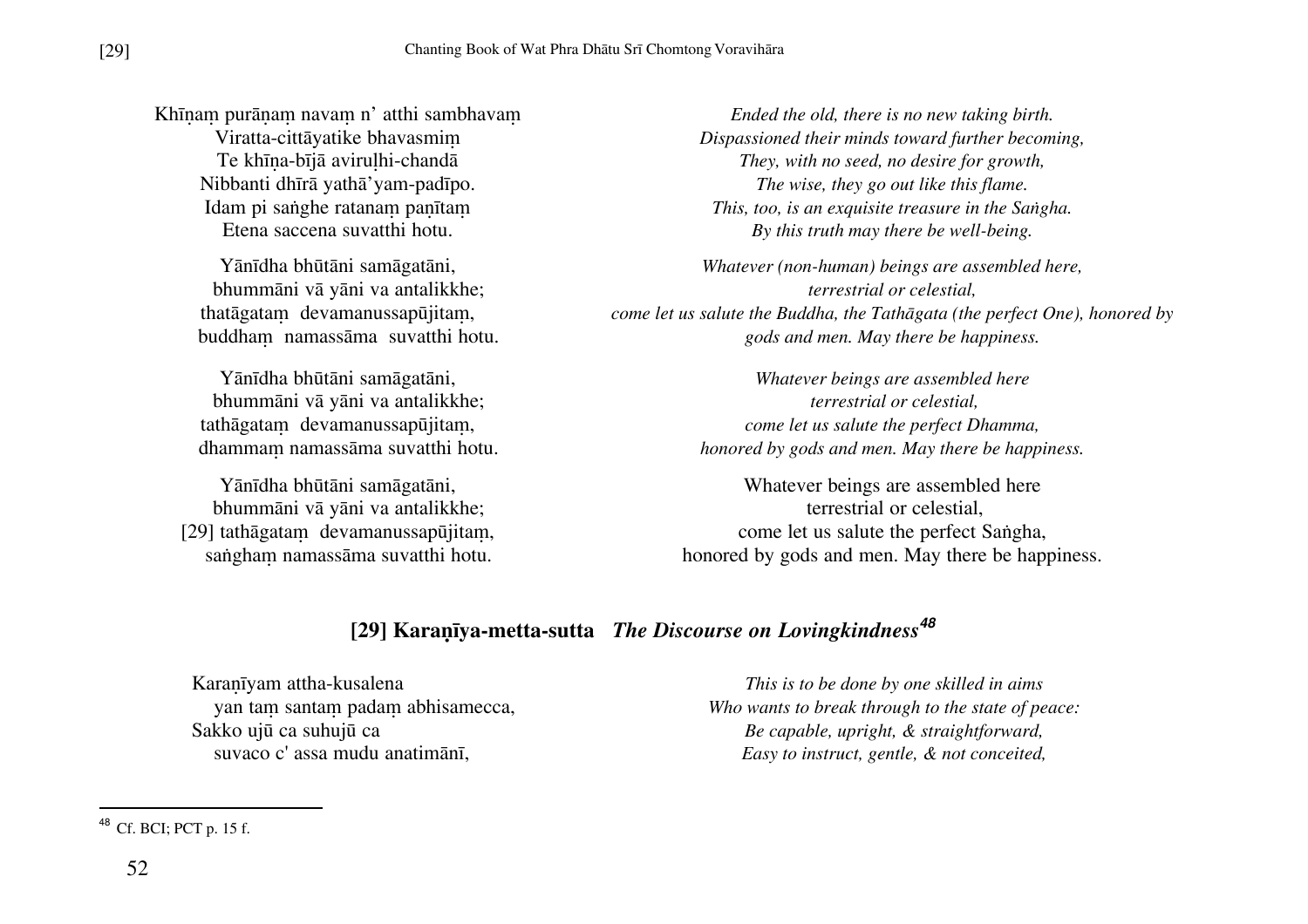Khīṇaṃ purāṇaṃ navaṃ n' atthi sambhavaṃ
Viratta-cittāyatike bhavasmiṃ
Te khīṇa-bījā aviruḷhi-chandā
Nibbanti dhīrā yathā'yam-padīpo.
Idam pi saṅghe ratanaṃ paṇītaṃ
Etena saccena suvatthi hotu.

*Ended the old, there is no new taking birth.*
*Dispassioned their minds toward further becoming,*
*They, with no seed, no desire for growth,*
*The wise, they go out like this flame.*
*This, too, is an exquisite treasure in the Saṅgha.*
*By this truth may there be well-being.*

Yānīdha bhūtāni samāgatāni,
bhummāni vā yāni va antalikkhe;
thatāgataṃ devamanussapūjitaṃ,
buddhaṃ namassāma suvatthi hotu.

*Whatever (non-human) beings are assembled here,*
*terrestrial or celestial,*
*come let us salute the Buddha, the Tathāgata (the perfect One), honored by gods and men. May there be happiness.*

Yānīdha bhūtāni samāgatāni,
bhummāni vā yāni va antalikkhe;
tathāgataṃ devamanussapūjitaṃ,
dhammaṃ namassāma suvatthi hotu.

*Whatever beings are assembled here*
*terrestrial or celestial,*
*come let us salute the perfect Dhamma,*
*honored by gods and men. May there be happiness.*

Yānīdha bhūtāni samāgatāni,
bhummāni vā yāni va antalikkhe;
[29] tathāgataṃ devamanussapūjitaṃ,
saṅghaṃ namassāma suvatthi hotu.

Whatever beings are assembled here
terrestrial or celestial,
come let us salute the perfect Saṅgha,
honored by gods and men. May there be happiness.

## [29] Karaṇīya-metta-sutta *The Discourse on Lovingkindness*[48]

Karaṇīyam attha-kusalena
yan taṃ santaṃ padaṃ abhisamecca,
Sakko ujū ca suhujū ca
suvaco c' assa mudu anatimānī,

*This is to be done by one skilled in aims*
*Who wants to break through to the state of peace:*
*Be capable, upright, & straightforward,*
*Easy to instruct, gentle, & not conceited,*

[48] Cf. BCI; PCT p. 15 f.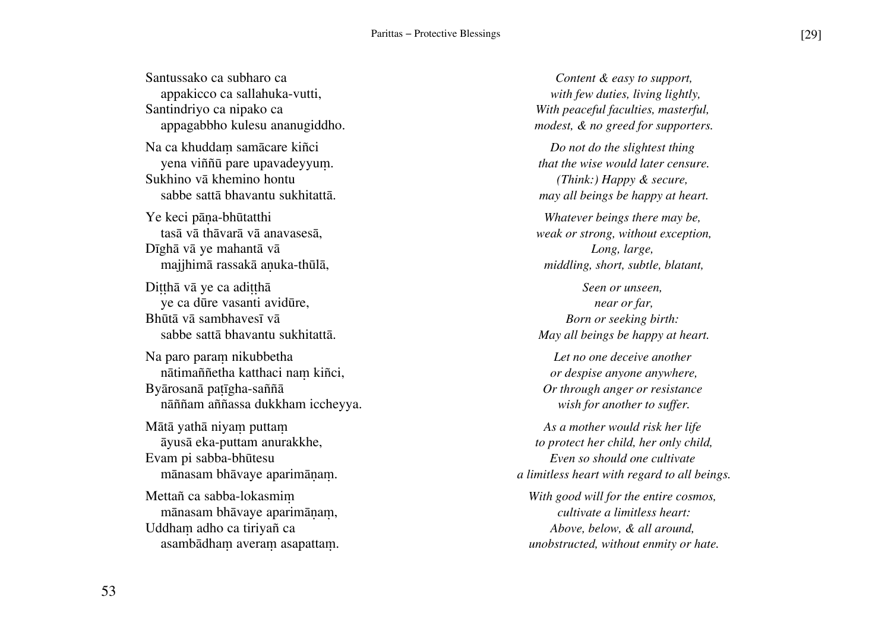Santussako ca subharo ca
appakicco ca sallahuka-vutti,
Santindriyo ca nipako ca
appagabbho kulesu ananugiddho.

*Content & easy to support,*
*with few duties, living lightly,*
*With peaceful faculties, masterful,*
*modest, & no greed for supporters.*

Na ca khuddaṃ samācare kiñci
yena viññū pare upavadeyyuṃ.
Sukhino vā khemino hontu
sabbe sattā bhavantu sukhitattā.

*Do not do the slightest thing*
*that the wise would later censure.*
*(Think:) Happy & secure,*
*may all beings be happy at heart.*

Ye keci pāṇa-bhūtatthi
tasā vā thāvarā vā anavasesā,
Dīghā vā ye mahantā vā
majjhimā rassakā aṇuka-thūlā,

*Whatever beings there may be,*
*weak or strong, without exception,*
*Long, large,*
*middling, short, subtle, blatant,*

Diṭṭhā vā ye ca adiṭṭhā
ye ca dūre vasanti avidūre,
Bhūtā vā sambhavesī vā
sabbe sattā bhavantu sukhitattā.

*Seen or unseen,*
*near or far,*
*Born or seeking birth:*
*May all beings be happy at heart.*

Na paro paraṃ nikubbetha
nātimaññetha katthaci naṃ kiñci,
Byārosanā paṭīgha-saññā
nāññam aññassa dukkham iccheyya.

*Let no one deceive another*
*or despise anyone anywhere,*
*Or through anger or resistance*
*wish for another to suffer.*

Mātā yathā niyaṃ puttaṃ
āyusā eka-puttam anurakkhe,
Evam pi sabba-bhūtesu
mānasam bhāvaye aparimāṇaṃ.

*As a mother would risk her life*
*to protect her child, her only child,*
*Even so should one cultivate*
*a limitless heart with regard to all beings.*

Mettañ ca sabba-lokasmiṃ
mānasam bhāvaye aparimāṇaṃ,
Uddhaṃ adho ca tiriyañ ca
asambādhaṃ averaṃ asapattaṃ.

*With good will for the entire cosmos,*
*cultivate a limitless heart:*
*Above, below, & all around,*
*unobstructed, without enmity or hate.*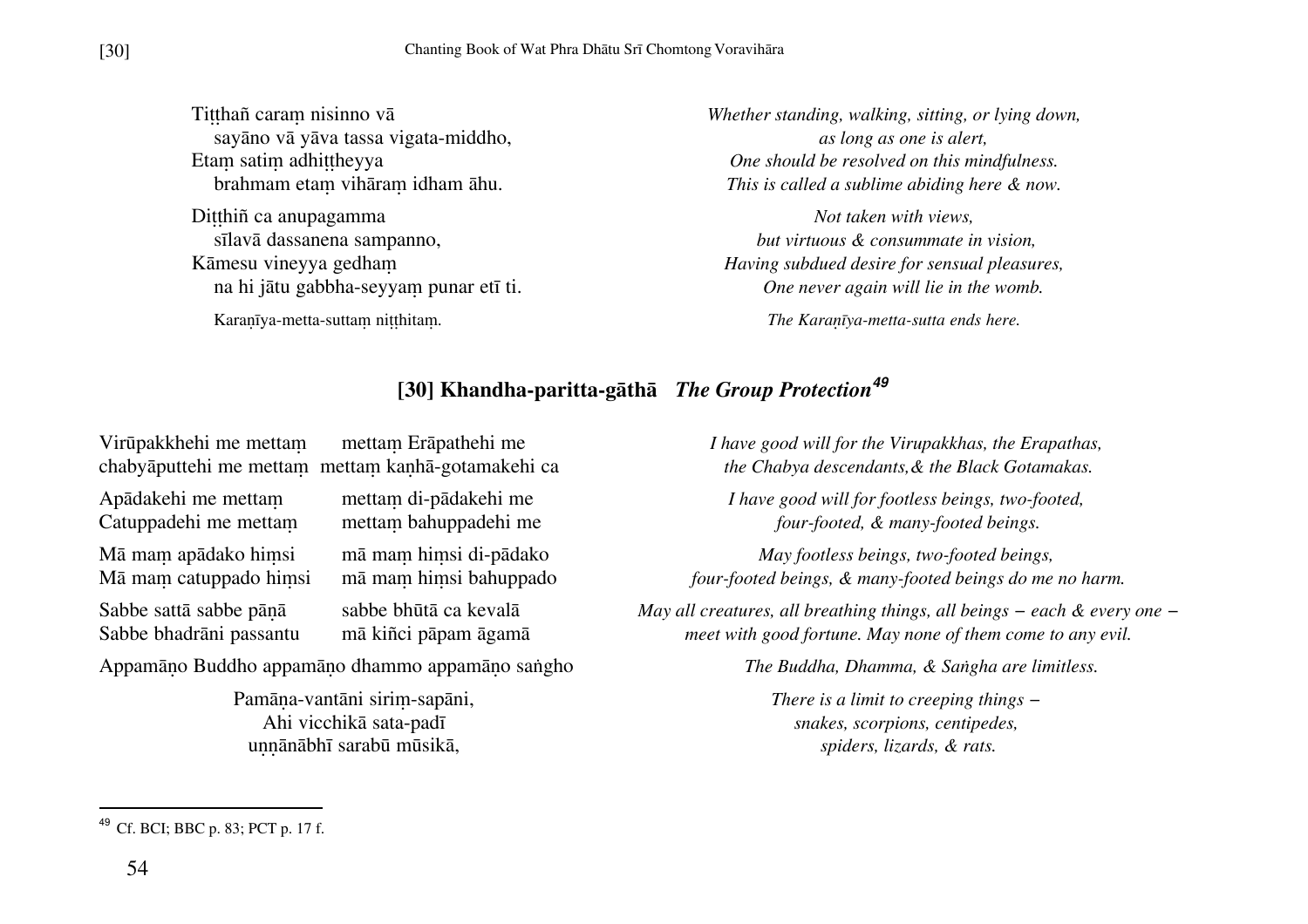Tiṭṭhañ caraṃ nisinno vā
sayāno vā yāva tassa vigata-middho,
Etaṃ satiṃ adhiṭṭheyya
brahmam etaṃ vihāraṃ idham āhu.

*Whether standing, walking, sitting, or lying down,*
*as long as one is alert,*
*One should be resolved on this mindfulness.*
*This is called a sublime abiding here & now.*

Diṭṭhiñ ca anupagamma
sīlavā dassanena sampanno,
Kāmesu vineyya gedhaṃ
na hi jātu gabbha-seyyaṃ punar etī ti.

*Not taken with views,*
*but virtuous & consummate in vision,*
*Having subdued desire for sensual pleasures,*
*One never again will lie in the womb.*

Karaṇīya-metta-suttaṃ niṭṭhitaṃ.

*The Karaṇīya-metta-sutta ends here.*

## [30] Khandha-paritta-gāthā *The Group Protection*[49]

Virūpakkhehi me mettaṃ mettaṃ Erāpathehi me
chabyāputtehi me mettaṃ mettaṃ kaṇhā-gotamakehi ca

*I have good will for the Virupakkhas, the Erapathas,*
*the Chabya descendants,& the Black Gotamakas.*

Apādakehi me mettaṃ mettaṃ di-pādakehi me
Catuppadehi me mettaṃ mettaṃ bahuppadehi me

*I have good will for footless beings, two-footed,*
*four-footed, & many-footed beings.*

Mā maṃ apādako hiṃsi mā maṃ hiṃsi di-pādako
Mā maṃ catuppado hiṃsi mā maṃ hiṃsi bahuppado

*May footless beings, two-footed beings,*
*four-footed beings, & many-footed beings do me no harm.*

Sabbe sattā sabbe pāṇā sabbe bhūtā ca kevalā
Sabbe bhadrāni passantu mā kiñci pāpam āgamā

*May all creatures, all breathing things, all beings – each & every one –*
*meet with good fortune. May none of them come to any evil.*

Appamāṇo Buddho appamāṇo dhammo appamāṇo saṅgho

*The Buddha, Dhamma, & Saṅgha are limitless.*

Pamāṇa-vantāni siriṃ-sapāni,
Ahi vicchikā sata-padī
uṇṇānābhī sarabū mūsikā,

*There is a limit to creeping things –*
*snakes, scorpions, centipedes,*
*spiders, lizards, & rats.*

---

[49] Cf. BCI; BBC p. 83; PCT p. 17 f.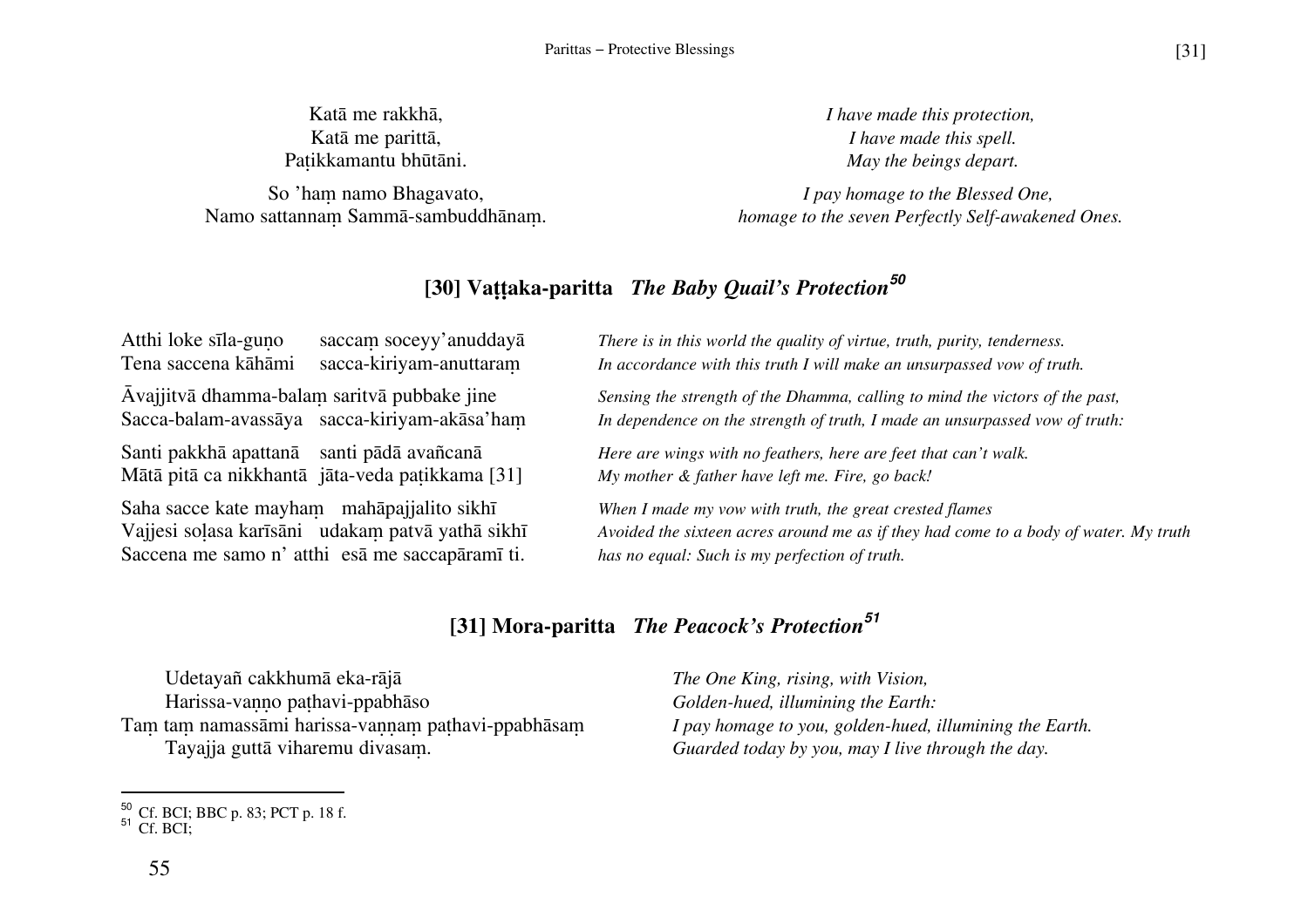Katā me rakkhā,
Katā me parittā,
Paṭikkamantu bhūtāni.

*I have made this protection,*
*I have made this spell.*
*May the beings depart.*

So 'haṃ namo Bhagavato,
Namo sattannaṃ Sammā-sambuddhānaṃ.

*I pay homage to the Blessed One,*
*homage to the seven Perfectly Self-awakened Ones.*

## [30] Vaṭṭaka-paritta *The Baby Quail's Protection*[50]

Atthi loke sīla-guṇo saccaṃ soceyy'anuddayā
Tena saccena kāhāmi sacca-kiriyam-anuttaraṃ

*There is in this world the quality of virtue, truth, purity, tenderness.*
*In accordance with this truth I will make an unsurpassed vow of truth.*

Āvajjitvā dhamma-balaṃ saritvā pubbake jine
Sacca-balam-avassāya sacca-kiriyam-akāsa'haṃ

*Sensing the strength of the Dhamma, calling to mind the victors of the past,*
*In dependence on the strength of truth, I made an unsurpassed vow of truth:*

Santi pakkhā apattanā santi pādā avañcanā
Mātā pitā ca nikkhantā jāta-veda paṭikkama [31]

*Here are wings with no feathers, here are feet that can't walk.*
*My mother & father have left me. Fire, go back!*

Saha sacce kate mayhaṃ mahāpajjalito sikhī
Vajjesi soḷasa karīsāni udakaṃ patvā yathā sikhī
Saccena me samo n' atthi esā me saccapāramī ti.

*When I made my vow with truth, the great crested flames*
*Avoided the sixteen acres around me as if they had come to a body of water. My truth has no equal: Such is my perfection of truth.*

## [31] Mora-paritta *The Peacock's Protection*[51]

Udetayañ cakkhumā eka-rājā
Harissa-vaṇṇo paṭhavi-ppabhāso
Taṃ taṃ namassāmi harissa-vaṇṇaṃ paṭhavi-ppabhāsaṃ
Tayajja guttā viharemu divasaṃ.

*The One King, rising, with Vision,*
*Golden-hued, illumining the Earth:*
*I pay homage to you, golden-hued, illumining the Earth.*
*Guarded today by you, may I live through the day.*

---

[50] Cf. BCI; BBC p. 83; PCT p. 18 f.
[51] Cf. BCI;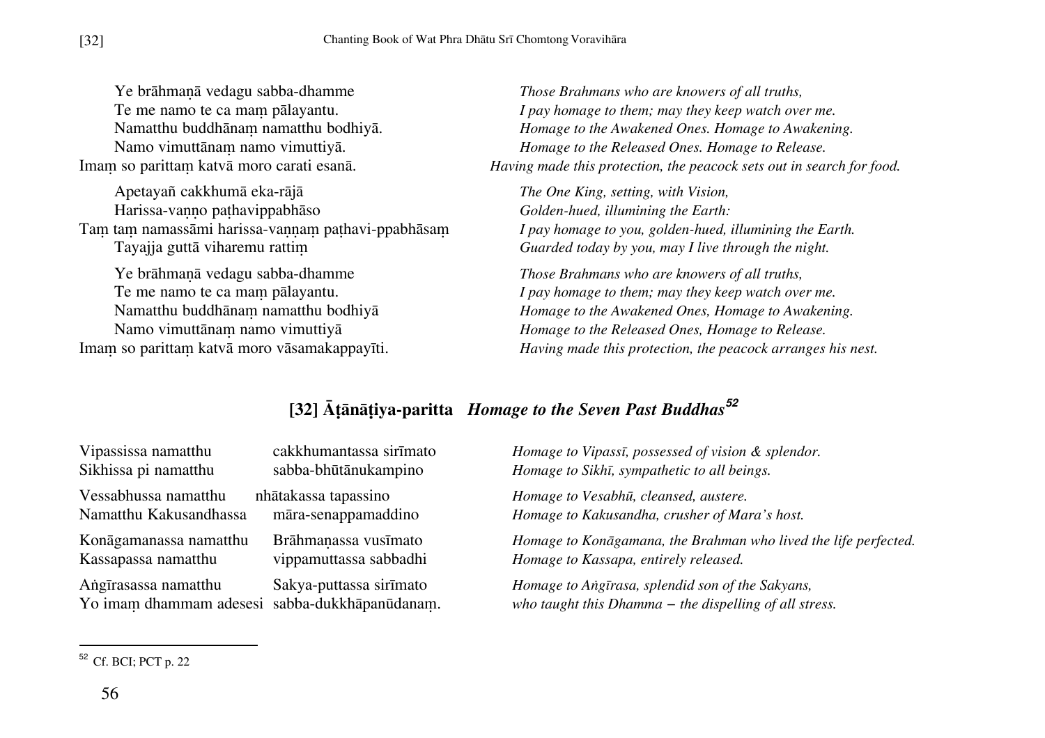Ye brāhmaṇā vedagu sabba-dhamme
Te me namo te ca maṃ pālayantu.
Namatthu buddhānaṃ namatthu bodhiyā.
Namo vimuttānaṃ namo vimuttiyā.
Imaṃ so parittaṃ katvā moro carati esanā.

*Those Brahmans who are knowers of all truths,*
*I pay homage to them; may they keep watch over me.*
*Homage to the Awakened Ones. Homage to Awakening.*
*Homage to the Released Ones. Homage to Release.*
*Having made this protection, the peacock sets out in search for food.*

Apetayañ cakkhumā eka-rājā
Harissa-vaṇṇo paṭhavippabhāso
Taṃ taṃ namassāmi harissa-vaṇṇaṃ paṭhavi-ppabhāsaṃ
Tayajja guttā viharemu rattiṃ

*The One King, setting, with Vision,*
*Golden-hued, illumining the Earth:*
*I pay homage to you, golden-hued, illumining the Earth.*
*Guarded today by you, may I live through the night.*

Ye brāhmaṇā vedagu sabba-dhamme
Te me namo te ca maṃ pālayantu.
Namatthu buddhānaṃ namatthu bodhiyā
Namo vimuttānaṃ namo vimuttiyā
Imaṃ so parittaṃ katvā moro vāsamakappayīti.

*Those Brahmans who are knowers of all truths,*
*I pay homage to them; may they keep watch over me.*
*Homage to the Awakened Ones, Homage to Awakening.*
*Homage to the Released Ones, Homage to Release.*
*Having made this protection, the peacock arranges his nest.*

## [32] Āṭānāṭiya-paritta *Homage to the Seven Past Buddhas*[52]

Vipassissa namatthu cakkhumantassa sirīmato
Sikhissa pi namatthu sabba-bhūtānukampino

*Homage to Vipassī, possessed of vision & splendor.*
*Homage to Sikhī, sympathetic to all beings.*

Vessabhussa namatthu nhātakassa tapassino
Namatthu Kakusandhassa māra-senappamaddino

*Homage to Vesabhū, cleansed, austere.*
*Homage to Kakusandha, crusher of Mara's host.*

Konāgamanassa namatthu Brāhmaṇassa vusīmato
Kassapassa namatthu vippamuttassa sabbadhi

*Homage to Konāgamana, the Brahman who lived the life perfected.*
*Homage to Kassapa, entirely released.*

Aṅgīrasassa namatthu Sakya-puttassa sirīmato
Yo imaṃ dhammam adesesi sabba-dukkhāpanūdanaṃ.

*Homage to Aṅgīrasa, splendid son of the Sakyans,*
*who taught this Dhamma – the dispelling of all stress.*

---

[52] Cf. BCI; PCT p. 22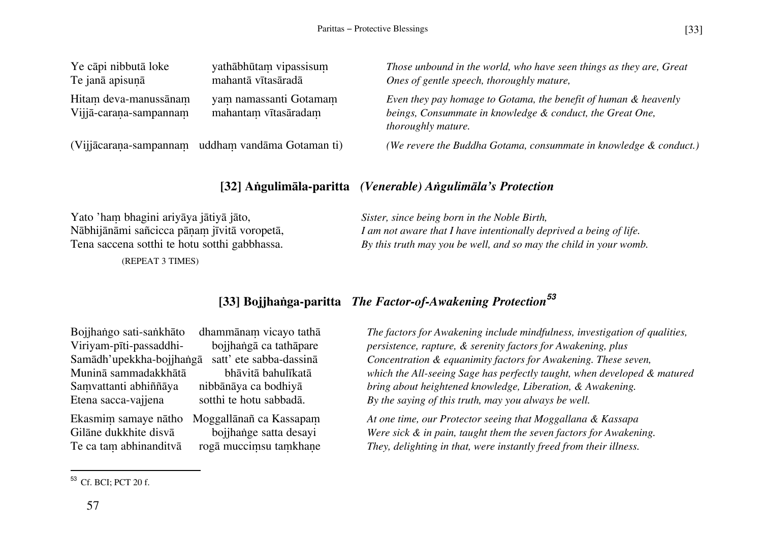| | | |
|---|---|---|
| Ye cāpi nibbutā loke<br>Te janā apisuṇā | yathābhūtaṃ vipassisuṃ<br>mahantā vītasāradā | *Those unbound in the world, who have seen things as they are, Great Ones of gentle speech, thoroughly mature,* |
| Hitaṃ deva-manussānaṃ<br>Vijjā-caraṇa-sampannaṃ | yaṃ namassanti Gotamaṃ<br>mahantaṃ vītasāradaṃ | *Even they pay homage to Gotama, the benefit of human & heavenly beings, Consummate in knowledge & conduct, the Great One, thoroughly mature.* |
| (Vijjācaraṇa-sampannaṃ | uddhaṃ vandāma Gotaman ti) | *(We revere the Buddha Gotama, consummate in knowledge & conduct.)* |

### [32] Aṅgulimāla-paritta *(Venerable) Aṅgulimāla's Protection*

| | |
|---|---|
| Yato 'haṃ bhagini ariyāya jātiyā jāto,<br>Nābhijānāmi sañcicca pāṇaṃ jīvitā voropetā,<br>Tena saccena sotthi te hotu sotthi gabbhassa. | *Sister, since being born in the Noble Birth,*<br>*I am not aware that I have intentionally deprived a being of life.*<br>*By this truth may you be well, and so may the child in your womb.* |

(REPEAT 3 TIMES)

### [33] Bojjhaṅga-paritta *The Factor-of-Awakening Protection*[53]

| | | |
|---|---|---|
| Bojjhaṅgo sati-saṅkhāto<br>Viriyam-pīti-passaddhi-<br>Samādh'upekkha-bojjhaṅgā<br>Muninā sammadakkhātā<br>Saṃvattanti abhiññāya<br>Etena sacca-vajjena | dhammānaṃ vicayo tathā<br>bojjhaṅgā ca tathāpare<br>satt' ete sabba-dassinā<br>bhāvitā bahulīkatā<br>nibbānāya ca bodhiyā<br>sotthi te hotu sabbadā. | *The factors for Awakening include mindfulness, investigation of qualities, persistence, rapture, & serenity factors for Awakening, plus Concentration & equanimity factors for Awakening. These seven, which the All-seeing Sage has perfectly taught, when developed & matured bring about heightened knowledge, Liberation, & Awakening. By the saying of this truth, may you always be well.* |
| Ekasmiṃ samaye nātho<br>Gilāne dukkhite disvā<br>Te ca taṃ abhinanditvā | Moggallānañ ca Kassapaṃ<br>bojjhaṅge satta desayi<br>rogā mucciṃsu taṃkhaṇe | *At one time, our Protector seeing that Moggallana & Kassapa Were sick & in pain, taught them the seven factors for Awakening. They, delighting in that, were instantly freed from their illness.* |

---

[53] Cf. BCI; PCT 20 f.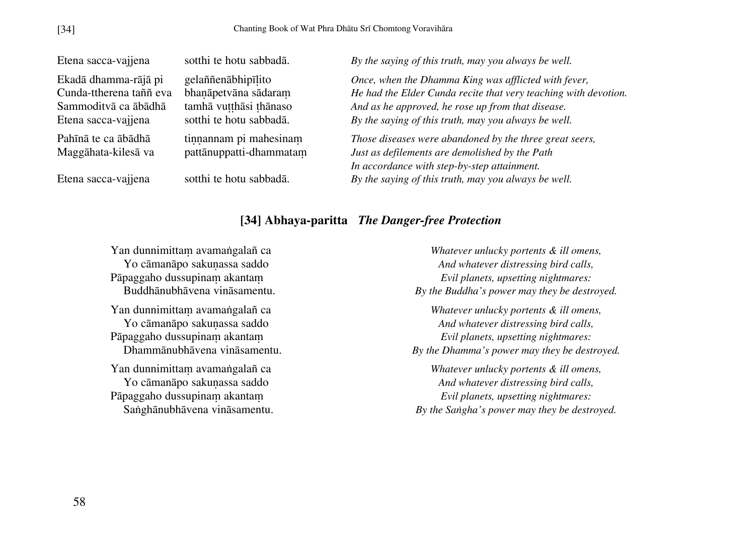| | | |
|---|---|---|
| Etena sacca-vajjena | sotthi te hotu sabbadā. | *By the saying of this truth, may you always be well.* |
| Ekadā dhamma-rājā pi<br>Cunda-ttherena taññ eva<br>Sammoditvā ca ābādhā<br>Etena sacca-vajjena | gelaññenābhipīḷito<br>bhaṇāpetvāna sādaraṃ<br>tamhā vuṭṭhāsi ṭhānaso<br>sotthi te hotu sabbadā. | *Once, when the Dhamma King was afflicted with fever,*<br>*He had the Elder Cunda recite that very teaching with devotion.*<br>*And as he approved, he rose up from that disease.*<br>*By the saying of this truth, may you always be well.* |
| Pahīnā te ca ābādhā<br>Maggāhata-kilesā va<br><br>Etena sacca-vajjena | tiṇṇannam pi mahesinaṃ<br>pattānuppatti-dhammataṃ<br><br>sotthi te hotu sabbadā. | *Those diseases were abandoned by the three great seers,*<br>*Just as defilements are demolished by the Path*<br>*In accordance with step-by-step attainment.*<br>*By the saying of this truth, may you always be well.* |

## [34] Abhaya-paritta *The Danger-free Protection*

| | |
|---|---|
| Yan dunnimittaṃ avamaṅgalañ ca<br>Yo cāmanāpo sakuṇassa saddo<br>Pāpaggaho dussupinaṃ akantaṃ<br>Buddhānubhāvena vināsamentu. | *Whatever unlucky portents & ill omens,*<br>*And whatever distressing bird calls,*<br>*Evil planets, upsetting nightmares:*<br>*By the Buddha's power may they be destroyed.* |
| Yan dunnimittaṃ avamaṅgalañ ca<br>Yo cāmanāpo sakuṇassa saddo<br>Pāpaggaho dussupinaṃ akantaṃ<br>Dhammānubhāvena vināsamentu. | *Whatever unlucky portents & ill omens,*<br>*And whatever distressing bird calls,*<br>*Evil planets, upsetting nightmares:*<br>*By the Dhamma's power may they be destroyed.* |
| Yan dunnimittaṃ avamaṅgalañ ca<br>Yo cāmanāpo sakuṇassa saddo<br>Pāpaggaho dussupinaṃ akantaṃ<br>Saṅghānubhāvena vināsamentu. | *Whatever unlucky portents & ill omens,*<br>*And whatever distressing bird calls,*<br>*Evil planets, upsetting nightmares:*<br>*By the Saṅgha's power may they be destroyed.* |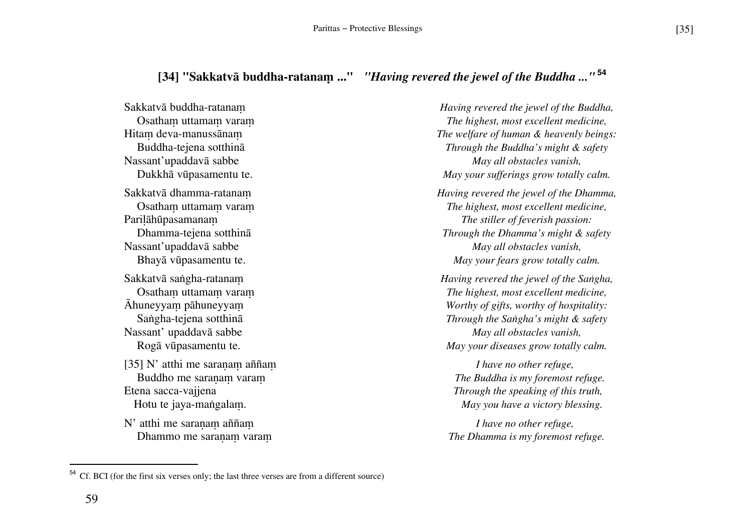### [34] "Sakkatvā buddha-ratanaṃ ..." *"Having revered the jewel of the Buddha ..."*[54]

| | |
|---|---|
| Sakkatvā buddha-ratanaṃ | *Having revered the jewel of the Buddha,* |
| Osathaṃ uttamaṃ varaṃ | *The highest, most excellent medicine,* |
| Hitaṃ deva-manussānaṃ | *The welfare of human & heavenly beings:* |
| Buddha-tejena sotthinā | *Through the Buddha's might & safety* |
| Nassant'upaddavā sabbe | *May all obstacles vanish,* |
| Dukkhā vūpasamentu te. | *May your sufferings grow totally calm.* |
| | |
| Sakkatvā dhamma-ratanaṃ | *Having revered the jewel of the Dhamma,* |
| Osathaṃ uttamaṃ varaṃ | *The highest, most excellent medicine,* |
| Pariḷāhūpasamanaṃ | *The stiller of feverish passion:* |
| Dhamma-tejena sotthinā | *Through the Dhamma's might & safety* |
| Nassant'upaddavā sabbe | *May all obstacles vanish,* |
| Bhayā vūpasamentu te. | *May your fears grow totally calm.* |
| | |
| Sakkatvā saṅgha-ratanaṃ | *Having revered the jewel of the Saṅgha,* |
| Osathaṃ uttamaṃ varaṃ | *The highest, most excellent medicine,* |
| Āhuneyyaṃ pāhuneyyaṃ | *Worthy of gifts, worthy of hospitality:* |
| Saṅgha-tejena sotthinā | *Through the Saṅgha's might & safety* |
| Nassant' upaddavā sabbe | *May all obstacles vanish,* |
| Rogā vūpasamentu te. | *May your diseases grow totally calm.* |
| | |
| [35] N' atthi me saraṇaṃ aññaṃ | *I have no other refuge,* |
| Buddho me saraṇaṃ varaṃ | *The Buddha is my foremost refuge.* |
| Etena sacca-vajjena | *Through the speaking of this truth,* |
| Hotu te jaya-maṅgalaṃ. | *May you have a victory blessing.* |
| | |
| N' atthi me saraṇaṃ aññaṃ | *I have no other refuge,* |
| Dhammo me saraṇaṃ varaṃ | *The Dhamma is my foremost refuge.* |

[54] Cf. BCI (for the first six verses only; the last three verses are from a different source)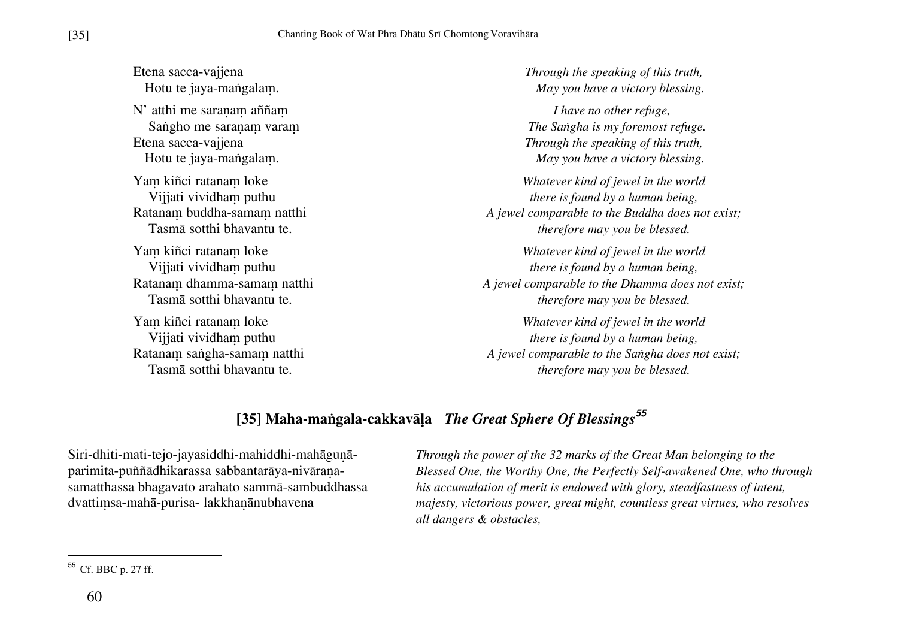Etena sacca-vajjena
   Hotu te jaya-maṅgalaṃ.

*Through the speaking of this truth,*
*May you have a victory blessing.*

N' atthi me saraṇaṃ aññaṃ
   Saṅgho me saraṇaṃ varaṃ
Etena sacca-vajjena
   Hotu te jaya-maṅgalaṃ.

*I have no other refuge,*
*The Saṅgha is my foremost refuge.*
*Through the speaking of this truth,*
*May you have a victory blessing.*

Yaṃ kiñci ratanaṃ loke
   Vijjati vividhaṃ puthu
Ratanaṃ buddha-samaṃ natthi
   Tasmā sotthi bhavantu te.

*Whatever kind of jewel in the world*
*there is found by a human being,*
*A jewel comparable to the Buddha does not exist;*
*therefore may you be blessed.*

Yaṃ kiñci ratanaṃ loke
   Vijjati vividhaṃ puthu
Ratanaṃ dhamma-samaṃ natthi
   Tasmā sotthi bhavantu te.

*Whatever kind of jewel in the world*
*there is found by a human being,*
*A jewel comparable to the Dhamma does not exist;*
*therefore may you be blessed.*

Yaṃ kiñci ratanaṃ loke
   Vijjati vividhaṃ puthu
Ratanaṃ saṅgha-samaṃ natthi
   Tasmā sotthi bhavantu te.

*Whatever kind of jewel in the world*
*there is found by a human being,*
*A jewel comparable to the Saṅgha does not exist;*
*therefore may you be blessed.*

## [35] Maha-maṅgala-cakkavāḷa *The Great Sphere Of Blessings*[55]

Siri-dhiti-mati-tejo-jayasiddhi-mahiddhi-mahāguṇā-parimita-puññādhikarassa sabbantarāya-nivāraṇa-samatthassa bhagavato arahato sammā-sambuddhassa dvattiṃsa-mahā-purisa- lakkhaṇānubhavena

*Through the power of the 32 marks of the Great Man belonging to the Blessed One, the Worthy One, the Perfectly Self-awakened One, who through his accumulation of merit is endowed with glory, steadfastness of intent, majesty, victorious power, great might, countless great virtues, who resolves all dangers & obstacles,*

---

[55] Cf. BBC p. 27 ff.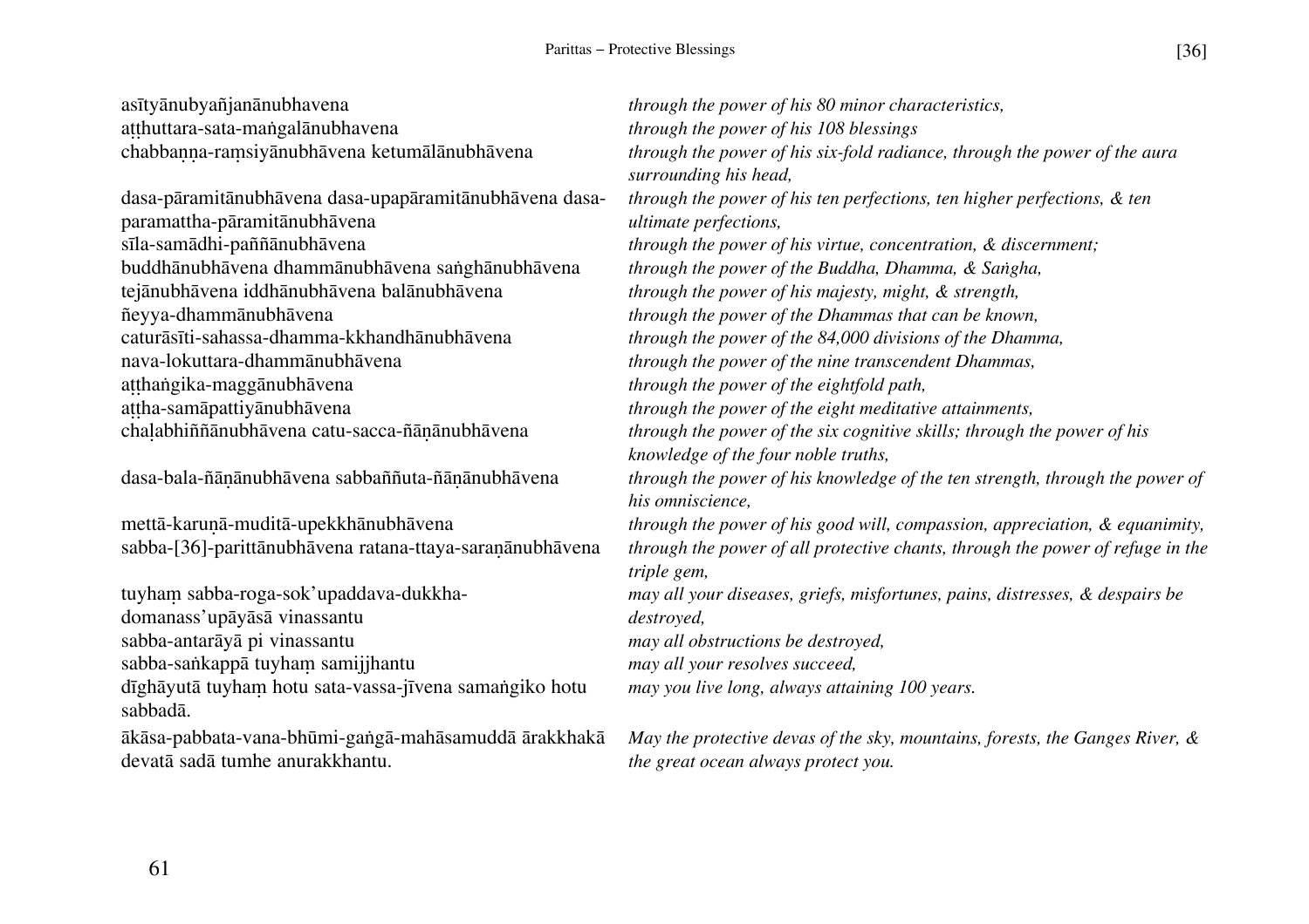asītyānubyañjanānubhavena — *through the power of his 80 minor characteristics,*

aṭṭhuttara-sata-maṅgalānubhavena — *through the power of his 108 blessings*

chabbaṇṇa-raṃsiyānubhāvena ketumālānubhāvena — *through the power of his six-fold radiance, through the power of the aura surrounding his head,*

dasa-pāramitānubhāvena dasa-upapāramitānubhāvena dasa-paramattha-pāramitānubhāvena — *through the power of his ten perfections, ten higher perfections, & ten ultimate perfections,*

sīla-samādhi-paññānubhāvena — *through the power of his virtue, concentration, & discernment;*

buddhānubhāvena dhammānubhāvena saṅghānubhāvena — *through the power of the Buddha, Dhamma, & Saṅgha,*

tejānubhāvena iddhānubhāvena balānubhāvena — *through the power of his majesty, might, & strength,*

ñeyya-dhammānubhāvena — *through the power of the Dhammas that can be known,*

caturāsīti-sahassa-dhamma-kkhandhānubhāvena — *through the power of the 84,000 divisions of the Dhamma,*

nava-lokuttara-dhammānubhāvena — *through the power of the nine transcendent Dhammas,*

aṭṭhaṅgika-maggānubhāvena — *through the power of the eightfold path,*

aṭṭha-samāpattiyānubhāvena — *through the power of the eight meditative attainments,*

chaḷabhiññānubhāvena catu-sacca-ñāṇānubhāvena — *through the power of the six cognitive skills; through the power of his knowledge of the four noble truths,*

dasa-bala-ñāṇānubhāvena sabbaññuta-ñāṇānubhāvena — *through the power of his knowledge of the ten strength, through the power of his omniscience,*

mettā-karuṇā-muditā-upekkhānubhāvena — *through the power of his good will, compassion, appreciation, & equanimity,*

sabba-[36]-parittānubhāvena ratana-ttaya-saraṇānubhāvena — *through the power of all protective chants, through the power of refuge in the triple gem,*

tuyhaṃ sabba-roga-sok'upaddava-dukkha-domanass'upāyāsā vinassantu — *may all your diseases, griefs, misfortunes, pains, distresses, & despairs be destroyed,*

sabba-antarāyā pi vinassantu — *may all obstructions be destroyed,*

sabba-saṅkappā tuyhaṃ samijjhantu — *may all your resolves succeed,*

dīghāyutā tuyhaṃ hotu sata-vassa-jīvena samaṅgiko hotu sabbadā. — *may you live long, always attaining 100 years.*

ākāsa-pabbata-vana-bhūmi-gaṅgā-mahāsamuddā ārakkhakā devatā sadā tumhe anurakkhantu. — *May the protective devas of the sky, mountains, forests, the Ganges River, & the great ocean always protect you.*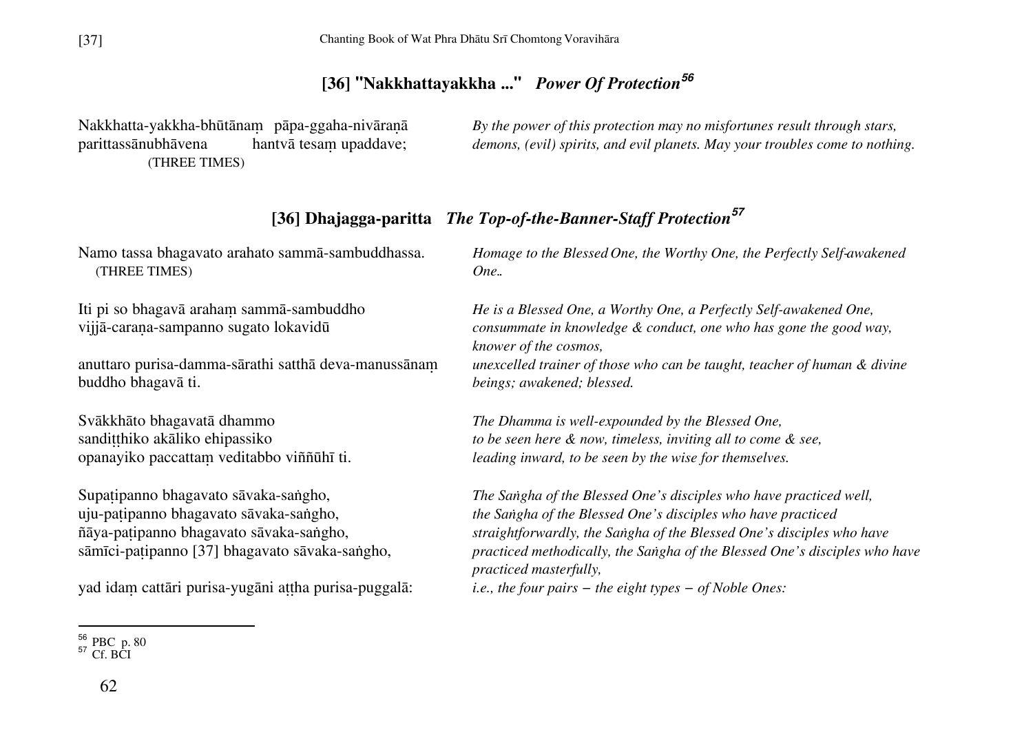## [36] "Nakkhattayakkha ..." *Power Of Protection*[56]

Nakkhatta-yakkha-bhūtānaṃ pāpa-ggaha-nivāraṇā
parittassānubhāvena hantvā tesaṃ upaddave;
(THREE TIMES)

*By the power of this protection may no misfortunes result through stars, demons, (evil) spirits, and evil planets. May your troubles come to nothing.*

## [36] Dhajagga-paritta *The Top-of-the-Banner-Staff Protection*[57]

Namo tassa bhagavato arahato sammā-sambuddhassa.
(THREE TIMES)

*Homage to the Blessed One, the Worthy One, the Perfectly Self-awakened One..*

Iti pi so bhagavā arahaṃ sammā-sambuddho
vijjā-caraṇa-sampanno sugato lokavidū

*He is a Blessed One, a Worthy One, a Perfectly Self-awakened One, consummate in knowledge & conduct, one who has gone the good way, knower of the cosmos,*

anuttaro purisa-damma-sārathi satthā deva-manussānaṃ
buddho bhagavā ti.

*unexcelled trainer of those who can be taught, teacher of human & divine beings; awakened; blessed.*

Svākkhāto bhagavatā dhammo
sandiṭṭhiko akāliko ehipassiko
opanayiko paccattaṃ veditabbo viññūhī ti.

*The Dhamma is well-expounded by the Blessed One,*
*to be seen here & now, timeless, inviting all to come & see,*
*leading inward, to be seen by the wise for themselves.*

Supaṭipanno bhagavato sāvaka-saṅgho,
uju-paṭipanno bhagavato sāvaka-saṅgho,
ñāya-paṭipanno bhagavato sāvaka-saṅgho,
sāmīci-paṭipanno [37] bhagavato sāvaka-saṅgho,

*The Saṅgha of the Blessed One's disciples who have practiced well, the Saṅgha of the Blessed One's disciples who have practiced straightforwardly, the Saṅgha of the Blessed One's disciples who have practiced methodically, the Saṅgha of the Blessed One's disciples who have practiced masterfully,*

yad idaṃ cattāri purisa-yugāni aṭṭha purisa-puggalā:

*i.e., the four pairs – the eight types – of Noble Ones:*

---

[56] PBC p. 80
[57] Cf. BCI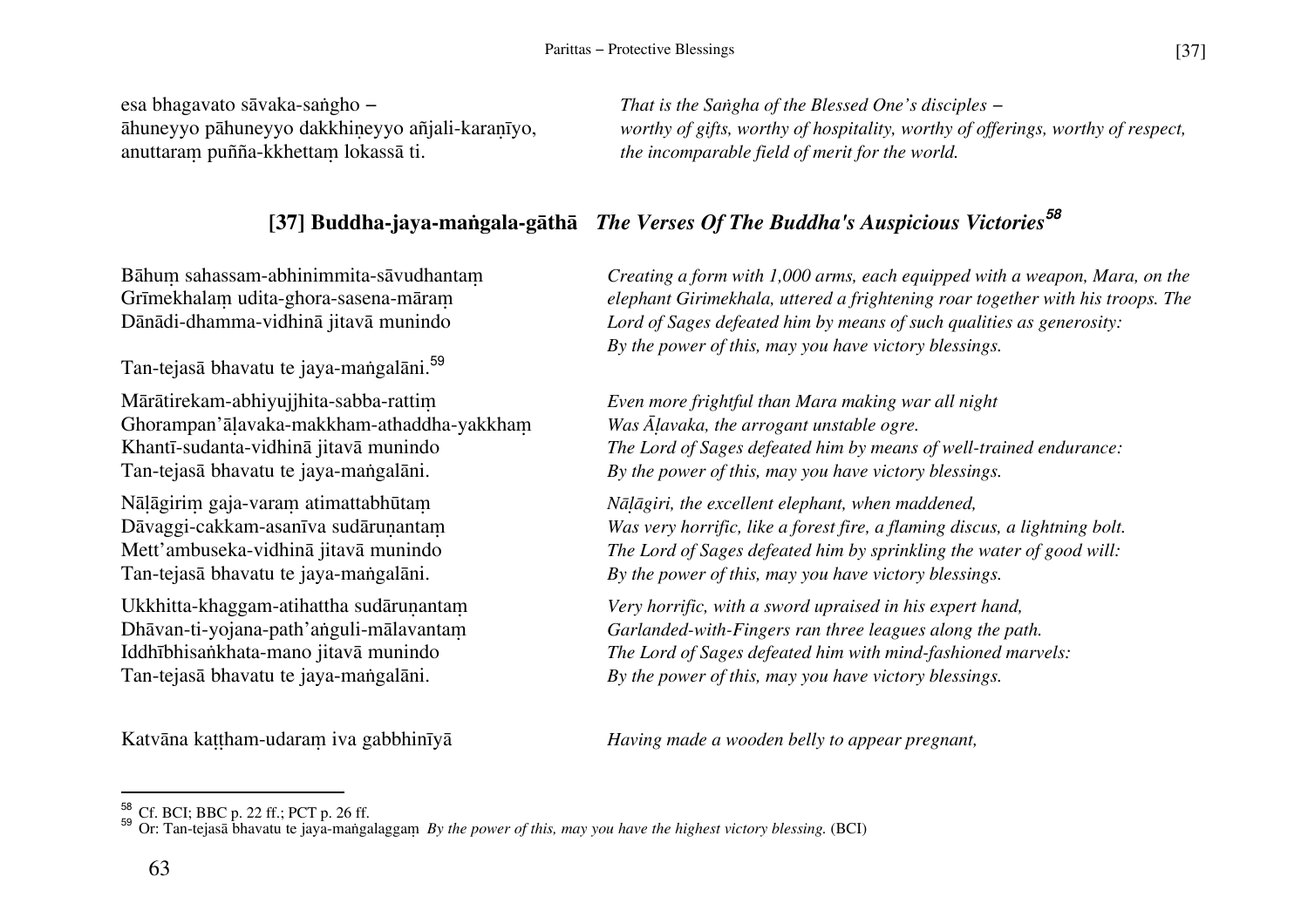esa bhagavato sāvaka-saṅgho –
āhuneyyo pāhuneyyo dakkhiṇeyyo añjali-karaṇīyo,
anuttaraṃ puñña-kkhettaṃ lokassā ti.

*That is the Saṅgha of the Blessed One's disciples –*
*worthy of gifts, worthy of hospitality, worthy of offerings, worthy of respect,*
*the incomparable field of merit for the world.*

## [37] Buddha-jaya-maṅgala-gāthā *The Verses Of The Buddha's Auspicious Victories*[58]

Bāhuṃ sahassam-abhinimmita-sāvudhantaṃ
Grīmekhalaṃ udita-ghora-sasena-māraṃ
Dānādi-dhamma-vidhinā jitavā munindo
Tan-tejasā bhavatu te jaya-maṅgalāni.[59]

*Creating a form with 1,000 arms, each equipped with a weapon, Mara, on the elephant Girimekhala, uttered a frightening roar together with his troops. The Lord of Sages defeated him by means of such qualities as generosity:*
*By the power of this, may you have victory blessings.*

Mārātirekam-abhiyujjhita-sabba-rattiṃ
Ghorampan'āḷavaka-makkham-athaddha-yakkhaṃ
Khantī-sudanta-vidhinā jitavā munindo
Tan-tejasā bhavatu te jaya-maṅgalāni.

*Even more frightful than Mara making war all night*
*Was Āḷavaka, the arrogant unstable ogre.*
*The Lord of Sages defeated him by means of well-trained endurance:*
*By the power of this, may you have victory blessings.*

Nāḷāgiriṃ gaja-varaṃ atimattabhūtaṃ
Dāvaggi-cakkam-asanīva sudāruṇantaṃ
Mett'ambuseka-vidhinā jitavā munindo
Tan-tejasā bhavatu te jaya-maṅgalāni.

*Nāḷāgiri, the excellent elephant, when maddened,*
*Was very horrific, like a forest fire, a flaming discus, a lightning bolt.*
*The Lord of Sages defeated him by sprinkling the water of good will:*
*By the power of this, may you have victory blessings.*

Ukkhitta-khaggam-atihattha sudāruṇantaṃ
Dhāvan-ti-yojana-path'aṅguli-mālavantaṃ
Iddhībhisaṅkhata-mano jitavā munindo
Tan-tejasā bhavatu te jaya-maṅgalāni.

*Very horrific, with a sword upraised in his expert hand,*
*Garlanded-with-Fingers ran three leagues along the path.*
*The Lord of Sages defeated him with mind-fashioned marvels:*
*By the power of this, may you have victory blessings.*

Katvāna kaṭṭham-udaraṃ iva gabbhinīyā

*Having made a wooden belly to appear pregnant,*

---

[58] Cf. BCI; BBC p. 22 ff.; PCT p. 26 ff.

[59] Or: Tan-tejasā bhavatu te jaya-maṅgalaggaṃ *By the power of this, may you have the highest victory blessing.* (BCI)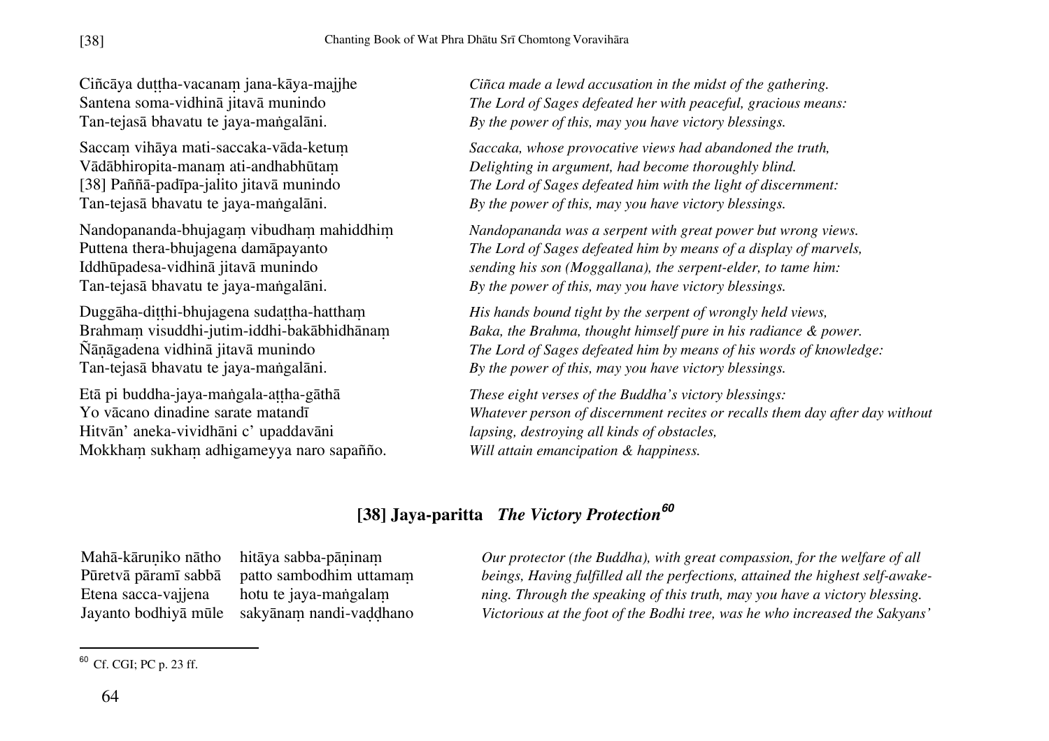Ciñcāya duṭṭha-vacanaṃ jana-kāya-majjhe
Santena soma-vidhinā jitavā munindo
Tan-tejasā bhavatu te jaya-maṅgalāni.

*Ciñca made a lewd accusation in the midst of the gathering.*
*The Lord of Sages defeated her with peaceful, gracious means:*
*By the power of this, may you have victory blessings.*

Saccaṃ vihāya mati-saccaka-vāda-ketuṃ
Vādābhiropita-manaṃ ati-andhabhūtaṃ
[38] Paññā-padīpa-jalito jitavā munindo
Tan-tejasā bhavatu te jaya-maṅgalāni.

*Saccaka, whose provocative views had abandoned the truth,*
*Delighting in argument, had become thoroughly blind.*
*The Lord of Sages defeated him with the light of discernment:*
*By the power of this, may you have victory blessings.*

Nandopananda-bhujagaṃ vibudhaṃ mahiddhiṃ
Puttena thera-bhujagena damāpayanto
Iddhūpadesa-vidhinā jitavā munindo
Tan-tejasā bhavatu te jaya-maṅgalāni.

*Nandopananda was a serpent with great power but wrong views.*
*The Lord of Sages defeated him by means of a display of marvels,*
*sending his son (Moggallana), the serpent-elder, to tame him:*
*By the power of this, may you have victory blessings.*

Duggāha-diṭṭhi-bhujagena sudaṭṭha-hatthaṃ
Brahmaṃ visuddhi-jutim-iddhi-bakābhidhānaṃ
Ñāṇāgadena vidhinā jitavā munindo
Tan-tejasā bhavatu te jaya-maṅgalāni.

*His hands bound tight by the serpent of wrongly held views,*
*Baka, the Brahma, thought himself pure in his radiance & power.*
*The Lord of Sages defeated him by means of his words of knowledge:*
*By the power of this, may you have victory blessings.*

Etā pi buddha-jaya-maṅgala-aṭṭha-gāthā
Yo vācano dinadine sarate matandī
Hitvān' aneka-vividhāni c' upaddavāni
Mokkhaṃ sukhaṃ adhigameyya naro sapañño.

*These eight verses of the Buddha's victory blessings:*
*Whatever person of discernment recites or recalls them day after day without lapsing, destroying all kinds of obstacles,*
*Will attain emancipation & happiness.*

## [38] Jaya-paritta *The Victory Protection*[60]

Mahā-kāruṇiko nātho hitāya sabba-pāṇinaṃ
Pūretvā pāramī sabbā patto sambodhim uttamaṃ
Etena sacca-vajjena hotu te jaya-maṅgalaṃ
Jayanto bodhiyā mūle sakyānaṃ nandi-vaḍḍhano

*Our protector (the Buddha), with great compassion, for the welfare of all beings, Having fulfilled all the perfections, attained the highest self-awakening. Through the speaking of this truth, may you have a victory blessing. Victorious at the foot of the Bodhi tree, was he who increased the Sakyans'*

---

[60] Cf. CGI; PC p. 23 ff.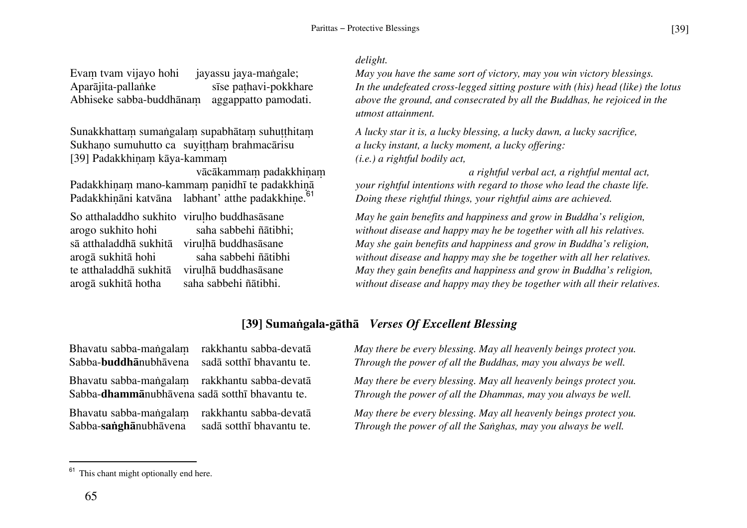Evaṃ tvam vijayo hohi jayassu jaya-maṅgale;
Aparājita-pallaṅke sīse paṭhavi-pokkhare
Abhiseke sabba-buddhānaṃ aggappatto pamodati.

*delight.*
*May you have the same sort of victory, may you win victory blessings.*
*In the undefeated cross-legged sitting posture with (his) head (like) the lotus above the ground, and consecrated by all the Buddhas, he rejoiced in the utmost attainment.*

Sunakkhattaṃ sumaṅgalaṃ supabhātaṃ suhuṭṭhitaṃ
Sukhaṇo sumuhutto ca suyiṭṭhaṃ brahmacārisu
[39] Padakkhiṇaṃ kāya-kammaṃ
vācākammaṃ padakkhiṇaṃ
Padakkhiṇaṃ mano-kammaṃ paṇidhī te padakkhiṇā
Padakkhiṇāni katvāna labhant' atthe padakkhiṇe.[61]

*A lucky star it is, a lucky blessing, a lucky dawn, a lucky sacrifice,*
*a lucky instant, a lucky moment, a lucky offering:*
*(i.e.) a rightful bodily act,*
*a rightful verbal act, a rightful mental act,*
*your rightful intentions with regard to those who lead the chaste life.*
*Doing these rightful things, your rightful aims are achieved.*

So atthaladdho sukhito viruḷho buddhasāsane
arogo sukhito hohi saha sabbehi ñātibhi;
sā atthaladdhā sukhitā viruḷhā buddhasāsane
arogā sukhitā hohi saha sabbehi ñātibhi
te atthaladdhā sukhitā viruḷhā buddhasāsane
arogā sukhitā hotha saha sabbehi ñātibhi.

*May he gain benefits and happiness and grow in Buddha's religion,*
*without disease and happy may he be together with all his relatives.*
*May she gain benefits and happiness and grow in Buddha's religion,*
*without disease and happy may she be together with all her relatives.*
*May they gain benefits and happiness and grow in Buddha's religion,*
*without disease and happy may they be together with all their relatives.*

## [39] Sumaṅgala-gāthā *Verses Of Excellent Blessing*

Bhavatu sabba-maṅgalaṃ rakkhantu sabba-devatā
Sabba-**buddhā**nubhāvena sadā sotthī bhavantu te.

*May there be every blessing. May all heavenly beings protect you.*
*Through the power of all the Buddhas, may you always be well.*

Bhavatu sabba-maṅgalaṃ rakkhantu sabba-devatā
Sabba-**dhammā**nubhāvena sadā sotthī bhavantu te.

*May there be every blessing. May all heavenly beings protect you.*
*Through the power of all the Dhammas, may you always be well.*

Bhavatu sabba-maṅgalaṃ rakkhantu sabba-devatā
Sabba-**saṅghā**nubhāvena sadā sotthī bhavantu te.

*May there be every blessing. May all heavenly beings protect you.*
*Through the power of all the Saṅghas, may you always be well.*

---

[61] This chant might optionally end here.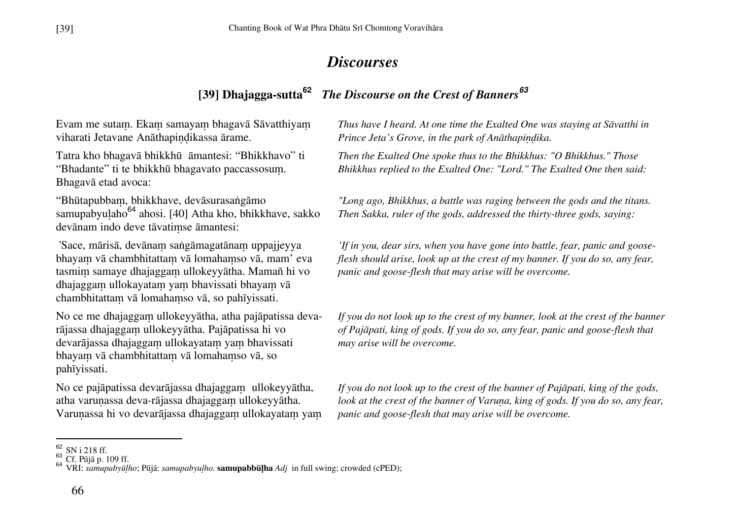## *Discourses*

### [39] Dhajagga-sutta[62] *The Discourse on the Crest of Banners[63]*

Evam me sutaṃ. Ekaṃ samayaṃ bhagavā Sāvatthiyaṃ viharati Jetavane Anāthapiṇḍikassa ārame.

*Thus have I heard. At one time the Exalted One was staying at Sāvatthi in Prince Jeta's Grove, in the park of Anāthapiṇḍika.*

Tatra kho bhagavā bhikkhū āmantesi: "Bhikkhavo" ti "Bhadante" ti te bhikkhū bhagavato paccassosuṃ. Bhagavā etad avoca:

*Then the Exalted One spoke thus to the Bhikkhus: "O Bhikkhus." Those Bhikkhus replied to the Exalted One: "Lord." The Exalted One then said:*

"Bhūtapubbaṃ, bhikkhave, devāsurasaṅgāmo samupabyuḷaho[64] ahosi. [40] Atha kho, bhikkhave, sakko devānam indo deve tāvatiṃse āmantesi:

*"Long ago, Bhikkhus, a battle was raging between the gods and the titans. Then Sakka, ruler of the gods, addressed the thirty-three gods, saying:*

'Sace, mārisā, devānaṃ saṅgāmagatānaṃ uppajjeyya bhayaṃ vā chambhitattaṃ vā lomahaṃso vā, mam' eva tasmiṃ samaye dhajaggaṃ ullokeyyātha. Mamañ hi vo dhajaggaṃ ullokayataṃ yaṃ bhavissati bhayaṃ vā chambhitattaṃ vā lomahaṃso vā, so pahīyissati.

*'If in you, dear sirs, when you have gone into battle, fear, panic and goose-flesh should arise, look up at the crest of my banner. If you do so, any fear, panic and goose-flesh that may arise will be overcome.*

No ce me dhajaggaṃ ullokeyyātha, atha pajāpatissa deva-rājassa dhajaggaṃ ullokeyyātha. Pajāpatissa hi vo devarājassa dhajaggaṃ ullokayataṃ yaṃ bhavissati bhayaṃ vā chambhitattaṃ vā lomahaṃso vā, so pahīyissati.

*If you do not look up to the crest of my banner, look at the crest of the banner of Pajāpati, king of gods. If you do so, any fear, panic and goose-flesh that may arise will be overcome.*

No ce pajāpatissa devarājassa dhajaggaṃ ullokeyyātha, atha varuṇassa deva-rājassa dhajaggaṃ ullokeyyātha. Varuṇassa hi vo devarājassa dhajaggaṃ ullokayataṃ yaṃ

*If you do not look up to the crest of the banner of Pajāpati, king of the gods, look at the crest of the banner of Varuṇa, king of gods. If you do so, any fear, panic and goose-flesh that may arise will be overcome.*

---

[62] SN i 218 ff.

[63] Cf. Pūjā p. 109 ff.

[64] VRI: *samupabyūḷho*; Pūjā: *samupabyuḷho*. **samupabbūḷha** *Adj* in full swing; crowded (cPED);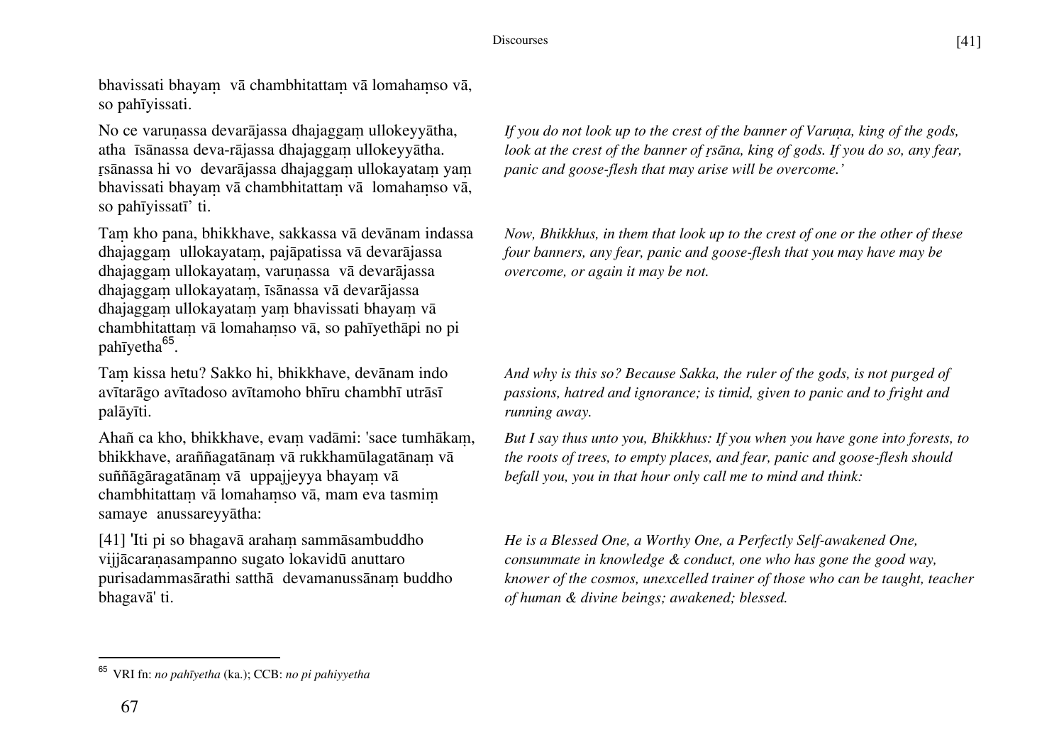bhavissati bhayaṃ vā chambhitattaṃ vā lomahaṃso vā, so pahīyissati.

No ce varuṇassa devarājassa dhajaggaṃ ullokeyyātha, atha īsānassa deva-rājassa dhajaggaṃ ullokeyyātha. ṛsānassa hi vo devarājassa dhajaggaṃ ullokayataṃ yaṃ bhavissati bhayaṃ vā chambhitattaṃ vā lomahaṃso vā, so pahīyissatī' ti.

*If you do not look up to the crest of the banner of Varuṇa, king of the gods, look at the crest of the banner of ṛsāna, king of gods. If you do so, any fear, panic and goose-flesh that may arise will be overcome.'*

Taṃ kho pana, bhikkhave, sakkassa vā devānam indassa dhajaggaṃ ullokayataṃ, pajāpatissa vā devarājassa dhajaggaṃ ullokayataṃ, varuṇassa vā devarājassa dhajaggaṃ ullokayataṃ, īsānassa vā devarājassa dhajaggaṃ ullokayataṃ yaṃ bhavissati bhayaṃ vā chambhitattaṃ vā lomahaṃso vā, so pahīyethāpi no pi pahīyetha[65].

*Now, Bhikkhus, in them that look up to the crest of one or the other of these four banners, any fear, panic and goose-flesh that you may have may be overcome, or again it may be not.*

Taṃ kissa hetu? Sakko hi, bhikkhave, devānam indo avītarāgo avītadoso avītamoho bhīru chambhī utrāsī palāyīti.

*And why is this so? Because Sakka, the ruler of the gods, is not purged of passions, hatred and ignorance; is timid, given to panic and to fright and running away.*

Ahañ ca kho, bhikkhave, evaṃ vadāmi: 'sace tumhākaṃ, bhikkhave, araññagatānaṃ vā rukkhamūlagatānaṃ vā suññāgāragatānaṃ vā uppajjeyya bhayaṃ vā chambhitattaṃ vā lomahaṃso vā, mam eva tasmiṃ samaye anussareyyātha:

*But I say thus unto you, Bhikkhus: If you when you have gone into forests, to the roots of trees, to empty places, and fear, panic and goose-flesh should befall you, you in that hour only call me to mind and think:*

[41] 'Iti pi so bhagavā arahaṃ sammāsambuddho vijjācaraṇasampanno sugato lokavidū anuttaro purisadammasārathi satthā devamanussānaṃ buddho bhagavā' ti.

*He is a Blessed One, a Worthy One, a Perfectly Self-awakened One, consummate in knowledge & conduct, one who has gone the good way, knower of the cosmos, unexcelled trainer of those who can be taught, teacher of human & divine beings; awakened; blessed.*

---

[65] VRI fn: *no pahīyetha* (ka.); CCB: *no pi pahiyyetha*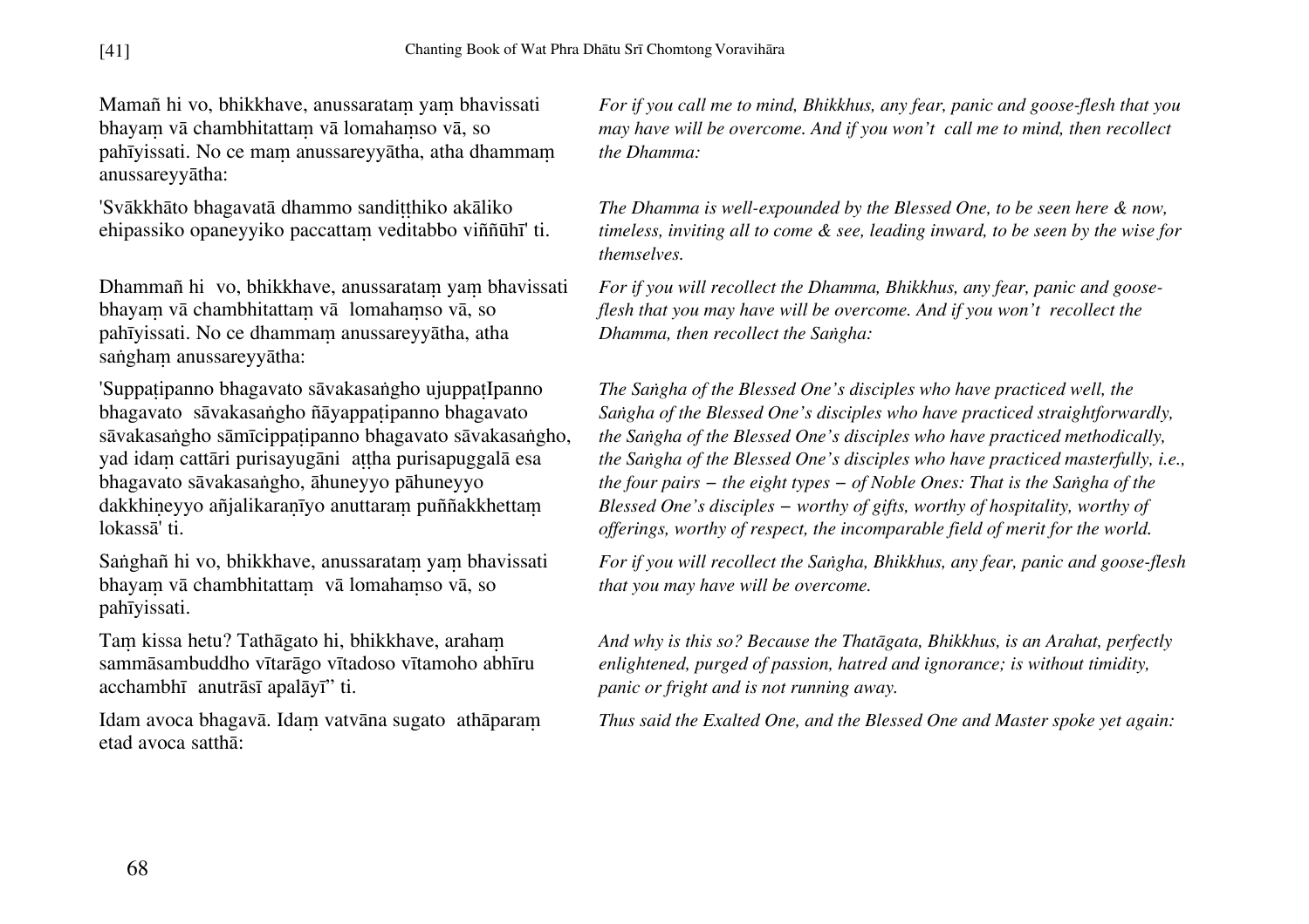Mamañ hi vo, bhikkhave, anussarataṃ yaṃ bhavissati bhayaṃ vā chambhitattaṃ vā lomahaṃso vā, so pahīyissati. No ce maṃ anussareyyātha, atha dhammaṃ anussareyyātha:

*For if you call me to mind, Bhikkhus, any fear, panic and goose-flesh that you may have will be overcome. And if you won't call me to mind, then recollect the Dhamma:*

'Svākkhāto bhagavatā dhammo sandiṭṭhiko akāliko ehipassiko opaneyyiko paccattaṃ veditabbo viññūhī' ti.

*The Dhamma is well-expounded by the Blessed One, to be seen here & now, timeless, inviting all to come & see, leading inward, to be seen by the wise for themselves.*

Dhammañ hi vo, bhikkhave, anussarataṃ yaṃ bhavissati bhayaṃ vā chambhitattaṃ vā lomahaṃso vā, so pahīyissati. No ce dhammaṃ anussareyyātha, atha saṅghaṃ anussareyyātha:

*For if you will recollect the Dhamma, Bhikkhus, any fear, panic and goose-flesh that you may have will be overcome. And if you won't recollect the Dhamma, then recollect the Saṅgha:*

'Suppaṭipanno bhagavato sāvakasaṅgho ujuppaṭIpanno bhagavato sāvakasaṅgho ñāyappaṭipanno bhagavato sāvakasaṅgho sāmīcippaṭipanno bhagavato sāvakasaṅgho, yad idaṃ cattāri purisayugāni aṭṭha purisapuggalā esa bhagavato sāvakasaṅgho, āhuneyyo pāhuneyyo dakkhiṇeyyo añjalikaraṇīyo anuttaraṃ puññakkhettaṃ lokassā' ti.

*The Saṅgha of the Blessed One's disciples who have practiced well, the Saṅgha of the Blessed One's disciples who have practiced straightforwardly, the Saṅgha of the Blessed One's disciples who have practiced methodically, the Saṅgha of the Blessed One's disciples who have practiced masterfully, i.e., the four pairs – the eight types – of Noble Ones: That is the Saṅgha of the Blessed One's disciples – worthy of gifts, worthy of hospitality, worthy of offerings, worthy of respect, the incomparable field of merit for the world.*

Saṅghañ hi vo, bhikkhave, anussarataṃ yaṃ bhavissati bhayaṃ vā chambhitattaṃ vā lomahaṃso vā, so pahīyissati.

*For if you will recollect the Saṅgha, Bhikkhus, any fear, panic and goose-flesh that you may have will be overcome.*

Taṃ kissa hetu? Tathāgato hi, bhikkhave, arahaṃ sammāsambuddho vītarāgo vītadoso vītamoho abhīru acchambhī anutrāsī apalāyī" ti.

*And why is this so? Because the Thatāgata, Bhikkhus, is an Arahat, perfectly enlightened, purged of passion, hatred and ignorance; is without timidity, panic or fright and is not running away.*

Idam avoca bhagavā. Idaṃ vatvāna sugato athāparaṃ etad avoca satthā:

*Thus said the Exalted One, and the Blessed One and Master spoke yet again:*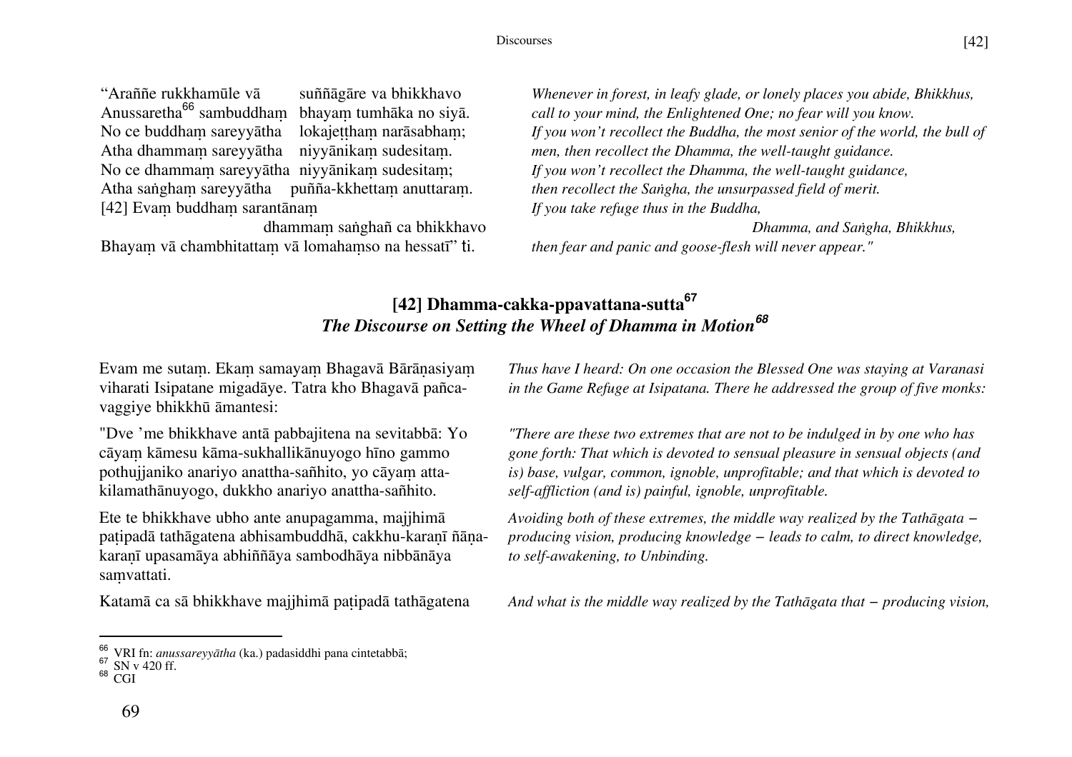"Araññe rukkhamūle vā suññāgāre va bhikkhavo
Anussaretha[66] sambuddhaṃ bhayaṃ tumhāka no siyā.
No ce buddhaṃ sareyyātha lokajeṭṭhaṃ narāsabhaṃ;
Atha dhammaṃ sareyyātha niyyānikaṃ sudesitaṃ.
No ce dhammaṃ sareyyātha niyyānikaṃ sudesitaṃ;
Atha saṅghaṃ sareyyātha puñña-kkhettaṃ anuttaraṃ.
[42] Evaṃ buddhaṃ sarantānaṃ
dhammaṃ saṅghañ ca bhikkhavo
Bhayaṃ vā chambhitattaṃ vā lomahaṃso na hessatī" ti.

*Whenever in forest, in leafy glade, or lonely places you abide, Bhikkhus,*
*call to your mind, the Enlightened One; no fear will you know.*
*If you won't recollect the Buddha, the most senior of the world, the bull of men, then recollect the Dhamma, the well-taught guidance.*
*If you won't recollect the Dhamma, the well-taught guidance,*
*then recollect the Saṅgha, the unsurpassed field of merit.*
*If you take refuge thus in the Buddha,*
*Dhamma, and Saṅgha, Bhikkhus,*
*then fear and panic and goose-flesh will never appear."*

## [42] Dhamma-cakka-ppavattana-sutta[67]
## *The Discourse on Setting the Wheel of Dhamma in Motion*[68]

Evam me sutaṃ. Ekaṃ samayaṃ Bhagavā Bārāṇasiyaṃ viharati Isipatane migadāye. Tatra kho Bhagavā pañca-vaggiye bhikkhū āmantesi:

*Thus have I heard: On one occasion the Blessed One was staying at Varanasi in the Game Refuge at Isipatana. There he addressed the group of five monks:*

"Dve 'me bhikkhave antā pabbajitena na sevitabbā: Yo cāyaṃ kāmesu kāma-sukhallikānuyogo hīno gammo pothujjaniko anariyo anattha-sañhito, yo cāyaṃ atta-kilamathānuyogo, dukkho anariyo anattha-sañhito.

*"There are these two extremes that are not to be indulged in by one who has gone forth: That which is devoted to sensual pleasure in sensual objects (and is) base, vulgar, common, ignoble, unprofitable; and that which is devoted to self-affliction (and is) painful, ignoble, unprofitable.*

Ete te bhikkhave ubho ante anupagamma, majjhimā paṭipadā tathāgatena abhisambuddhā, cakkhu-karaṇī ñāṇa-karaṇī upasamāya abhiññāya sambodhāya nibbānāya saṃvattati.

*Avoiding both of these extremes, the middle way realized by the Tathāgata – producing vision, producing knowledge – leads to calm, to direct knowledge, to self-awakening, to Unbinding.*

Katamā ca sā bhikkhave majjhimā paṭipadā tathāgatena

*And what is the middle way realized by the Tathāgata that – producing vision,*

---

[66] VRI fn: *anussareyyātha* (ka.) padasiddhi pana cintetabbā;
[67] SN v 420 ff.
[68] CGI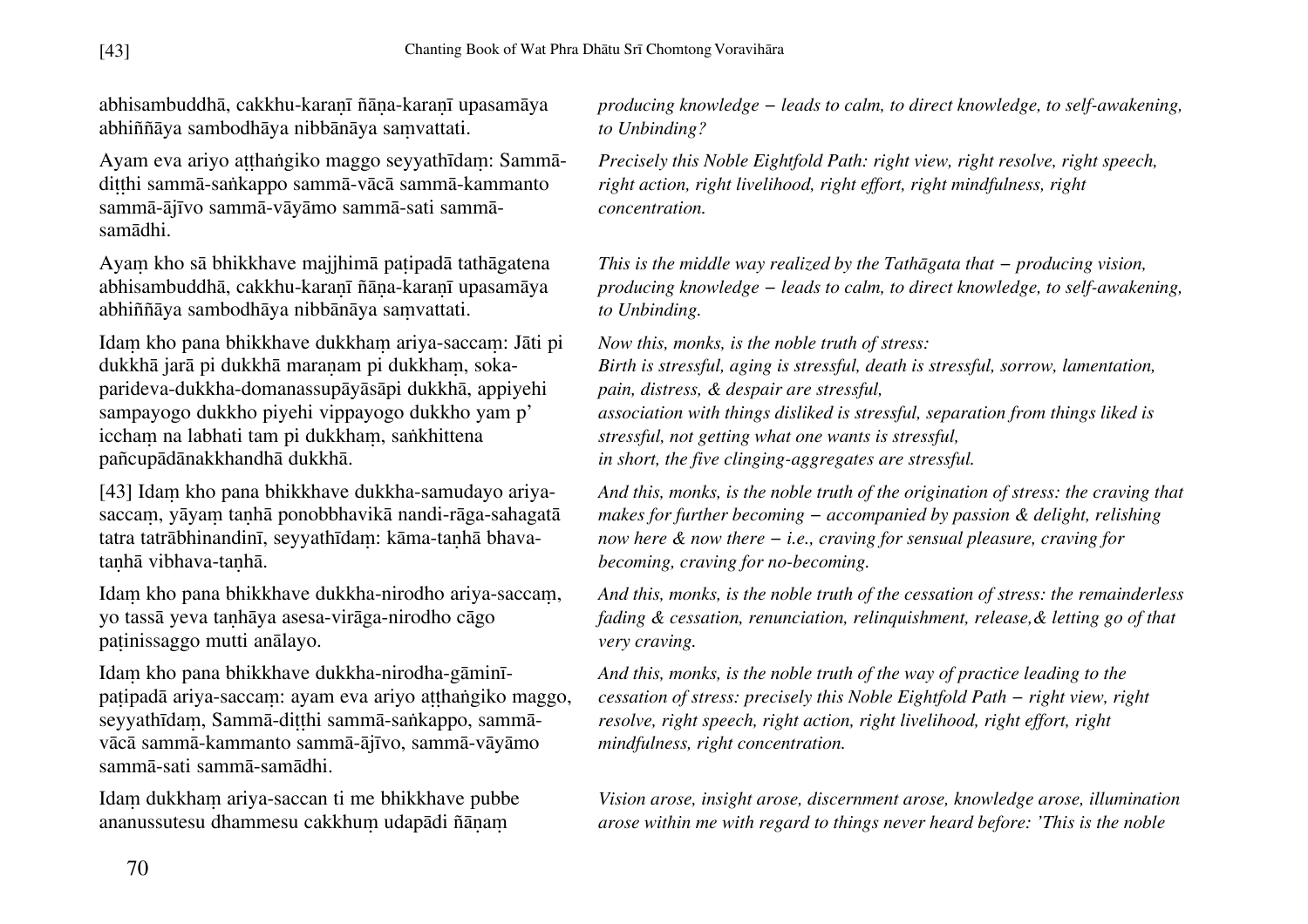abhisambuddhā, cakkhu-karaṇī ñāṇa-karaṇī upasamāya abhiññāya sambodhāya nibbānāya saṃvattati.

*producing knowledge – leads to calm, to direct knowledge, to self-awakening, to Unbinding?*

Ayam eva ariyo aṭṭhaṅgiko maggo seyyathīdaṃ: Sammā-diṭṭhi sammā-saṅkappo sammā-vācā sammā-kammanto sammā-ājīvo sammā-vāyāmo sammā-sati sammā-samādhi.

*Precisely this Noble Eightfold Path: right view, right resolve, right speech, right action, right livelihood, right effort, right mindfulness, right concentration.*

Ayaṃ kho sā bhikkhave majjhimā paṭipadā tathāgatena abhisambuddhā, cakkhu-karaṇī ñāṇa-karaṇī upasamāya abhiññāya sambodhāya nibbānāya saṃvattati.

*This is the middle way realized by the Tathāgata that – producing vision, producing knowledge – leads to calm, to direct knowledge, to self-awakening, to Unbinding.*

Idaṃ kho pana bhikkhave dukkhaṃ ariya-saccaṃ: Jāti pi dukkhā jarā pi dukkhā maraṇam pi dukkhaṃ, soka-parideva-dukkha-domanassupāyāsāpi dukkhā, appiyehi sampayogo dukkho piyehi vippayogo dukkho yam p' icchaṃ na labhati tam pi dukkhaṃ, saṅkhittena pañcupādānakkhandhā dukkhā.

*Now this, monks, is the noble truth of stress:*
*Birth is stressful, aging is stressful, death is stressful, sorrow, lamentation, pain, distress, & despair are stressful,*
*association with things disliked is stressful, separation from things liked is stressful, not getting what one wants is stressful,*
*in short, the five clinging-aggregates are stressful.*

[43] Idaṃ kho pana bhikkhave dukkha-samudayo ariya-saccaṃ, yāyaṃ taṇhā ponobbhavikā nandi-rāga-sahagatā tatra tatrābhinandinī, seyyathīdaṃ: kāma-taṇhā bhava-taṇhā vibhava-taṇhā.

*And this, monks, is the noble truth of the origination of stress: the craving that makes for further becoming – accompanied by passion & delight, relishing now here & now there – i.e., craving for sensual pleasure, craving for becoming, craving for no-becoming.*

Idaṃ kho pana bhikkhave dukkha-nirodho ariya-saccaṃ, yo tassā yeva taṇhāya asesa-virāga-nirodho cāgo paṭinissaggo mutti anālayo.

*And this, monks, is the noble truth of the cessation of stress: the remainderless fading & cessation, renunciation, relinquishment, release,& letting go of that very craving.*

Idaṃ kho pana bhikkhave dukkha-nirodha-gāminī-paṭipadā ariya-saccaṃ: ayam eva ariyo aṭṭhaṅgiko maggo, seyyathīdaṃ, Sammā-diṭṭhi sammā-saṅkappo, sammā-vācā sammā-kammanto sammā-ājīvo, sammā-vāyāmo sammā-sati sammā-samādhi.

*And this, monks, is the noble truth of the way of practice leading to the cessation of stress: precisely this Noble Eightfold Path – right view, right resolve, right speech, right action, right livelihood, right effort, right mindfulness, right concentration.*

Idaṃ dukkhaṃ ariya-saccan ti me bhikkhave pubbe ananussutesu dhammesu cakkhuṃ udapādi ñāṇaṃ

*Vision arose, insight arose, discernment arose, knowledge arose, illumination arose within me with regard to things never heard before: 'This is the noble*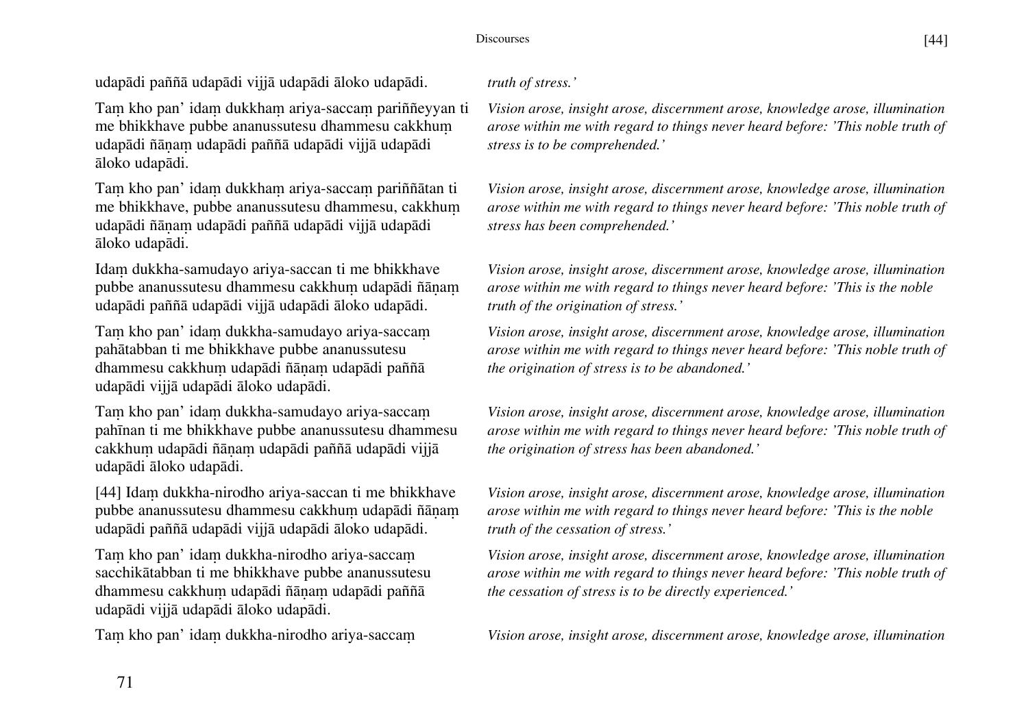udapādi paññā udapādi vijjā udapādi āloko udapādi.

*truth of stress.'*

Taṃ kho pan' idaṃ dukkhaṃ ariya-saccaṃ pariññeyyan ti me bhikkhave pubbe ananussutesu dhammesu cakkhuṃ udapādi ñāṇaṃ udapādi paññā udapādi vijjā udapādi āloko udapādi.

*Vision arose, insight arose, discernment arose, knowledge arose, illumination arose within me with regard to things never heard before: 'This noble truth of stress is to be comprehended.'*

Taṃ kho pan' idaṃ dukkhaṃ ariya-saccaṃ pariññātan ti me bhikkhave, pubbe ananussutesu dhammesu, cakkhuṃ udapādi ñāṇaṃ udapādi paññā udapādi vijjā udapādi āloko udapādi.

*Vision arose, insight arose, discernment arose, knowledge arose, illumination arose within me with regard to things never heard before: 'This noble truth of stress has been comprehended.'*

Idaṃ dukkha-samudayo ariya-saccan ti me bhikkhave pubbe ananussutesu dhammesu cakkhuṃ udapādi ñāṇaṃ udapādi paññā udapādi vijjā udapādi āloko udapādi.

*Vision arose, insight arose, discernment arose, knowledge arose, illumination arose within me with regard to things never heard before: 'This is the noble truth of the origination of stress.'*

Taṃ kho pan' idaṃ dukkha-samudayo ariya-saccaṃ pahātabban ti me bhikkhave pubbe ananussutesu dhammesu cakkhuṃ udapādi ñāṇaṃ udapādi paññā udapādi vijjā udapādi āloko udapādi.

*Vision arose, insight arose, discernment arose, knowledge arose, illumination arose within me with regard to things never heard before: 'This noble truth of the origination of stress is to be abandoned.'*

Taṃ kho pan' idaṃ dukkha-samudayo ariya-saccaṃ pahīnan ti me bhikkhave pubbe ananussutesu dhammesu cakkhuṃ udapādi ñāṇaṃ udapādi paññā udapādi vijjā udapādi āloko udapādi.

*Vision arose, insight arose, discernment arose, knowledge arose, illumination arose within me with regard to things never heard before: 'This noble truth of the origination of stress has been abandoned.'*

[44] Idaṃ dukkha-nirodho ariya-saccan ti me bhikkhave pubbe ananussutesu dhammesu cakkhuṃ udapādi ñāṇaṃ udapādi paññā udapādi vijjā udapādi āloko udapādi.

*Vision arose, insight arose, discernment arose, knowledge arose, illumination arose within me with regard to things never heard before: 'This is the noble truth of the cessation of stress.'*

Taṃ kho pan' idaṃ dukkha-nirodho ariya-saccaṃ sacchikātabban ti me bhikkhave pubbe ananussutesu dhammesu cakkhuṃ udapādi ñāṇaṃ udapādi paññā udapādi vijjā udapādi āloko udapādi.

*Vision arose, insight arose, discernment arose, knowledge arose, illumination arose within me with regard to things never heard before: 'This noble truth of the cessation of stress is to be directly experienced.'*

Taṃ kho pan' idaṃ dukkha-nirodho ariya-saccaṃ

*Vision arose, insight arose, discernment arose, knowledge arose, illumination*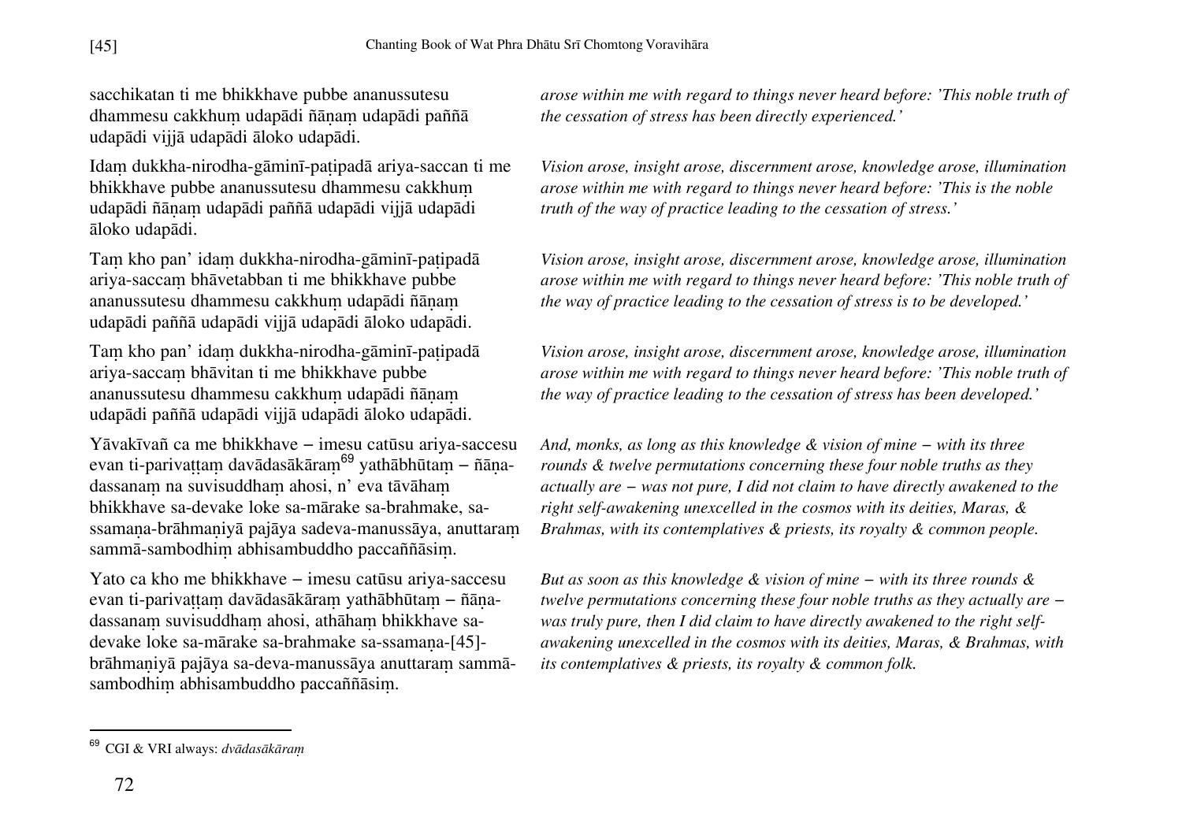sacchikatan ti me bhikkhave pubbe ananussutesu dhammesu cakkhuṃ udapādi ñāṇaṃ udapādi paññā udapādi vijjā udapādi āloko udapādi.

*arose within me with regard to things never heard before: 'This noble truth of the cessation of stress has been directly experienced.'*

Idaṃ dukkha-nirodha-gāminī-paṭipadā ariya-saccan ti me bhikkhave pubbe ananussutesu dhammesu cakkhuṃ udapādi ñāṇaṃ udapādi paññā udapādi vijjā udapādi āloko udapādi.

*Vision arose, insight arose, discernment arose, knowledge arose, illumination arose within me with regard to things never heard before: 'This is the noble truth of the way of practice leading to the cessation of stress.'*

Taṃ kho pan' idaṃ dukkha-nirodha-gāminī-paṭipadā ariya-saccaṃ bhāvetabban ti me bhikkhave pubbe ananussutesu dhammesu cakkhuṃ udapādi ñāṇaṃ udapādi paññā udapādi vijjā udapādi āloko udapādi.

*Vision arose, insight arose, discernment arose, knowledge arose, illumination arose within me with regard to things never heard before: 'This noble truth of the way of practice leading to the cessation of stress is to be developed.'*

Taṃ kho pan' idaṃ dukkha-nirodha-gāminī-paṭipadā ariya-saccaṃ bhāvitan ti me bhikkhave pubbe ananussutesu dhammesu cakkhuṃ udapādi ñāṇaṃ udapādi paññā udapādi vijjā udapādi āloko udapādi.

*Vision arose, insight arose, discernment arose, knowledge arose, illumination arose within me with regard to things never heard before: 'This noble truth of the way of practice leading to the cessation of stress has been developed.'*

Yāvakīvañ ca me bhikkhave – imesu catūsu ariya-saccesu evan ti-parivaṭṭaṃ davādasākāraṃ[69] yathābhūtaṃ – ñāṇa-dassanaṃ na suvisuddhaṃ ahosi, n' eva tāvāhaṃ bhikkhave sa-devake loke sa-mārake sa-brahmake, sa-ssamaṇa-brāhmaṇiyā pajāya sadeva-manussāya, anuttaraṃ sammā-sambodhiṃ abhisambuddho paccaññāsiṃ.

*And, monks, as long as this knowledge & vision of mine – with its three rounds & twelve permutations concerning these four noble truths as they actually are – was not pure, I did not claim to have directly awakened to the right self-awakening unexcelled in the cosmos with its deities, Maras, & Brahmas, with its contemplatives & priests, its royalty & common people.*

Yato ca kho me bhikkhave – imesu catūsu ariya-saccesu evan ti-parivaṭṭaṃ davādasākāraṃ yathābhūtaṃ – ñāṇa-dassanaṃ suvisuddhaṃ ahosi, athāhaṃ bhikkhave sa-devake loke sa-mārake sa-brahmake sa-ssamaṇa-[45]-brāhmaṇiyā pajāya sa-deva-manussāya anuttaraṃ sammā-sambodhiṃ abhisambuddho paccaññāsiṃ.

*But as soon as this knowledge & vision of mine – with its three rounds & twelve permutations concerning these four noble truths as they actually are – was truly pure, then I did claim to have directly awakened to the right self-awakening unexcelled in the cosmos with its deities, Maras, & Brahmas, with its contemplatives & priests, its royalty & common folk.*

---

[69] CGI & VRI always: *dvādasākāraṃ*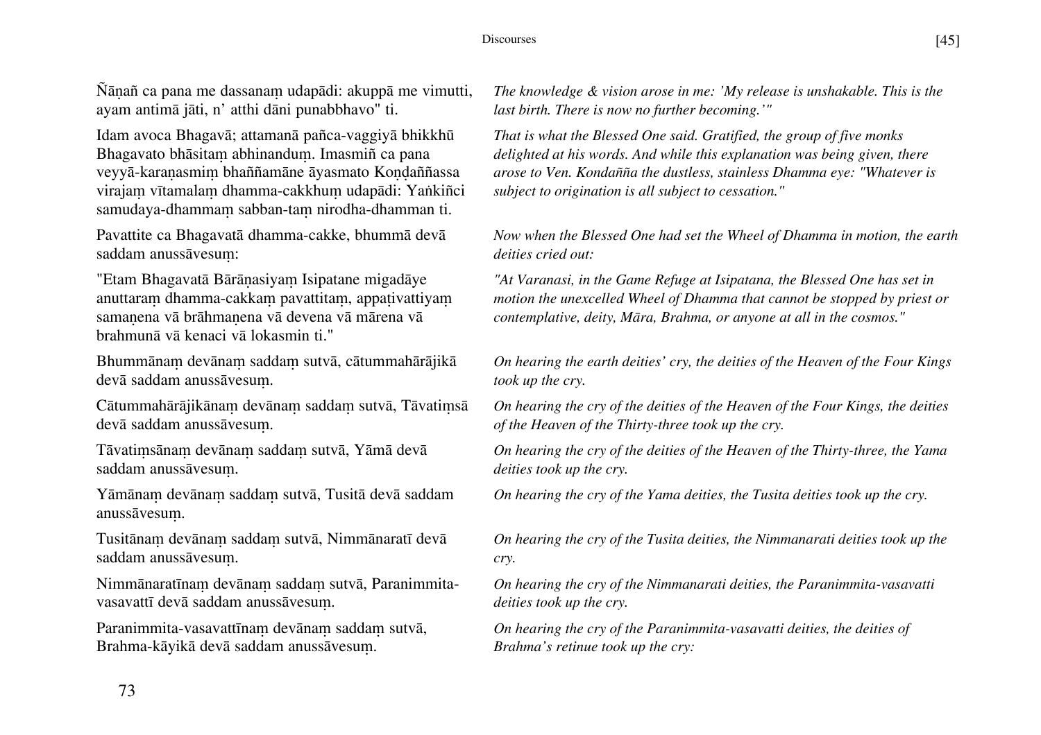Ñāṇañ ca pana me dassanaṃ udapādi: akuppā me vimutti, ayam antimā jāti, n' atthi dāni punabbhavo" ti.

*The knowledge & vision arose in me: 'My release is unshakable. This is the last birth. There is now no further becoming.'"*

Idam avoca Bhagavā; attamanā pañca-vaggiyā bhikkhū Bhagavato bhāsitaṃ abhinanduṃ. Imasmiñ ca pana veyyā-karaṇasmiṃ bhaññamāne āyasmato Koṇḍaññassa virajaṃ vītamalaṃ dhamma-cakkhuṃ udapādi: Yaṅkiñci samudaya-dhammaṃ sabban-taṃ nirodha-dhamman ti.

*That is what the Blessed One said. Gratified, the group of five monks delighted at his words. And while this explanation was being given, there arose to Ven. Kondañña the dustless, stainless Dhamma eye: "Whatever is subject to origination is all subject to cessation."*

Pavattite ca Bhagavatā dhamma-cakke, bhummā devā saddam anussāvesuṃ:

*Now when the Blessed One had set the Wheel of Dhamma in motion, the earth deities cried out:*

"Etam Bhagavatā Bārāṇasiyaṃ Isipatane migadāye anuttaraṃ dhamma-cakkaṃ pavattitaṃ, appaṭivattiyaṃ samaṇena vā brāhmaṇena vā devena vā mārena vā brahmunā vā kenaci vā lokasmin ti."

*"At Varanasi, in the Game Refuge at Isipatana, the Blessed One has set in motion the unexcelled Wheel of Dhamma that cannot be stopped by priest or contemplative, deity, Māra, Brahma, or anyone at all in the cosmos."*

Bhummānaṃ devānaṃ saddaṃ sutvā, cātummahārājikā devā saddam anussāvesuṃ.

*On hearing the earth deities' cry, the deities of the Heaven of the Four Kings took up the cry.*

Cātummahārājikānaṃ devānaṃ saddaṃ sutvā, Tāvatiṃsā devā saddam anussāvesuṃ.

*On hearing the cry of the deities of the Heaven of the Four Kings, the deities of the Heaven of the Thirty-three took up the cry.*

Tāvatiṃsānaṃ devānaṃ saddaṃ sutvā, Yāmā devā saddam anussāvesuṃ.

*On hearing the cry of the deities of the Heaven of the Thirty-three, the Yama deities took up the cry.*

Yāmānaṃ devānaṃ saddaṃ sutvā, Tusitā devā saddam anussāvesuṃ.

*On hearing the cry of the Yama deities, the Tusita deities took up the cry.*

Tusitānaṃ devānaṃ saddaṃ sutvā, Nimmānaratī devā saddam anussāvesuṃ.

*On hearing the cry of the Tusita deities, the Nimmanarati deities took up the cry.*

Nimmānaratīnaṃ devānaṃ saddaṃ sutvā, Paranimmita-vasavattī devā saddam anussāvesuṃ.

*On hearing the cry of the Nimmanarati deities, the Paranimmita-vasavatti deities took up the cry.*

Paranimmita-vasavattīnaṃ devānaṃ saddaṃ sutvā, Brahma-kāyikā devā saddam anussāvesuṃ.

*On hearing the cry of the Paranimmita-vasavatti deities, the deities of Brahma's retinue took up the cry:*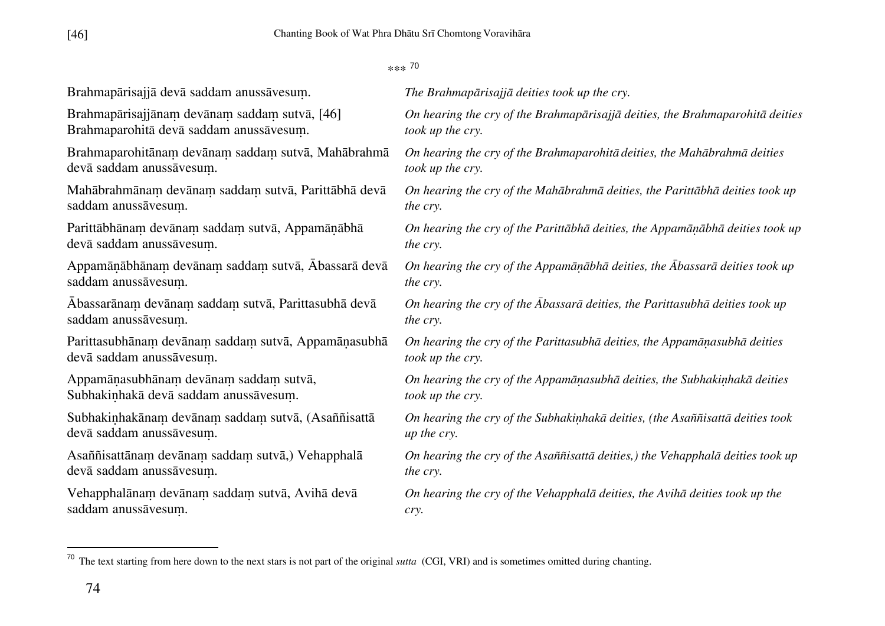\*\*\* [70]

| | |
|---|---|
| Brahmapārisajjā devā saddam anussāvesuṃ. | *The Brahmapārisajjā deities took up the cry.* |
| Brahmapārisajjānaṃ devānaṃ saddaṃ sutvā, [46] Brahmaparohitā devā saddam anussāvesuṃ. | *On hearing the cry of the Brahmapārisajjā deities, the Brahmaparohitā deities took up the cry.* |
| Brahmaparohitānaṃ devānaṃ saddaṃ sutvā, Mahābrahmā devā saddam anussāvesuṃ. | *On hearing the cry of the Brahmaparohitā deities, the Mahābrahmā deities took up the cry.* |
| Mahābrahmānaṃ devānaṃ saddaṃ sutvā, Parittābhā devā saddam anussāvesuṃ. | *On hearing the cry of the Mahābrahmā deities, the Parittābhā deities took up the cry.* |
| Parittābhānaṃ devānaṃ saddaṃ sutvā, Appamāṇābhā devā saddam anussāvesuṃ. | *On hearing the cry of the Parittābhā deities, the Appamāṇābhā deities took up the cry.* |
| Appamāṇābhānaṃ devānaṃ saddaṃ sutvā, Ābassarā devā saddam anussāvesuṃ. | *On hearing the cry of the Appamāṇābhā deities, the Ābassarā deities took up the cry.* |
| Ābassarānaṃ devānaṃ saddaṃ sutvā, Parittasubhā devā saddam anussāvesuṃ. | *On hearing the cry of the Ābassarā deities, the Parittasubhā deities took up the cry.* |
| Parittasubhānaṃ devānaṃ saddaṃ sutvā, Appamāṇasubhā devā saddam anussāvesuṃ. | *On hearing the cry of the Parittasubhā deities, the Appamāṇasubhā deities took up the cry.* |
| Appamāṇasubhānaṃ devānaṃ saddaṃ sutvā, Subhakiṇhakā devā saddam anussāvesuṃ. | *On hearing the cry of the Appamāṇasubhā deities, the Subhakiṇhakā deities took up the cry.* |
| Subhakiṇhakānaṃ devānaṃ saddaṃ sutvā, (Asaññisattā devā saddam anussāvesuṃ. | *On hearing the cry of the Subhakiṇhakā deities, (the Asaññisattā deities took up the cry.* |
| Asaññisattānaṃ devānaṃ saddaṃ sutvā,) Vehapphalā devā saddam anussāvesuṃ. | *On hearing the cry of the Asaññisattā deities,) the Vehapphalā deities took up the cry.* |
| Vehapphalānaṃ devānaṃ saddaṃ sutvā, Avihā devā saddam anussāvesuṃ. | *On hearing the cry of the Vehapphalā deities, the Avihā deities took up the cry.* |

---

[70] The text starting from here down to the next stars is not part of the original *sutta* (CGI, VRI) and is sometimes omitted during chanting.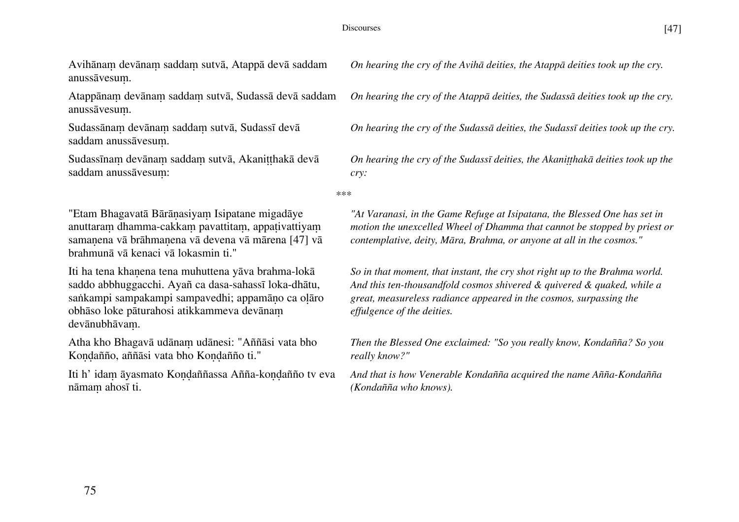Avihānaṃ devānaṃ saddaṃ sutvā, Atappā devā saddam anussāvesuṃ.

*On hearing the cry of the Avihā deities, the Atappā deities took up the cry.*

Atappānaṃ devānaṃ saddaṃ sutvā, Sudassā devā saddam anussāvesuṃ.

*On hearing the cry of the Atappā deities, the Sudassā deities took up the cry.*

Sudassānaṃ devānaṃ saddaṃ sutvā, Sudassī devā saddam anussāvesuṃ.

*On hearing the cry of the Sudassā deities, the Sudassī deities took up the cry.*

Sudassīnaṃ devānaṃ saddaṃ sutvā, Akaniṭṭhakā devā saddam anussāvesuṃ:

*On hearing the cry of the Sudassī deities, the Akaniṭṭhakā deities took up the cry:*

\*\*\*

"Etam Bhagavatā Bārāṇasiyaṃ Isipatane migadāye anuttaraṃ dhamma-cakkaṃ pavattitaṃ, appaṭivattiyaṃ samaṇena vā brāhmaṇena vā devena vā mārena [47] vā brahmunā vā kenaci vā lokasmin ti."

*"At Varanasi, in the Game Refuge at Isipatana, the Blessed One has set in motion the unexcelled Wheel of Dhamma that cannot be stopped by priest or contemplative, deity, Māra, Brahma, or anyone at all in the cosmos."*

Iti ha tena khaṇena tena muhuttena yāva brahma-lokā saddo abbhuggacchi. Ayañ ca dasa-sahassī loka-dhātu, saṅkampi sampakampi sampavedhi; appamāṇo ca oḷāro obhāso loke pāturahosi atikkammeva devānaṃ devānubhāvaṃ.

*So in that moment, that instant, the cry shot right up to the Brahma world. And this ten-thousandfold cosmos shivered & quivered & quaked, while a great, measureless radiance appeared in the cosmos, surpassing the effulgence of the deities.*

Atha kho Bhagavā udānaṃ udānesi: "Aññāsi vata bho Koṇḍañño, aññāsi vata bho Koṇḍañño ti."

*Then the Blessed One exclaimed: "So you really know, Kondañña? So you really know?"*

Iti h' idaṃ āyasmato Koṇḍaññassa Añña-koṇḍañño tv eva nāmaṃ ahosī ti.

*And that is how Venerable Kondañña acquired the name Añña-Kondañña (Kondañña who knows).*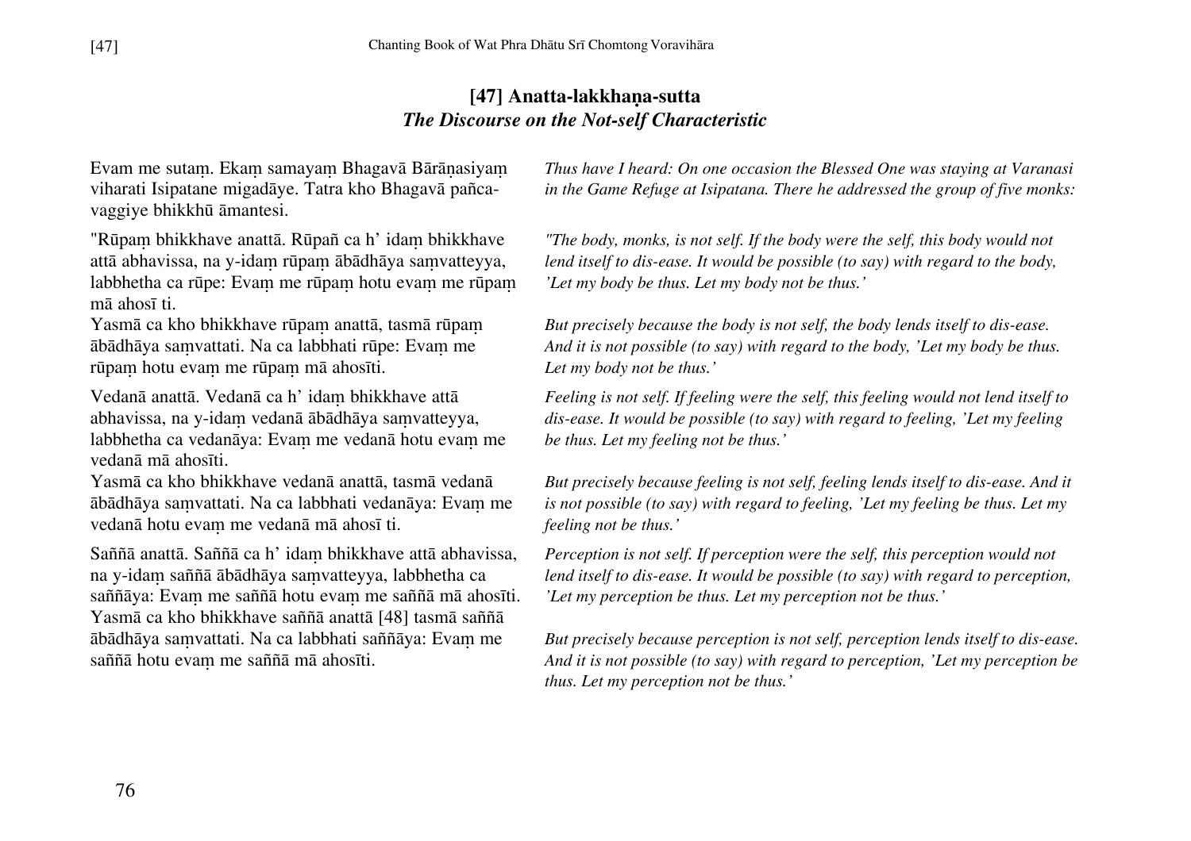## [47] Anatta-lakkhaṇa-sutta
### *The Discourse on the Not-self Characteristic*

Evam me sutaṃ. Ekaṃ samayaṃ Bhagavā Bārāṇasiyaṃ viharati Isipatane migadāye. Tatra kho Bhagavā pañca-vaggiye bhikkhū āmantesi.

*Thus have I heard: On one occasion the Blessed One was staying at Varanasi in the Game Refuge at Isipatana. There he addressed the group of five monks:*

"Rūpaṃ bhikkhave anattā. Rūpañ ca h' idaṃ bhikkhave attā abhavissa, na y-idaṃ rūpaṃ ābādhāya saṃvatteyya, labbhetha ca rūpe: Evaṃ me rūpaṃ hotu evaṃ me rūpaṃ mā ahosī ti.

*"The body, monks, is not self. If the body were the self, this body would not lend itself to dis-ease. It would be possible (to say) with regard to the body, 'Let my body be thus. Let my body not be thus.'*

Yasmā ca kho bhikkhave rūpaṃ anattā, tasmā rūpaṃ ābādhāya saṃvattati. Na ca labbhati rūpe: Evaṃ me rūpaṃ hotu evaṃ me rūpaṃ mā ahosīti.

*But precisely because the body is not self, the body lends itself to dis-ease. And it is not possible (to say) with regard to the body, 'Let my body be thus. Let my body not be thus.'*

Vedanā anattā. Vedanā ca h' idaṃ bhikkhave attā abhavissa, na y-idaṃ vedanā ābādhāya saṃvatteyya, labbhetha ca vedanāya: Evaṃ me vedanā hotu evaṃ me vedanā mā ahosīti.

*Feeling is not self. If feeling were the self, this feeling would not lend itself to dis-ease. It would be possible (to say) with regard to feeling, 'Let my feeling be thus. Let my feeling not be thus.'*

Yasmā ca kho bhikkhave vedanā anattā, tasmā vedanā ābādhāya saṃvattati. Na ca labbhati vedanāya: Evaṃ me vedanā hotu evaṃ me vedanā mā ahosī ti.

*But precisely because feeling is not self, feeling lends itself to dis-ease. And it is not possible (to say) with regard to feeling, 'Let my feeling be thus. Let my feeling not be thus.'*

Saññā anattā. Saññā ca h' idaṃ bhikkhave attā abhavissa, na y-idaṃ saññā ābādhāya saṃvatteyya, labbhetha ca saññāya: Evaṃ me saññā hotu evaṃ me saññā mā ahosīti.

*Perception is not self. If perception were the self, this perception would not lend itself to dis-ease. It would be possible (to say) with regard to perception, 'Let my perception be thus. Let my perception not be thus.'*

Yasmā ca kho bhikkhave saññā anattā [48] tasmā saññā ābādhāya saṃvattati. Na ca labbhati saññāya: Evaṃ me saññā hotu evaṃ me saññā mā ahosīti.

*But precisely because perception is not self, perception lends itself to dis-ease. And it is not possible (to say) with regard to perception, 'Let my perception be thus. Let my perception not be thus.'*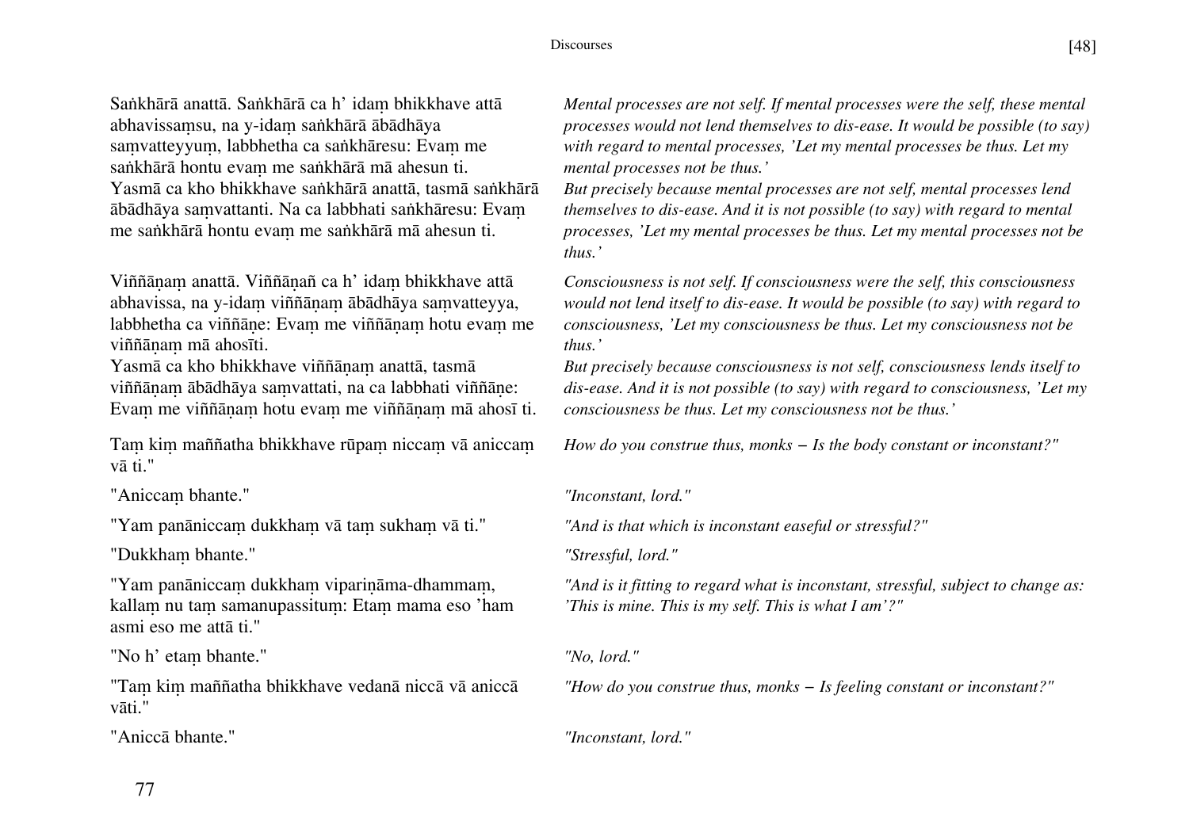Saṅkhārā anattā. Saṅkhārā ca h' idaṃ bhikkhave attā abhavissaṃsu, na y-idaṃ saṅkhārā ābādhāya saṃvatteyyuṃ, labbhetha ca saṅkhāresu: Evaṃ me saṅkhārā hontu evaṃ me saṅkhārā mā ahesun ti.
Yasmā ca kho bhikkhave saṅkhārā anattā, tasmā saṅkhārā ābādhāya saṃvattanti. Na ca labbhati saṅkhāresu: Evaṃ me saṅkhārā hontu evaṃ me saṅkhārā mā ahesun ti.

*Mental processes are not self. If mental processes were the self, these mental processes would not lend themselves to dis-ease. It would be possible (to say) with regard to mental processes, 'Let my mental processes be thus. Let my mental processes not be thus.'*
*But precisely because mental processes are not self, mental processes lend themselves to dis-ease. And it is not possible (to say) with regard to mental processes, 'Let my mental processes be thus. Let my mental processes not be thus.'*

Viññāṇaṃ anattā. Viññāṇañ ca h' idaṃ bhikkhave attā abhavissa, na y-idaṃ viññāṇaṃ ābādhāya saṃvatteyya, labbhetha ca viññāṇe: Evaṃ me viññāṇaṃ hotu evaṃ me viññāṇaṃ mā ahosīti.
Yasmā ca kho bhikkhave viññāṇaṃ anattā, tasmā viññāṇaṃ ābādhāya saṃvattati, na ca labbhati viññāṇe: Evaṃ me viññāṇaṃ hotu evaṃ me viññāṇaṃ mā ahosī ti.

*Consciousness is not self. If consciousness were the self, this consciousness would not lend itself to dis-ease. It would be possible (to say) with regard to consciousness, 'Let my consciousness be thus. Let my consciousness not be thus.'*
*But precisely because consciousness is not self, consciousness lends itself to dis-ease. And it is not possible (to say) with regard to consciousness, 'Let my consciousness be thus. Let my consciousness not be thus.'*

Taṃ kiṃ maññatha bhikkhave rūpaṃ niccaṃ vā aniccaṃ vā ti."

*How do you construe thus, monks – Is the body constant or inconstant?"*

"Aniccaṃ bhante."

*"Inconstant, lord."*

"Yam panāniccaṃ dukkhaṃ vā taṃ sukhaṃ vā ti."

*"And is that which is inconstant easeful or stressful?"*

"Dukkhaṃ bhante."

*"Stressful, lord."*

"Yam panāniccaṃ dukkhaṃ vipariṇāma-dhammaṃ, kallaṃ nu taṃ samanupassituṃ: Etaṃ mama eso 'ham asmi eso me attā ti."

*"And is it fitting to regard what is inconstant, stressful, subject to change as: 'This is mine. This is my self. This is what I am'?"*

"No h' etaṃ bhante."

*"No, lord."*

"Taṃ kiṃ maññatha bhikkhave vedanā niccā vā aniccā vāti."

*"How do you construe thus, monks – Is feeling constant or inconstant?"*

"Aniccā bhante."

*"Inconstant, lord."*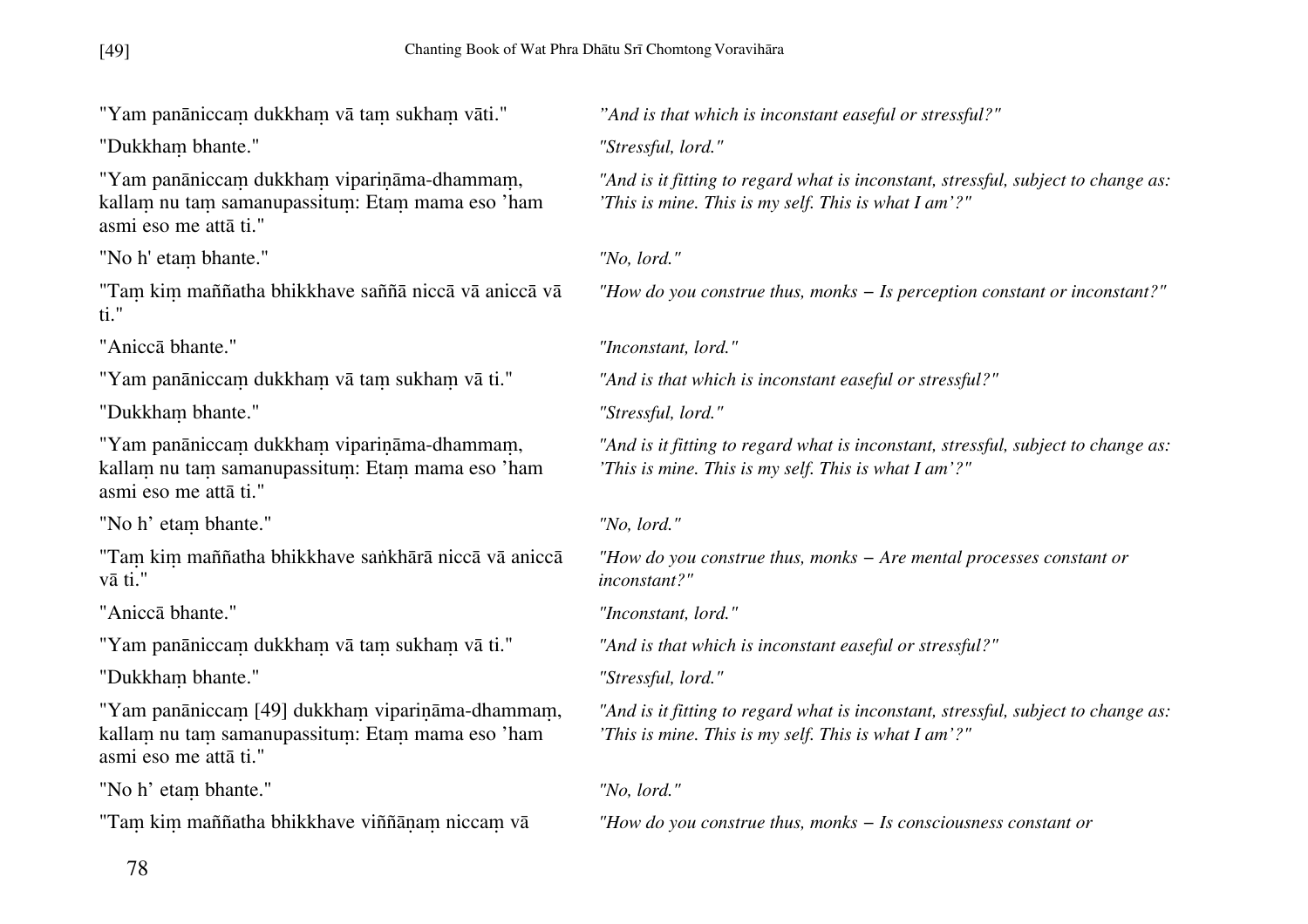"Yam panāniccaṃ dukkhaṃ vā taṃ sukhaṃ vāti." *"And is that which is inconstant easeful or stressful?"*

"Dukkhaṃ bhante." *"Stressful, lord."*

"Yam panāniccaṃ dukkhaṃ vipariṇāma-dhammaṃ, kallaṃ nu taṃ samanupassituṃ: Etaṃ mama eso 'ham asmi eso me attā ti." *"And is it fitting to regard what is inconstant, stressful, subject to change as: 'This is mine. This is my self. This is what I am'?"*

"No h' etaṃ bhante." *"No, lord."*

"Taṃ kiṃ maññatha bhikkhave saññā niccā vā aniccā vā ti." *"How do you construe thus, monks – Is perception constant or inconstant?"*

"Aniccā bhante." *"Inconstant, lord."*

"Yam panāniccaṃ dukkhaṃ vā taṃ sukhaṃ vā ti." *"And is that which is inconstant easeful or stressful?"*

"Dukkhaṃ bhante." *"Stressful, lord."*

"Yam panāniccaṃ dukkhaṃ vipariṇāma-dhammaṃ, kallaṃ nu taṃ samanupassituṃ: Etaṃ mama eso 'ham asmi eso me attā ti." *"And is it fitting to regard what is inconstant, stressful, subject to change as: 'This is mine. This is my self. This is what I am'?"*

"No h' etaṃ bhante." *"No, lord."*

"Taṃ kiṃ maññatha bhikkhave saṅkhārā niccā vā aniccā vā ti." *"How do you construe thus, monks – Are mental processes constant or inconstant?"*

"Aniccā bhante." *"Inconstant, lord."*

"Yam panāniccaṃ dukkhaṃ vā taṃ sukhaṃ vā ti." *"And is that which is inconstant easeful or stressful?"*

"Dukkhaṃ bhante." *"Stressful, lord."*

"Yam panāniccaṃ [49] dukkhaṃ vipariṇāma-dhammaṃ, kallaṃ nu taṃ samanupassituṃ: Etaṃ mama eso 'ham asmi eso me attā ti." *"And is it fitting to regard what is inconstant, stressful, subject to change as: 'This is mine. This is my self. This is what I am'?"*

"No h' etaṃ bhante." *"No, lord."*

"Taṃ kiṃ maññatha bhikkhave viññāṇaṃ niccaṃ vā *"How do you construe thus, monks – Is consciousness constant or*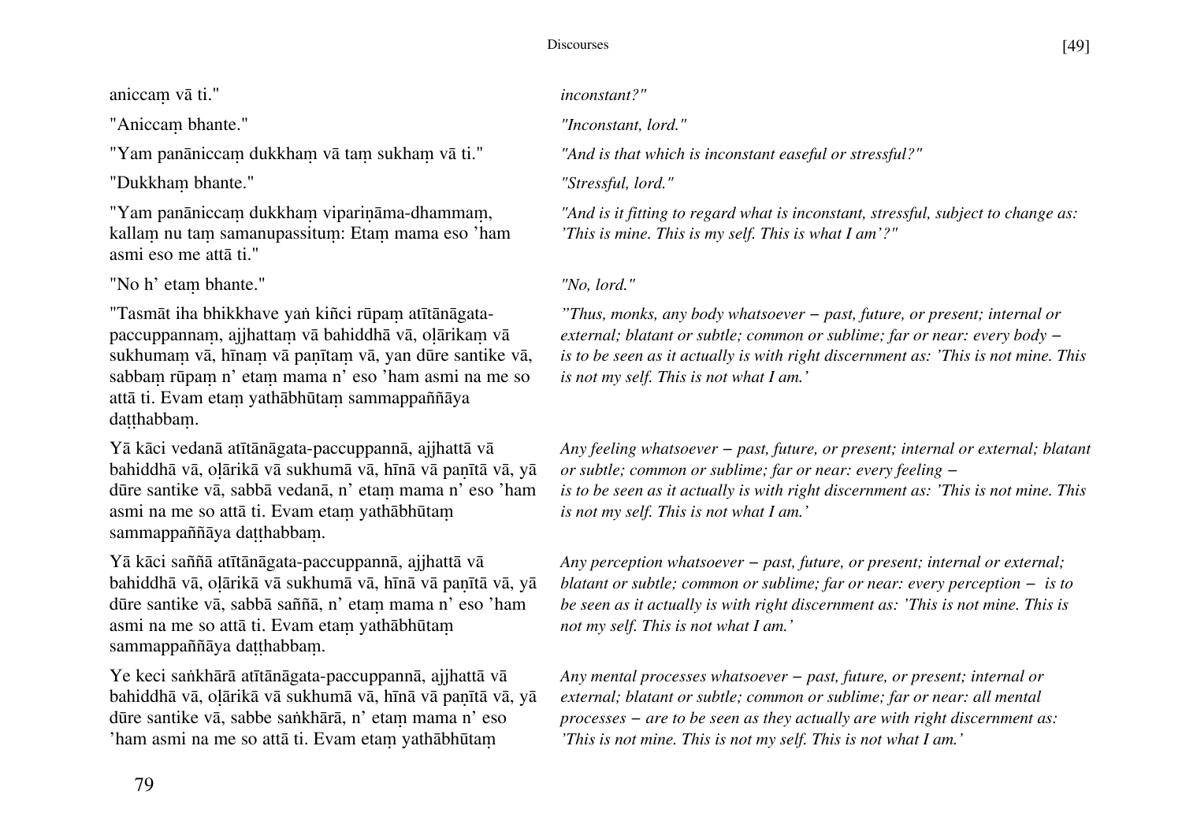aniccaṃ vā ti."

*inconstant?"*

"Aniccaṃ bhante."

*"Inconstant, lord."*

"Yam panāniccaṃ dukkhaṃ vā taṃ sukhaṃ vā ti."

*"And is that which is inconstant easeful or stressful?"*

"Dukkhaṃ bhante."

*"Stressful, lord."*

"Yam panāniccaṃ dukkhaṃ vipariṇāma-dhammaṃ, kallaṃ nu taṃ samanupassituṃ: Etaṃ mama eso 'ham asmi eso me attā ti."

*"And is it fitting to regard what is inconstant, stressful, subject to change as: 'This is mine. This is my self. This is what I am'?"*

"No h' etaṃ bhante."

*"No, lord."*

"Tasmāt iha bhikkhave yaṅ kiñci rūpaṃ atītānāgata-paccuppannaṃ, ajjhattaṃ vā bahiddhā vā, oḷārikaṃ vā sukhumaṃ vā, hīnaṃ vā paṇītaṃ vā, yan dūre santike vā, sabbaṃ rūpaṃ n' etaṃ mama n' eso 'ham asmi na me so attā ti. Evam etaṃ yathābhūtaṃ sammappaññāya daṭṭhabbaṃ.

*"Thus, monks, any body whatsoever – past, future, or present; internal or external; blatant or subtle; common or sublime; far or near; every body – is to be seen as it actually is with right discernment as: 'This is not mine. This is not my self. This is not what I am.'*

Yā kāci vedanā atītānāgata-paccuppannā, ajjhattā vā bahiddhā vā, oḷārikā vā sukhumā vā, hīnā vā paṇītā vā, yā dūre santike vā, sabbā vedanā, n' etaṃ mama n' eso 'ham asmi na me so attā ti. Evam etaṃ yathābhūtaṃ sammappaññāya daṭṭhabbaṃ.

*Any feeling whatsoever – past, future, or present; internal or external; blatant or subtle; common or sublime; far or near: every feeling – is to be seen as it actually is with right discernment as: 'This is not mine. This is not my self. This is not what I am.'*

Yā kāci saññā atītānāgata-paccuppannā, ajjhattā vā bahiddhā vā, oḷārikā vā sukhumā vā, hīnā vā paṇītā vā, yā dūre santike vā, sabbā saññā, n' etaṃ mama n' eso 'ham asmi na me so attā ti. Evam etaṃ yathābhūtaṃ sammappaññāya daṭṭhabbaṃ.

*Any perception whatsoever – past, future, or present; internal or external; blatant or subtle; common or sublime; far or near: every perception – is to be seen as it actually is with right discernment as: 'This is not mine. This is not my self. This is not what I am.'*

Ye keci saṅkhārā atītānāgata-paccuppannā, ajjhattā vā bahiddhā vā, oḷārikā vā sukhumā vā, hīnā vā paṇītā vā, yā dūre santike vā, sabbe saṅkhārā, n' etaṃ mama n' eso 'ham asmi na me so attā ti. Evam etaṃ yathābhūtaṃ

*Any mental processes whatsoever – past, future, or present; internal or external; blatant or subtle; common or sublime; far or near: all mental processes – are to be seen as they actually are with right discernment as: 'This is not mine. This is not my self. This is not what I am.'*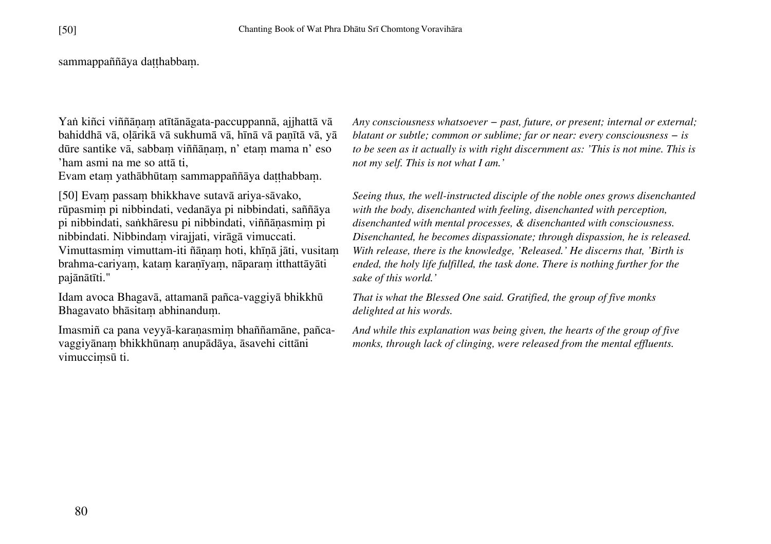sammappaññāya daṭṭhabbaṃ.

Yaṅ kiñci viññāṇaṃ atītānāgata-paccuppannā, ajjhattā vā bahiddhā vā, oḷārikā vā sukhumā vā, hīnā vā paṇītā vā, yā dūre santike vā, sabbaṃ viññāṇaṃ, n' etaṃ mama n' eso 'ham asmi na me so attā ti,
Evam etaṃ yathābhūtaṃ sammappaññāya daṭṭhabbaṃ.

*Any consciousness whatsoever – past, future, or present; internal or external; blatant or subtle; common or sublime; far or near: every consciousness – is to be seen as it actually is with right discernment as: 'This is not mine. This is not my self. This is not what I am.'*

[50] Evaṃ passaṃ bhikkhave sutavā ariya-sāvako, rūpasmiṃ pi nibbindati, vedanāya pi nibbindati, saññāya pi nibbindati, saṅkhāresu pi nibbindati, viññāṇasmiṃ pi nibbindati. Nibbindaṃ virajjati, virāgā vimuccati. Vimuttasmiṃ vimuttam-iti ñāṇaṃ hoti, khīṇā jāti, vusitaṃ brahma-cariyaṃ, kataṃ karaṇīyaṃ, nāparaṃ itthattāyāti pajānātīti."

*Seeing thus, the well-instructed disciple of the noble ones grows disenchanted with the body, disenchanted with feeling, disenchanted with perception, disenchanted with mental processes, & disenchanted with consciousness. Disenchanted, he becomes dispassionate; through dispassion, he is released. With release, there is the knowledge, 'Released.' He discerns that, 'Birth is ended, the holy life fulfilled, the task done. There is nothing further for the sake of this world.'*

Idam avoca Bhagavā, attamanā pañca-vaggiyā bhikkhū Bhagavato bhāsitaṃ abhinanduṃ.

*That is what the Blessed One said. Gratified, the group of five monks delighted at his words.*

Imasmiñ ca pana veyyā-karaṇasmiṃ bhaññamāne, pañca-vaggiyānaṃ bhikkhūnaṃ anupādāya, āsavehi cittāni vimucciṃsū ti.

*And while this explanation was being given, the hearts of the group of five monks, through lack of clinging, were released from the mental effluents.*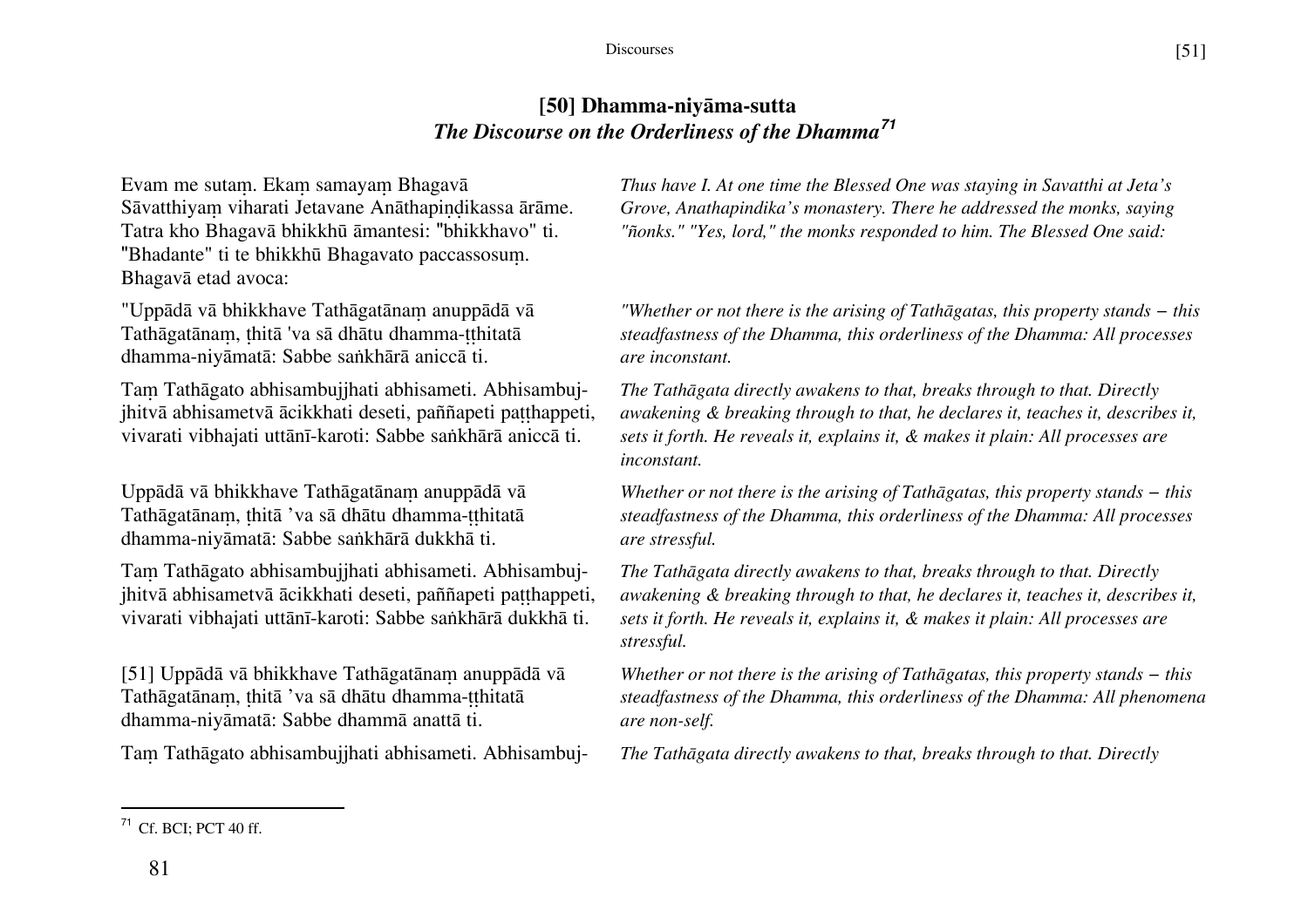## [50] Dhamma-niyāma-sutta
### *The Discourse on the Orderliness of the Dhamma*[71]

Evam me sutaṃ. Ekaṃ samayaṃ Bhagavā Sāvatthiyaṃ viharati Jetavane Anāthapiṇḍikassa ārāme. Tatra kho Bhagavā bhikkhū āmantesi: "bhikkhavo" ti. "Bhadante" ti te bhikkhū Bhagavato paccassosuṃ. Bhagavā etad avoca:

*Thus have I. At one time the Blessed One was staying in Savatthi at Jeta's Grove, Anathapindika's monastery. There he addressed the monks, saying "ñonks." "Yes, lord," the monks responded to him. The Blessed One said:*

"Uppādā vā bhikkhave Tathāgatānaṃ anuppādā vā Tathāgatānaṃ, ṭhitā 'va sā dhātu dhamma-ṭṭhitatā dhamma-niyāmatā: Sabbe saṅkhārā aniccā ti.

*"Whether or not there is the arising of Tathāgatas, this property stands – this steadfastness of the Dhamma, this orderliness of the Dhamma: All processes are inconstant.*

Taṃ Tathāgato abhisambujjhati abhisameti. Abhisambujjhitvā abhisametvā ācikkhati deseti, paññapeti paṭṭhappeti, vivarati vibhajati uttānī-karoti: Sabbe saṅkhārā aniccā ti.

*The Tathāgata directly awakens to that, breaks through to that. Directly awakening & breaking through to that, he declares it, teaches it, describes it, sets it forth. He reveals it, explains it, & makes it plain: All processes are inconstant.*

Uppādā vā bhikkhave Tathāgatānaṃ anuppādā vā Tathāgatānaṃ, ṭhitā 'va sā dhātu dhamma-ṭṭhitatā dhamma-niyāmatā: Sabbe saṅkhārā dukkhā ti.

*Whether or not there is the arising of Tathāgatas, this property stands – this steadfastness of the Dhamma, this orderliness of the Dhamma: All processes are stressful.*

Taṃ Tathāgato abhisambujjhati abhisameti. Abhisambujjhitvā abhisametvā ācikkhati deseti, paññapeti paṭṭhappeti, vivarati vibhajati uttānī-karoti: Sabbe saṅkhārā dukkhā ti.

*The Tathāgata directly awakens to that, breaks through to that. Directly awakening & breaking through to that, he declares it, teaches it, describes it, sets it forth. He reveals it, explains it, & makes it plain: All processes are stressful.*

[51] Uppādā vā bhikkhave Tathāgatānaṃ anuppādā vā Tathāgatānaṃ, ṭhitā 'va sā dhātu dhamma-ṭṭhitatā dhamma-niyāmatā: Sabbe dhammā anattā ti.

*Whether or not there is the arising of Tathāgatas, this property stands – this steadfastness of the Dhamma, this orderliness of the Dhamma: All phenomena are non-self.*

Taṃ Tathāgato abhisambujjhati abhisameti. Abhisambuj-

*The Tathāgata directly awakens to that, breaks through to that. Directly*

---

[71] Cf. BCI; PCT 40 ff.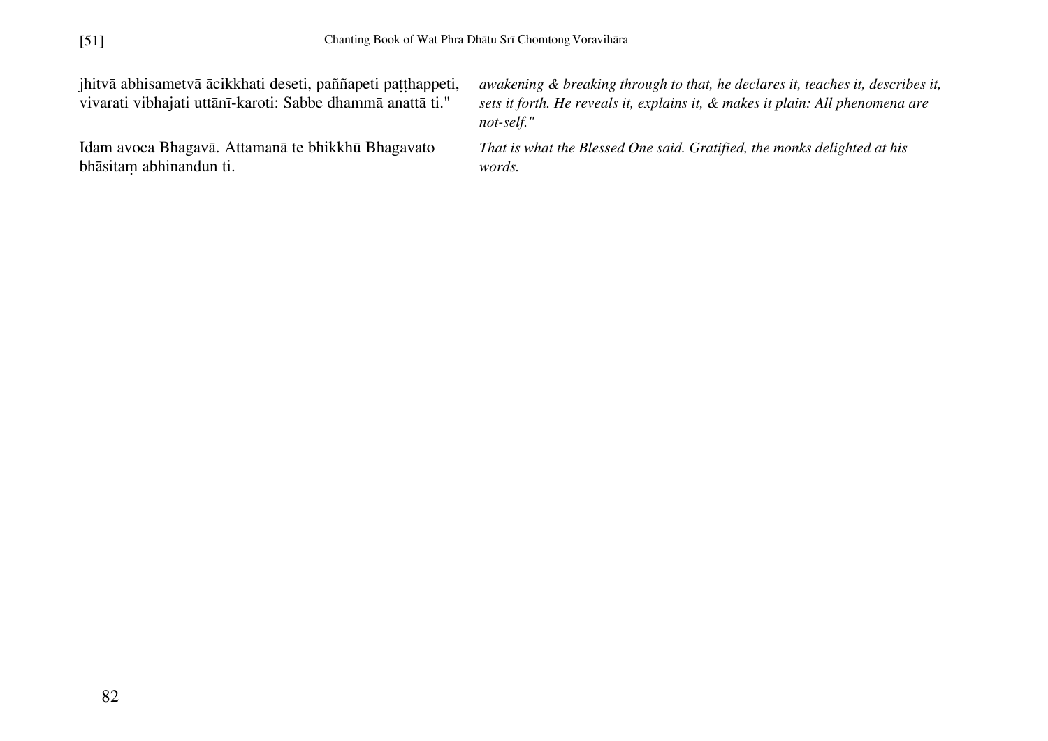jhitvā abhisametvā ācikkhati deseti, paññapeti paṭṭhappeti, vivarati vibhajati uttānī-karoti: Sabbe dhammā anattā ti."

*awakening & breaking through to that, he declares it, teaches it, describes it, sets it forth. He reveals it, explains it, & makes it plain: All phenomena are not-self."*

Idam avoca Bhagavā. Attamanā te bhikkhū Bhagavato bhāsitaṃ abhinandun ti.

*That is what the Blessed One said. Gratified, the monks delighted at his words.*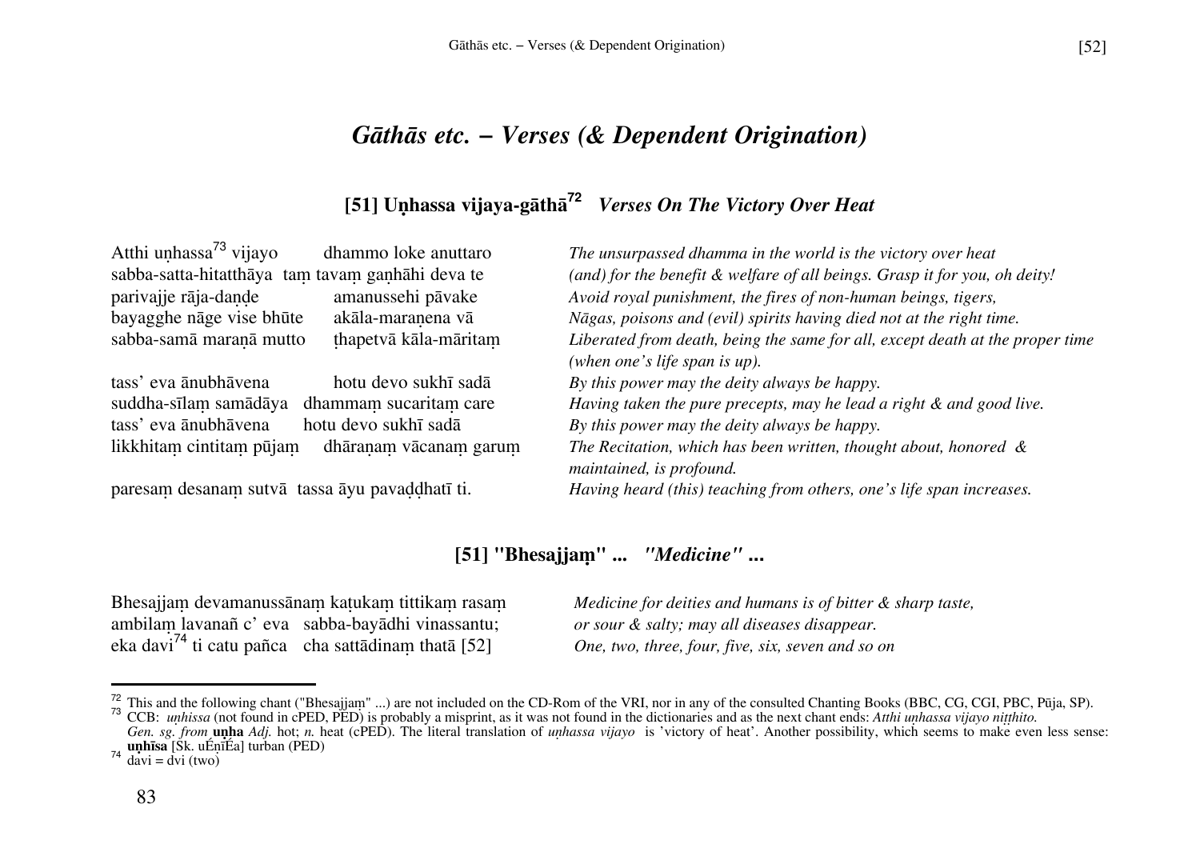# *Gāthās etc. – Verses (& Dependent Origination)*

## [51] Uṇhassa vijaya-gāthā[72] *Verses On The Victory Over Heat*

| Pāli | Translation |
|---|---|
| Atthi uṇhassa[73] vijayo dhammo loke anuttaro | *The unsurpassed dhamma in the world is the victory over heat* |
| sabba-satta-hitatthāya taṃ tavaṃ gaṇhāhi deva te | *(and) for the benefit & welfare of all beings. Grasp it for you, oh deity!* |
| parivajje rāja-daṇḍe amanussehi pāvake | *Avoid royal punishment, the fires of non-human beings, tigers,* |
| bayagghe nāge vise bhūte akāla-maraṇena vā | *Nāgas, poisons and (evil) spirits having died not at the right time.* |
| sabba-samā maraṇā mutto ṭhapetvā kāla-māritaṃ | *Liberated from death, being the same for all, except death at the proper time (when one's life span is up).* |
| tass' eva ānubhāvena hotu devo sukhī sadā | *By this power may the deity always be happy.* |
| suddha-sīlaṃ samādāya dhammaṃ sucaritaṃ care | *Having taken the pure precepts, may he lead a right & and good live.* |
| tass' eva ānubhāvena hotu devo sukhī sadā | *By this power may the deity always be happy.* |
| likkhitaṃ cintitaṃ pūjaṃ dhāraṇaṃ vācanaṃ garuṃ | *The Recitation, which has been written, thought about, honored & maintained, is profound.* |
| paresaṃ desanaṃ sutvā tassa āyu pavaḍḍhatī ti. | *Having heard (this) teaching from others, one's life span increases.* |

## [51] "Bhesajjaṃ" ... *"Medicine" ...*

| Pāli | Translation |
|---|---|
| Bhesajjaṃ devamanussānaṃ kaṭukaṃ tittikaṃ rasaṃ | *Medicine for deities and humans is of bitter & sharp taste,* |
| ambilaṃ lavanañ c' eva sabba-bayādhi vinassantu; | *or sour & salty; may all diseases disappear.* |
| eka davi[74] ti catu pañca cha sattādinaṃ thatā [52] | *One, two, three, four, five, six, seven and so on* |

---

[72] This and the following chant ("Bhesajjaṃ" ...) are not included on the CD-Rom of the VRI, nor in any of the consulted Chanting Books (BBC, CG, CGI, PBC, Pūja, SP).

[73] CCB: *uṇhissa* (not found in cPED, PED) is probably a misprint, as it was not found in the dictionaries and as the next chant ends: *Atthi uṇhassa vijayo niṭṭhito. Gen. sg. from* **uṇha** *Adj.* hot; *n.* heat (cPED). The literal translation of *uṇhassa vijayo* is 'victory of heat'. Another possibility, which seems to make even less sense: **uṇhīsa** [Sk. uÉnīÉa] turban (PED)

[74] davi = dvi (two)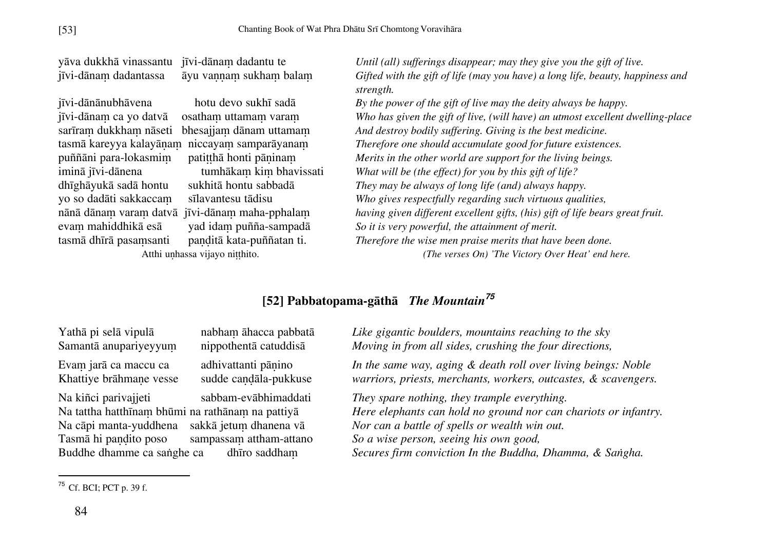| | |
|---|---|
| yāva dukkhā vinassantu jīvi-dānaṃ dadantu te | *Until (all) sufferings disappear; may they give you the gift of live.* |
| jīvi-dānaṃ dadantassa āyu vaṇṇaṃ sukhaṃ balaṃ | *Gifted with the gift of life (may you have) a long life, beauty, happiness and strength.* |
| jīvi-dānānubhāvena hotu devo sukhī sadā | *By the power of the gift of live may the deity always be happy.* |
| jīvi-dānaṃ ca yo datvā osathaṃ uttamaṃ varaṃ | *Who has given the gift of live, (will have) an utmost excellent dwelling-place* |
| sarīraṃ dukkhaṃ nāseti bhesajjaṃ dānam uttamaṃ | *And destroy bodily suffering. Giving is the best medicine.* |
| tasmā kareyya kalayāṇaṃ niccayaṃ samparāyanaṃ | *Therefore one should accumulate good for future existences.* |
| puññāni para-lokasmiṃ patiṭṭhā honti pāṇinaṃ | *Merits in the other world are support for the living beings.* |
| iminā jīvi-dānena tumhākaṃ kiṃ bhavissati | *What will be (the effect) for you by this gift of life?* |
| dhīghāyukā sadā hontu sukhitā hontu sabbadā | *They may be always of long life (and) always happy.* |
| yo so dadāti sakkaccaṃ sīlavantesu tādisu | *Who gives respectfully regarding such virtuous qualities,* |
| nānā dānaṃ varaṃ datvā jīvi-dānaṃ maha-pphalaṃ | *having given different excellent gifts, (his) gift of life bears great fruit.* |
| evaṃ mahiddhikā esā yad idaṃ puñña-sampadā | *So it is very powerful, the attainment of merit.* |
| tasmā dhīrā pasaṃsanti paṇḍitā kata-puññatan ti. | *Therefore the wise men praise merits that have been done.* |
| Atthi uṇhassa vijayo niṭṭhito. | *(The verses On) 'The Victory Over Heat' end here.* |

## [52] Pabbatopama-gāthā *The Mountain*[75]

| | |
|---|---|
| Yathā pi selā vipulā nabhaṃ āhacca pabbatā | *Like gigantic boulders, mountains reaching to the sky* |
| Samantā anupariyeyyuṃ nippothentā catuddisā | *Moving in from all sides, crushing the four directions,* |
| Evaṃ jarā ca maccu ca adhivattanti pāṇino | *In the same way, aging & death roll over living beings: Noble* |
| Khattiye brāhmaṇe vesse sudde caṇḍāla-pukkuse | *warriors, priests, merchants, workers, outcastes, & scavengers.* |
| Na kiñci parivajjeti sabbam-evābhimaddati | *They spare nothing, they trample everything.* |
| Na tattha hatthīnaṃ bhūmi na rathānaṃ na pattiyā | *Here elephants can hold no ground nor can chariots or infantry.* |
| Na cāpi manta-yuddhena sakkā jetuṃ dhanena vā | *Nor can a battle of spells or wealth win out.* |
| Tasmā hi paṇḍito poso sampassaṃ attham-attano | *So a wise person, seeing his own good,* |
| Buddhe dhamme ca saṅghe ca dhīro saddhaṃ | *Secures firm conviction In the Buddha, Dhamma, & Saṅgha.* |

[75] Cf. BCI; PCT p. 39 f.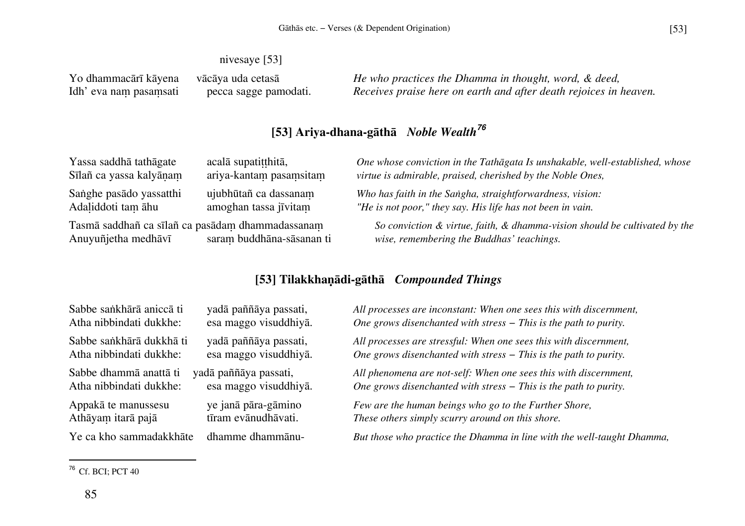nivesaye [53]

| | | |
|---|---|---|
| Yo dhammacārī kāyena | vācāya uda cetasā | *He who practices the Dhamma in thought, word, & deed,* |
| Idh' eva naṃ pasaṃsati | pecca sagge pamodati. | *Receives praise here on earth and after death rejoices in heaven.* |

## [53] Ariya-dhana-gāthā *Noble Wealth*[76]

| | | |
|---|---|---|
| Yassa saddhā tathāgate | acalā supatiṭṭhitā, | *One whose conviction in the Tathāgata Is unshakable, well-established, whose* |
| Sīlañ ca yassa kalyāṇaṃ | ariya-kantaṃ pasaṃsitaṃ | *virtue is admirable, praised, cherished by the Noble Ones,* |
| Saṅghe pasādo yassatthi | ujubhūtañ ca dassanaṃ | *Who has faith in the Saṅgha, straightforwardness, vision:* |
| Adaḷiddoti taṃ āhu | amoghan tassa jīvitaṃ | *"He is not poor," they say. His life has not been in vain.* |
| Tasmā saddhañ ca sīlañ ca pasādaṃ dhammadassanaṃ | | *So conviction & virtue, faith, & dhamma-vision should be cultivated by the* |
| Anuyuñjetha medhāvī | saraṃ buddhāna-sāsanan ti | *wise, remembering the Buddhas' teachings.* |

## [53] Tilakkhaṇādi-gāthā *Compounded Things*

| | | |
|---|---|---|
| Sabbe saṅkhārā aniccā ti | yadā paññāya passati, | *All processes are inconstant: When one sees this with discernment,* |
| Atha nibbindati dukkhe: | esa maggo visuddhiyā. | *One grows disenchanted with stress – This is the path to purity.* |
| Sabbe saṅkhārā dukkhā ti | yadā paññāya passati, | *All processes are stressful: When one sees this with discernment,* |
| Atha nibbindati dukkhe: | esa maggo visuddhiyā. | *One grows disenchanted with stress – This is the path to purity.* |
| Sabbe dhammā anattā ti | yadā paññāya passati, | *All phenomena are not-self: When one sees this with discernment,* |
| Atha nibbindati dukkhe: | esa maggo visuddhiyā. | *One grows disenchanted with stress – This is the path to purity.* |
| Appakā te manussesu | ye janā pāra-gāmino | *Few are the human beings who go to the Further Shore,* |
| Athāyaṃ itarā pajā | tīram evānudhāvati. | *These others simply scurry around on this shore.* |
| Ye ca kho sammadakkhāte | dhamme dhammānu- | *But those who practice the Dhamma in line with the well-taught Dhamma,* |

---

[76] Cf. BCI; PCT 40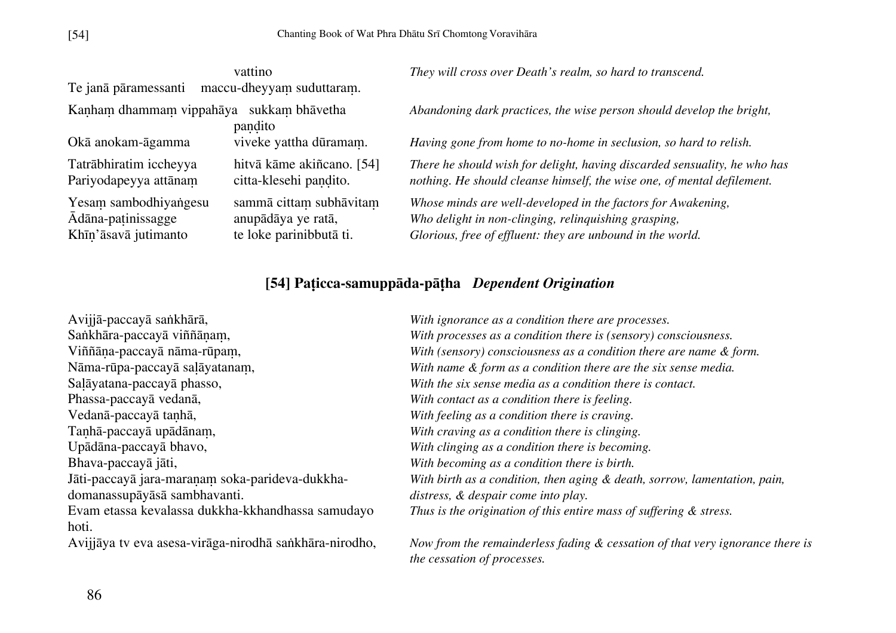| | | |
|---|---|---|
| Te janā pāramessanti | vattino maccu-dheyyaṃ suduttaraṃ. | *They will cross over Death's realm, so hard to transcend.* |
| Kaṇhaṃ dhammaṃ vippahāya | sukkaṃ bhāvetha paṇḍito | *Abandoning dark practices, the wise person should develop the bright,* |
| Okā anokam-āgamma | viveke yattha dūramaṃ. | *Having gone from home to no-home in seclusion, so hard to relish.* |
| Tatrābhiratim iccheyya | hitvā kāme akiñcano. [54] | *There he should wish for delight, having discarded sensuality, he who has* |
| Pariyodapeyya attānaṃ | citta-klesehi paṇḍito. | *nothing. He should cleanse himself, the wise one, of mental defilement.* |
| Yesaṃ sambodhiyaṅgesu | sammā cittaṃ subhāvitaṃ | *Whose minds are well-developed in the factors for Awakening,* |
| Ādāna-paṭinissagge | anupādāya ye ratā, | *Who delight in non-clinging, relinquishing grasping,* |
| Khīṇ'āsavā jutimanto | te loke parinibbutā ti. | *Glorious, free of effluent: they are unbound in the world.* |

## [54] Paṭicca-samuppāda-pāṭha *Dependent Origination*

| | |
|---|---|
| Avijjā-paccayā saṅkhārā, | *With ignorance as a condition there are processes.* |
| Saṅkhāra-paccayā viññāṇaṃ, | *With processes as a condition there is (sensory) consciousness.* |
| Viññāṇa-paccayā nāma-rūpaṃ, | *With (sensory) consciousness as a condition there are name & form.* |
| Nāma-rūpa-paccayā saḷāyatanaṃ, | *With name & form as a condition there are the six sense media.* |
| Saḷāyatana-paccayā phasso, | *With the six sense media as a condition there is contact.* |
| Phassa-paccayā vedanā, | *With contact as a condition there is feeling.* |
| Vedanā-paccayā taṇhā, | *With feeling as a condition there is craving.* |
| Taṇhā-paccayā upādānaṃ, | *With craving as a condition there is clinging.* |
| Upādāna-paccayā bhavo, | *With clinging as a condition there is becoming.* |
| Bhava-paccayā jāti, | *With becoming as a condition there is birth.* |
| Jāti-paccayā jara-maraṇaṃ soka-parideva-dukkha-domanassupāyāsā sambhavanti. | *With birth as a condition, then aging & death, sorrow, lamentation, pain, distress, & despair come into play.* |
| Evam etassa kevalassa dukkha-kkhandhassa samudayo hoti. | *Thus is the origination of this entire mass of suffering & stress.* |
| Avijjāya tv eva asesa-virāga-nirodhā saṅkhāra-nirodho, | *Now from the remainderless fading & cessation of that very ignorance there is the cessation of processes.* |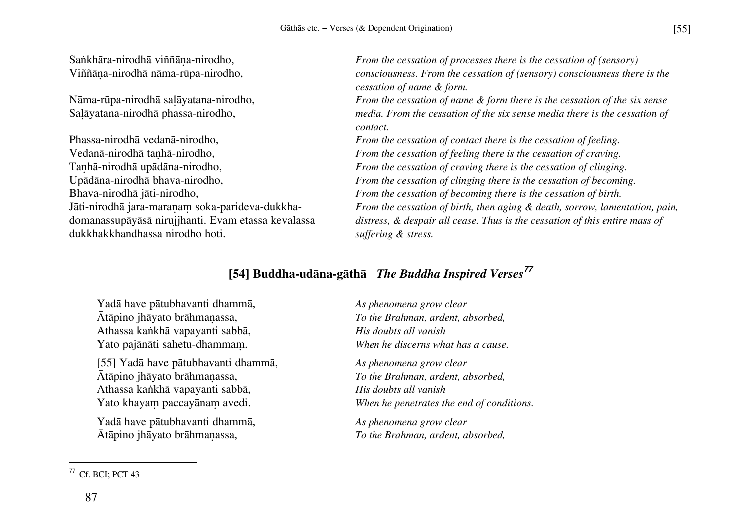Saṅkhāra-nirodhā viññāṇa-nirodho,
Viññāṇa-nirodhā nāma-rūpa-nirodho,

*From the cessation of processes there is the cessation of (sensory) consciousness. From the cessation of (sensory) consciousness there is the cessation of name & form.*

Nāma-rūpa-nirodhā saḷāyatana-nirodho,
Saḷāyatana-nirodhā phassa-nirodho,

*From the cessation of name & form there is the cessation of the six sense media. From the cessation of the six sense media there is the cessation of contact.*

Phassa-nirodhā vedanā-nirodho,
Vedanā-nirodhā taṇhā-nirodho,
Taṇhā-nirodhā upādāna-nirodho,
Upādāna-nirodhā bhava-nirodho,
Bhava-nirodhā jāti-nirodho,
Jāti-nirodhā jara-maraṇaṃ soka-parideva-dukkha-domanassupāyāsā nirujjhanti. Evam etassa kevalassa dukkhakkhandhassa nirodho hoti.

*From the cessation of contact there is the cessation of feeling.*
*From the cessation of feeling there is the cessation of craving.*
*From the cessation of craving there is the cessation of clinging.*
*From the cessation of clinging there is the cessation of becoming.*
*From the cessation of becoming there is the cessation of birth.*
*From the cessation of birth, then aging & death, sorrow, lamentation, pain, distress, & despair all cease. Thus is the cessation of this entire mass of suffering & stress.*

## [54] Buddha-udāna-gāthā *The Buddha Inspired Verses*[77]

Yadā have pātubhavanti dhammā,
Ātāpino jhāyato brāhmaṇassa,
Athassa kaṅkhā vapayanti sabbā,
Yato pajānāti sahetu-dhammaṃ.

*As phenomena grow clear*
*To the Brahman, ardent, absorbed,*
*His doubts all vanish*
*When he discerns what has a cause.*

[55] Yadā have pātubhavanti dhammā,
Ātāpino jhāyato brāhmaṇassa,
Athassa kaṅkhā vapayanti sabbā,
Yato khayaṃ paccayānaṃ avedi.

*As phenomena grow clear*
*To the Brahman, ardent, absorbed,*
*His doubts all vanish*
*When he penetrates the end of conditions.*

Yadā have pātubhavanti dhammā,
Ātāpino jhāyato brāhmaṇassa,

*As phenomena grow clear*
*To the Brahman, ardent, absorbed,*

---

[77] Cf. BCI; PCT 43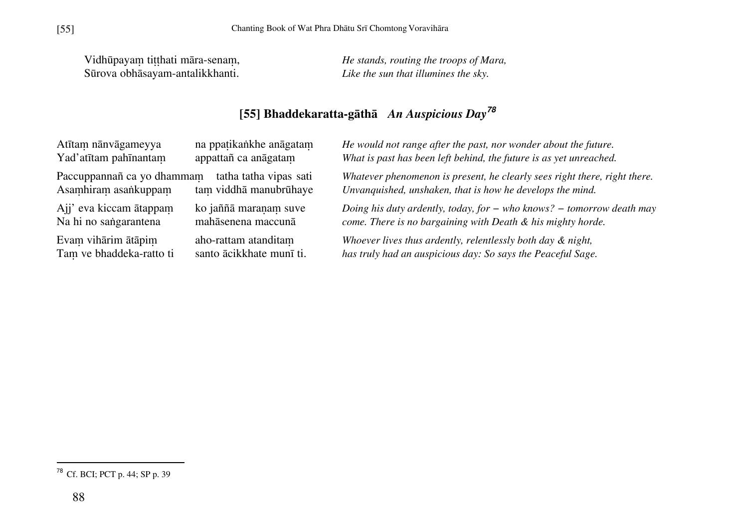| | |
|---|---|
| Vidhūpayaṃ tiṭṭhati māra-senaṃ, | *He stands, routing the troops of Mara,* |
| Sūrova obhāsayam-antalikkhanti. | *Like the sun that illumines the sky.* |

## [55] Bhaddekaratta-gāthā *An Auspicious Day*[78]

| | | |
|---|---|---|
| Atītaṃ nānvāgameyya<br>Yad'atītam pahīnantaṃ | na ppaṭikaṅkhe anāgataṃ<br>appattañ ca anāgataṃ | *He would not range after the past, nor wonder about the future. What is past has been left behind, the future is as yet unreached.* |
| Paccuppannañ ca yo dhammaṃ<br>Asaṃhiraṃ asaṅkuppaṃ | tatha tatha vipas sati<br>taṃ viddhā manubrūhaye | *Whatever phenomenon is present, he clearly sees right there, right there. Unvanquished, unshaken, that is how he develops the mind.* |
| Ajj' eva kiccam ātappaṃ<br>Na hi no saṅgarantena | ko jaññā maraṇaṃ suve<br>mahāsenena maccunā | *Doing his duty ardently, today, for – who knows? – tomorrow death may come. There is no bargaining with Death & his mighty horde.* |
| Evaṃ vihārim ātāpiṃ<br>Taṃ ve bhaddeka-ratto ti | aho-rattam atanditaṃ<br>santo ācikkhate munī ti. | *Whoever lives thus ardently, relentlessly both day & night, has truly had an auspicious day: So says the Peaceful Sage.* |

[78] Cf. BCI; PCT p. 44; SP p. 39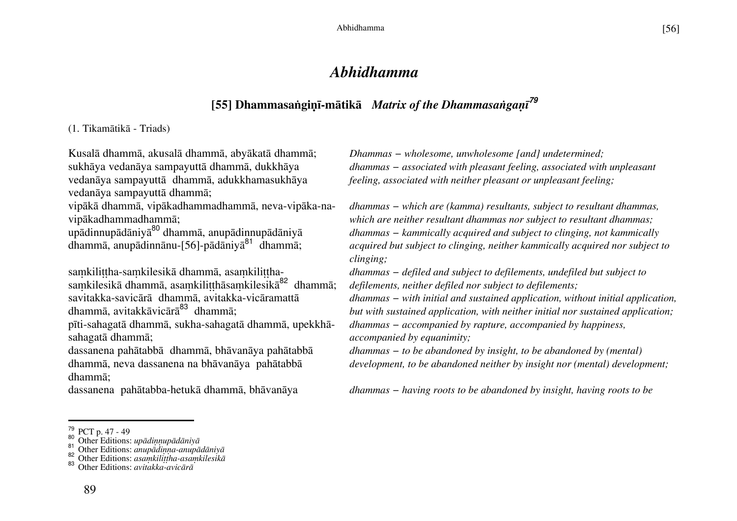# *Abhidhamma*

## [55] Dhammasaṅgiṇī-mātikā *Matrix of the Dhammasaṅgaṇī*[79]

(1. Tikamātikā - Triads)

| | |
|---|---|
| Kusalā dhammā, akusalā dhammā, abyākatā dhammā; | *Dhammas – wholesome, unwholesome [and] undetermined;* |
| sukhāya vedanāya sampayuttā dhammā, dukkhāya vedanāya sampayuttā dhammā, adukkhamasukhāya vedanāya sampayuttā dhammā; | *dhammas – associated with pleasant feeling, associated with unpleasant feeling, associated with neither pleasant or unpleasant feeling;* |
| vipākā dhammā, vipākadhammadhammā, neva-vipāka-na-vipākadhammadhammā; | *dhammas – which are (kamma) resultants, subject to resultant dhammas, which are neither resultant dhammas nor subject to resultant dhammas;* |
| upādinnupādāniyā[80] dhammā, anupādinnupādāniyā dhammā, anupādinnānu-[56]-pādāniyā[81] dhammā; | *dhammas – kammically acquired and subject to clinging, not kammically acquired but subject to clinging, neither kammically acquired nor subject to clinging;* |
| saṃkiliṭṭha-saṃkilesikā dhammā, asaṃkiliṭṭha-saṃkilesikā dhammā, asaṃkiliṭṭhāsaṃkilesikā[82] dhammā; | *dhammas – defiled and subject to defilements, undefiled but subject to defilements, neither defiled nor subject to defilements;* |
| savitakka-savicārā dhammā, avitakka-vicāramattā dhammā, avitakkāvicārā[83] dhammā; | *dhammas – with initial and sustained application, without initial application, but with sustained application, with neither initial nor sustained application;* |
| pīti-sahagatā dhammā, sukha-sahagatā dhammā, upekkhā-sahagatā dhammā; | *dhammas – accompanied by rapture, accompanied by happiness, accompanied by equanimity;* |
| dassanena pahātabbā dhammā, bhāvanāya pahātabbā dhammā, neva dassanena na bhāvanāya pahātabbā dhammā; | *dhammas – to be abandoned by insight, to be abandoned by (mental) development, to be abandoned neither by insight nor (mental) development;* |
| dassanena pahātabba-hetukā dhammā, bhāvanāya | *dhammas – having roots to be abandoned by insight, having roots to be* |

---

[79] PCT p. 47 - 49
[80] Other Editions: *upādiṇṇupādāniyā*
[81] Other Editions: *anupādiṇṇa-anupādāniyā*
[82] Other Editions: *asaṃkiliṭṭha-asaṃkilesikā*
[83] Other Editions: *avitakka-avicārā*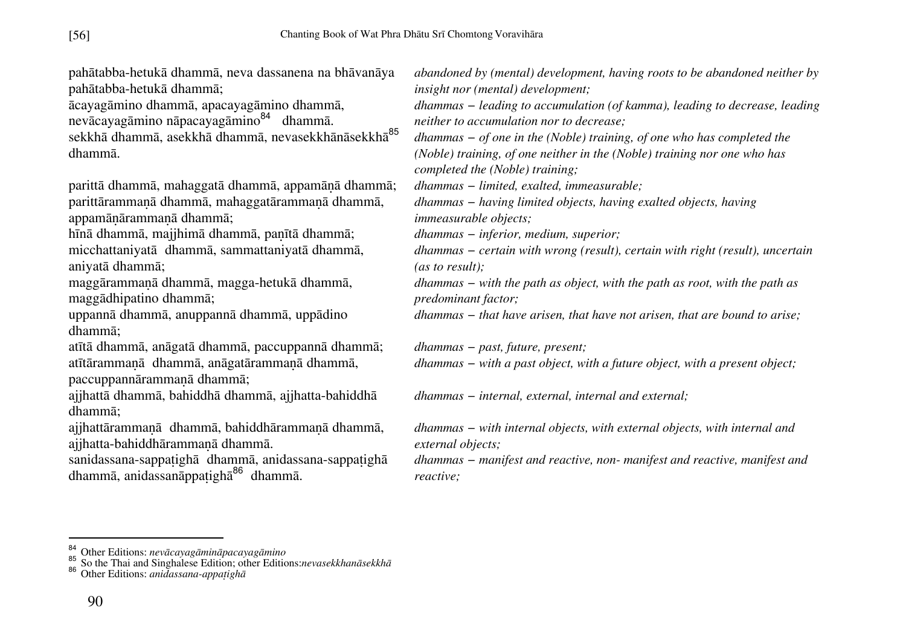pahātabba-hetukā dhammā, neva dassanena na bhāvanāya pahātabba-hetukā dhammā;

*abandoned by (mental) development, having roots to be abandoned neither by insight nor (mental) development;*

ācayagāmino dhammā, apacayagāmino dhammā, nevācayagāmino nāpacayagāmino[84] dhammā.

*dhammas – leading to accumulation (of kamma), leading to decrease, leading neither to accumulation nor to decrease;*

sekkhā dhammā, asekkhā dhammā, nevasekkhānāsekkhā[85] dhammā.

*dhammas – of one in the (Noble) training, of one who has completed the (Noble) training, of one neither in the (Noble) training nor one who has completed the (Noble) training;*

parittā dhammā, mahaggatā dhammā, appamāṇā dhammā;

*dhammas – limited, exalted, immeasurable;*

parittārammaṇā dhammā, mahaggatārammaṇā dhammā, appamāṇārammaṇā dhammā;

*dhammas – having limited objects, having exalted objects, having immeasurable objects;*

hīnā dhammā, majjhimā dhammā, paṇītā dhammā;

*dhammas – inferior, medium, superior;*

micchattaniyatā dhammā, sammattaniyatā dhammā, aniyatā dhammā;

*dhammas – certain with wrong (result), certain with right (result), uncertain (as to result);*

maggārammaṇā dhammā, magga-hetukā dhammā, maggādhipatino dhammā;

*dhammas – with the path as object, with the path as root, with the path as predominant factor;*

uppannā dhammā, anuppannā dhammā, uppādino dhammā;

*dhammas – that have arisen, that have not arisen, that are bound to arise;*

atītā dhammā, anāgatā dhammā, paccuppannā dhammā;

*dhammas – past, future, present;*

atītārammaṇā dhammā, anāgatārammaṇā dhammā, paccuppannārammaṇā dhammā;

*dhammas – with a past object, with a future object, with a present object;*

ajjhattā dhammā, bahiddhā dhammā, ajjhatta-bahiddhā dhammā;

*dhammas – internal, external, internal and external;*

ajjhattārammaṇā dhammā, bahiddhārammaṇā dhammā, ajjhatta-bahiddhārammaṇā dhammā.

*dhammas – with internal objects, with external objects, with internal and external objects;*

sanidassana-sappaṭighā dhammā, anidassana-sappaṭighā dhammā, anidassanāppaṭighā[86] dhammā.

*dhammas – manifest and reactive, non- manifest and reactive, manifest and reactive;*

---

[84] Other Editions: *nevācayagāminâpacayagāmino*

[85] So the Thai and Singhalese Edition; other Editions:*nevasekkhanāsekkhā*

[86] Other Editions: *anidassana-appaṭighā*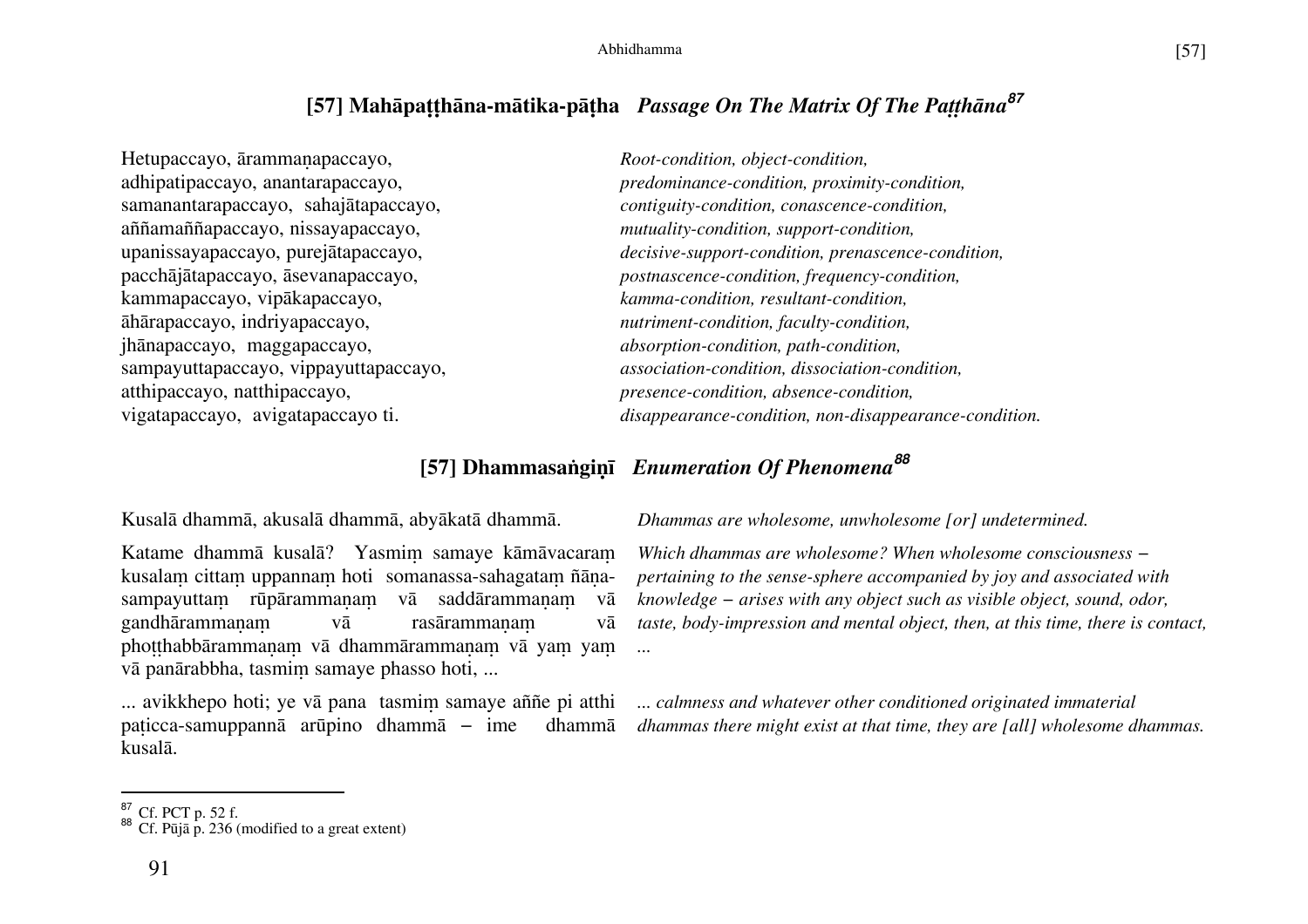## [57] Mahāpaṭṭhāna-mātika-pāṭha *Passage On The Matrix Of The Paṭṭhāna*[87]

| | |
|---|---|
| Hetupaccayo, ārammaṇapaccayo, | *Root-condition, object-condition,* |
| adhipatipaccayo, anantarapaccayo, | *predominance-condition, proximity-condition,* |
| samanantarapaccayo, sahajātapaccayo, | *contiguity-condition, conascence-condition,* |
| aññamaññapaccayo, nissayapaccayo, | *mutuality-condition, support-condition,* |
| upanissayapaccayo, purejātapaccayo, | *decisive-support-condition, prenascence-condition,* |
| pacchājātapaccayo, āsevanapaccayo, | *postnascence-condition, frequency-condition,* |
| kammapaccayo, vipākapaccayo, | *kamma-condition, resultant-condition,* |
| āhārapaccayo, indriyapaccayo, | *nutriment-condition, faculty-condition,* |
| jhānapaccayo, maggapaccayo, | *absorption-condition, path-condition,* |
| sampayuttapaccayo, vippayuttapaccayo, | *association-condition, dissociation-condition,* |
| atthipaccayo, natthipaccayo, | *presence-condition, absence-condition,* |
| vigatapaccayo, avigatapaccayo ti. | *disappearance-condition, non-disappearance-condition.* |

## [57] Dhammasaṅgiṇī *Enumeration Of Phenomena*[88]

Kusalā dhammā, akusalā dhammā, abyākatā dhammā.

*Dhammas are wholesome, unwholesome [or] undetermined.*

Katame dhammā kusalā? Yasmiṃ samaye kāmāvacaraṃ kusalaṃ cittaṃ uppannaṃ hoti somanassa-sahagataṃ ñāṇa-sampayuttaṃ rūpārammaṇaṃ vā saddārammaṇaṃ vā gandhārammaṇaṃ vā rasārammaṇaṃ vā phoṭṭhabbārammaṇaṃ vā dhammārammaṇaṃ vā yaṃ yaṃ vā panārabbha, tasmiṃ samaye phasso hoti, ...

*Which dhammas are wholesome? When wholesome consciousness – pertaining to the sense-sphere accompanied by joy and associated with knowledge – arises with any object such as visible object, sound, odor, taste, body-impression and mental object, then, at this time, there is contact, ...*

... avikkhepo hoti; ye vā pana tasmiṃ samaye aññe pi atthi paṭicca-samuppannā arūpino dhammā – ime dhammā kusalā.

*... calmness and whatever other conditioned originated immaterial dhammas there might exist at that time, they are [all] wholesome dhammas.*

---

[87] Cf. PCT p. 52 f.

[88] Cf. Pūjā p. 236 (modified to a great extent)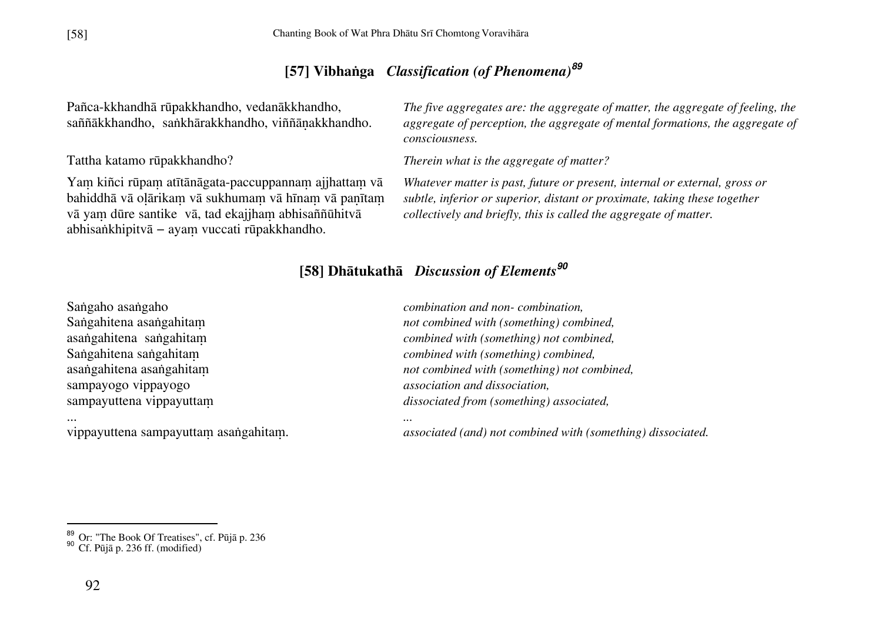## [57] Vibhaṅga *Classification (of Phenomena)*[89]

Pañca-kkhandhā rūpakkhandho, vedanākkhandho, saññākkhandho, saṅkhārakkhandho, viññāṇakkhandho.

*The five aggregates are: the aggregate of matter, the aggregate of feeling, the aggregate of perception, the aggregate of mental formations, the aggregate of consciousness.*

Tattha katamo rūpakkhandho?

*Therein what is the aggregate of matter?*

Yaṃ kiñci rūpaṃ atītānāgata-paccuppannaṃ ajjhattaṃ vā bahiddhā vā oḷārikaṃ vā sukhumaṃ vā hīnaṃ vā paṇītaṃ vā yaṃ dūre santike vā, tad ekajjhaṃ abhisaññūhitvā abhisaṅkhipitvā – ayaṃ vuccati rūpakkhandho.

*Whatever matter is past, future or present, internal or external, gross or subtle, inferior or superior, distant or proximate, taking these together collectively and briefly, this is called the aggregate of matter.*

## [58] Dhātukathā *Discussion of Elements*[90]

| | |
|---|---|
| Saṅgaho asaṅgaho | *combination and non- combination,* |
| Saṅgahitena asaṅgahitaṃ | *not combined with (something) combined,* |
| asaṅgahitena saṅgahitaṃ | *combined with (something) not combined,* |
| Saṅgahitena saṅgahitaṃ | *combined with (something) combined,* |
| asaṅgahitena asaṅgahitaṃ | *not combined with (something) not combined,* |
| sampayogo vippayogo | *association and dissociation,* |
| sampayuttena vippayuttaṃ | *dissociated from (something) associated,* |
| ... | *...* |
| vippayuttena sampayuttaṃ asaṅgahitaṃ. | *associated (and) not combined with (something) dissociated.* |

---

[89] Or: "The Book Of Treatises", cf. Pūjā p. 236
[90] Cf. Pūjā p. 236 ff. (modified)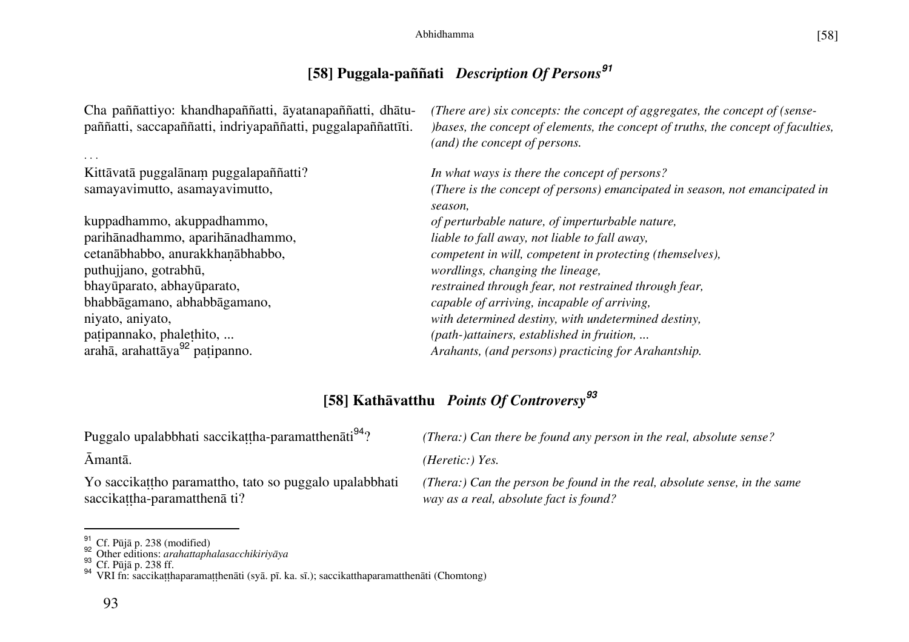## [58] Puggala-paññati *Description Of Persons*[91]

| | |
|---|---|
| Cha paññattiyo: khandhapaññatti, āyatanapaññatti, dhātu-paññatti, saccapaññatti, indriyapaññatti, puggalapaññattīti. | *(There are) six concepts: the concept of aggregates, the concept of (sense-)bases, the concept of elements, the concept of truths, the concept of faculties, (and) the concept of persons.* |
| . . . | |
| Kittāvatā puggalānaṃ puggalapaññatti? | *In what ways is there the concept of persons?* |
| samayavimutto, asamayavimutto, | *(There is the concept of persons) emancipated in season, not emancipated in season,* |
| kuppadhammo, akuppadhammo, | *of perturbable nature, of imperturbable nature,* |
| parihānadhammo, aparihānadhammo, | *liable to fall away, not liable to fall away,* |
| cetanābhabbo, anurakkhaṇābhabbo, | *competent in will, competent in protecting (themselves),* |
| puthujjano, gotrabhū, | *wordlings, changing the lineage,* |
| bhayūparato, abhayūparato, | *restrained through fear, not restrained through fear,* |
| bhabbāgamano, abhabbāgamano, | *capable of arriving, incapable of arriving,* |
| niyato, aniyato, | *with determined destiny, with undetermined destiny,* |
| paṭipannako, phaleṭhito, ... | *(path-)attainers, established in fruition, ...* |
| arahā, arahattāya[92] paṭipanno. | *Arahants, (and persons) practicing for Arahantship.* |

## [58] Kathāvatthu *Points Of Controversy*[93]

| | |
|---|---|
| Puggalo upalabbhati saccikaṭṭha-paramatthenāti[94]? | *(Thera:) Can there be found any person in the real, absolute sense?* |
| Āmantā. | *(Heretic:) Yes.* |
| Yo saccikaṭṭho paramattho, tato so puggalo upalabbhati saccikaṭṭha-paramatthenā ti? | *(Thera:) Can the person be found in the real, absolute sense, in the same way as a real, absolute fact is found?* |

---

[91] Cf. Pūjā p. 238 (modified)

[92] Other editions: *arahattaphalasacchikiriyāya*

[93] Cf. Pūjā p. 238 ff.

[94] VRI fn: saccikaṭṭhaparamaṭṭhenāti (syā. pī. ka. sī.); saccikatthaparamatthenāti (Chomtong)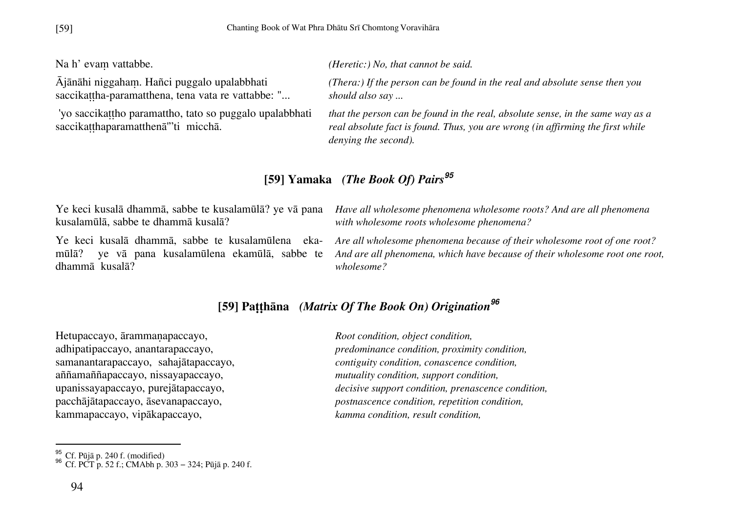| | |
|---|---|
| Na h' evaṃ vattabbe. | *(Heretic:) No, that cannot be said.* |
| Ājānāhi niggahaṃ. Hañci puggalo upalabbhati saccikaṭṭha-paramatthena, tena vata re vattabbe: "... | *(Thera:) If the person can be found in the real and absolute sense then you should also say ...* |
| 'yo saccikaṭṭho paramattho, tato so puggalo upalabbhati saccikaṭṭhaparamatthenā"'ti micchā. | *that the person can be found in the real, absolute sense, in the same way as a real absolute fact is found. Thus, you are wrong (in affirming the first while denying the second).* |

## [59] Yamaka *(The Book Of) Pairs*[95]

| | |
|---|---|
| Ye keci kusalā dhammā, sabbe te kusalamūlā? ye vā pana kusalamūlā, sabbe te dhammā kusalā? | *Have all wholesome phenomena wholesome roots? And are all phenomena with wholesome roots wholesome phenomena?* |
| Ye keci kusalā dhammā, sabbe te kusalamūlena eka-mūlā? ye vā pana kusalamūlena ekamūlā, sabbe te dhammā kusalā? | *Are all wholesome phenomena because of their wholesome root of one root? And are all phenomena, which have because of their wholesome root one root, wholesome?* |

## [59] Paṭṭhāna *(Matrix Of The Book On) Origination*[96]

| | |
|---|---|
| Hetupaccayo, ārammaṇapaccayo, | *Root condition, object condition,* |
| adhipatipaccayo, anantarapaccayo, | *predominance condition, proximity condition,* |
| samanantarapaccayo, sahajātapaccayo, | *contiguity condition, conascence condition,* |
| aññamaññapaccayo, nissayapaccayo, | *mutuality condition, support condition,* |
| upanissayapaccayo, purejātapaccayo, | *decisive support condition, prenascence condition,* |
| pacchājātapaccayo, āsevanapaccayo, | *postnascence condition, repetition condition,* |
| kammapaccayo, vipākapaccayo, | *kamma condition, result condition,* |

---

[95] Cf. Pūjā p. 240 f. (modified)

[96] Cf. PCT p. 52 f.; CMAbh p. 303 – 324; Pūjā p. 240 f.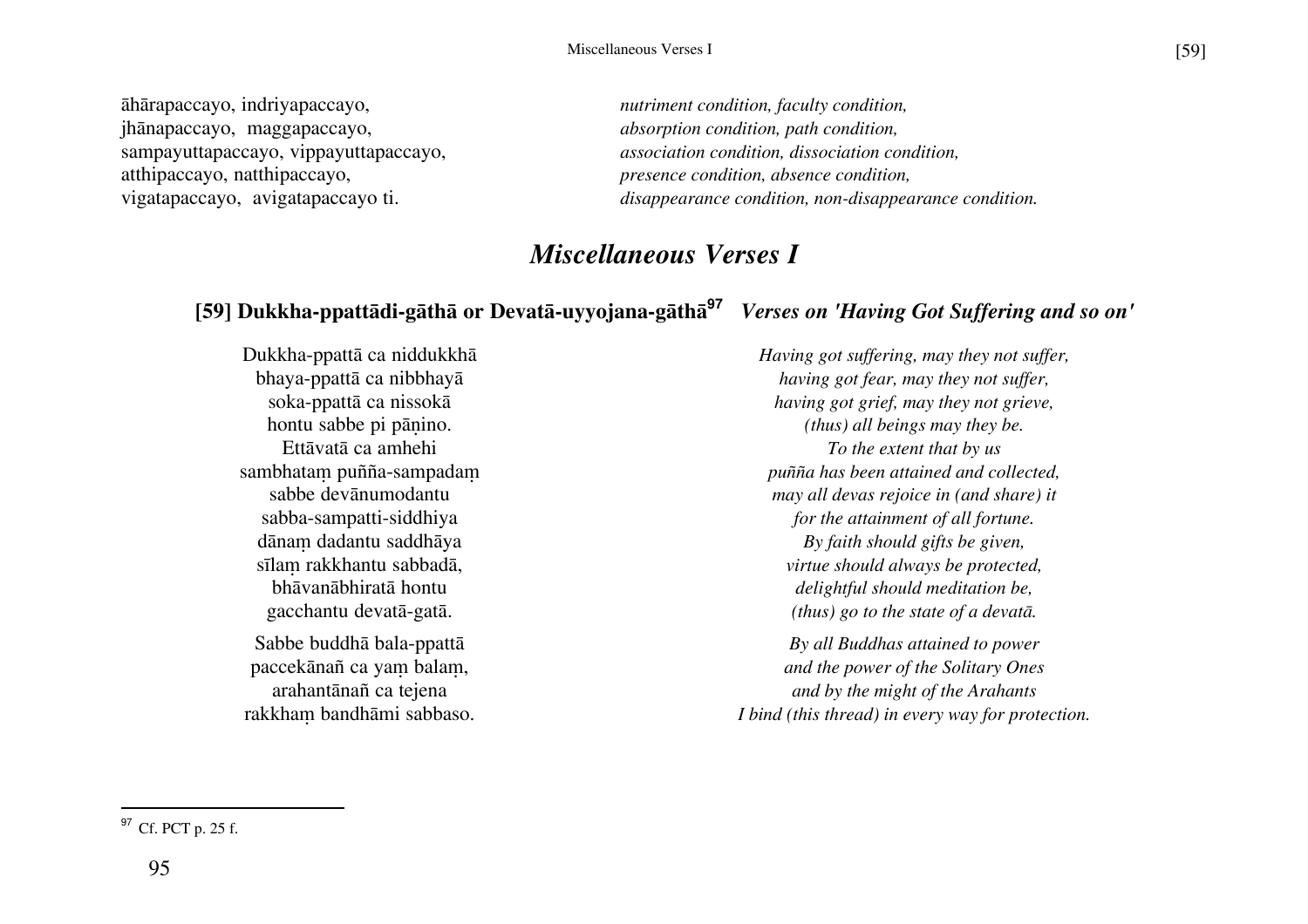āhārapaccayo, indriyapaccayo,
jhānapaccayo, maggapaccayo,
sampayuttapaccayo, vippayuttapaccayo,
atthipaccayo, natthipaccayo,
vigatapaccayo, avigatapaccayo ti.

*nutriment condition, faculty condition,*
*absorption condition, path condition,*
*association condition, dissociation condition,*
*presence condition, absence condition,*
*disappearance condition, non-disappearance condition.*

# *Miscellaneous Verses I*

## [59] Dukkha-ppattādi-gāthā or Devatā-uyyojana-gāthā[97] *Verses on 'Having Got Suffering and so on'*

Dukkha-ppattā ca niddukkhā
bhaya-ppattā ca nibbhayā
soka-ppattā ca nissokā
hontu sabbe pi pāṇino.
Ettāvatā ca amhehi
sambhataṃ puñña-sampadaṃ
sabbe devānumodantu
sabba-sampatti-siddhiya
dānaṃ dadantu saddhāya
sīlaṃ rakkhantu sabbadā,
bhāvanābhiratā hontu
gacchantu devatā-gatā.

*Having got suffering, may they not suffer,*
*having got fear, may they not suffer,*
*having got grief, may they not grieve,*
*(thus) all beings may they be.*
*To the extent that by us*
*puñña has been attained and collected,*
*may all devas rejoice in (and share) it*
*for the attainment of all fortune.*
*By faith should gifts be given,*
*virtue should always be protected,*
*delightful should meditation be,*
*(thus) go to the state of a devatā.*

Sabbe buddhā bala-ppattā
paccekānañ ca yaṃ balaṃ,
arahantānañ ca tejena
rakkhaṃ bandhāmi sabbaso.

*By all Buddhas attained to power*
*and the power of the Solitary Ones*
*and by the might of the Arahants*
*I bind (this thread) in every way for protection.*

---

[97] Cf. PCT p. 25 f.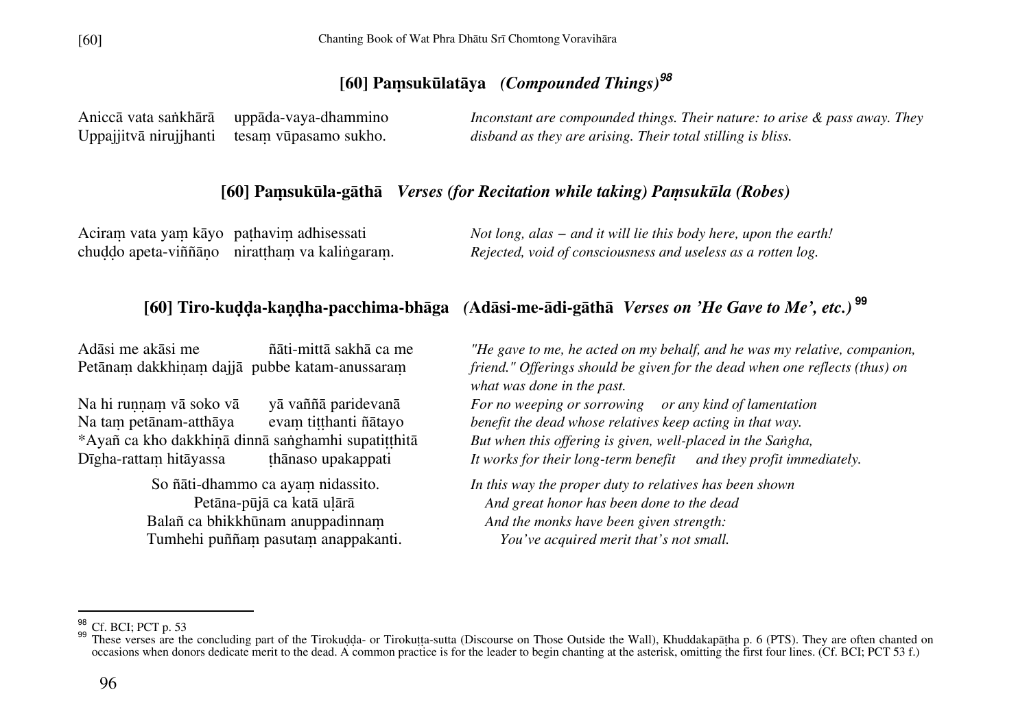## [60] Paṃsukūlatāya *(Compounded Things)*[98]

| | |
|---|---|
| Aniccā vata saṅkhārā uppāda-vaya-dhammino<br>Uppajjitvā nirujjhanti tesaṃ vūpasamo sukho. | *Inconstant are compounded things. Their nature: to arise & pass away. They disband as they are arising. Their total stilling is bliss.* |

## [60] Paṃsukūla-gāthā *Verses (for Recitation while taking) Paṃsukūla (Robes)*

| | |
|---|---|
| Aciraṃ vata yaṃ kāyo paṭhaviṃ adhisessati<br>chuḍḍo apeta-viññāṇo niratthaṃ va kaliṅgaraṃ. | *Not long, alas – and it will lie this body here, upon the earth!*<br>*Rejected, void of consciousness and useless as a rotten log.* |

## [60] Tiro-kuḍḍa-kaṇḍha-pacchima-bhāga (Adāsi-me-ādi-gāthā *Verses on 'He Gave to Me', etc.)*[99]

| | |
|---|---|
| Adāsi me akāsi me ñāti-mittā sakhā ca me<br>Petānaṃ dakkhiṇaṃ dajjā pubbe katam-anussaraṃ | *"He gave to me, he acted on my behalf, and he was my relative, companion, friend." Offerings should be given for the dead when one reflects (thus) on what was done in the past.* |
| Na hi ruṇṇaṃ vā soko vā yā vaññā paridevanā<br>Na taṃ petānam-atthāya evaṃ tiṭṭhanti ñātayo<br>*Ayañ ca kho dakkhiṇā dinnā saṅghamhi supatiṭṭhitā<br>Dīgha-rattaṃ hitāyassa ṭhānaso upakappati | *For no weeping or sorrowing or any kind of lamentation*<br>*benefit the dead whose relatives keep acting in that way.*<br>*But when this offering is given, well-placed in the Saṅgha,*<br>*It works for their long-term benefit and they profit immediately.* |
| So ñāti-dhammo ca ayaṃ nidassito.<br>Petāna-pūjā ca katā uḷārā<br>Balañ ca bhikkhūnam anuppadinnaṃ<br>Tumhehi puññaṃ pasutaṃ anappakanti. | *In this way the proper duty to relatives has been shown*<br>*And great honor has been done to the dead*<br>*And the monks have been given strength:*<br>*You've acquired merit that's not small.* |

---

[98] Cf. BCI; PCT p. 53

[99] These verses are the concluding part of the Tirokuḍḍa- or Tirokuṭṭa-sutta (Discourse on Those Outside the Wall), Khuddakapāṭha p. 6 (PTS). They are often chanted on occasions when donors dedicate merit to the dead. A common practice is for the leader to begin chanting at the asterisk, omitting the first four lines. (Cf. BCI; PCT 53 f.)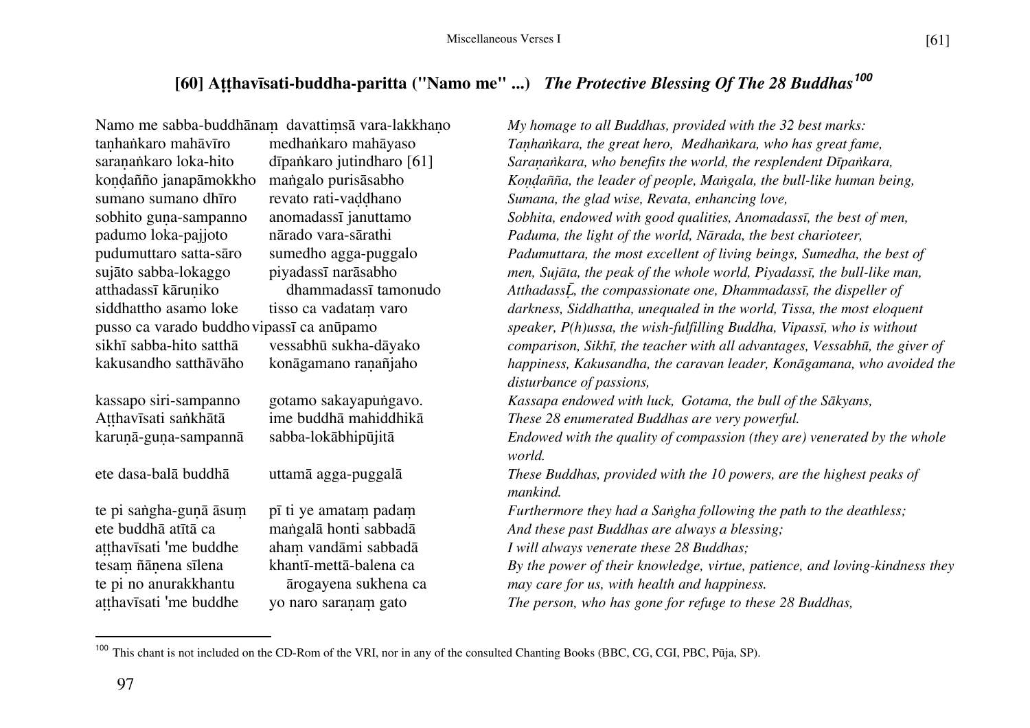## [60] Aṭṭhavīsati-buddha-paritta ("Namo me" ...) *The Protective Blessing Of The 28 Buddhas*[100]

| Pāli | | Translation |
|---|---|---|
| Namo me sabba-buddhānaṃ | davattiṃsā vara-lakkhaṇo | *My homage to all Buddhas, provided with the 32 best marks:* |
| taṇhaṅkaro mahāvīro | medhaṅkaro mahāyaso | *Taṇhaṅkara, the great hero, Medhaṅkara, who has great fame,* |
| saraṇaṅkaro loka-hito | dīpaṅkaro jutindharo [61] | *Saraṇaṅkara, who benefits the world, the resplendent Dīpaṅkara,* |
| koṇḍañño janapāmokkho | maṅgalo purisāsabho | *Koṇḍañña, the leader of people, Maṅgala, the bull-like human being,* |
| sumano sumano dhīro | revato rati-vaḍḍhano | *Sumana, the glad wise, Revata, enhancing love,* |
| sobhito guṇa-sampanno | anomadassī januttamo | *Sobhita, endowed with good qualities, Anomadassī, the best of men,* |
| padumo loka-pajjoto | nārado vara-sārathi | *Paduma, the light of the world, Nārada, the best charioteer,* |
| pudumuttaro satta-sāro | sumedho agga-puggalo | *Padumuttara, the most excellent of living beings, Sumedha, the best of* |
| sujāto sabba-lokaggo | piyadassī narāsabho | *men, Sujāta, the peak of the whole world, Piyadassī, the bull-like man,* |
| atthadassī kāruṇiko | dhammadassī tamonudo | *AtthadassĪ, the compassionate one, Dhammadassī, the dispeller of* |
| siddhattho asamo loke | tisso ca vadataṃ varo | *darkness, Siddhattha, unequaled in the world, Tissa, the most eloquent* |
| pusso ca varado buddho | vipassī ca anūpamo | *speaker, P(h)ussa, the wish-fulfilling Buddha, Vipassī, who is without* |
| sikhī sabba-hito satthā | vessabhū sukha-dāyako | *comparison, Sikhī, the teacher with all advantages, Vessabhū, the giver of* |
| kakusandho satthāvāho | konāgamano raṇañjaho | *happiness, Kakusandha, the caravan leader, Konāgamana, who avoided the disturbance of passions,* |
| kassapo siri-sampanno | gotamo sakayapuṅgavo. | *Kassapa endowed with luck, Gotama, the bull of the Sākyans,* |
| Aṭṭhavīsati saṅkhātā | ime buddhā mahiddhikā | *These 28 enumerated Buddhas are very powerful.* |
| karuṇā-guṇa-sampannā | sabba-lokābhipūjitā | *Endowed with the quality of compassion (they are) venerated by the whole world.* |
| ete dasa-balā buddhā | uttamā agga-puggalā | *These Buddhas, provided with the 10 powers, are the highest peaks of mankind.* |
| te pi saṅgha-guṇā āsuṃ | pī ti ye amataṃ padaṃ | *Furthermore they had a Saṅgha following the path to the deathless;* |
| ete buddhā atītā ca | maṅgalā honti sabbadā | *And these past Buddhas are always a blessing;* |
| aṭṭhavīsati 'me buddhe | ahaṃ vandāmi sabbadā | *I will always venerate these 28 Buddhas;* |
| tesaṃ ñāṇena sīlena | khantī-mettā-balena ca | *By the power of their knowledge, virtue, patience, and loving-kindness they* |
| te pi no anurakkhantu | ārogayena sukhena ca | *may care for us, with health and happiness.* |
| aṭṭhavīsati 'me buddhe | yo naro saraṇaṃ gato | *The person, who has gone for refuge to these 28 Buddhas,* |

[100] This chant is not included on the CD-Rom of the VRI, nor in any of the consulted Chanting Books (BBC, CG, CGI, PBC, Pūja, SP).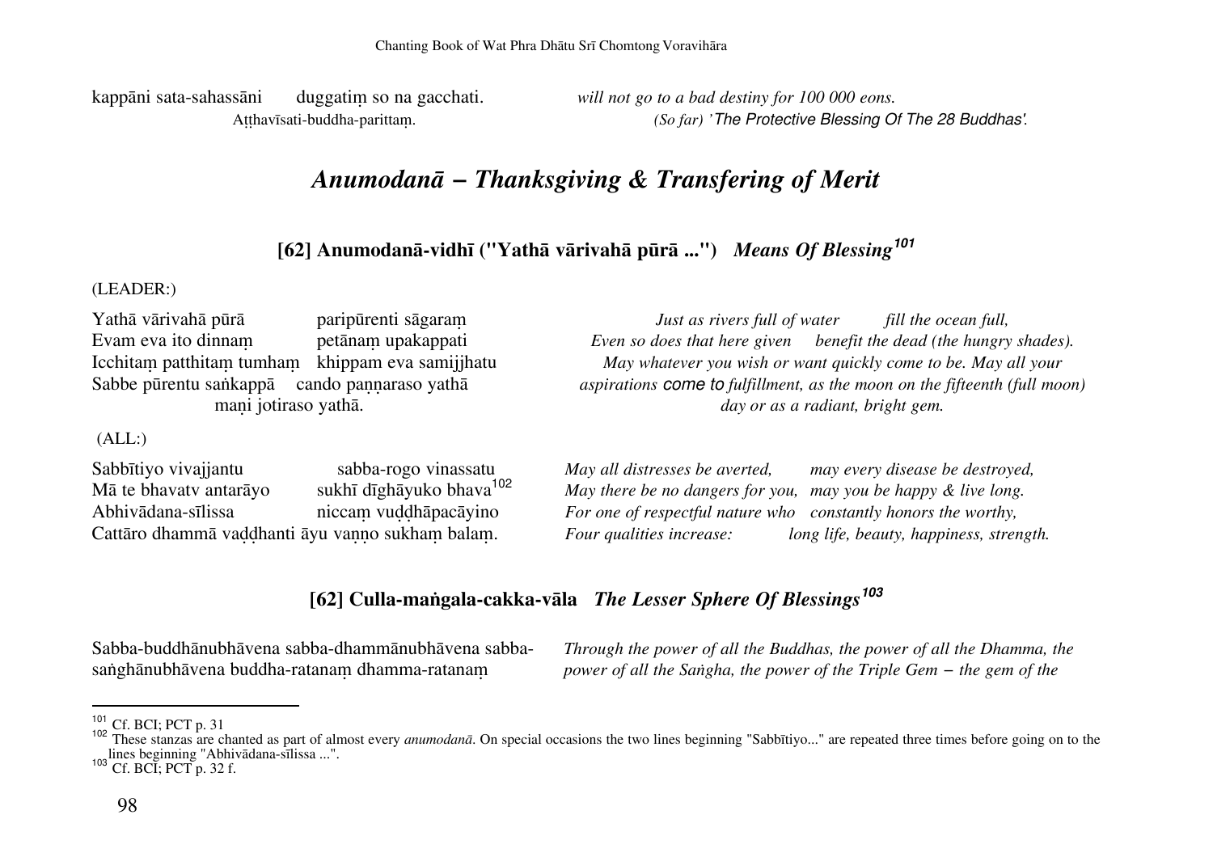kappāni sata-sahassāni duggatiṃ so na gacchati. *will not go to a bad destiny for 100 000 eons.*

Aṭṭhavīsati-buddha-parittaṃ. *(So far) 'The Protective Blessing Of The 28 Buddhas'.*

# *Anumodanā – Thanksgiving & Transfering of Merit*

## [62] Anumodanā-vidhī ("Yathā vārivahā pūrā ...") *Means Of Blessing*[101]

(LEADER:)

| | |
|---|---|
| Yathā vārivahā pūrā paripūrenti sāgaraṃ | *Just as rivers full of water fill the ocean full,* |
| Evam eva ito dinnaṃ petānaṃ upakappati | *Even so does that here given benefit the dead (the hungry shades).* |
| Icchitaṃ patthitaṃ tumhaṃ khippam eva samijjhatu | *May whatever you wish or want quickly come to be. May all your* |
| Sabbe pūrentu saṅkappā cando paṇṇaraso yathā maṇi jotiraso yathā. | *aspirations come to fulfillment, as the moon on the fifteenth (full moon) day or as a radiant, bright gem.* |

(ALL:)

| | |
|---|---|
| Sabbītiyo vivajjantu sabba-rogo vinassatu | *May all distresses be averted, may every disease be destroyed,* |
| Mā te bhavatv antarāyo sukhī dīghāyuko bhava[102] | *May there be no dangers for you, may you be happy & live long.* |
| Abhivādana-sīlissa niccaṃ vuḍḍhāpacāyino | *For one of respectful nature who constantly honors the worthy,* |
| Cattāro dhammā vaḍḍhanti āyu vaṇṇo sukhaṃ balaṃ. | *Four qualities increase: long life, beauty, happiness, strength.* |

## [62] Culla-maṅgala-cakka-vāla *The Lesser Sphere Of Blessings*[103]

Sabba-buddhānubhāvena sabba-dhammānubhāvena sabba-saṅghānubhāvena buddha-ratanaṃ dhamma-ratanaṃ

*Through the power of all the Buddhas, the power of all the Dhamma, the power of all the Saṅgha, the power of the Triple Gem – the gem of the*

---

[101] Cf. BCI; PCT p. 31

[102] These stanzas are chanted as part of almost every *anumodanā*. On special occasions the two lines beginning "Sabbītiyo..." are repeated three times before going on to the lines beginning "Abhivādana-sīlissa ...".

[103] Cf. BCI; PCT p. 32 f.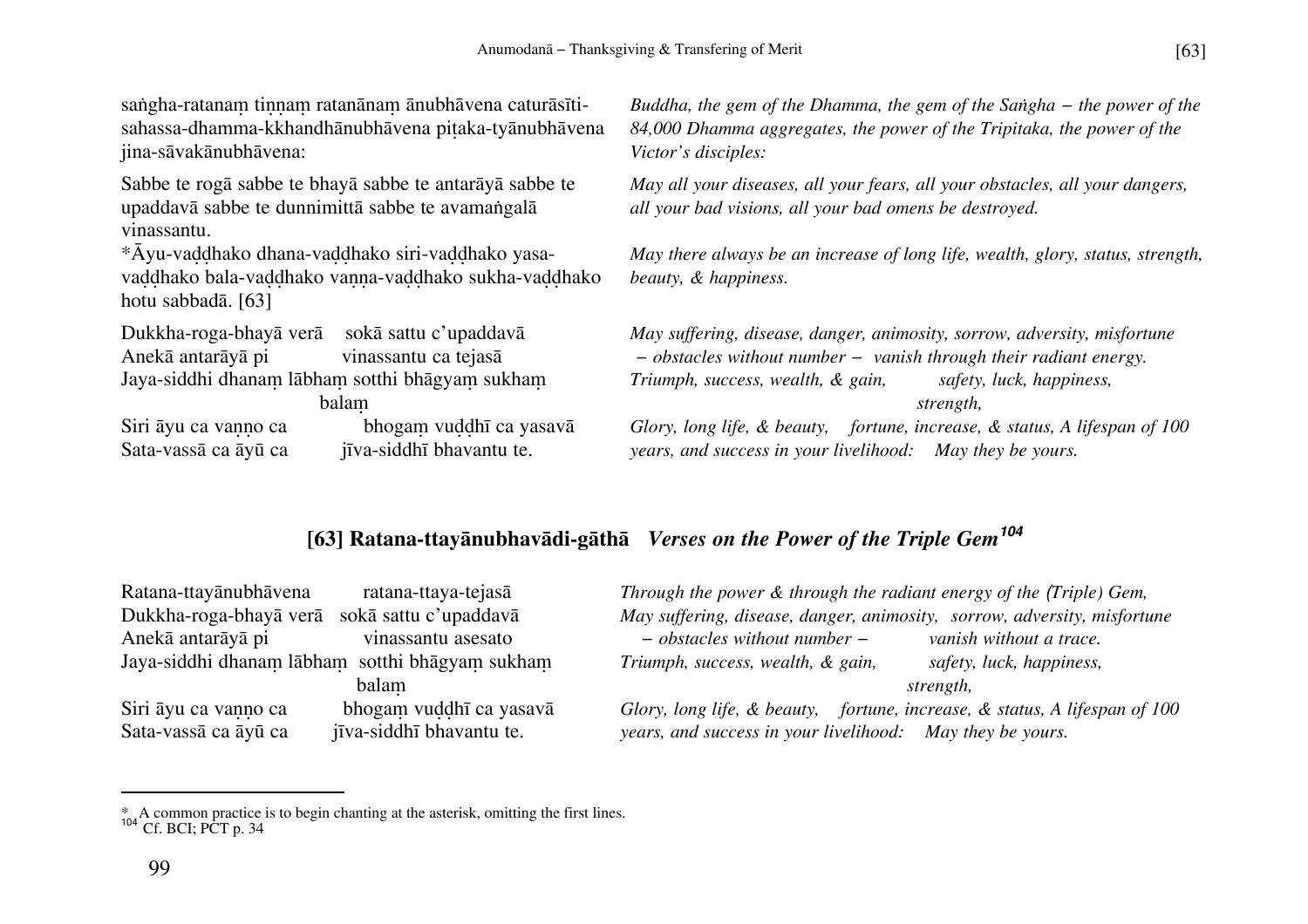saṅgha-ratanaṃ tiṇṇaṃ ratanānaṃ ānubhāvena caturāsīti-sahassa-dhamma-kkhandhānubhāvena piṭaka-tyānubhāvena jina-sāvakānubhāvena:

*Buddha, the gem of the Dhamma, the gem of the Saṅgha – the power of the 84,000 Dhamma aggregates, the power of the Tripitaka, the power of the Victor's disciples:*

Sabbe te rogā sabbe te bhayā sabbe te antarāyā sabbe te upaddavā sabbe te dunnimittā sabbe te avamaṅgalā vinassantu.

*May all your diseases, all your fears, all your obstacles, all your dangers, all your bad visions, all your bad omens be destroyed.*

*Āyu-vaḍḍhako dhana-vaḍḍhako siri-vaḍḍhako yasa-vaḍḍhako bala-vaḍḍhako vaṇṇa-vaḍḍhako sukha-vaḍḍhako hotu sabbadā. [63]

*May there always be an increase of long life, wealth, glory, status, strength, beauty, & happiness.*

Dukkha-roga-bhayā verā sokā sattu c'upaddavā
Anekā antarāyā pi vinassantu ca tejasā
Jaya-siddhi dhanaṃ lābhaṃ sotthi bhāgyaṃ sukhaṃ balaṃ
Siri āyu ca vaṇṇo ca bhogaṃ vuḍḍhī ca yasavā
Sata-vassā ca āyū ca jīva-siddhī bhavantu te.

*May suffering, disease, danger, animosity, sorrow, adversity, misfortune – obstacles without number – vanish through their radiant energy.*
*Triumph, success, wealth, & gain, safety, luck, happiness, strength,*
*Glory, long life, & beauty, fortune, increase, & status, A lifespan of 100 years, and success in your livelihood: May they be yours.*

## [63] Ratana-ttayānubhavādi-gāthā *Verses on the Power of the Triple Gem*[104]

Ratana-ttayānubhāvena ratana-ttaya-tejasā
Dukkha-roga-bhayā verā sokā sattu c'upaddavā
Anekā antarāyā pi vinassantu asesato
Jaya-siddhi dhanaṃ lābhaṃ sotthi bhāgyaṃ sukhaṃ balaṃ
Siri āyu ca vaṇṇo ca bhogaṃ vuḍḍhī ca yasavā
Sata-vassā ca āyū ca jīva-siddhī bhavantu te.

*Through the power & through the radiant energy of the (Triple) Gem,*
*May suffering, disease, danger, animosity, sorrow, adversity, misfortune – obstacles without number – vanish without a trace.*
*Triumph, success, wealth, & gain, safety, luck, happiness, strength,*
*Glory, long life, & beauty, fortune, increase, & status, A lifespan of 100 years, and success in your livelihood: May they be yours.*

---

* A common practice is to begin chanting at the asterisk, omitting the first lines.
[104] Cf. BCI; PCT p. 34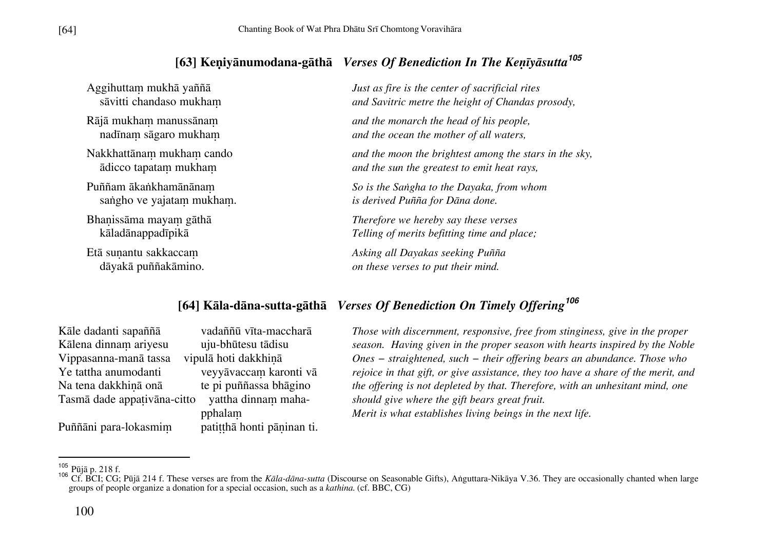## [63] Keṇiyānumodana-gāthā *Verses Of Benediction In The Keṇīyāsutta*[105]

Aggihuttaṃ mukhā yaññā
sāvitti chandaso mukhaṃ

*Just as fire is the center of sacrificial rites*
*and Savitric metre the height of Chandas prosody,*

Rājā mukhaṃ manussānaṃ
nadīnaṃ sāgaro mukhaṃ

*and the monarch the head of his people,*
*and the ocean the mother of all waters,*

Nakkhattānaṃ mukhaṃ cando
ādicco tapataṃ mukhaṃ

*and the moon the brightest among the stars in the sky,*
*and the sun the greatest to emit heat rays,*

Puññam ākaṅkhamānānaṃ
saṅgho ve yajataṃ mukhaṃ.

*So is the Saṅgha to the Dayaka, from whom*
*is derived Puñña for Dāna done.*

Bhaṇissāma mayaṃ gāthā
kāladānappadīpikā

*Therefore we hereby say these verses*
*Telling of merits befitting time and place;*

Etā suṇantu sakkaccaṃ
dāyakā puññakāmino.

*Asking all Dayakas seeking Puñña*
*on these verses to put their mind.*

## [64] Kāla-dāna-sutta-gāthā *Verses Of Benediction On Timely Offering*[106]

Kāle dadanti sapaññā vadaññū vīta-maccharā
Kālena dinnaṃ ariyesu uju-bhūtesu tādisu
Vippasanna-manā tassa vipulā hoti dakkhiṇā
Ye tattha anumodanti veyyāvaccaṃ karonti vā
Na tena dakkhiṇā onā te pi puññassa bhāgino
Tasmā dade appaṭivāna-citto yattha dinnaṃ maha-pphalaṃ
Puññāni para-lokasmiṃ patiṭṭhā honti pāṇinan ti.

*Those with discernment, responsive, free from stinginess, give in the proper season. Having given in the proper season with hearts inspired by the Noble Ones – straightened, such – their offering bears an abundance. Those who rejoice in that gift, or give assistance, they too have a share of the merit, and the offering is not depleted by that. Therefore, with an unhesitant mind, one should give where the gift bears great fruit.*
*Merit is what establishes living beings in the next life.*

---

[105] Pūjā p. 218 f.

[106] Cf. BCI; CG; Pūjā 214 f. These verses are from the *Kāla-dāna-sutta* (Discourse on Seasonable Gifts), Aṅguttara-Nikāya V.36. They are occasionally chanted when large groups of people organize a donation for a special occasion, such as a *kathina.* (cf. BBC, CG)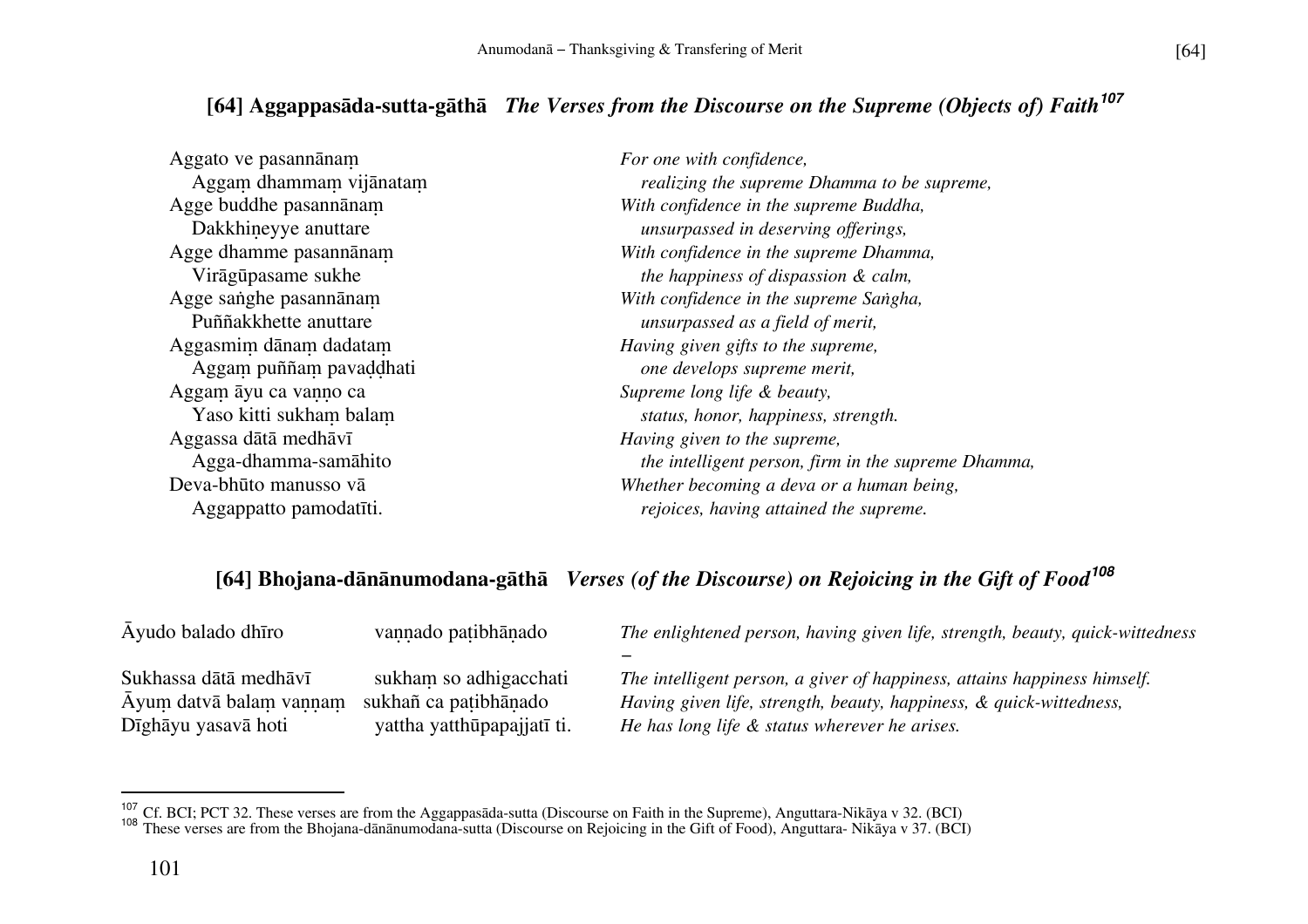## [64] Aggappasāda-sutta-gāthā *The Verses from the Discourse on the Supreme (Objects of) Faith*[107]

| | |
|---|---|
| Aggato ve pasannānaṃ | *For one with confidence,* |
| Aggaṃ dhammaṃ vijānataṃ | *realizing the supreme Dhamma to be supreme,* |
| Agge buddhe pasannānaṃ | *With confidence in the supreme Buddha,* |
| Dakkhiṇeyye anuttare | *unsurpassed in deserving offerings,* |
| Agge dhamme pasannānaṃ | *With confidence in the supreme Dhamma,* |
| Virāgūpasame sukhe | *the happiness of dispassion & calm,* |
| Agge saṅghe pasannānaṃ | *With confidence in the supreme Saṅgha,* |
| Puññakkhette anuttare | *unsurpassed as a field of merit,* |
| Aggasmiṃ dānaṃ dadataṃ | *Having given gifts to the supreme,* |
| Aggaṃ puññaṃ pavaḍḍhati | *one develops supreme merit,* |
| Aggaṃ āyu ca vaṇṇo ca | *Supreme long life & beauty,* |
| Yaso kitti sukhaṃ balaṃ | *status, honor, happiness, strength.* |
| Aggassa dātā medhāvī | *Having given to the supreme,* |
| Agga-dhamma-samāhito | *the intelligent person, firm in the supreme Dhamma,* |
| Deva-bhūto manusso vā | *Whether becoming a deva or a human being,* |
| Aggappatto pamodatīti. | *rejoices, having attained the supreme.* |

## [64] Bhojana-dānānumodana-gāthā *Verses (of the Discourse) on Rejoicing in the Gift of Food*[108]

| | | |
|---|---|---|
| Āyudo balado dhīro | vaṇṇado paṭibhāṇado | *The enlightened person, having given life, strength, beauty, quick-wittedness –* |
| Sukhassa dātā medhāvī | sukhaṃ so adhigacchati | *The intelligent person, a giver of happiness, attains happiness himself.* |
| Āyuṃ datvā balaṃ vaṇṇaṃ | sukhañ ca paṭibhāṇado | *Having given life, strength, beauty, happiness, & quick-wittedness,* |
| Dīghāyu yasavā hoti | yattha yatthūpapajjatī ti. | *He has long life & status wherever he arises.* |

---

[107] Cf. BCI; PCT 32. These verses are from the Aggappasāda-sutta (Discourse on Faith in the Supreme), Anguttara-Nikāya v 32. (BCI)

[108] These verses are from the Bhojana-dānānumodana-sutta (Discourse on Rejoicing in the Gift of Food), Anguttara- Nikāya v 37. (BCI)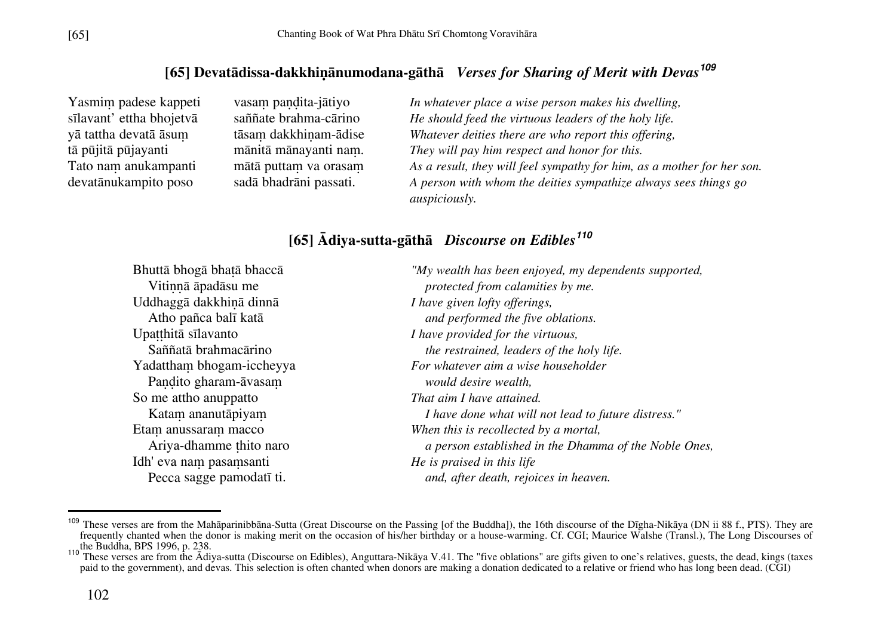## [65] Devatādissa-dakkhiṇānumodana-gāthā *Verses for Sharing of Merit with Devas*[109]

| | | |
|---|---|---|
| Yasmiṃ padese kappeti | vasaṃ paṇḍita-jātiyo | *In whatever place a wise person makes his dwelling,* |
| sīlavant' ettha bhojetvā | saññate brahma-cārino | *He should feed the virtuous leaders of the holy life.* |
| yā tattha devatā āsuṃ | tāsaṃ dakkhiṇam-ādise | *Whatever deities there are who report this offering,* |
| tā pūjitā pūjayanti | mānitā mānayanti naṃ. | *They will pay him respect and honor for this.* |
| Tato naṃ anukampanti | mātā puttaṃ va orasaṃ | *As a result, they will feel sympathy for him, as a mother for her son.* |
| devatānukampito poso | sadā bhadrāni passati. | *A person with whom the deities sympathize always sees things go auspiciously.* |

## [65] Ādiya-sutta-gāthā *Discourse on Edibles*[110]

| | |
|---|---|
| Bhuttā bhogā bhaṭā bhaccā | *"My wealth has been enjoyed, my dependents supported,* |
| Vitiṇṇā āpadāsu me | *protected from calamities by me.* |
| Uddhaggā dakkhiṇā dinnā | *I have given lofty offerings,* |
| Atho pañca balī katā | *and performed the five oblations.* |
| Upaṭṭhitā sīlavanto | *I have provided for the virtuous,* |
| Saññatā brahmacārino | *the restrained, leaders of the holy life.* |
| Yadatthaṃ bhogam-iccheyya | *For whatever aim a wise householder* |
| Paṇḍito gharam-āvasaṃ | *would desire wealth,* |
| So me attho anuppatto | *That aim I have attained.* |
| Kataṃ ananutāpiyaṃ | *I have done what will not lead to future distress."* |
| Etaṃ anussaraṃ macco | *When this is recollected by a mortal,* |
| Ariya-dhamme ṭhito naro | *a person established in the Dhamma of the Noble Ones,* |
| Idh' eva naṃ pasaṃsanti | *He is praised in this life* |
| Pecca sagge pamodatī ti. | *and, after death, rejoices in heaven.* |

---

[109] These verses are from the Mahāparinibbāna-Sutta (Great Discourse on the Passing [of the Buddha]), the 16th discourse of the Dīgha-Nikāya (DN ii 88 f., PTS). They are frequently chanted when the donor is making merit on the occasion of his/her birthday or a house-warming. Cf. CGI; Maurice Walshe (Transl.), The Long Discourses of the Buddha, BPS 1996, p. 238.

[110] These verses are from the Ādiya-sutta (Discourse on Edibles), Anguttara-Nikāya V.41. The "five oblations" are gifts given to one's relatives, guests, the dead, kings (taxes paid to the government), and devas. This selection is often chanted when donors are making a donation dedicated to a relative or friend who has long been dead. (CGI)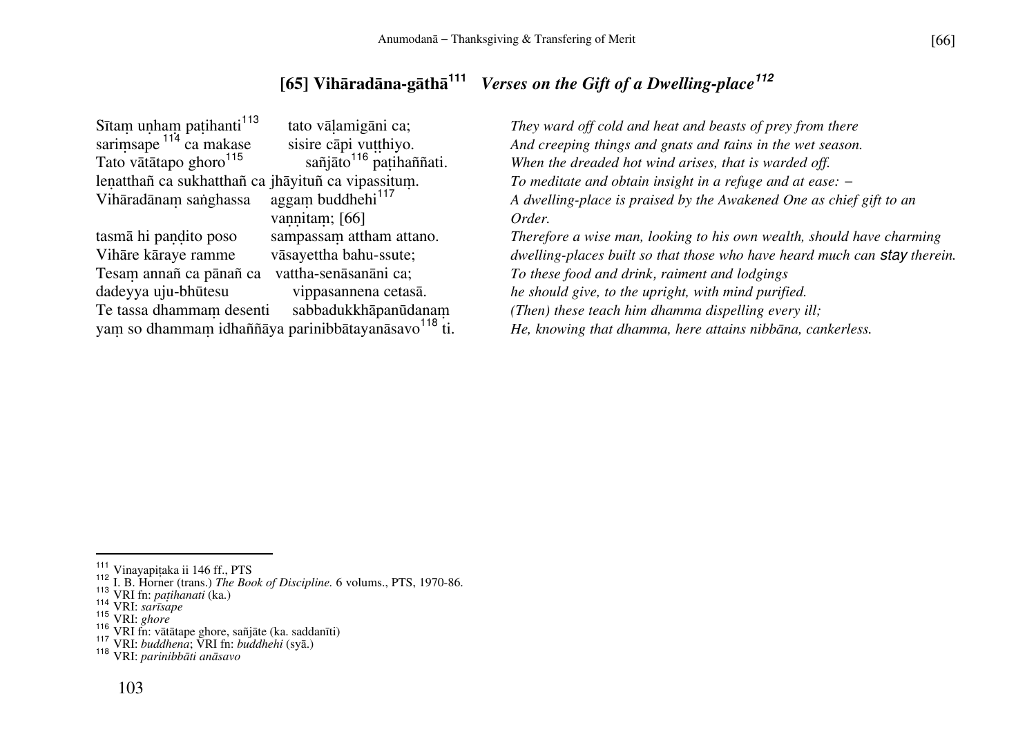## [65] Vihāradāna-gāthā[111] *Verses on the Gift of a Dwelling-place[112]*

Sītaṃ uṇhaṃ paṭihanti[113] tato vāḷamigāni ca;
sariṃsape [114] ca makase sisire cāpi vuṭṭhiyo.
Tato vātātapo ghoro[115] sañjāto[116] paṭihaññati.
leṇatthañ ca sukhatthañ ca jhāyituñ ca vipassituṃ.
Vihāradānaṃ saṅghassa aggaṃ buddhehi[117] vaṇṇitaṃ; [66]
tasmā hi paṇḍito poso sampassaṃ attham attano.
Vihāre kāraye ramme vāsayettha bahu-ssute;
Tesaṃ annañ ca pānañ ca vattha-senāsanāni ca;
dadeyya uju-bhūtesu vippasannena cetasā.
Te tassa dhammaṃ desenti sabbadukkhāpanūdanaṃ
yaṃ so dhammaṃ idhaññāya parinibbātayanāsavo[118] ti.

*They ward off cold and heat and beasts of prey from there*
*And creeping things and gnats and rains in the wet season.*
*When the dreaded hot wind arises, that is warded off.*
*To meditate and obtain insight in a refuge and at ease: –*
*A dwelling-place is praised by the Awakened One as chief gift to an Order.*
*Therefore a wise man, looking to his own wealth, should have charming dwelling-places built so that those who have heard much can stay therein.*
*To these food and drink, raiment and lodgings*
*he should give, to the upright, with mind purified.*
*(Then) these teach him dhamma dispelling every ill;*
*He, knowing that dhamma, here attains nibbāna, cankerless.*

---

[111] Vinayapiṭaka ii 146 ff., PTS
[112] I. B. Horner (trans.) *The Book of Discipline.* 6 volums., PTS, 1970-86.
[113] VRI fn: *paṭihanati* (ka.)
[114] VRI: *sarīsape*
[115] VRI: *ghore*
[116] VRI fn: vātātape ghore, sañjāte (ka. saddanīti)
[117] VRI: *buddhena*; VRI fn: *buddhehi* (syā.)
[118] VRI: *parinibbāti anāsavo*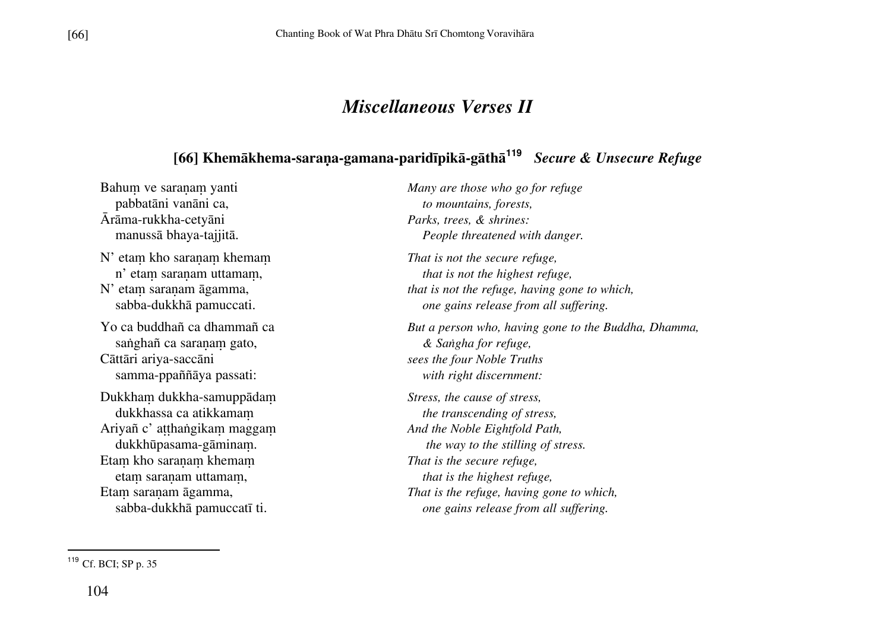# *Miscellaneous Verses II*

## [66] Khemākhema-saraṇa-gamana-paridīpikā-gāthā[119] *Secure & Unsecure Refuge*

| | |
|---|---|
| Bahuṃ ve saraṇaṃ yanti | *Many are those who go for refuge* |
| pabbatāni vanāni ca, | *to mountains, forests,* |
| Ārāma-rukkha-cetyāni | *Parks, trees, & shrines:* |
| manussā bhaya-tajjitā. | *People threatened with danger.* |
| N' etaṃ kho saraṇaṃ khemaṃ | *That is not the secure refuge,* |
| n' etaṃ saraṇam uttamaṃ, | *that is not the highest refuge,* |
| N' etaṃ saraṇam āgamma, | *that is not the refuge, having gone to which,* |
| sabba-dukkhā pamuccati. | *one gains release from all suffering.* |
| Yo ca buddhañ ca dhammañ ca | *But a person who, having gone to the Buddha, Dhamma,* |
| saṅghañ ca saraṇaṃ gato, | *& Saṅgha for refuge,* |
| Cāttāri ariya-saccāni | *sees the four Noble Truths* |
| samma-ppaññāya passati: | *with right discernment:* |
| Dukkhaṃ dukkha-samuppādaṃ | *Stress, the cause of stress,* |
| dukkhassa ca atikkamaṃ | *the transcending of stress,* |
| Ariyañ c' aṭṭhaṅgikaṃ maggaṃ | *And the Noble Eightfold Path,* |
| dukkhūpasama-gāminaṃ. | *the way to the stilling of stress.* |
| Etaṃ kho saraṇaṃ khemaṃ | *That is the secure refuge,* |
| etaṃ saraṇam uttamaṃ, | *that is the highest refuge,* |
| Etaṃ saraṇam āgamma, | *That is the refuge, having gone to which,* |
| sabba-dukkhā pamuccatī ti. | *one gains release from all suffering.* |

---

[119] Cf. BCI; SP p. 35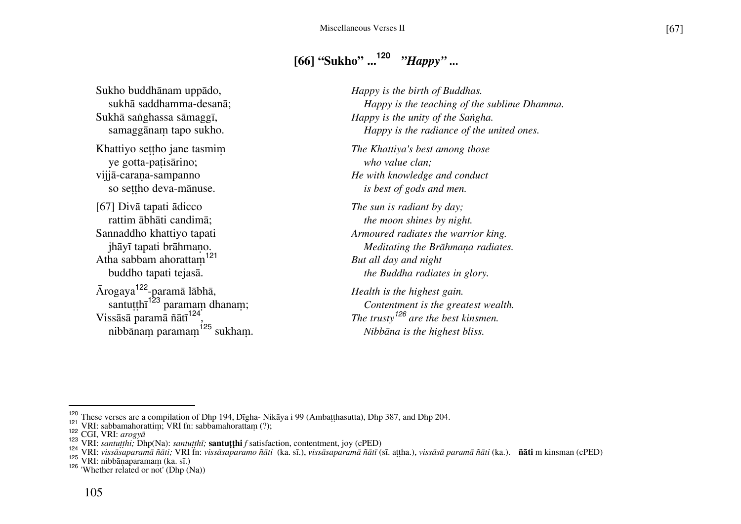## [66] "Sukho" ...[120] *"Happy" ...*

| | |
|---|---|
| Sukho buddhānam uppādo, | *Happy is the birth of Buddhas.* |
| sukhā saddhamma-desanā; | *Happy is the teaching of the sublime Dhamma.* |
| Sukhā saṅghassa sāmaggī, | *Happy is the unity of the Saṅgha.* |
| samaggānaṃ tapo sukho. | *Happy is the radiance of the united ones.* |
| Khattiyo seṭṭho jane tasmiṃ | *The Khattiya's best among those* |
| ye gotta-paṭisārino; | *who value clan;* |
| vijjā-caraṇa-sampanno | *He with knowledge and conduct* |
| so seṭṭho deva-mānuse. | *is best of gods and men.* |
| [67] Divā tapati ādicco | *The sun is radiant by day;* |
| rattim ābhāti candimā; | *the moon shines by night.* |
| Sannaddho khattiyo tapati | *Armoured radiates the warrior king.* |
| jhāyī tapati brāhmaṇo. | *Meditating the Brāhmaṇa radiates.* |
| Atha sabbam ahorattaṃ[121] | *But all day and night* |
| buddho tapati tejasā. | *the Buddha radiates in glory.* |
| Ārogaya[122]-paramā lābhā, | *Health is the highest gain.* |
| santuṭṭhī[123] paramaṃ dhanaṃ; | *Contentment is the greatest wealth.* |
| Vissāsā paramā ñātī[124], | *The trusty[126] are the best kinsmen.* |
| nibbānaṃ paramaṃ[125] sukhaṃ. | *Nibbāna is the highest bliss.* |

---

[120] These verses are a compilation of Dhp 194, Dīgha- Nikāya i 99 (Ambaṭṭhasutta), Dhp 387, and Dhp 204.

[121] VRI: sabbamahorattiṃ; VRI fn: sabbamahorattaṃ (?);

[122] CGI, VRI: *arogyā*

[123] VRI: *santuṭṭhi;* Dhp(Na): *santuṭṭhī;* **santuṭṭhi** *f* satisfaction, contentment, joy (cPED)

[124] VRI: *vissāsaparamā ñāti;* VRI fn: *vissāsaparamo ñāti* (ka. sī.), *vissāsaparamā ñātī* (sī. aṭṭha.), *vissāsā paramā ñāti* (ka.). **ñāti** m kinsman (cPED)

[125] VRI: nibbānaparamaṃ (ka. sī.)

[126] 'Whether related or not' (Dhp (Na))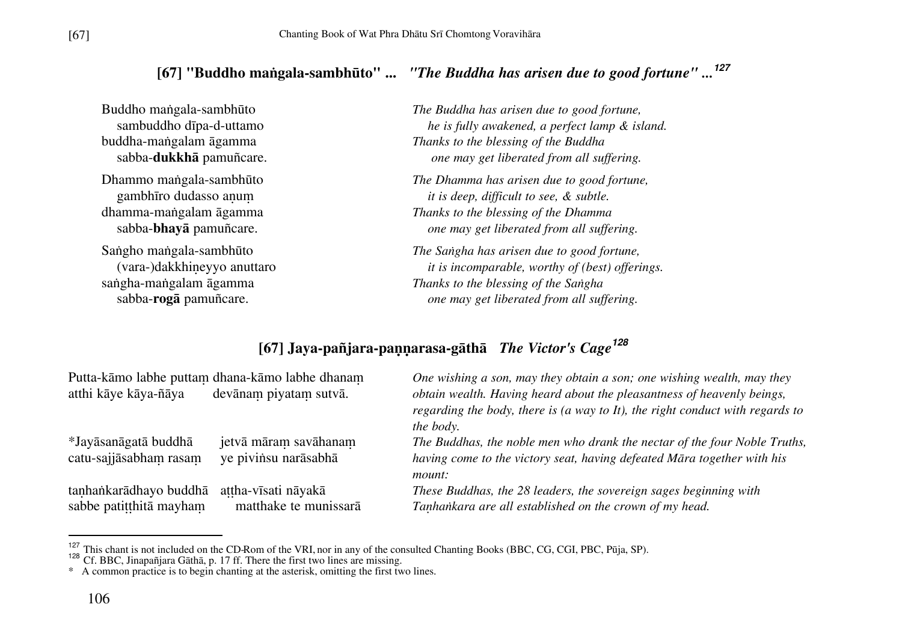## [67] "Buddho maṅgala-sambhūto" ... *"The Buddha has arisen due to good fortune" ...*[127]

| | |
|---|---|
| Buddho maṅgala-sambhūto | *The Buddha has arisen due to good fortune,* |
| sambuddho dīpa-d-uttamo | *he is fully awakened, a perfect lamp & island.* |
| buddha-maṅgalam āgamma | *Thanks to the blessing of the Buddha* |
| sabba-**dukkhā** pamuñcare. | *one may get liberated from all suffering.* |
| Dhammo maṅgala-sambhūto | *The Dhamma has arisen due to good fortune,* |
| gambhīro dudasso aṇuṃ | *it is deep, difficult to see, & subtle.* |
| dhamma-maṅgalam āgamma | *Thanks to the blessing of the Dhamma* |
| sabba-**bhayā** pamuñcare. | *one may get liberated from all suffering.* |
| Saṅgho maṅgala-sambhūto | *The Saṅgha has arisen due to good fortune,* |
| (vara-)dakkhiṇeyyo anuttaro | *it is incomparable, worthy of (best) offerings.* |
| saṅgha-maṅgalam āgamma | *Thanks to the blessing of the Saṅgha* |
| sabba-**rogā** pamuñcare. | *one may get liberated from all suffering.* |

## [67] Jaya-pañjara-paṇṇarasa-gāthā *The Victor's Cage*[128]

| | |
|---|---|
| Putta-kāmo labhe puttaṃ dhana-kāmo labhe dhanaṃ<br>atthi kāye kāya-ñāya devānaṃ piyataṃ sutvā. | *One wishing a son, may they obtain a son; one wishing wealth, may they obtain wealth. Having heard about the pleasantness of heavenly beings, regarding the body, there is (a way to It), the right conduct with regards to the body.* |
| *Jayāsanāgatā buddhā jetvā māraṃ savāhanaṃ<br>catu-sajjāsabhaṃ rasaṃ ye piviṅsu narāsabhā | *The Buddhas, the noble men who drank the nectar of the four Noble Truths, having come to the victory seat, having defeated Māra together with his mount:* |
| taṇhaṅkarādhayo buddhā aṭṭha-vīsati nāyakā<br>sabbe patiṭṭhitā mayhaṃ matthake te munissarā | *These Buddhas, the 28 leaders, the sovereign sages beginning with Taṇhaṅkara are all established on the crown of my head.* |

---

[127] This chant is not included on the CD-Rom of the VRI, nor in any of the consulted Chanting Books (BBC, CG, CGI, PBC, Pūja, SP).

[128] Cf. BBC, Jinapañjara Gāthā, p. 17 ff. There the first two lines are missing.

\* A common practice is to begin chanting at the asterisk, omitting the first two lines.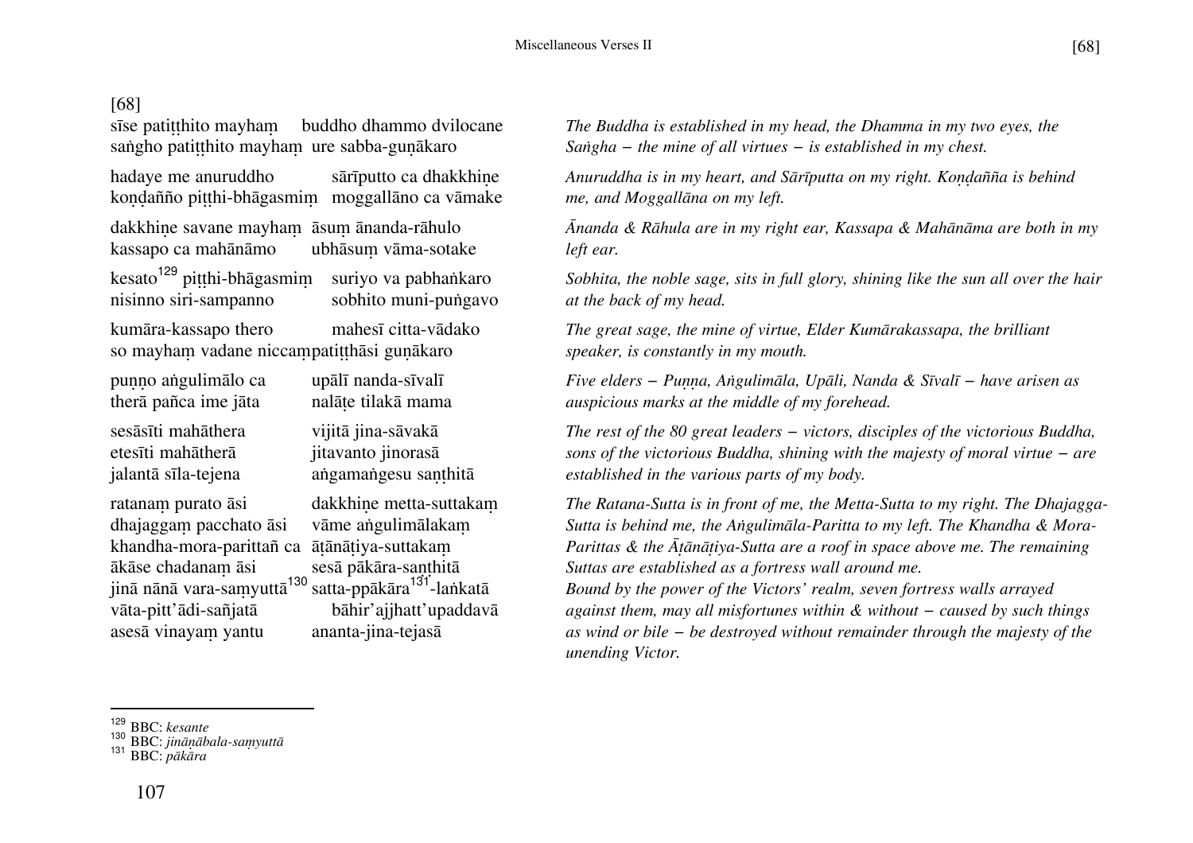[68]

sīse patiṭṭhito mayhaṃ buddho dhammo dvilocane
saṅgho patiṭṭhito mayhaṃ ure sabba-guṇākaro

*The Buddha is established in my head, the Dhamma in my two eyes, the Saṅgha – the mine of all virtues – is established in my chest.*

hadaye me anuruddho sārīputto ca dhakkhiṇe
koṇḍañño piṭṭhi-bhāgasmiṃ moggallāno ca vāmake

*Anuruddha is in my heart, and Sārīputta on my right. Koṇḍañña is behind me, and Moggallāna on my left.*

dakkhiṇe savane mayhaṃ āsuṃ ānanda-rāhulo
kassapo ca mahānāmo ubhāsuṃ vāma-sotake

*Ānanda & Rāhula are in my right ear, Kassapa & Mahānāma are both in my left ear.*

kesato[129] piṭṭhi-bhāgasmiṃ suriyo va pabhaṅkaro
nisinno siri-sampanno sobhito muni-puṅgavo

*Sobhita, the noble sage, sits in full glory, shining like the sun all over the hair at the back of my head.*

kumāra-kassapo thero mahesī citta-vādako
so mayhaṃ vadane niccaṃpatiṭṭhāsi guṇākaro

*The great sage, the mine of virtue, Elder Kumārakassapa, the brilliant speaker, is constantly in my mouth.*

puṇṇo aṅgulimālo ca upālī nanda-sīvalī
therā pañca ime jāta nalāṭe tilakā mama

*Five elders – Puṇṇa, Aṅgulimāla, Upālī, Nanda & Sīvalī – have arisen as auspicious marks at the middle of my forehead.*

sesāsīti mahāthera vijitā jina-sāvakā
etesīti mahātherā jitavanto jinorasā
jalantā sīla-tejena aṅgamaṅgesu saṇṭhitā

*The rest of the 80 great leaders – victors, disciples of the victorious Buddha, sons of the victorious Buddha, shining with the majesty of moral virtue – are established in the various parts of my body.*

ratanaṃ purato āsi dakkhiṇe metta-suttakaṃ
dhajaggaṃ pacchato āsi vāme aṅgulimālakaṃ
khandha-mora-parittañ ca āṭānāṭiya-suttakaṃ
ākāse chadanaṃ āsi sesā pākāra-saṇthitā
jinā nānā vara-saṃyuttā[130] satta-ppākāra[131]-laṅkatā
vāta-pitt'ādi-sañjatā bāhir'ajjhatt'upaddavā
asesā vinayaṃ yantu ananta-jina-tejasā

*The Ratana-Sutta is in front of me, the Metta-Sutta to my right. The Dhajagga-Sutta is behind me, the Aṅgulimāla-Paritta to my left. The Khandha & Mora-Parittas & the Āṭānāṭiya-Sutta are a roof in space above me. The remaining Suttas are established as a fortress wall around me.*
*Bound by the power of the Victors' realm, seven fortress walls arrayed against them, may all misfortunes within & without – caused by such things as wind or bile – be destroyed without remainder through the majesty of the unending Victor.*

---

[129] BBC: *kesante*
[130] BBC: *jināṇābala-saṃyuttā*
[131] BBC: *pākāra*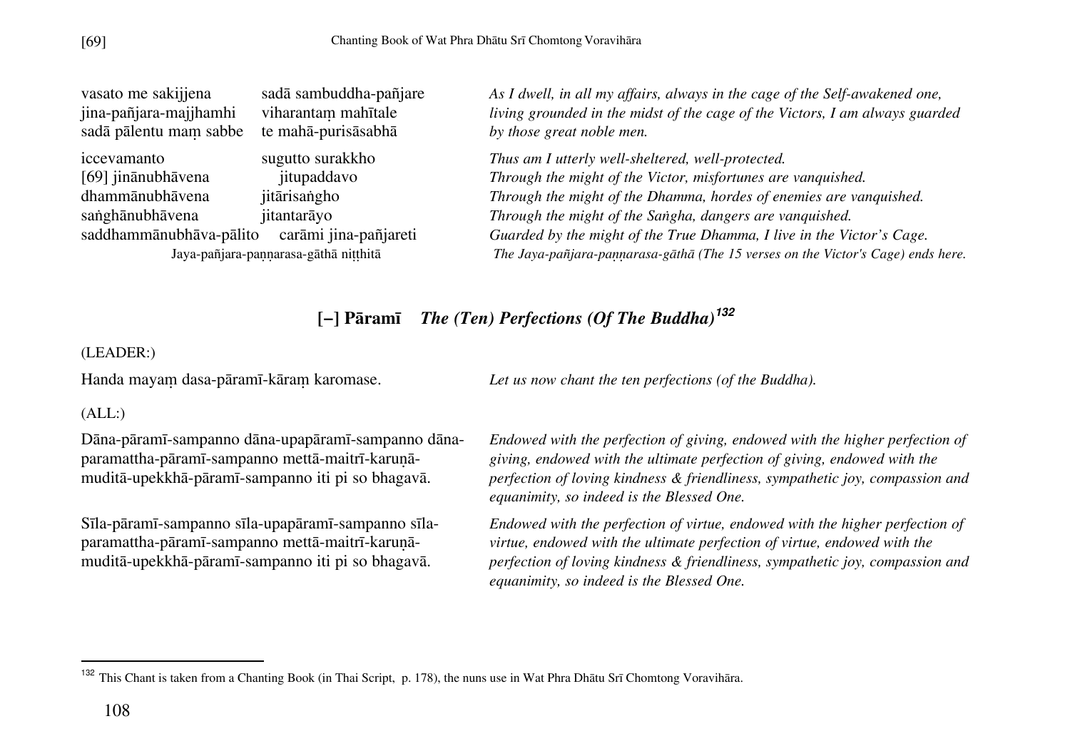| | | |
|---|---|---|
| vasato me sakijjena | sadā sambuddha-pañjare | *As I dwell, in all my affairs, always in the cage of the Self-awakened one,* |
| jina-pañjara-majjhamhi | viharantaṃ mahītale | *living grounded in the midst of the cage of the Victors, I am always guarded* |
| sadā pālentu maṃ sabbe | te mahā-purisāsabhā | *by those great noble men.* |
| iccevamanto | sugutto surakkho | *Thus am I utterly well-sheltered, well-protected.* |
| [69] jinānubhāvena | jitupaddavo | *Through the might of the Victor, misfortunes are vanquished.* |
| dhammānubhāvena | jitārisaṅgho | *Through the might of the Dhamma, hordes of enemies are vanquished.* |
| saṅghānubhāvena | jitantarāyo | *Through the might of the Saṅgha, dangers are vanquished.* |
| saddhammānubhāva-pālito | carāmi jina-pañjareti | *Guarded by the might of the True Dhamma, I live in the Victor's Cage.* |

Jaya-pañjara-paṇṇarasa-gāthā niṭṭhitā — *The Jaya-pañjara-paṇṇarasa-gāthā (The 15 verses on the Victor's Cage) ends here.*

## [–] Pāramī *The (Ten) Perfections (Of The Buddha)*[132]

(LEADER:)

Handa mayaṃ dasa-pāramī-kāraṃ karomase.

*Let us now chant the ten perfections (of the Buddha).*

(ALL:)

Dāna-pāramī-sampanno dāna-upapāramī-sampanno dāna-paramattha-pāramī-sampanno mettā-maitrī-karuṇā-muditā-upekkhā-pāramī-sampanno iti pi so bhagavā.

*Endowed with the perfection of giving, endowed with the higher perfection of giving, endowed with the ultimate perfection of giving, endowed with the perfection of loving kindness & friendliness, sympathetic joy, compassion and equanimity, so indeed is the Blessed One.*

Sīla-pāramī-sampanno sīla-upapāramī-sampanno sīla-paramattha-pāramī-sampanno mettā-maitrī-karuṇā-muditā-upekkhā-pāramī-sampanno iti pi so bhagavā.

*Endowed with the perfection of virtue, endowed with the higher perfection of virtue, endowed with the ultimate perfection of virtue, endowed with the perfection of loving kindness & friendliness, sympathetic joy, compassion and equanimity, so indeed is the Blessed One.*

---

[132] This Chant is taken from a Chanting Book (in Thai Script, p. 178), the nuns use in Wat Phra Dhātu Srī Chomtong Voravihāra.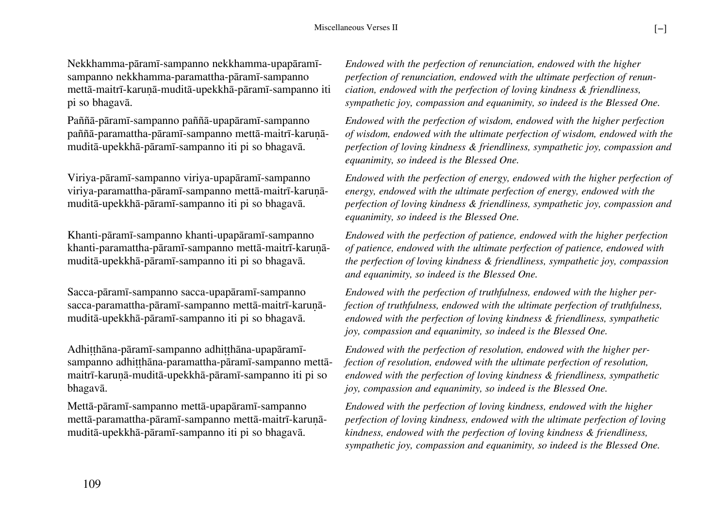Nekkhamma-pāramī-sampanno nekkhamma-upapāramī-sampanno nekkhamma-paramattha-pāramī-sampanno mettā-maitrī-karuṇā-muditā-upekkhā-pāramī-sampanno iti pi so bhagavā.

*Endowed with the perfection of renunciation, endowed with the higher perfection of renunciation, endowed with the ultimate perfection of renunciation, endowed with the perfection of loving kindness & friendliness, sympathetic joy, compassion and equanimity, so indeed is the Blessed One.*

Paññā-pāramī-sampanno paññā-upapāramī-sampanno paññā-paramattha-pāramī-sampanno mettā-maitrī-karuṇā-muditā-upekkhā-pāramī-sampanno iti pi so bhagavā.

*Endowed with the perfection of wisdom, endowed with the higher perfection of wisdom, endowed with the ultimate perfection of wisdom, endowed with the perfection of loving kindness & friendliness, sympathetic joy, compassion and equanimity, so indeed is the Blessed One.*

Viriya-pāramī-sampanno viriya-upapāramī-sampanno viriya-paramattha-pāramī-sampanno mettā-maitrī-karuṇā-muditā-upekkhā-pāramī-sampanno iti pi so bhagavā.

*Endowed with the perfection of energy, endowed with the higher perfection of energy, endowed with the ultimate perfection of energy, endowed with the perfection of loving kindness & friendliness, sympathetic joy, compassion and equanimity, so indeed is the Blessed One.*

Khanti-pāramī-sampanno khanti-upapāramī-sampanno khanti-paramattha-pāramī-sampanno mettā-maitrī-karuṇā-muditā-upekkhā-pāramī-sampanno iti pi so bhagavā.

*Endowed with the perfection of patience, endowed with the higher perfection of patience, endowed with the ultimate perfection of patience, endowed with the perfection of loving kindness & friendliness, sympathetic joy, compassion and equanimity, so indeed is the Blessed One.*

Sacca-pāramī-sampanno sacca-upapāramī-sampanno sacca-paramattha-pāramī-sampanno mettā-maitrī-karuṇā-muditā-upekkhā-pāramī-sampanno iti pi so bhagavā.

*Endowed with the perfection of truthfulness, endowed with the higher perfection of truthfulness, endowed with the ultimate perfection of truthfulness, endowed with the perfection of loving kindness & friendliness, sympathetic joy, compassion and equanimity, so indeed is the Blessed One.*

Adhiṭṭhāna-pāramī-sampanno adhiṭṭhāna-upapāramī-sampanno adhiṭṭhāna-paramattha-pāramī-sampanno mettā-maitrī-karuṇā-muditā-upekkhā-pāramī-sampanno iti pi so bhagavā.

*Endowed with the perfection of resolution, endowed with the higher perfection of resolution, endowed with the ultimate perfection of resolution, endowed with the perfection of loving kindness & friendliness, sympathetic joy, compassion and equanimity, so indeed is the Blessed One.*

Mettā-pāramī-sampanno mettā-upapāramī-sampanno mettā-paramattha-pāramī-sampanno mettā-maitrī-karuṇā-muditā-upekkhā-pāramī-sampanno iti pi so bhagavā.

*Endowed with the perfection of loving kindness, endowed with the higher perfection of loving kindness, endowed with the ultimate perfection of loving kindness, endowed with the perfection of loving kindness & friendliness, sympathetic joy, compassion and equanimity, so indeed is the Blessed One.*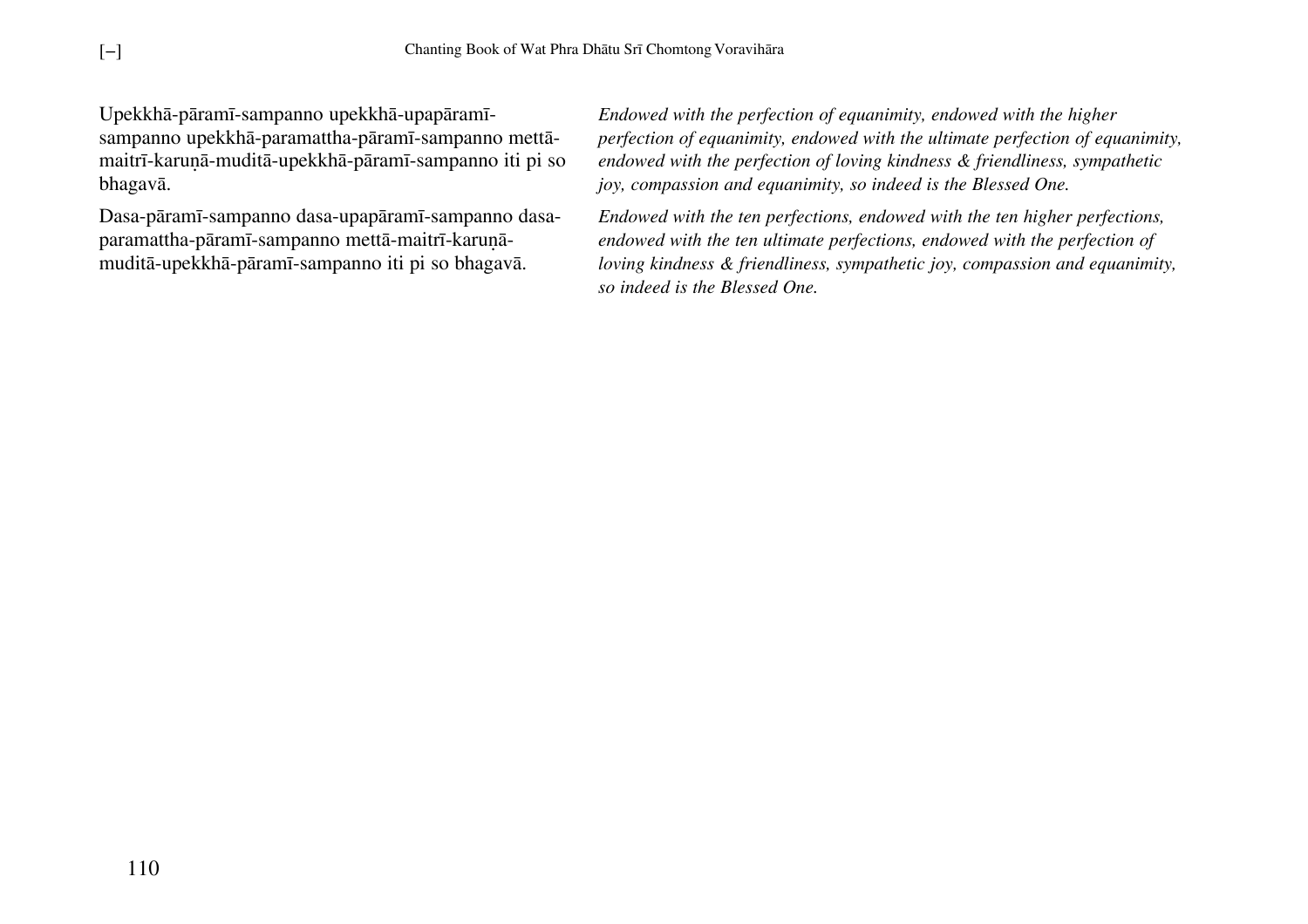Upekkhā-pāramī-sampanno upekkhā-upapāramī-sampanno upekkhā-paramattha-pāramī-sampanno mettā-maitrī-karuṇā-muditā-upekkhā-pāramī-sampanno iti pi so bhagavā.

*Endowed with the perfection of equanimity, endowed with the higher perfection of equanimity, endowed with the ultimate perfection of equanimity, endowed with the perfection of loving kindness & friendliness, sympathetic joy, compassion and equanimity, so indeed is the Blessed One.*

Dasa-pāramī-sampanno dasa-upapāramī-sampanno dasa-paramattha-pāramī-sampanno mettā-maitrī-karuṇā-muditā-upekkhā-pāramī-sampanno iti pi so bhagavā.

*Endowed with the ten perfections, endowed with the ten higher perfections, endowed with the ten ultimate perfections, endowed with the perfection of loving kindness & friendliness, sympathetic joy, compassion and equanimity, so indeed is the Blessed One.*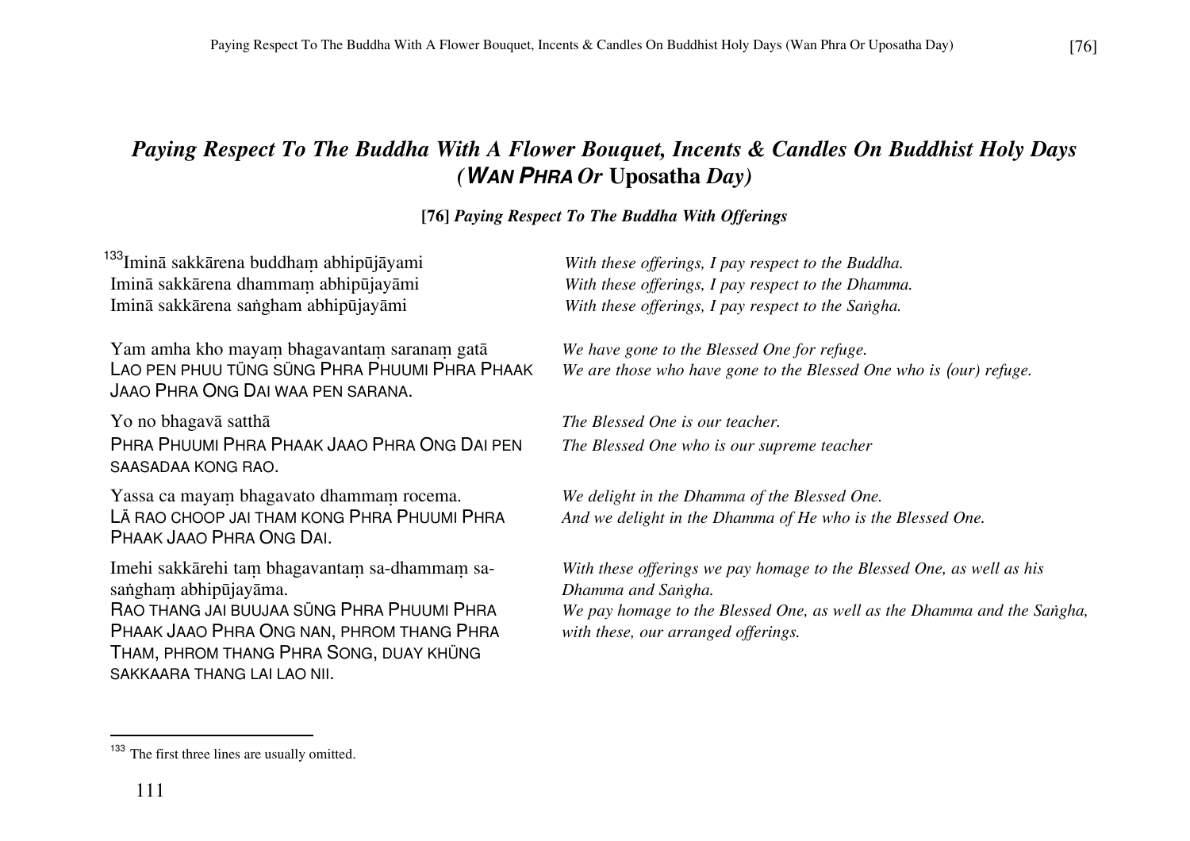## *Paying Respect To The Buddha With A Flower Bouquet, Incents & Candles On Buddhist Holy Days (WAN PHRA Or* **Uposatha** *Day)*

### [76] *Paying Respect To The Buddha With Offerings*

[133]Iminā sakkārena buddhaṃ abhipūjāyami
Iminā sakkārena dhammaṃ abhipūjayāmi
Iminā sakkārena saṅgham abhipūjayāmi

*With these offerings, I pay respect to the Buddha.*
*With these offerings, I pay respect to the Dhamma.*
*With these offerings, I pay respect to the Saṅgha.*

Yam amha kho mayaṃ bhagavantaṃ saranaṃ gatā
LAO PEN PHUU TÜNG SÜNG PHRA PHUUMI PHRA PHAAK JAAO PHRA ONG DAI WAA PEN SARANA.

*We have gone to the Blessed One for refuge.*
*We are those who have gone to the Blessed One who is (our) refuge.*

Yo no bhagavā satthā
PHRA PHUUMI PHRA PHAAK JAAO PHRA ONG DAI PEN SAASADAA KONG RAO.

*The Blessed One is our teacher.*
*The Blessed One who is our supreme teacher*

Yassa ca mayaṃ bhagavato dhammaṃ rocema.
LĂ RAO CHOOP JAI THAM KONG PHRA PHUUMI PHRA PHAAK JAAO PHRA ONG DAI.

*We delight in the Dhamma of the Blessed One.*
*And we delight in the Dhamma of He who is the Blessed One.*

Imehi sakkārehi taṃ bhagavantaṃ sa-dhammaṃ sa-saṅghaṃ abhipūjayāma.
RAO THANG JAI BUUJAA SÜNG PHRA PHUUMI PHRA PHAAK JAAO PHRA ONG NAN, PHROM THANG PHRA THAM, PHROM THANG PHRA SONG, DUAY KHÜNG SAKKAARA THANG LAI LAO NII.

*With these offerings we pay homage to the Blessed One, as well as his Dhamma and Saṅgha.*
*We pay homage to the Blessed One, as well as the Dhamma and the Saṅgha, with these, our arranged offerings.*

---

[133] The first three lines are usually omitted.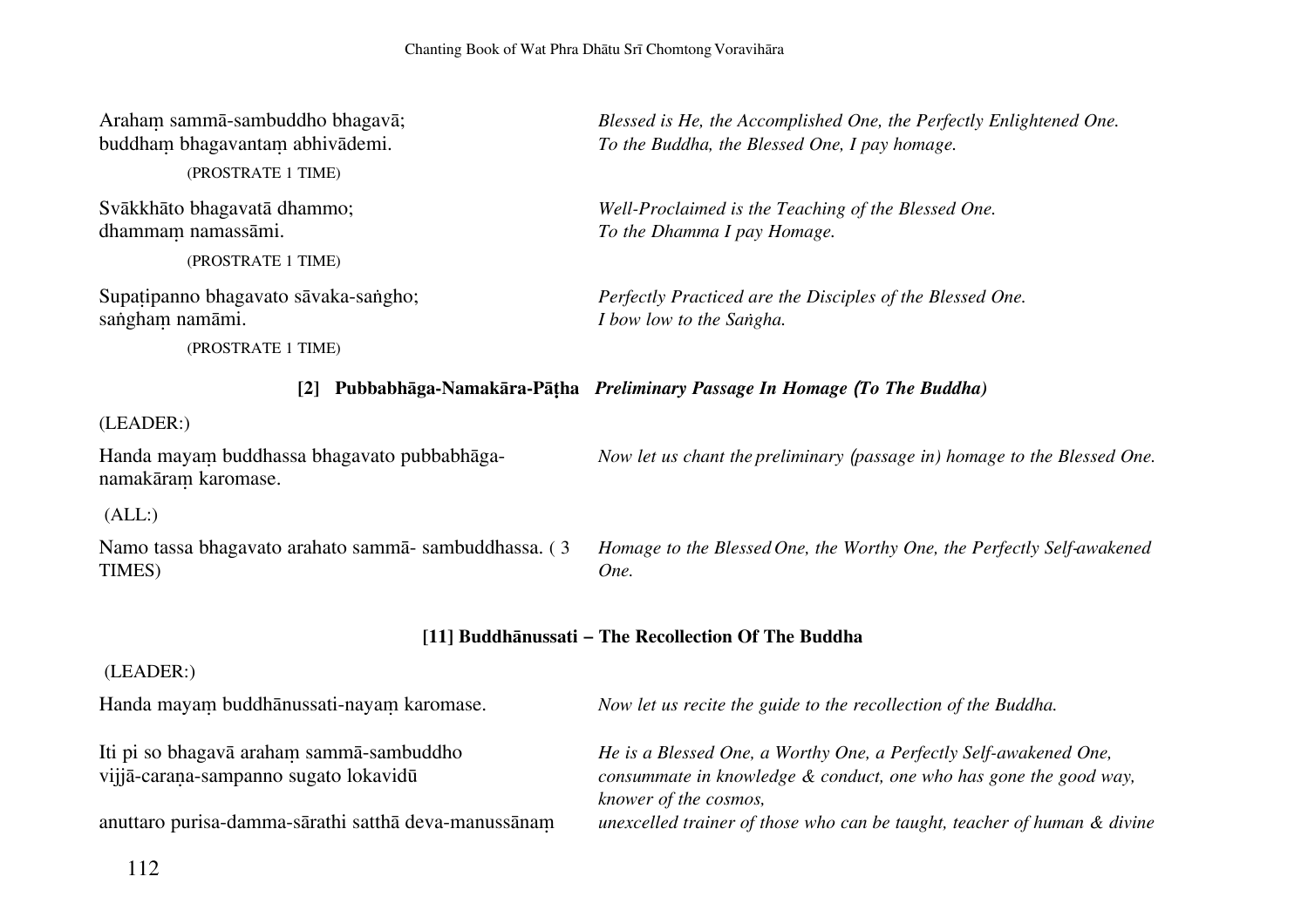Arahaṃ sammā-sambuddho bhagavā;
buddhaṃ bhagavantaṃ abhivādemi.

*Blessed is He, the Accomplished One, the Perfectly Enlightened One.*
*To the Buddha, the Blessed One, I pay homage.*

(PROSTRATE 1 TIME)

Svākkhāto bhagavatā dhammo;
dhammaṃ namassāmi.

*Well-Proclaimed is the Teaching of the Blessed One.*
*To the Dhamma I pay Homage.*

(PROSTRATE 1 TIME)

Supaṭipanno bhagavato sāvaka-saṅgho;
saṅghaṃ namāmi.

*Perfectly Practiced are the Disciples of the Blessed One.*
*I bow low to the Saṅgha.*

(PROSTRATE 1 TIME)

### [2] Pubbabhāga-Namakāra-Pāṭha *Preliminary Passage In Homage (To The Buddha)*

(LEADER:)

Handa mayaṃ buddhassa bhagavato pubbabhāga-namakāraṃ karomase.

*Now let us chant the preliminary (passage in) homage to the Blessed One.*

(ALL:)

Namo tassa bhagavato arahato sammā- sambuddhassa. ( 3 TIMES)

*Homage to the Blessed One, the Worthy One, the Perfectly Self-awakened One.*

### [11] Buddhānussati – The Recollection Of The Buddha

(LEADER:)

Handa mayaṃ buddhānussati-nayaṃ karomase.

*Now let us recite the guide to the recollection of the Buddha.*

Iti pi so bhagavā arahaṃ sammā-sambuddho
vijjā-caraṇa-sampanno sugato lokavidū

*He is a Blessed One, a Worthy One, a Perfectly Self-awakened One,*
*consummate in knowledge & conduct, one who has gone the good way, knower of the cosmos,*

anuttaro purisa-damma-sārathi satthā deva-manussānaṃ

*unexcelled trainer of those who can be taught, teacher of human & divine*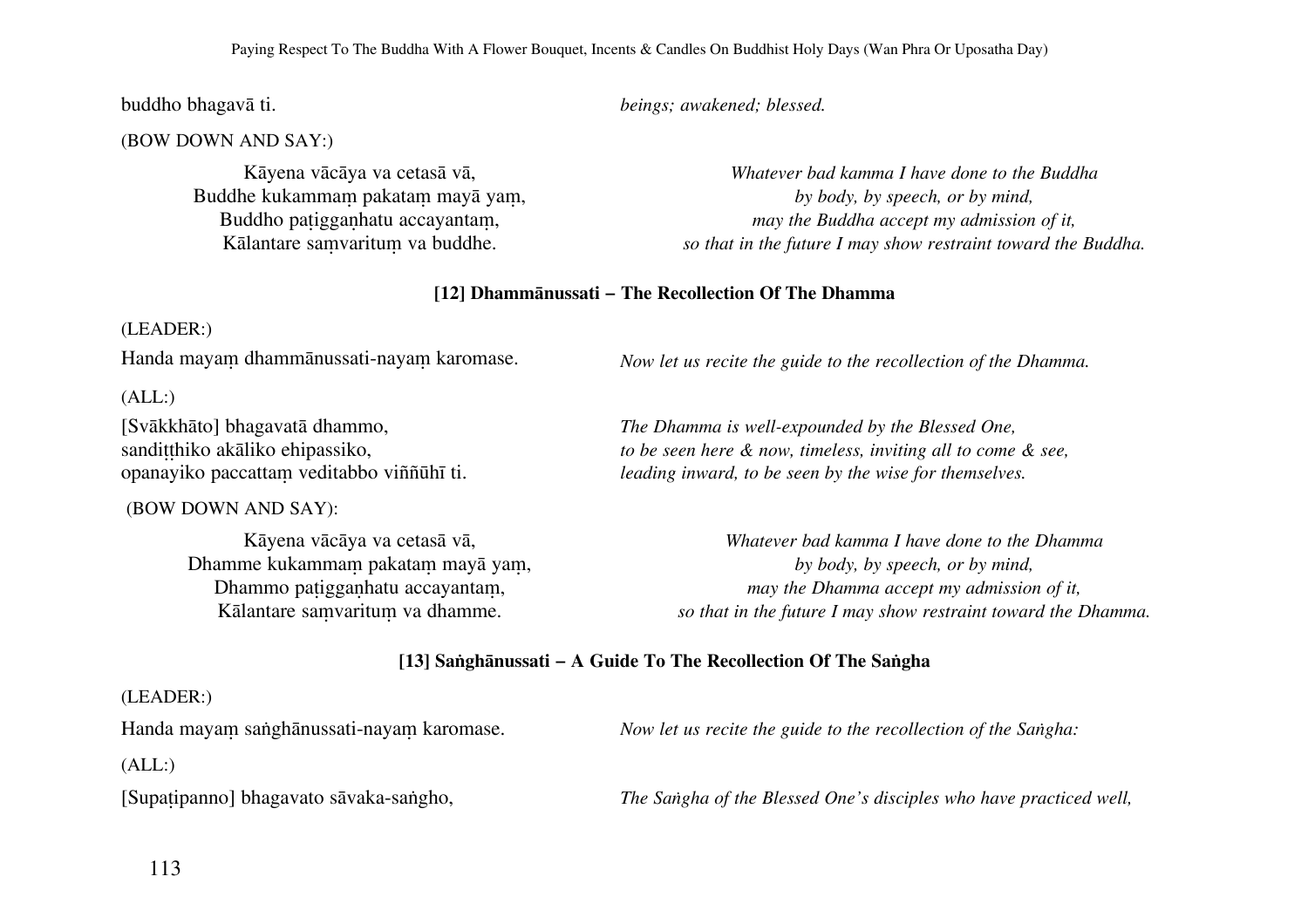buddho bhagavā ti. — *beings; awakened; blessed.*

(BOW DOWN AND SAY:)

| | |
|---|---|
| Kāyena vācāya va cetasā vā, | *Whatever bad kamma I have done to the Buddha* |
| Buddhe kukammaṃ pakataṃ mayā yaṃ, | *by body, by speech, or by mind,* |
| Buddho paṭigganhatu accayantaṃ, | *may the Buddha accept my admission of it,* |
| Kālantare saṃvarituṃ va buddhe. | *so that in the future I may show restraint toward the Buddha.* |

### [12] Dhammānussati – The Recollection Of The Dhamma

(LEADER:)

| | |
|---|---|
| Handa mayaṃ dhammānussati-nayaṃ karomase. | *Now let us recite the guide to the recollection of the Dhamma.* |

(ALL:)

| | |
|---|---|
| [Svākkhāto] bhagavatā dhammo, | *The Dhamma is well-expounded by the Blessed One,* |
| sandiṭṭhiko akāliko ehipassiko, | *to be seen here & now, timeless, inviting all to come & see,* |
| opanayiko paccattaṃ veditabbo viññūhī ti. | *leading inward, to be seen by the wise for themselves.* |

(BOW DOWN AND SAY):

| | |
|---|---|
| Kāyena vācāya va cetasā vā, | *Whatever bad kamma I have done to the Dhamma* |
| Dhamme kukammaṃ pakataṃ mayā yaṃ, | *by body, by speech, or by mind,* |
| Dhammo paṭigganhatu accayantaṃ, | *may the Dhamma accept my admission of it,* |
| Kālantare saṃvarituṃ va dhamme. | *so that in the future I may show restraint toward the Dhamma.* |

### [13] Saṅghānussati – A Guide To The Recollection Of The Saṅgha

(LEADER:)

| | |
|---|---|
| Handa mayaṃ saṅghānussati-nayaṃ karomase. | *Now let us recite the guide to the recollection of the Saṅgha:* |

(ALL:)

| | |
|---|---|
| [Supaṭipanno] bhagavato sāvaka-saṅgho, | *The Saṅgha of the Blessed One's disciples who have practiced well,* |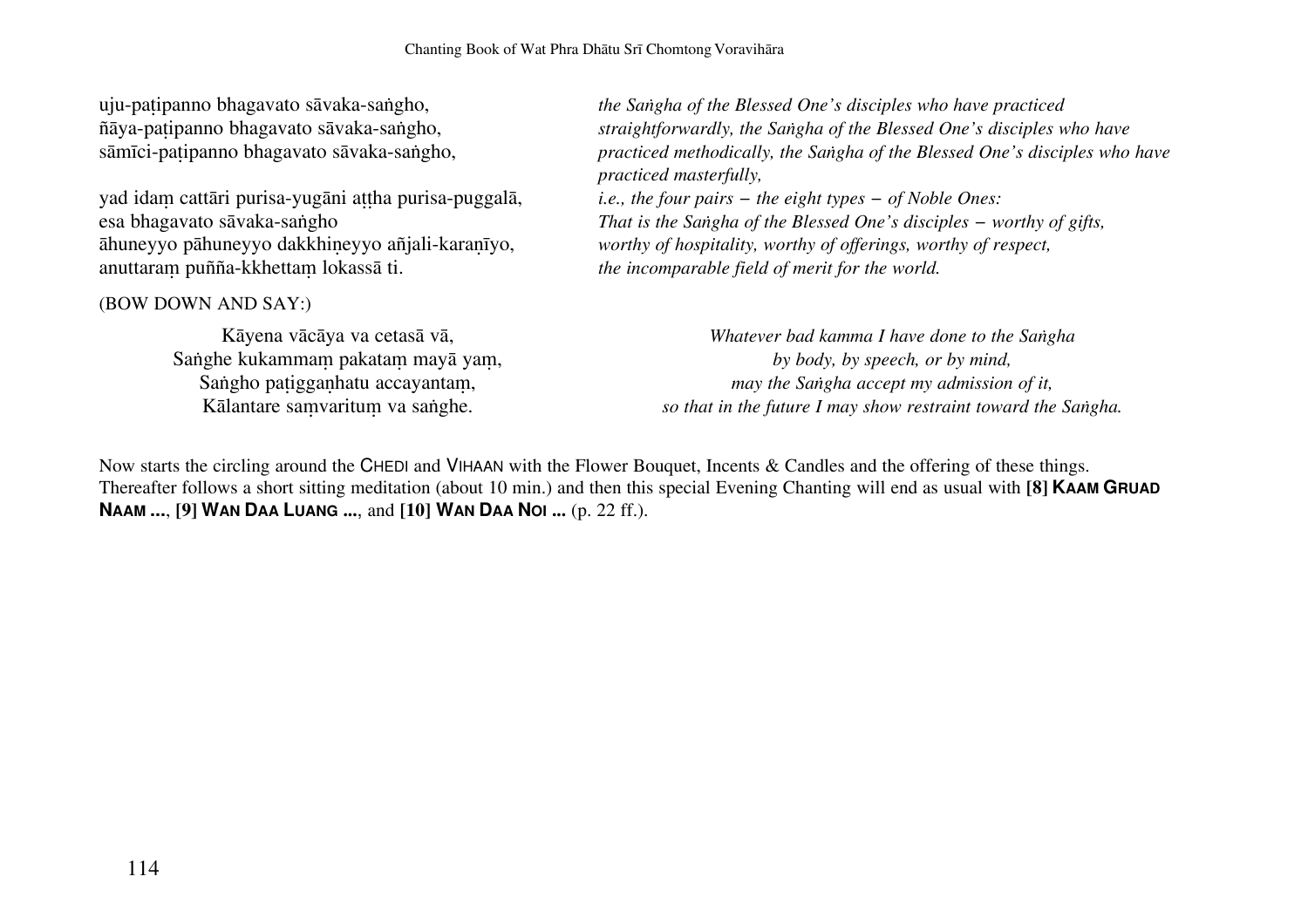uju-paṭipanno bhagavato sāvaka-saṅgho,
ñāya-paṭipanno bhagavato sāvaka-saṅgho,
sāmīci-paṭipanno bhagavato sāvaka-saṅgho,

*the Saṅgha of the Blessed One's disciples who have practiced straightforwardly, the Saṅgha of the Blessed One's disciples who have practiced methodically, the Saṅgha of the Blessed One's disciples who have practiced masterfully,*

yad idaṃ cattāri purisa-yugāni aṭṭha purisa-puggalā,
esa bhagavato sāvaka-saṅgho
āhuneyyo pāhuneyyo dakkhiṇeyyo añjali-karaṇīyo,
anuttaraṃ puñña-kkhettaṃ lokassā ti.

*i.e., the four pairs – the eight types – of Noble Ones:*
*That is the Saṅgha of the Blessed One's disciples – worthy of gifts,*
*worthy of hospitality, worthy of offerings, worthy of respect,*
*the incomparable field of merit for the world.*

(BOW DOWN AND SAY:)

Kāyena vācāya va cetasā vā,
Saṅghe kukammaṃ pakataṃ mayā yaṃ,
Saṅgho paṭigganhatu accayantaṃ,
Kālantare saṃvarituṃ va saṅghe.

*Whatever bad kamma I have done to the Saṅgha*
*by body, by speech, or by mind,*
*may the Saṅgha accept my admission of it,*
*so that in the future I may show restraint toward the Saṅgha.*

Now starts the circling around the CHEDI and VIHAAN with the Flower Bouquet, Incents & Candles and the offering of these things. Thereafter follows a short sitting meditation (about 10 min.) and then this special Evening Chanting will end as usual with **[8] KAAM GRUAD NAAM ...**, **[9] WAN DAA LUANG ...**, and **[10] WAN DAA NOI ...** (p. 22 ff.).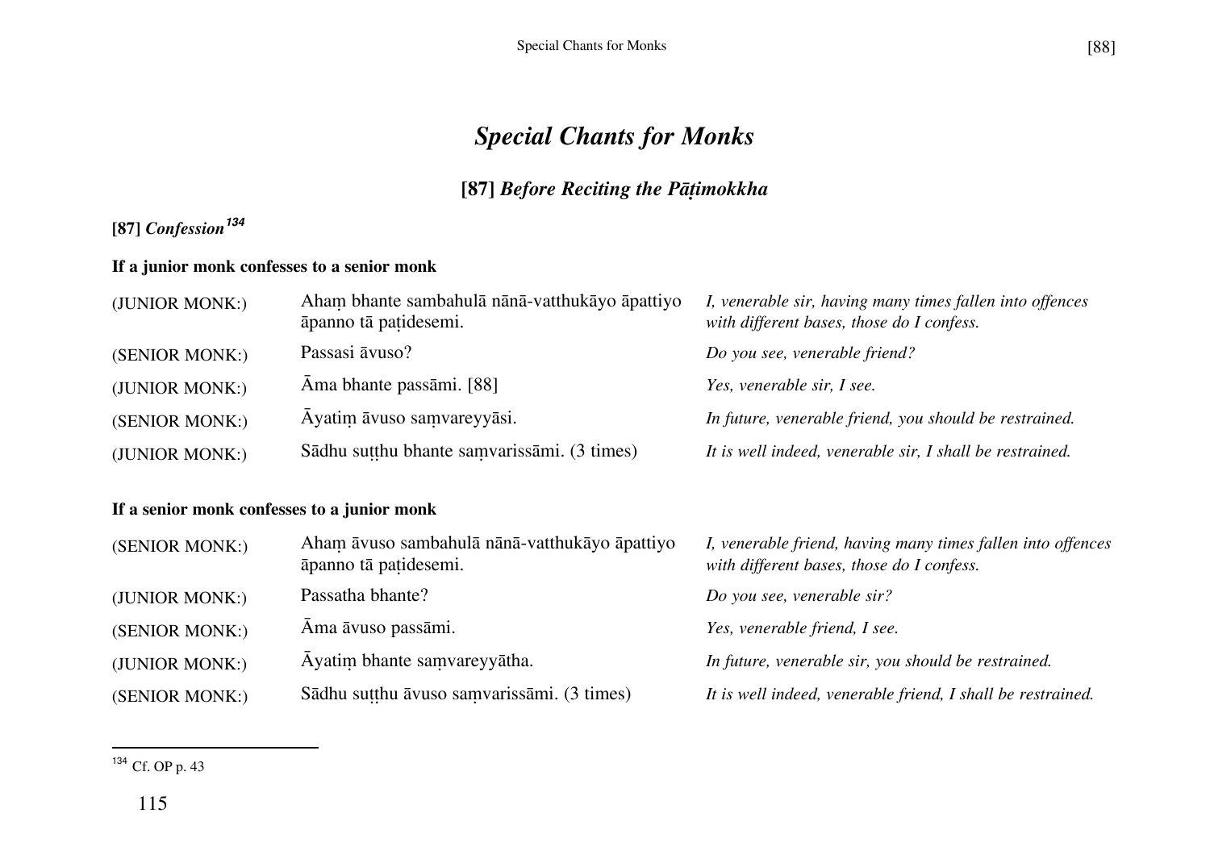# *Special Chants for Monks*

## [87] *Before Reciting the Pāṭimokkha*

### [87] *Confession*[134]

**If a junior monk confesses to a senior monk**

| | | |
|---|---|---|
| (JUNIOR MONK:) | Ahaṃ bhante sambahulā nānā-vatthukāyo āpattiyo āpanno tā paṭidesemi. | *I, venerable sir, having many times fallen into offences with different bases, those do I confess.* |
| (SENIOR MONK:) | Passasi āvuso? | *Do you see, venerable friend?* |
| (JUNIOR MONK:) | Āma bhante passāmi. [88] | *Yes, venerable sir, I see.* |
| (SENIOR MONK:) | Āyatiṃ āvuso saṃvareyyāsi. | *In future, venerable friend, you should be restrained.* |
| (JUNIOR MONK:) | Sādhu suṭṭhu bhante saṃvarissāmi. (3 times) | *It is well indeed, venerable sir, I shall be restrained.* |

**If a senior monk confesses to a junior monk**

| | | |
|---|---|---|
| (SENIOR MONK:) | Ahaṃ āvuso sambahulā nānā-vatthukāyo āpattiyo āpanno tā paṭidesemi. | *I, venerable friend, having many times fallen into offences with different bases, those do I confess.* |
| (JUNIOR MONK:) | Passatha bhante? | *Do you see, venerable sir?* |
| (SENIOR MONK:) | Āma āvuso passāmi. | *Yes, venerable friend, I see.* |
| (JUNIOR MONK:) | Āyatiṃ bhante saṃvareyyātha. | *In future, venerable sir, you should be restrained.* |
| (SENIOR MONK:) | Sādhu suṭṭhu āvuso saṃvarissāmi. (3 times) | *It is well indeed, venerable friend, I shall be restrained.* |

---

[134] Cf. OP p. 43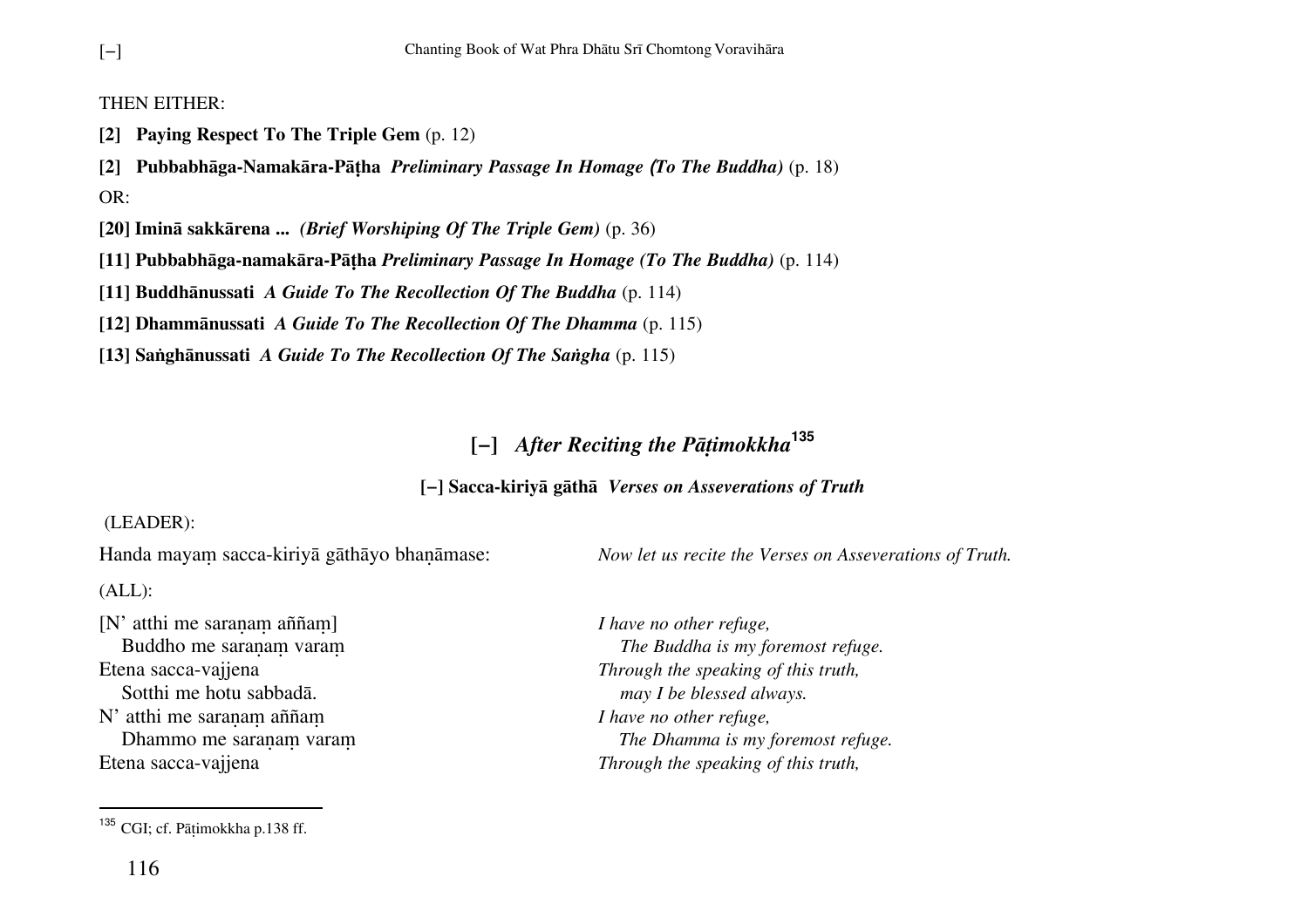THEN EITHER:

**[2] Paying Respect To The Triple Gem** (p. 12)

**[2] Pubbabhāga-Namakāra-Pāṭha** ***Preliminary Passage In Homage (To The Buddha)*** (p. 18)

OR:

**[20] Iminā sakkārena ...** ***(Brief Worshiping Of The Triple Gem)*** (p. 36)

**[11] Pubbabhāga-namakāra-Pāṭha** ***Preliminary Passage In Homage (To The Buddha)*** (p. 114)

**[11] Buddhānussati** ***A Guide To The Recollection Of The Buddha*** (p. 114)

**[12] Dhammānussati** ***A Guide To The Recollection Of The Dhamma*** (p. 115)

**[13] Saṅghānussati** ***A Guide To The Recollection Of The Saṅgha*** (p. 115)

## [–] *After Reciting the Pāṭimokkha*[135]

### [–] Sacca-kiriyā gāthā *Verses on Asseverations of Truth*

(LEADER):

| | |
|---|---|
| Handa mayaṃ sacca-kiriyā gāthāyo bhaṇāmase: | *Now let us recite the Verses on Asseverations of Truth.* |

(ALL):

| | |
|---|---|
| [N' atthi me saraṇaṃ aññaṃ] | *I have no other refuge,* |
| Buddho me saraṇaṃ varaṃ | *The Buddha is my foremost refuge.* |
| Etena sacca-vajjena | *Through the speaking of this truth,* |
| Sotthi me hotu sabbadā. | *may I be blessed always.* |
| N' atthi me saraṇaṃ aññaṃ | *I have no other refuge,* |
| Dhammo me saraṇaṃ varaṃ | *The Dhamma is my foremost refuge.* |
| Etena sacca-vajjena | *Through the speaking of this truth,* |

[135] CGI; cf. Pāṭimokkha p.138 ff.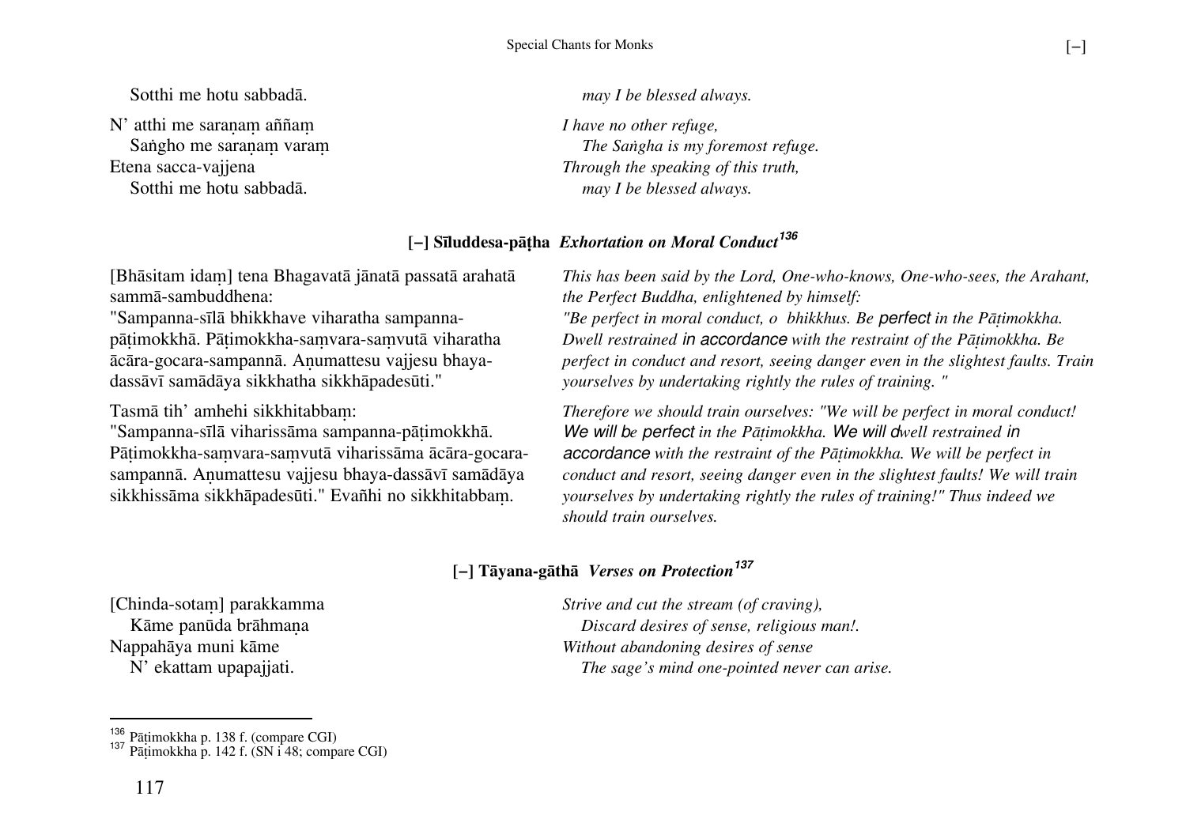Sotthi me hotu sabbadā. — *may I be blessed always.*

N' atthi me saraṇaṃ aññaṃ
  Saṅgho me saraṇaṃ varaṃ
Etena sacca-vajjena
  Sotthi me hotu sabbadā.

*I have no other refuge,*
  *The Saṅgha is my foremost refuge.*
*Through the speaking of this truth,*
  *may I be blessed always.*

## [–] Sīluddesa-pāṭha *Exhortation on Moral Conduct*[136]

[Bhāsitam idaṃ] tena Bhagavatā jānatā passatā arahatā sammā-sambuddhena:
"Sampanna-sīlā bhikkhave viharatha sampanna-pāṭimokkhā. Pāṭimokkha-saṃvara-saṃvutā viharatha ācāra-gocara-sampannā. Aṇumattesu vajjesu bhaya-dassāvī samādāya sikkhatha sikkhāpadesūti."

*This has been said by the Lord, One-who-knows, One-who-sees, the Arahant, the Perfect Buddha, enlightened by himself:*
*"Be perfect in moral conduct, o bhikkhus. Be perfect in the Pāṭimokkha. Dwell restrained in accordance with the restraint of the Pāṭimokkha. Be perfect in conduct and resort, seeing danger even in the slightest faults. Train yourselves by undertaking rightly the rules of training. "*

Tasmā tih' amhehi sikkhitabbaṃ:
"Sampanna-sīlā viharissāma sampanna-pāṭimokkhā. Pāṭimokkha-saṃvara-saṃvutā viharissāma ācāra-gocara-sampannā. Aṇumattesu vajjesu bhaya-dassāvī samādāya sikkhissāma sikkhāpadesūti." Evañhi no sikkhitabbaṃ.

*Therefore we should train ourselves: "We will be perfect in moral conduct! We will be perfect in the Pāṭimokkha. We will dwell restrained in accordance with the restraint of the Pāṭimokkha. We will be perfect in conduct and resort, seeing danger even in the slightest faults! We will train yourselves by undertaking rightly the rules of training!" Thus indeed we should train ourselves.*

## [–] Tāyana-gāthā *Verses on Protection*[137]

[Chinda-sotaṃ] parakkamma
  Kāme panūda brāhmaṇa
Nappahāya muni kāme
  N' ekattam upapajjati.

*Strive and cut the stream (of craving),*
  *Discard desires of sense, religious man!.*
*Without abandoning desires of sense*
  *The sage's mind one-pointed never can arise.*

---

[136] Pāṭimokkha p. 138 f. (compare CGI)
[137] Pāṭimokkha p. 142 f. (SN i 48; compare CGI)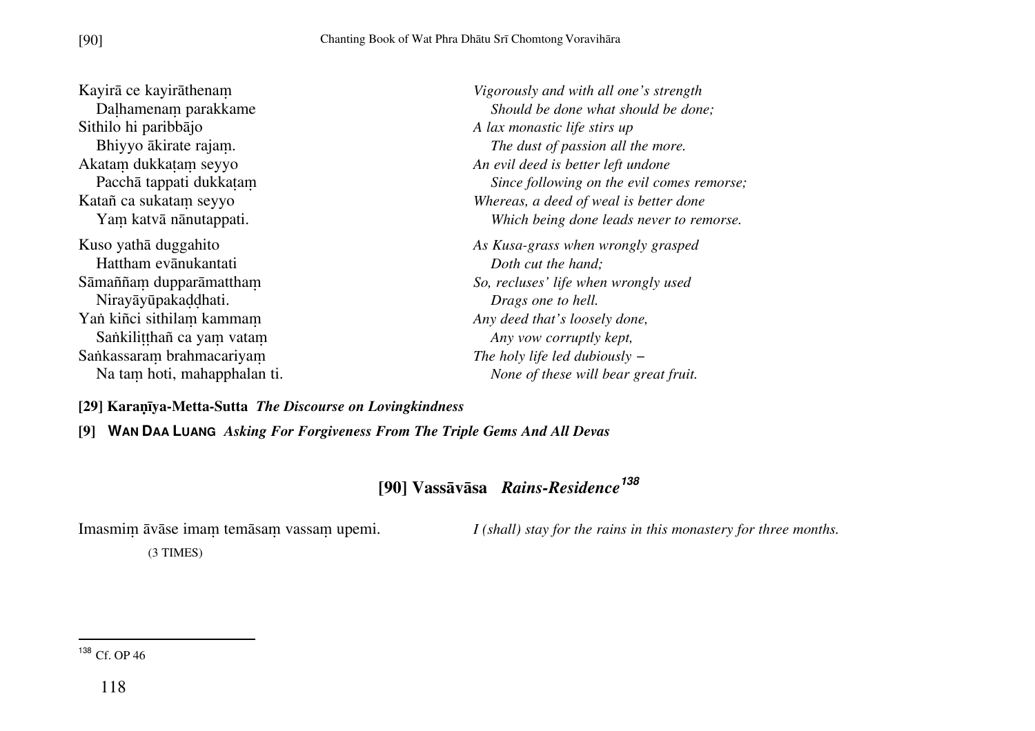Kayirā ce kayirāthenaṃ
Daḷhamenaṃ parakkame
Sithilo hi paribbājo
Bhiyyo ākirate rajaṃ.
Akataṃ dukkaṭaṃ seyyo
Pacchā tappati dukkaṭaṃ
Katañ ca sukataṃ seyyo
Yaṃ katvā nānutappati.

*Vigorously and with all one's strength*
*Should be done what should be done;*
*A lax monastic life stirs up*
*The dust of passion all the more.*
*An evil deed is better left undone*
*Since following on the evil comes remorse;*
*Whereas, a deed of weal is better done*
*Which being done leads never to remorse.*

Kuso yathā duggahito
Hattham evānukantati
Sāmaññaṃ dupparāmatthaṃ
Nirayāyūpakaḍḍhati.
Yaṅ kiñci sithilaṃ kammaṃ
Saṅkiliṭṭhañ ca yaṃ vataṃ
Saṅkassaraṃ brahmacariyaṃ
Na taṃ hoti, mahapphalan ti.

*As Kusa-grass when wrongly grasped*
*Doth cut the hand;*
*So, recluses' life when wrongly used*
*Drags one to hell.*
*Any deed that's loosely done,*
*Any vow corruptly kept,*
*The holy life led dubiously –*
*None of these will bear great fruit.*

**[29] Karaṇīya-Metta-Sutta** ***The Discourse on Lovingkindness***

**[9] WAN DAA LUANG** ***Asking For Forgiveness From The Triple Gems And All Devas***

## [90] Vassāvāsa *Rains-Residence*[138]

Imasmiṃ āvāse imaṃ temāsaṃ vassaṃ upemi.
(3 TIMES)

*I (shall) stay for the rains in this monastery for three months.*

[138] Cf. OP 46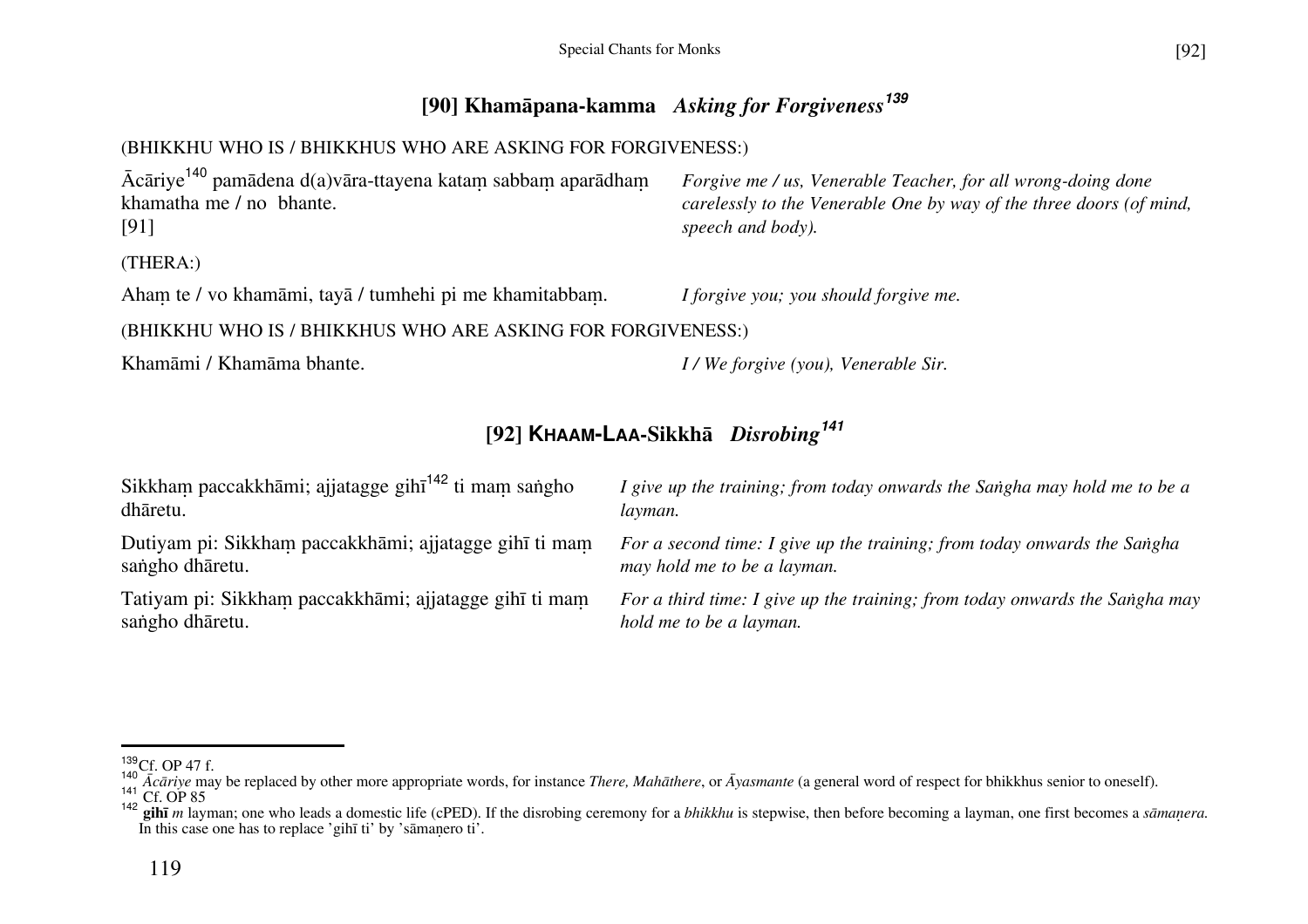## [90] Khamāpana-kamma *Asking for Forgiveness*[139]

(BHIKKHU WHO IS / BHIKKHUS WHO ARE ASKING FOR FORGIVENESS:)

| | |
|---|---|
| Ācāriye[140] pamādena d(a)vāra-ttayena kataṃ sabbaṃ aparādhaṃ khamatha me / no bhante. [91] | *Forgive me / us, Venerable Teacher, for all wrong-doing done carelessly to the Venerable One by way of the three doors (of mind, speech and body).* |

(THERA:)

| | |
|---|---|
| Ahaṃ te / vo khamāmi, tayā / tumhehi pi me khamitabbaṃ. | *I forgive you; you should forgive me.* |

(BHIKKHU WHO IS / BHIKKHUS WHO ARE ASKING FOR FORGIVENESS:)

| | |
|---|---|
| Khamāmi / Khamāma bhante. | *I / We forgive (you), Venerable Sir.* |

## [92] KHAAM-LAA-Sikkhā *Disrobing*[141]

| | |
|---|---|
| Sikkhaṃ paccakkhāmi; ajjatagge gihī[142] ti maṃ saṅgho dhāretu. | *I give up the training; from today onwards the Saṅgha may hold me to be a layman.* |
| Dutiyam pi: Sikkhaṃ paccakkhāmi; ajjatagge gihī ti maṃ saṅgho dhāretu. | *For a second time: I give up the training; from today onwards the Saṅgha may hold me to be a layman.* |
| Tatiyam pi: Sikkhaṃ paccakkhāmi; ajjatagge gihī ti maṃ saṅgho dhāretu. | *For a third time: I give up the training; from today onwards the Saṅgha may hold me to be a layman.* |

---

[139] Cf. OP 47 f.

[140] *Ācāriye* may be replaced by other more appropriate words, for instance *There, Mahāthere*, or *Āyasmante* (a general word of respect for bhikkhus senior to oneself).

[141] Cf. OP 85

[142] **gihī** *m* layman; one who leads a domestic life (cPED). If the disrobing ceremony for a *bhikkhu* is stepwise, then before becoming a layman, one first becomes a *sāmaṇera.* In this case one has to replace 'gihī ti' by 'sāmaṇero ti'.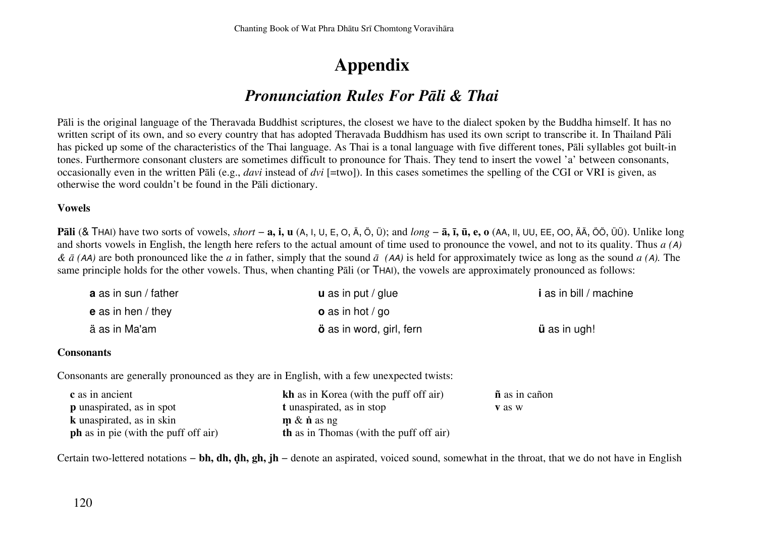# Appendix

## *Pronunciation Rules For Pāli & Thai*

Pāli is the original language of the Theravada Buddhist scriptures, the closest we have to the dialect spoken by the Buddha himself. It has no written script of its own, and so every country that has adopted Theravada Buddhism has used its own script to transcribe it. In Thailand Pāli has picked up some of the characteristics of the Thai language. As Thai is a tonal language with five different tones, Pāli syllables got built-in tones. Furthermore consonant clusters are sometimes difficult to pronounce for Thais. They tend to insert the vowel 'a' between consonants, occasionally even in the written Pāli (e.g., *davi* instead of *dvi* [=two]). In this cases sometimes the spelling of the CGI or VRI is given, as otherwise the word couldn't be found in the Pāli dictionary.

**Vowels**

**Pāli** (& THAI) have two sorts of vowels, *short* – **a, i, u** (A, I, U, E, O, Ä, Ö, Ü); and *long* – **ā, ī, ū, e, o** (AA, II, UU, EE, OO, ÄÄ, ÖÖ, ÜÜ). Unlike long and shorts vowels in English, the length here refers to the actual amount of time used to pronounce the vowel, and not to its quality. Thus *a (A)* & *ā (AA)* are both pronounced like the *a* in father, simply that the sound *ā (AA)* is held for approximately twice as long as the sound *a (A).* The same principle holds for the other vowels. Thus, when chanting Pāli (or THAI), the vowels are approximately pronounced as follows:

**a** as in sun / father
**u** as in put / glue
**i** as in bill / machine
**e** as in hen / they
**o** as in hot / go
ä as in Ma'am
**ö** as in word, girl, fern
**ü** as in ugh!

**Consonants**

Consonants are generally pronounced as they are in English, with a few unexpected twists:

**c** as in ancient
**p** unaspirated, as in spot
**k** unaspirated, as in skin
**ph** as in pie (with the puff off air)
**kh** as in Korea (with the puff off air)
**t** unaspirated, as in stop
**ṃ** & **ṅ** as ng
**th** as in Thomas (with the puff off air)
**ñ** as in cañon
**v** as w

Certain two-lettered notations – **bh, dh, ḍh, gh, jh** – denote an aspirated, voiced sound, somewhat in the throat, that we do not have in English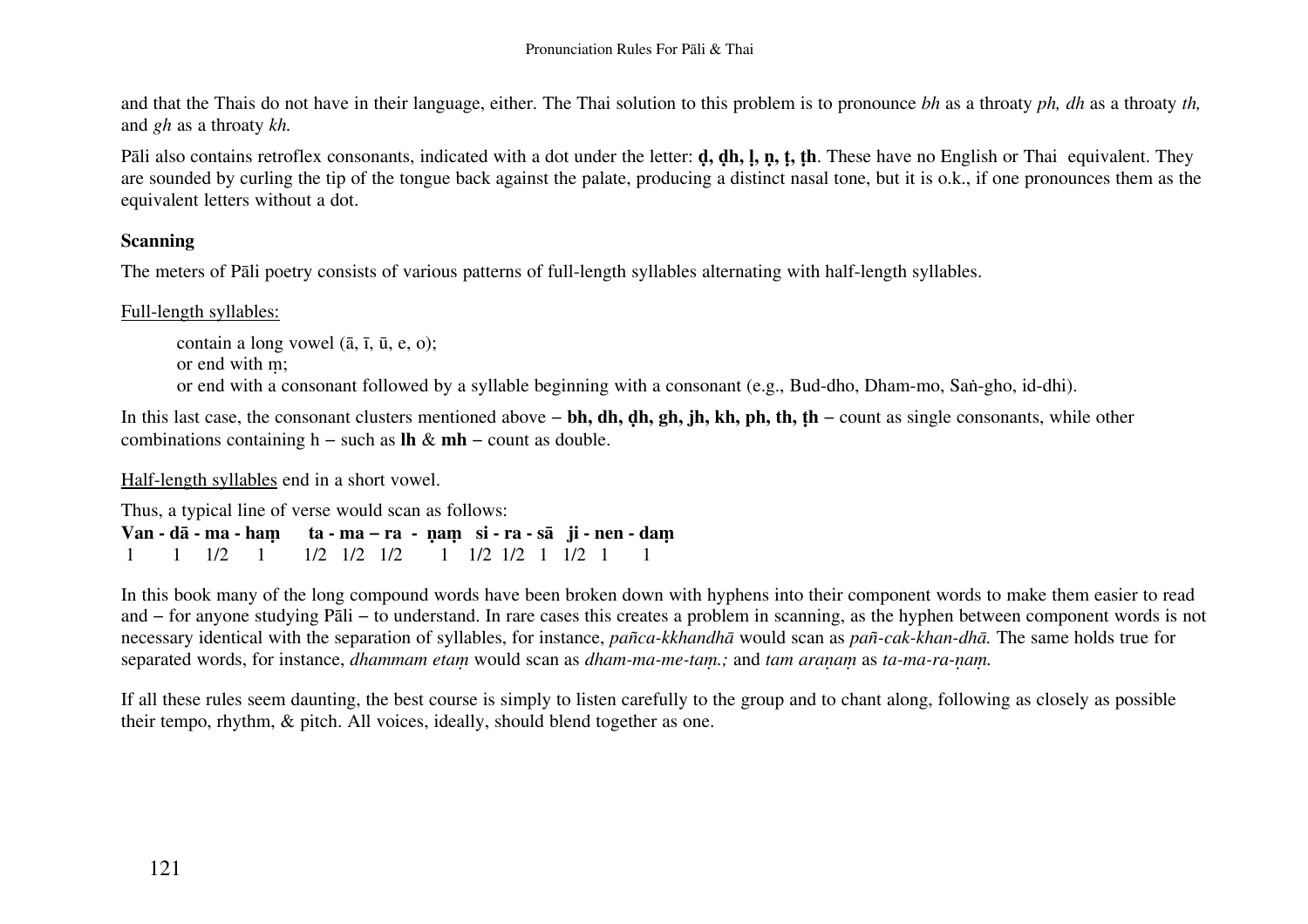and that the Thais do not have in their language, either. The Thai solution to this problem is to pronounce *bh* as a throaty *ph, dh* as a throaty *th,* and *gh* as a throaty *kh.*

Pāli also contains retroflex consonants, indicated with a dot under the letter: **ḍ, ḍh, ḷ, ṇ, ṭ, ṭh**. These have no English or Thai equivalent. They are sounded by curling the tip of the tongue back against the palate, producing a distinct nasal tone, but it is o.k., if one pronounces them as the equivalent letters without a dot.

**Scanning**

The meters of Pāli poetry consists of various patterns of full-length syllables alternating with half-length syllables.

Full-length syllables:

> contain a long vowel (ā, ī, ū, e, o);
> or end with ṃ;
> or end with a consonant followed by a syllable beginning with a consonant (e.g., Bud-dho, Dham-mo, Saṅ-gho, id-dhi).

In this last case, the consonant clusters mentioned above – **bh, dh, ḍh, gh, jh, kh, ph, th, ṭh** – count as single consonants, while other combinations containing h – such as **lh** & **mh** – count as double.

Half-length syllables end in a short vowel.

Thus, a typical line of verse would scan as follows:

**Van - dā - ma - haṃ ta - ma – ra - ṇaṃ si - ra - sā ji - nen - daṃ**
1 1 1/2 1 1/2 1/2 1/2 1 1/2 1/2 1 1/2 1 1

In this book many of the long compound words have been broken down with hyphens into their component words to make them easier to read and – for anyone studying Pāli – to understand. In rare cases this creates a problem in scanning, as the hyphen between component words is not necessary identical with the separation of syllables, for instance, *pañca-kkhandhā* would scan as *pañ-cak-khan-dhā.* The same holds true for separated words, for instance, *dhammam etaṃ* would scan as *dham-ma-me-taṃ.;* and *tam araṇaṃ* as *ta-ma-ra-ṇaṃ.*

If all these rules seem daunting, the best course is simply to listen carefully to the group and to chant along, following as closely as possible their tempo, rhythm, & pitch. All voices, ideally, should blend together as one.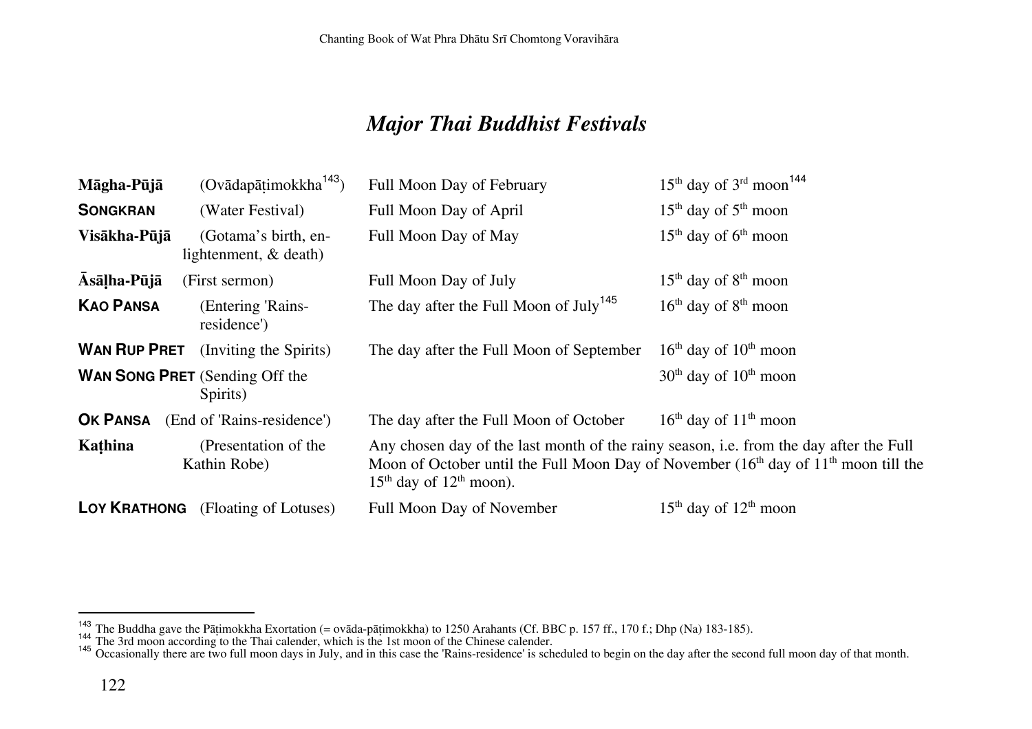## *Major Thai Buddhist Festivals*

| | | | |
|---|---|---|---|
| **Māgha-Pūjā** | (Ovādapāṭimokkha[143]) | Full Moon Day of February | 15th day of 3rd moon[144] |
| **SONGKRAN** | (Water Festival) | Full Moon Day of April | 15th day of 5th moon |
| **Visākha-Pūjā** | (Gotama's birth, enlightenment, & death) | Full Moon Day of May | 15th day of 6th moon |
| **Āsāḷha-Pūjā** | (First sermon) | Full Moon Day of July | 15th day of 8th moon |
| **KAO PANSA** | (Entering 'Rains-residence') | The day after the Full Moon of July[145] | 16th day of 8th moon |
| **WAN RUP PRET** | (Inviting the Spirits) | The day after the Full Moon of September | 16th day of 10th moon |
| **WAN SONG PRET** | (Sending Off the Spirits) | | 30th day of 10th moon |
| **OK PANSA** | (End of 'Rains-residence') | The day after the Full Moon of October | 16th day of 11th moon |
| **Kaṭhina** | (Presentation of the Kathin Robe) | Any chosen day of the last month of the rainy season, i.e. from the day after the Full Moon of October until the Full Moon Day of November (16th day of 11th moon till the 15th day of 12th moon). | |
| **LOY KRATHONG** | (Floating of Lotuses) | Full Moon Day of November | 15th day of 12th moon |

---

[143] The Buddha gave the Pāṭimokkha Exortation (= ovāda-pāṭimokkha) to 1250 Arahants (Cf. BBC p. 157 ff., 170 f.; Dhp (Na) 183-185).

[144] The 3rd moon according to the Thai calender, which is the 1st moon of the Chinese calender.

[145] Occasionally there are two full moon days in July, and in this case the 'Rains-residence' is scheduled to begin on the day after the second full moon day of that month.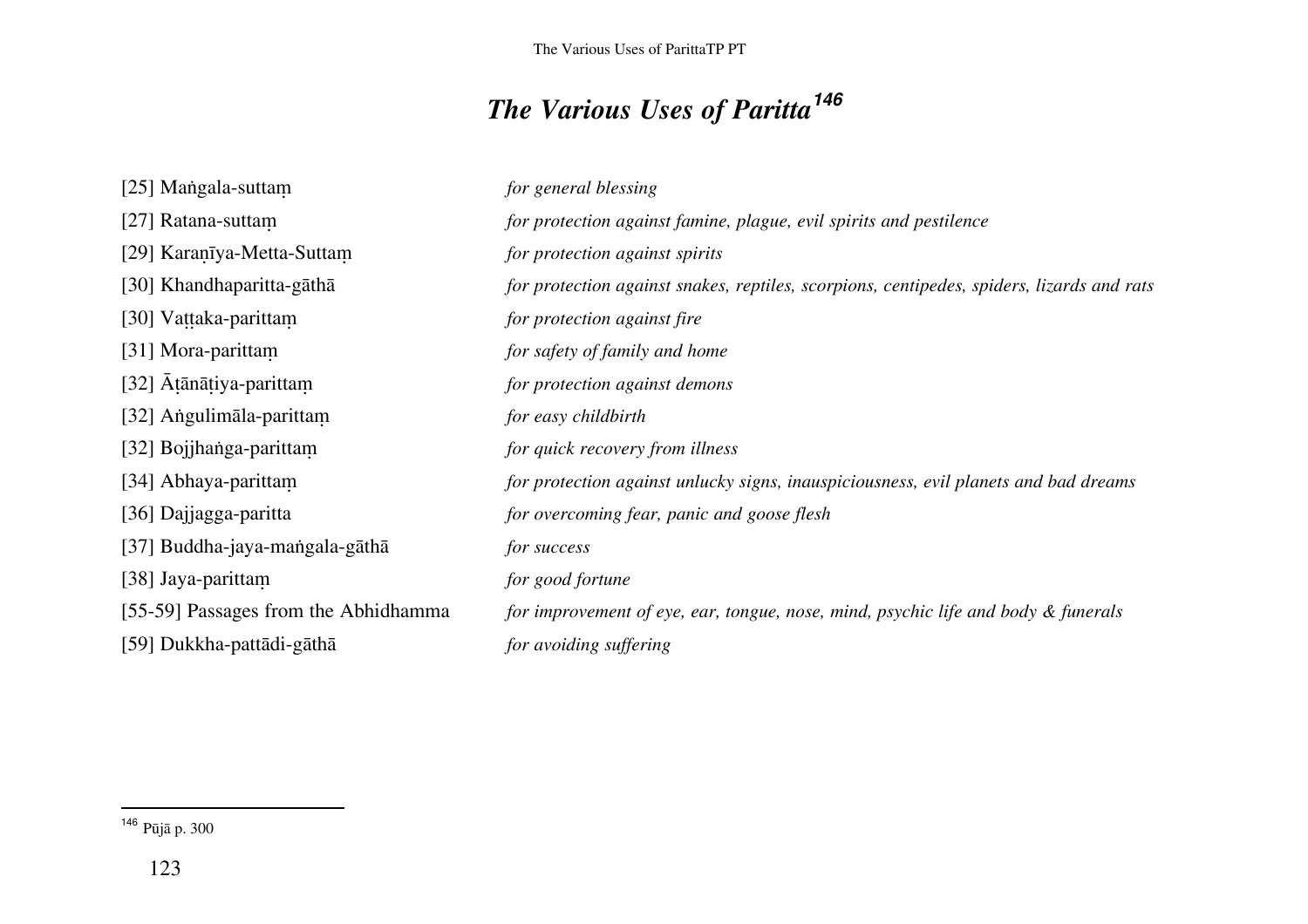# *The Various Uses of Paritta*[146]

| | |
|---|---|
| [25] Maṅgala-suttaṃ | *for general blessing* |
| [27] Ratana-suttaṃ | *for protection against famine, plague, evil spirits and pestilence* |
| [29] Karaṇīya-Metta-Suttaṃ | *for protection against spirits* |
| [30] Khandhaparitta-gāthā | *for protection against snakes, reptiles, scorpions, centipedes, spiders, lizards and rats* |
| [30] Vaṭṭaka-parittaṃ | *for protection against fire* |
| [31] Mora-parittaṃ | *for safety of family and home* |
| [32] Āṭānāṭiya-parittaṃ | *for protection against demons* |
| [32] Aṅgulimāla-parittaṃ | *for easy childbirth* |
| [32] Bojjhaṅga-parittaṃ | *for quick recovery from illness* |
| [34] Abhaya-parittaṃ | *for protection against unlucky signs, inauspiciousness, evil planets and bad dreams* |
| [36] Dajjagga-paritta | *for overcoming fear, panic and goose flesh* |
| [37] Buddha-jaya-maṅgala-gāthā | *for success* |
| [38] Jaya-parittaṃ | *for good fortune* |
| [55-59] Passages from the Abhidhamma | *for improvement of eye, ear, tongue, nose, mind, psychic life and body & funerals* |
| [59] Dukkha-pattādi-gāthā | *for avoiding suffering* |

[146] Pūjā p. 300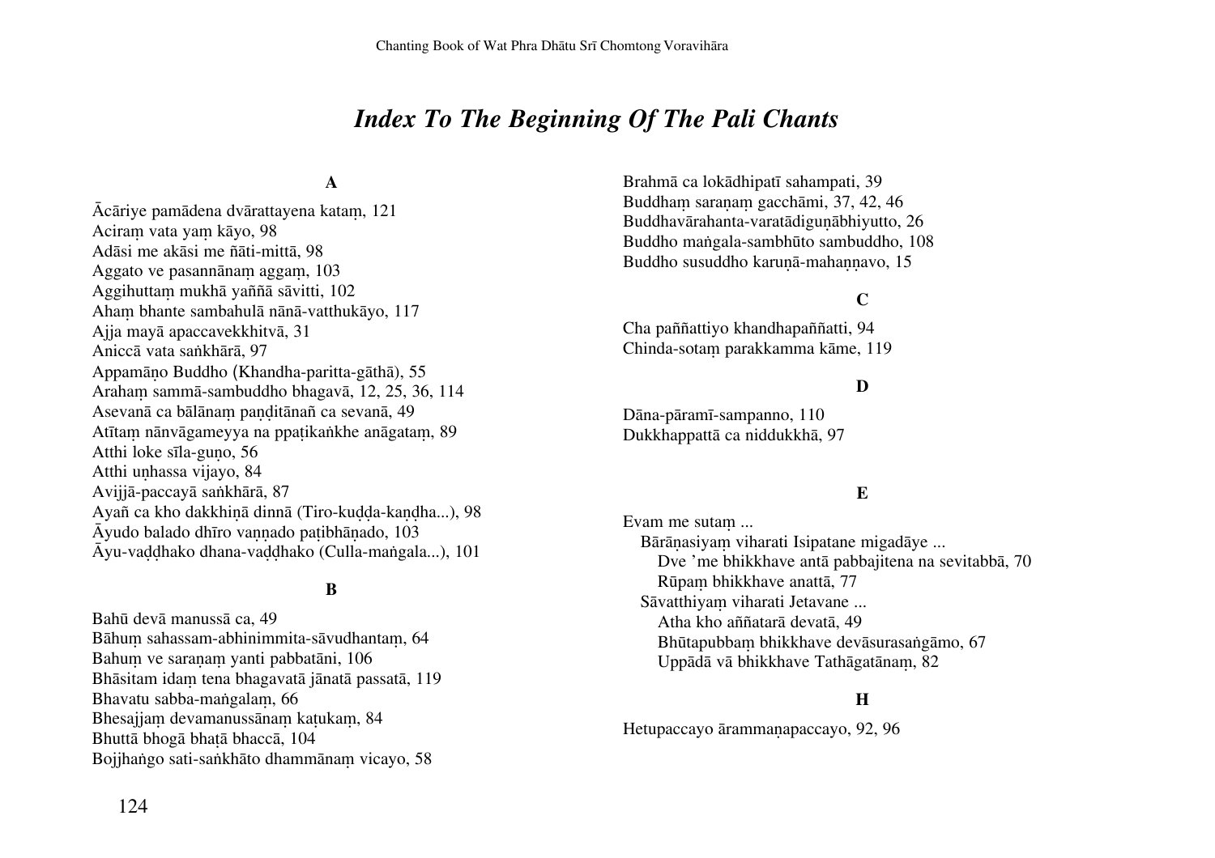# *Index To The Beginning Of The Pali Chants*

### A

Ācāriye pamādena dvārattayena kataṃ, 121
Aciraṃ vata yaṃ kāyo, 98
Adāsi me akāsi me ñāti-mittā, 98
Aggato ve pasannānaṃ aggaṃ, 103
Aggihuttaṃ mukhā yaññā sāvitti, 102
Ahaṃ bhante sambahulā nānā-vatthukāyo, 117
Ajja mayā apaccavekkhitvā, 31
Aniccā vata saṅkhārā, 97
Appamāṇo Buddho (Khandha-paritta-gāthā), 55
Arahaṃ sammā-sambuddho bhagavā, 12, 25, 36, 114
Asevanā ca bālānaṃ paṇḍitānañ ca sevanā, 49
Atītaṃ nānvāgameyya na ppaṭikaṅkhe anāgataṃ, 89
Atthi loke sīla-guṇo, 56
Atthi uṇhassa vijayo, 84
Avijjā-paccayā saṅkhārā, 87
Ayañ ca kho dakkhiṇā dinnā (Tiro-kuḍḍa-kaṇḍha...), 98
Āyudo balado dhīro vaṇṇado paṭibhāṇado, 103
Āyu-vaḍḍhako dhana-vaḍḍhako (Culla-maṅgala...), 101

### B

Bahū devā manussā ca, 49
Bāhuṃ sahassam-abhinimmita-sāvudhantaṃ, 64
Bahuṃ ve saraṇaṃ yanti pabbatāni, 106
Bhāsitam idaṃ tena bhagavatā jānatā passatā, 119
Bhavatu sabba-maṅgalaṃ, 66
Bhesajjaṃ devamanussānaṃ kaṭukaṃ, 84
Bhuttā bhogā bhaṭā bhaccā, 104
Bojjhaṅgo sati-saṅkhāto dhammānaṃ vicayo, 58
Brahmā ca lokādhipatī sahampati, 39
Buddhaṃ saraṇaṃ gacchāmi, 37, 42, 46
Buddhavārahanta-varatādiguṇābhiyutto, 26
Buddho maṅgala-sambhūto sambuddho, 108
Buddho susuddho karuṇā-mahaṇṇavo, 15

### C

Cha paññattiyo khandhapaññatti, 94
Chinda-sotaṃ parakkamma kāme, 119

### D

Dāna-pāramī-sampanno, 110
Dukkhappattā ca niddukkhā, 97

### E

Evam me sutaṃ ...
- Bārāṇasiyaṃ viharati Isipatane migadāye ...
  - Dve 'me bhikkhave antā pabbajitena na sevitabbā, 70
  - Rūpaṃ bhikkhave anattā, 77
- Sāvatthiyaṃ viharati Jetavane ...
  - Atha kho aññatarā devatā, 49
  - Bhūtapubbaṃ bhikkhave devāsurasaṅgāmo, 67
  - Uppādā vā bhikkhave Tathāgatānaṃ, 82

### H

Hetupaccayo ārammaṇapaccayo, 92, 96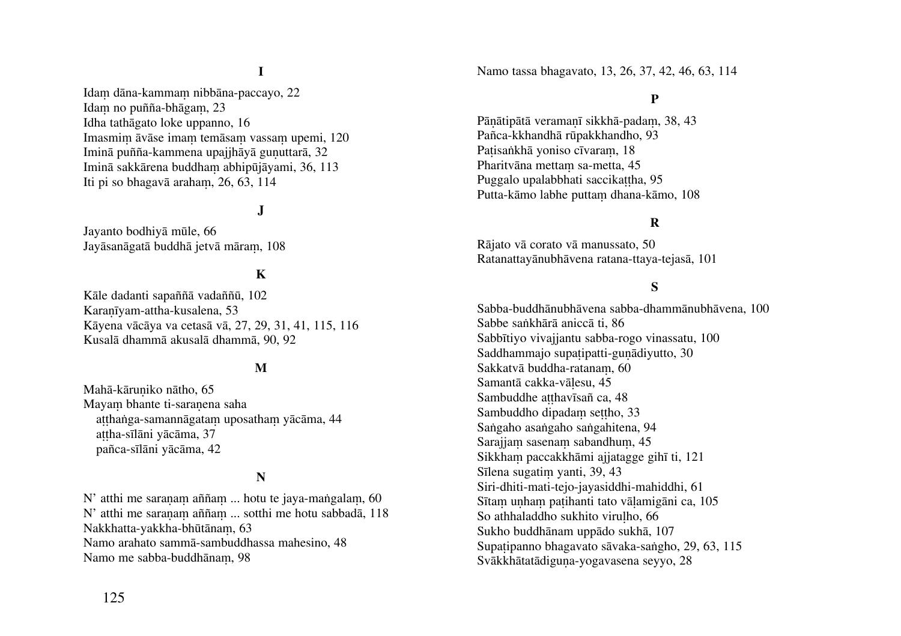### I

Idaṃ dāna-kammaṃ nibbāna-paccayo, 22
Idaṃ no puñña-bhāgaṃ, 23
Idha tathāgato loke uppanno, 16
Imasmiṃ āvāse imaṃ temāsaṃ vassaṃ upemi, 120
Iminā puñña-kammena upajjhāyā guṇuttarā, 32
Iminā sakkārena buddhaṃ abhipūjāyami, 36, 113
Iti pi so bhagavā arahaṃ, 26, 63, 114

### J

Jayanto bodhiyā mūle, 66
Jayāsanāgatā buddhā jetvā māraṃ, 108

### K

Kāle dadanti sapaññā vadaññū, 102
Karaṇīyam-attha-kusalena, 53
Kāyena vācāya va cetasā vā, 27, 29, 31, 41, 115, 116
Kusalā dhammā akusalā dhammā, 90, 92

### M

Mahā-kāruṇiko nātho, 65
Mayaṃ bhante ti-saraṇena saha
  aṭṭhaṅga-samannāgataṃ uposathaṃ yācāma, 44
  aṭṭha-sīlāni yācāma, 37
  pañca-sīlāni yācāma, 42

### N

N' atthi me saraṇaṃ aññaṃ ... hotu te jaya-maṅgalaṃ, 60
N' atthi me saraṇaṃ aññaṃ ... sotthi me hotu sabbadā, 118
Nakkhatta-yakkha-bhūtānaṃ, 63
Namo arahato sammā-sambuddhassa mahesino, 48
Namo me sabba-buddhānaṃ, 98
Namo tassa bhagavato, 13, 26, 37, 42, 46, 63, 114

### P

Pāṇātipātā veramaṇī sikkhā-padaṃ, 38, 43
Pañca-kkhandhā rūpakkhandho, 93
Paṭisaṅkhā yoniso cīvaraṃ, 18
Pharitvāna mettaṃ sa-metta, 45
Puggalo upalabbhati saccikaṭṭha, 95
Putta-kāmo labhe puttaṃ dhana-kāmo, 108

### R

Rājato vā corato vā manussato, 50
Ratanattayānubhāvena ratana-ttaya-tejasā, 101

### S

Sabba-buddhānubhāvena sabba-dhammānubhāvena, 100
Sabbe saṅkhārā aniccā ti, 86
Sabbītiyo vivajjantu sabba-rogo vinassatu, 100
Saddhammajo supaṭipatti-guṇādiyutto, 30
Sakkatvā buddha-ratanaṃ, 60
Samantā cakka-vāḷesu, 45
Sambuddhe aṭṭhavīsañ ca, 48
Sambuddho dipadaṃ seṭṭho, 33
Saṅgaho asaṅgaho saṅgahitena, 94
Sarajjaṃ sasenaṃ sabandhuṃ, 45
Sikkhaṃ paccakkhāmi ajjatagge gihī ti, 121
Sīlena sugatiṃ yanti, 39, 43
Siri-dhiti-mati-tejo-jayasiddhi-mahiddhi, 61
Sītaṃ uṇhaṃ paṭihanti tato vāḷamigāni ca, 105
So athhaladdho sukhito viruḷho, 66
Sukho buddhānam uppādo sukhā, 107
Supaṭipanno bhagavato sāvaka-saṅgho, 29, 63, 115
Svākkhātatādiguṇa-yogavasena seyyo, 28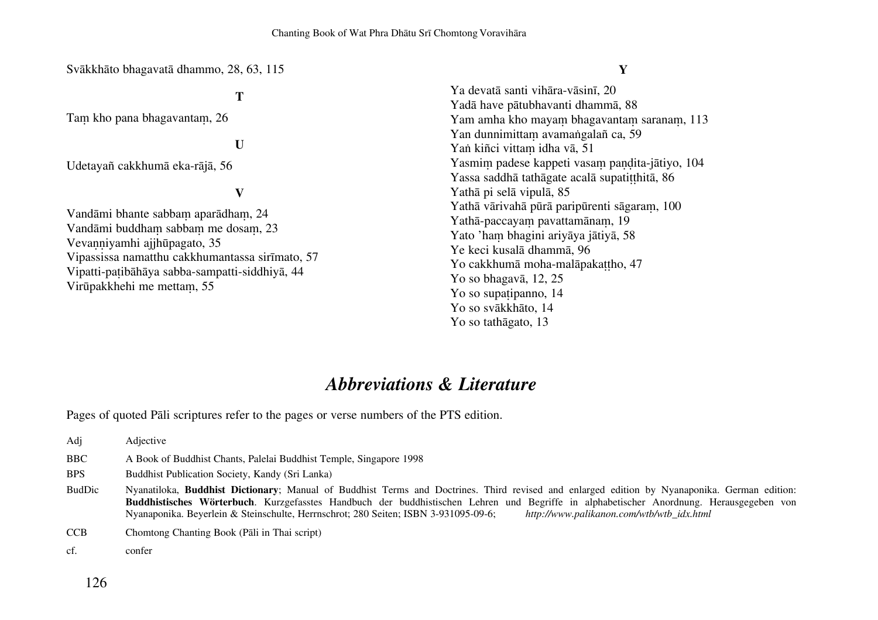Svākkhāto bhagavatā dhammo, 28, 63, 115

**T**

Taṃ kho pana bhagavantaṃ, 26

**U**

Udetayañ cakkhumā eka-rājā, 56

**V**

Vandāmi bhante sabbaṃ aparādhaṃ, 24
Vandāmi buddhaṃ sabbaṃ me dosaṃ, 23
Vevaṇṇiyamhi ajjhūpagato, 35
Vipassissa namatthu cakkhumantassa sirīmato, 57
Vipatti-paṭibāhāya sabba-sampatti-siddhiyā, 44
Virūpakkhehi me mettaṃ, 55

**Y**

Ya devatā santi vihāra-vāsinī, 20
Yadā have pātubhavanti dhammā, 88
Yam amha kho mayaṃ bhagavantaṃ saranaṃ, 113
Yan dunnimittaṃ avamaṅgalañ ca, 59
Yaṅ kiñci vittaṃ idha vā, 51
Yasmiṃ padese kappeti vasaṃ paṇḍita-jātiyo, 104
Yassa saddhā tathāgate acalā supatiṭṭhitā, 86
Yathā pi selā vipulā, 85
Yathā vārivahā pūrā paripūrenti sāgaraṃ, 100
Yathā-paccayaṃ pavattamānaṃ, 19
Yato 'haṃ bhagini ariyāya jātiyā, 58
Ye keci kusalā dhammā, 96
Yo cakkhumā moha-malāpakaṭṭho, 47
Yo so bhagavā, 12, 25
Yo so supaṭipanno, 14
Yo so svākkhāto, 14
Yo so tathāgato, 13

# *Abbreviations & Literature*

Pages of quoted Pāli scriptures refer to the pages or verse numbers of the PTS edition.

| | |
|---|---|
| Adj | Adjective |
| BBC | A Book of Buddhist Chants, Palelai Buddhist Temple, Singapore 1998 |
| BPS | Buddhist Publication Society, Kandy (Sri Lanka) |
| BudDic | Nyanatiloka, **Buddhist Dictionary**; Manual of Buddhist Terms and Doctrines. Third revised and enlarged edition by Nyanaponika. German edition: **Buddhistisches Wörterbuch**. Kurzgefasstes Handbuch der buddhistischen Lehren und Begriffe in alphabetischer Anordnung. Herausgegeben von Nyanaponika. Beyerlein & Steinschulte, Herrnschrot; 280 Seiten; ISBN 3-931095-09-6; *http://www.palikanon.com/wtb/wtb_idx.html* |
| CCB | Chomtong Chanting Book (Pāli in Thai script) |
| cf. | confer |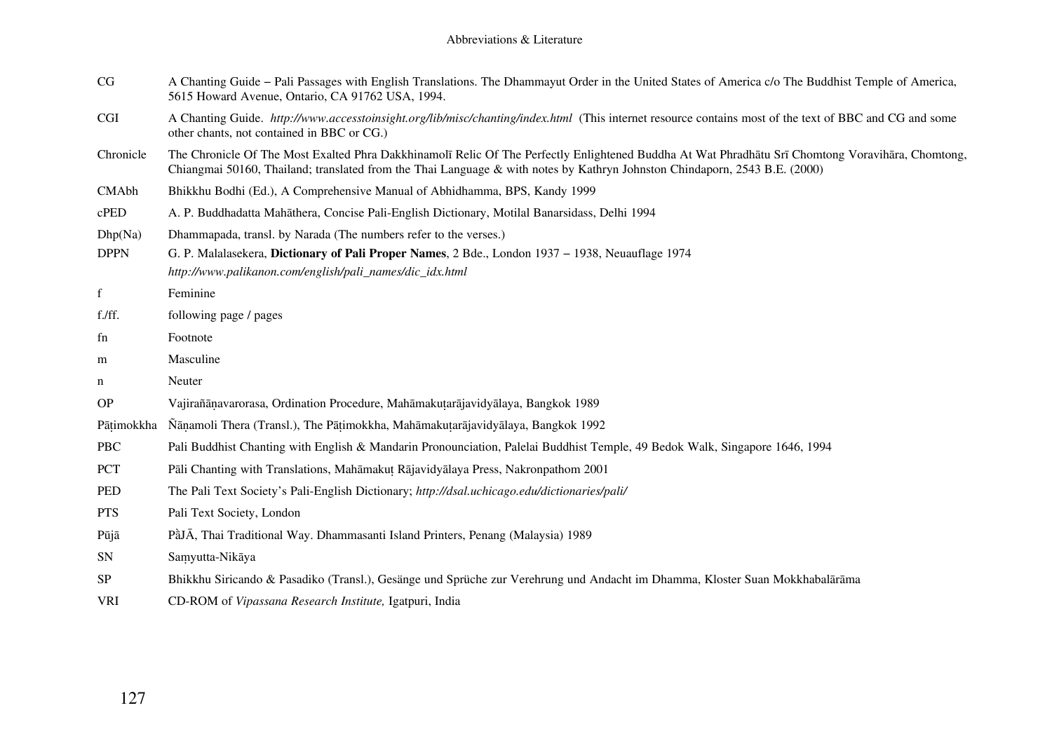| | |
|---|---|
| CG | A Chanting Guide – Pali Passages with English Translations. The Dhammayut Order in the United States of America c/o The Buddhist Temple of America, 5615 Howard Avenue, Ontario, CA 91762 USA, 1994. |
| CGI | A Chanting Guide. *http://www.accesstoinsight.org/lib/misc/chanting/index.html* (This internet resource contains most of the text of BBC and CG and some other chants, not contained in BBC or CG.) |
| Chronicle | The Chronicle Of The Most Exalted Phra Dakkhinamolī Relic Of The Perfectly Enlightened Buddha At Wat Phradhātu Srī Chomtong Voravihāra, Chomtong, Chiangmai 50160, Thailand; translated from the Thai Language & with notes by Kathryn Johnston Chindaporn, 2543 B.E. (2000) |
| CMAbh | Bhikkhu Bodhi (Ed.), A Comprehensive Manual of Abhidhamma, BPS, Kandy 1999 |
| cPED | A. P. Buddhadatta Mahāthera, Concise Pali-English Dictionary, Motilal Banarsidass, Delhi 1994 |
| Dhp(Na) | Dhammapada, transl. by Narada (The numbers refer to the verses.) |
| DPPN | G. P. Malalasekera, **Dictionary of Pali Proper Names**, 2 Bde., London 1937 – 1938, Neuauflage 1974 *http://www.palikanon.com/english/pali_names/dic_idx.html* |
| f | Feminine |
| f./ff. | following page / pages |
| fn | Footnote |
| m | Masculine |
| n | Neuter |
| OP | Vajirañāṇavarorasa, Ordination Procedure, Mahāmakuṭarājavidyālaya, Bangkok 1989 |
| Pāṭimokkha | Ñāṇamoli Thera (Transl.), The Pāṭimokkha, Mahāmakuṭarājavidyālaya, Bangkok 1992 |
| PBC | Pali Buddhist Chanting with English & Mandarin Pronounciation, Palelai Buddhist Temple, 49 Bedok Walk, Singapore 1646, 1994 |
| PCT | Pāli Chanting with Translations, Mahāmakuṭ Rājavidyālaya Press, Nakronpathom 2001 |
| PED | The Pali Text Society's Pali-English Dictionary; *http://dsal.uchicago.edu/dictionaries/pali/* |
| PTS | Pali Text Society, London |
| Pūjā | PàJĀ, Thai Traditional Way. Dhammasanti Island Printers, Penang (Malaysia) 1989 |
| SN | Saṃyutta-Nikāya |
| SP | Bhikkhu Siricando & Pasadiko (Transl.), Gesänge und Sprüche zur Verehrung und Andacht im Dhamma, Kloster Suan Mokkhabalārāma |
| VRI | CD-ROM of *Vipassana Research Institute,* Igatpuri, India |